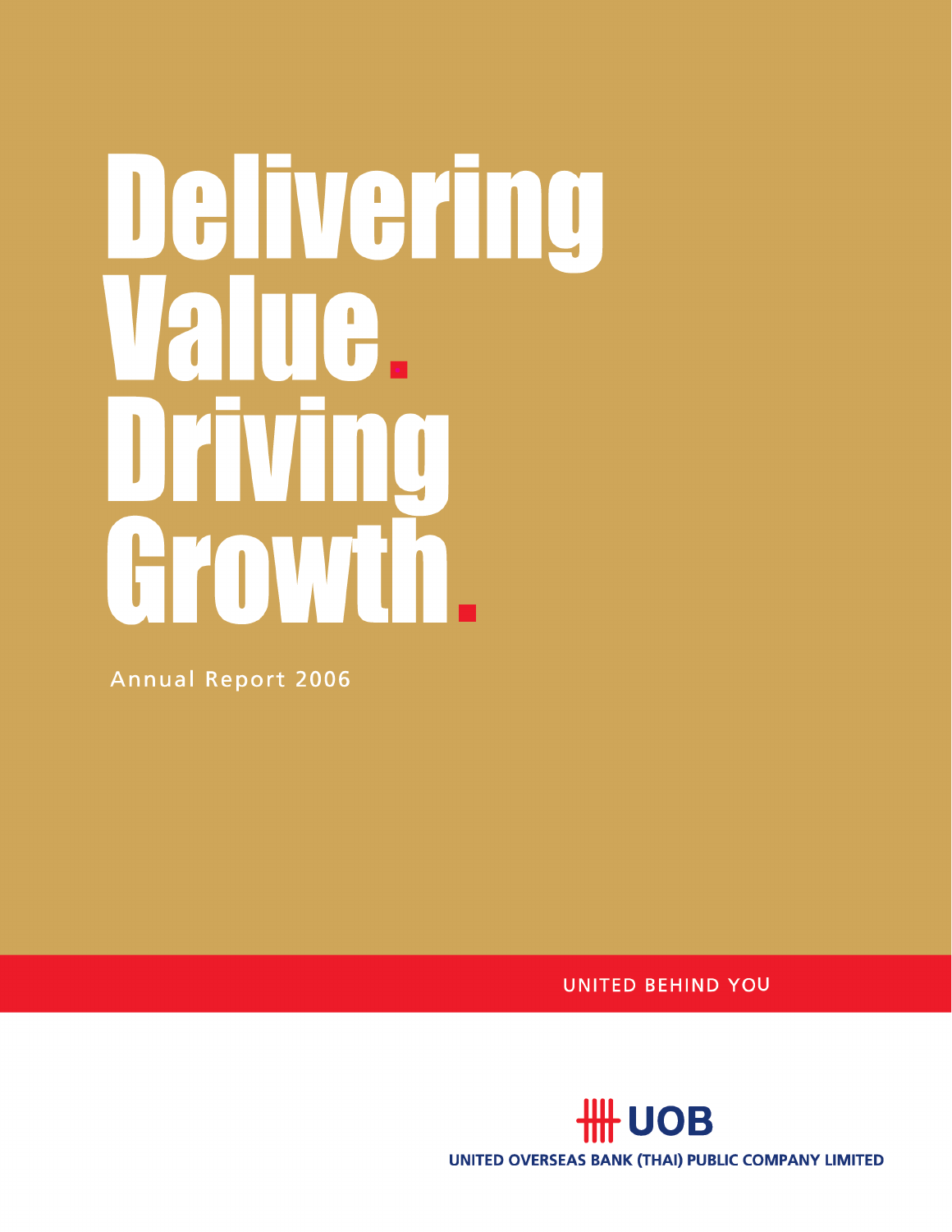# Delivering Value. Driving Growth.

Annual Report 2006

UNITED BEHIND YOU

UOB

UNITED OVERSEAS BANK (THAI) PUBLIC COMPANY LIMITED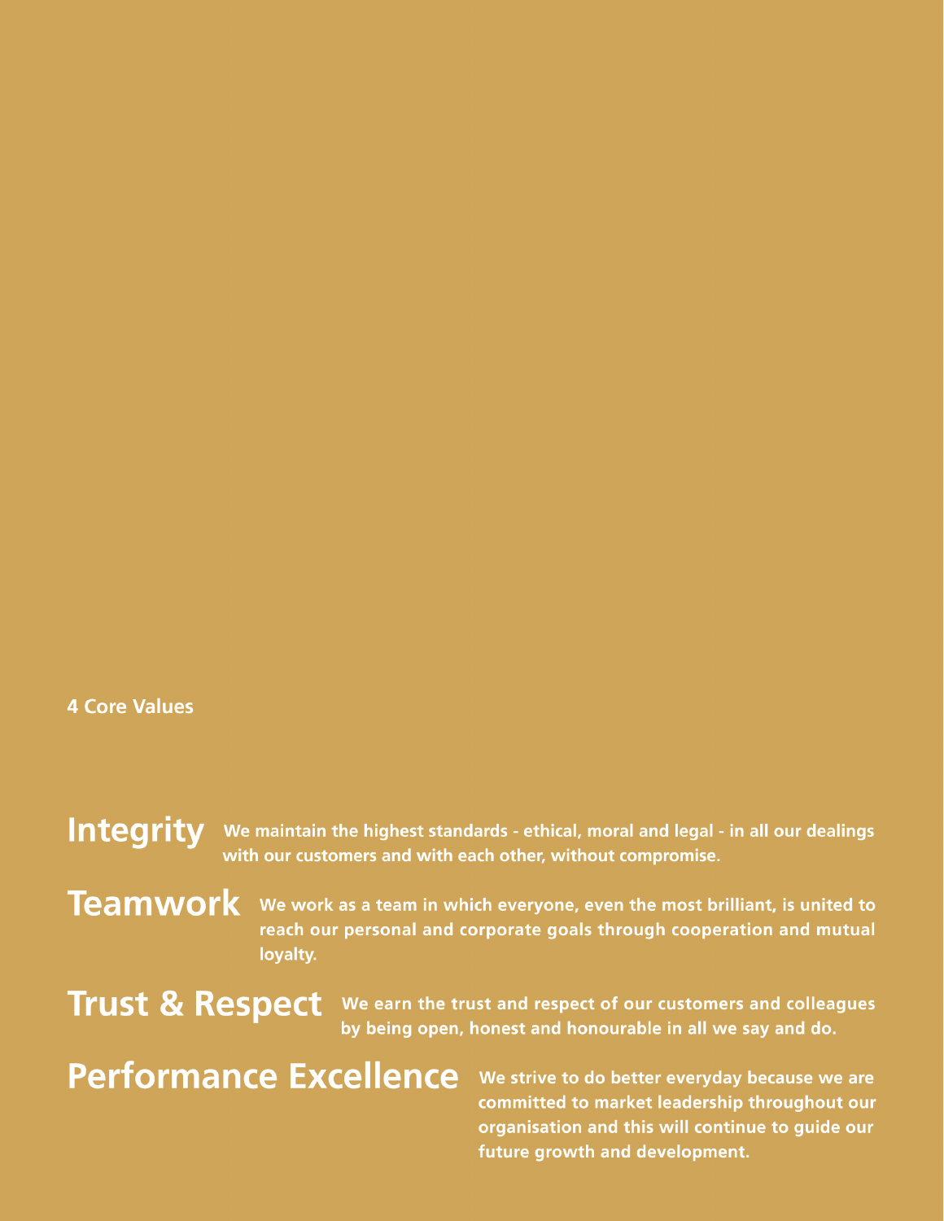## 4 Core Values

**Integrity** We maintain the highest standards - ethical, moral and legal - in all our dealings with our customers and with each other, without compromise.

**Teamwork** We work as a team in which everyone, even the most brilliant, is united to reach our personal and corporate goals through cooperation and mutual loyalty.

**Trust & Respect** We earn the trust and respect of our customers and colleagues by being open, honest and honourable in all we say and do.

**Performance Excellence** We strive to do better everyday because we are committed to market leadership throughout our organisation and this will continue to guide our future growth and development.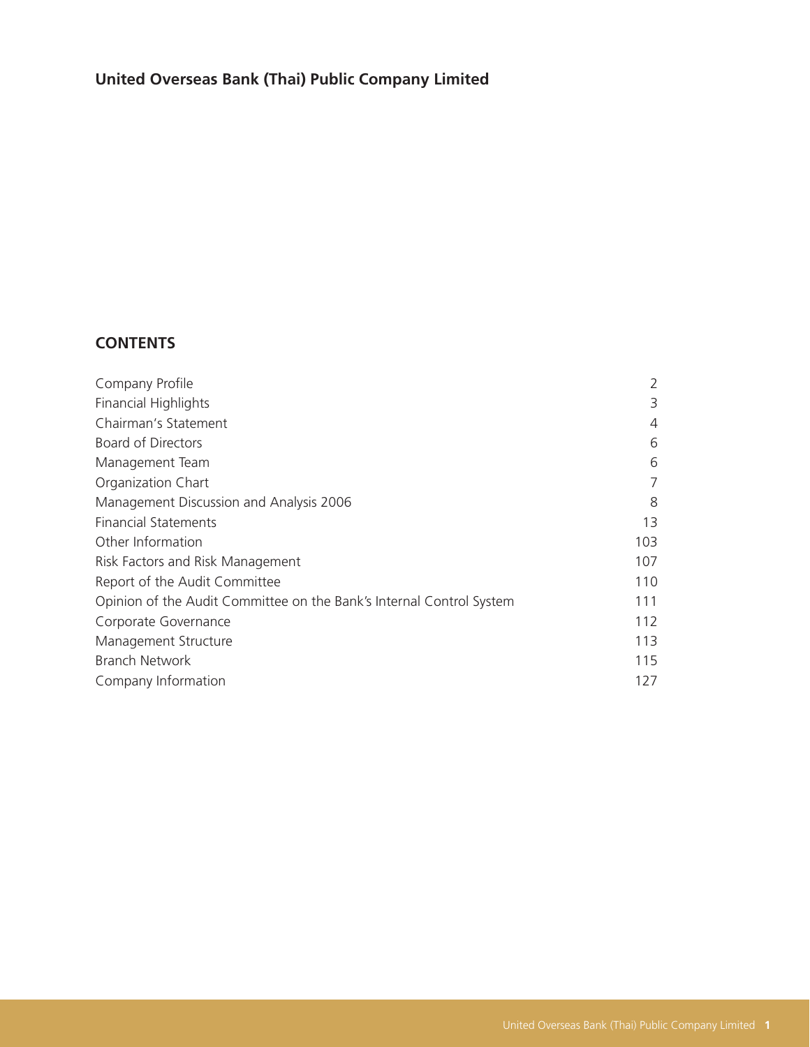# United Overseas Bank (Thai) Public Company Limited

## CONTENTS

| | |
|---|---|
| Company Profile | 2 |
| Financial Highlights | 3 |
| Chairman's Statement | 4 |
| Board of Directors | 6 |
| Management Team | 6 |
| Organization Chart | 7 |
| Management Discussion and Analysis 2006 | 8 |
| Financial Statements | 13 |
| Other Information | 103 |
| Risk Factors and Risk Management | 107 |
| Report of the Audit Committee | 110 |
| Opinion of the Audit Committee on the Bank's Internal Control System | 111 |
| Corporate Governance | 112 |
| Management Structure | 113 |
| Branch Network | 115 |
| Company Information | 127 |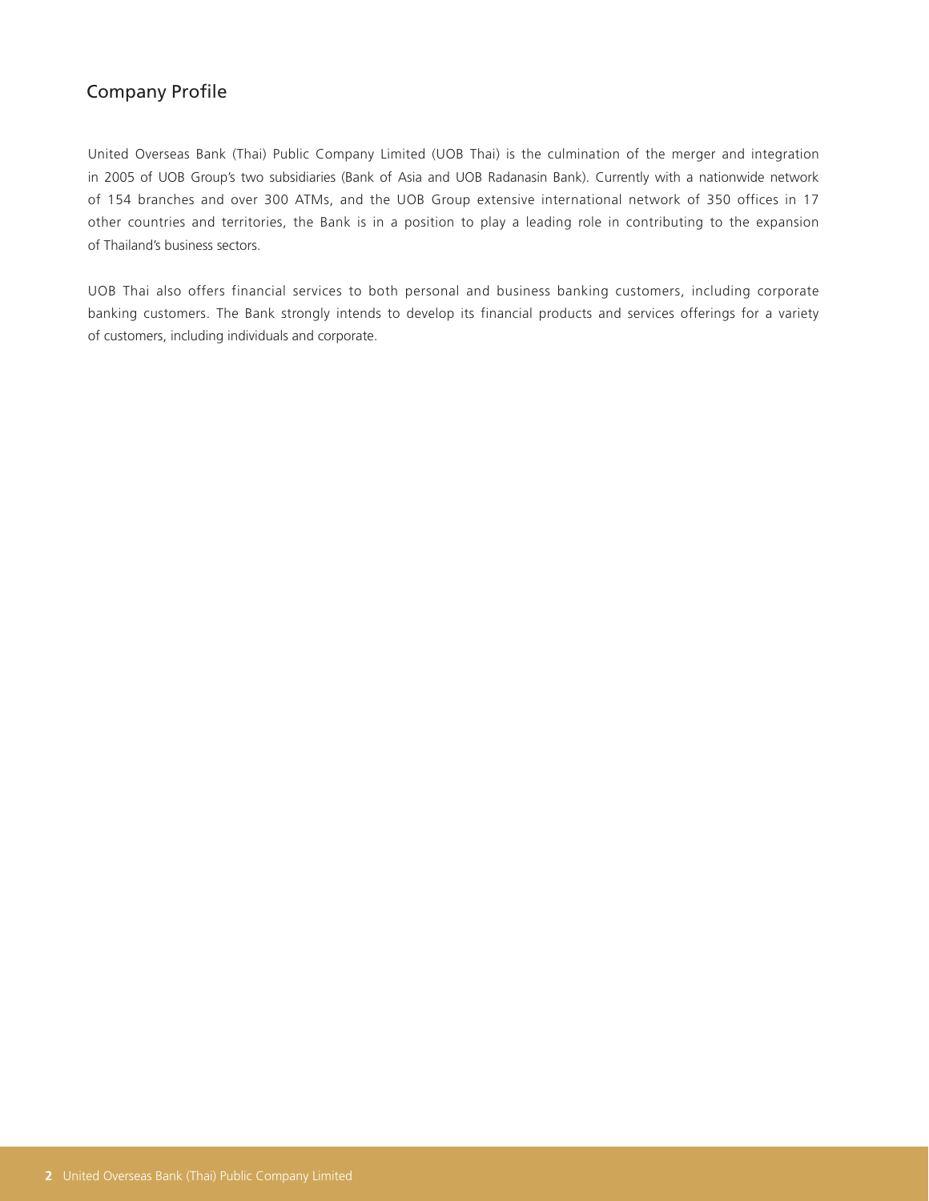# Company Profile

United Overseas Bank (Thai) Public Company Limited (UOB Thai) is the culmination of the merger and integration in 2005 of UOB Group's two subsidiaries (Bank of Asia and UOB Radanasin Bank). Currently with a nationwide network of 154 branches and over 300 ATMs, and the UOB Group extensive international network of 350 offices in 17 other countries and territories, the Bank is in a position to play a leading role in contributing to the expansion of Thailand's business sectors.

UOB Thai also offers financial services to both personal and business banking customers, including corporate banking customers. The Bank strongly intends to develop its financial products and services offerings for a variety of customers, including individuals and corporate.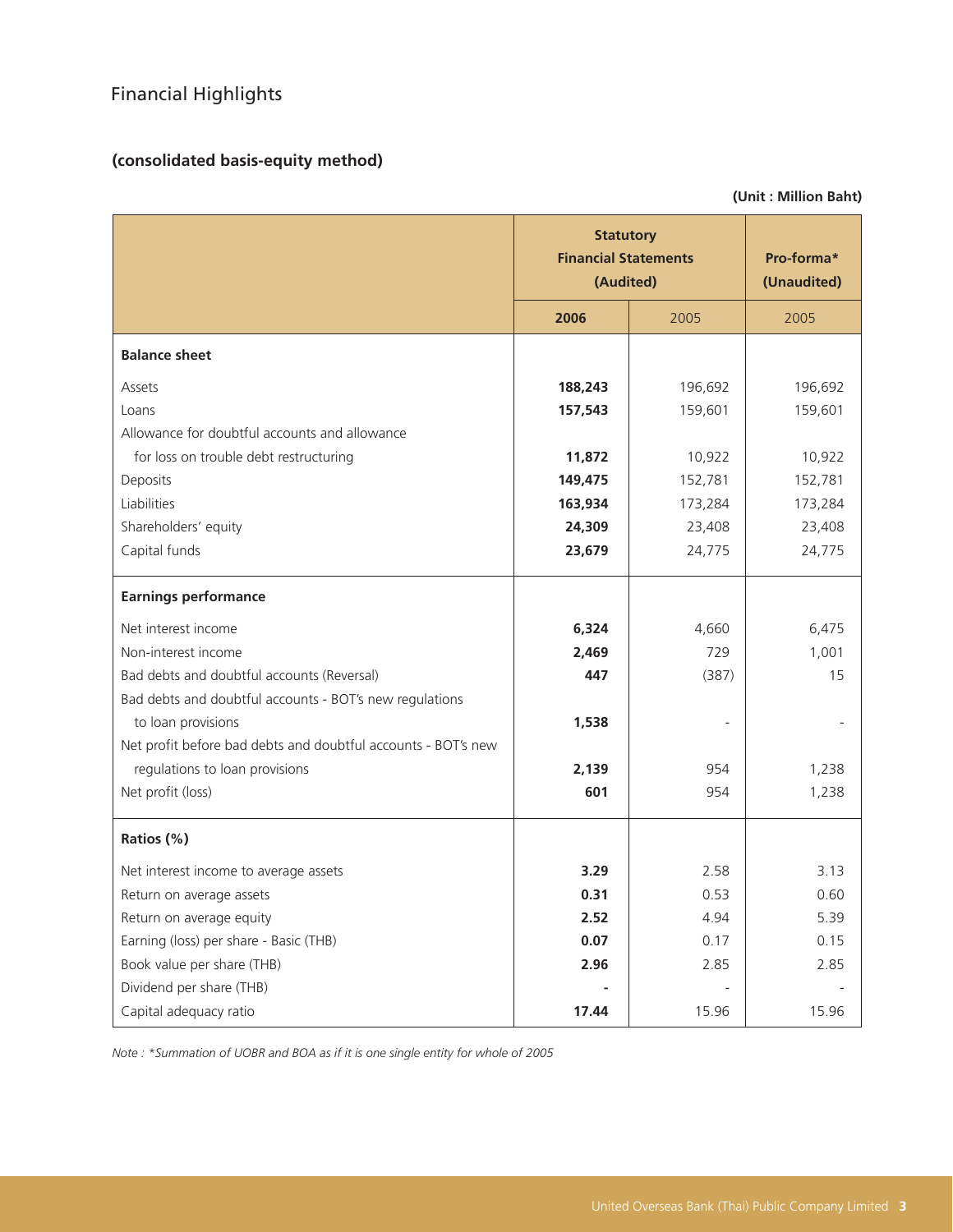# Financial Highlights

**(consolidated basis-equity method)**

**(Unit : Million Baht)**

| | Statutory Financial Statements (Audited) | | Pro-forma* (Unaudited) |
|---|---|---|---|
| | **2006** | 2005 | 2005 |
| **Balance sheet** | | | |
| Assets | **188,243** | 196,692 | 196,692 |
| Loans | **157,543** | 159,601 | 159,601 |
| Allowance for doubtful accounts and allowance for loss on trouble debt restructuring | **11,872** | 10,922 | 10,922 |
| Deposits | **149,475** | 152,781 | 152,781 |
| Liabilities | **163,934** | 173,284 | 173,284 |
| Shareholders' equity | **24,309** | 23,408 | 23,408 |
| Capital funds | **23,679** | 24,775 | 24,775 |
| **Earnings performance** | | | |
| Net interest income | **6,324** | 4,660 | 6,475 |
| Non-interest income | **2,469** | 729 | 1,001 |
| Bad debts and doubtful accounts (Reversal) | **447** | (387) | 15 |
| Bad debts and doubtful accounts - BOT's new regulations to loan provisions | **1,538** | - | - |
| Net profit before bad debts and doubtful accounts - BOT's new regulations to loan provisions | **2,139** | 954 | 1,238 |
| Net profit (loss) | **601** | 954 | 1,238 |
| **Ratios (%)** | | | |
| Net interest income to average assets | **3.29** | 2.58 | 3.13 |
| Return on average assets | **0.31** | 0.53 | 0.60 |
| Return on average equity | **2.52** | 4.94 | 5.39 |
| Earning (loss) per share - Basic (THB) | **0.07** | 0.17 | 0.15 |
| Book value per share (THB) | **2.96** | 2.85 | 2.85 |
| Dividend per share (THB) | **-** | - | - |
| Capital adequacy ratio | **17.44** | 15.96 | 15.96 |

*Note : *Summation of UOBR and BOA as if it is one single entity for whole of 2005*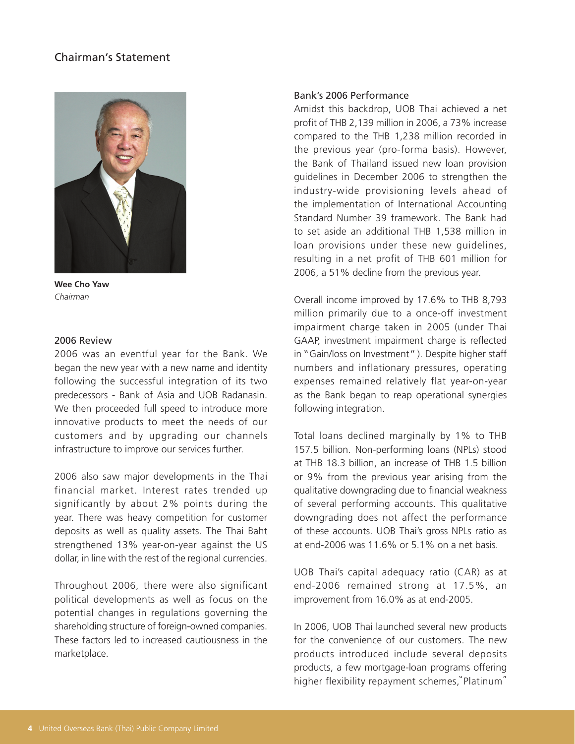# Chairman's Statement

**Wee Cho Yaw**
*Chairman*

## 2006 Review

2006 was an eventful year for the Bank. We began the new year with a new name and identity following the successful integration of its two predecessors - Bank of Asia and UOB Radanasin. We then proceeded full speed to introduce more innovative products to meet the needs of our customers and by upgrading our channels infrastructure to improve our services further.

2006 also saw major developments in the Thai financial market. Interest rates trended up significantly by about 2% points during the year. There was heavy competition for customer deposits as well as quality assets. The Thai Baht strengthened 13% year-on-year against the US dollar, in line with the rest of the regional currencies.

Throughout 2006, there were also significant political developments as well as focus on the potential changes in regulations governing the shareholding structure of foreign-owned companies. These factors led to increased cautiousness in the marketplace.

## Bank's 2006 Performance

Amidst this backdrop, UOB Thai achieved a net profit of THB 2,139 million in 2006, a 73% increase compared to the THB 1,238 million recorded in the previous year (pro-forma basis). However, the Bank of Thailand issued new loan provision guidelines in December 2006 to strengthen the industry-wide provisioning levels ahead of the implementation of International Accounting Standard Number 39 framework. The Bank had to set aside an additional THB 1,538 million in loan provisions under these new guidelines, resulting in a net profit of THB 601 million for 2006, a 51% decline from the previous year.

Overall income improved by 17.6% to THB 8,793 million primarily due to a once-off investment impairment charge taken in 2005 (under Thai GAAP, investment impairment charge is reflected in "Gain/loss on Investment"). Despite higher staff numbers and inflationary pressures, operating expenses remained relatively flat year-on-year as the Bank began to reap operational synergies following integration.

Total loans declined marginally by 1% to THB 157.5 billion. Non-performing loans (NPLs) stood at THB 18.3 billion, an increase of THB 1.5 billion or 9% from the previous year arising from the qualitative downgrading due to financial weakness of several performing accounts. This qualitative downgrading does not affect the performance of these accounts. UOB Thai's gross NPLs ratio as at end-2006 was 11.6% or 5.1% on a net basis.

UOB Thai's capital adequacy ratio (CAR) as at end-2006 remained strong at 17.5%, an improvement from 16.0% as at end-2005.

In 2006, UOB Thai launched several new products for the convenience of our customers. The new products introduced include several deposits products, a few mortgage-loan programs offering higher flexibility repayment schemes, "Platinum"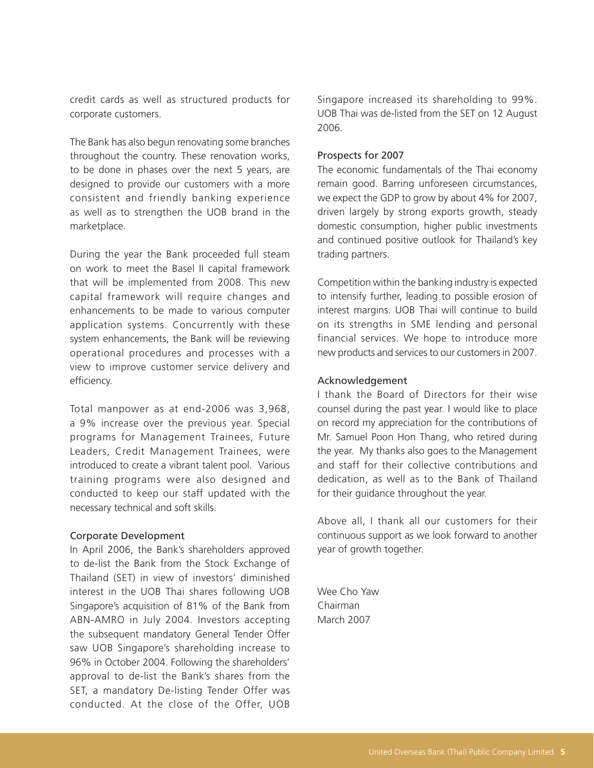credit cards as well as structured products for corporate customers.

The Bank has also begun renovating some branches throughout the country. These renovation works, to be done in phases over the next 5 years, are designed to provide our customers with a more consistent and friendly banking experience as well as to strengthen the UOB brand in the marketplace.

During the year the Bank proceeded full steam on work to meet the Basel II capital framework that will be implemented from 2008. This new capital framework will require changes and enhancements to be made to various computer application systems. Concurrently with these system enhancements, the Bank will be reviewing operational procedures and processes with a view to improve customer service delivery and efficiency.

Total manpower as at end-2006 was 3,968, a 9% increase over the previous year. Special programs for Management Trainees, Future Leaders, Credit Management Trainees, were introduced to create a vibrant talent pool. Various training programs were also designed and conducted to keep our staff updated with the necessary technical and soft skills.

## Corporate Development

In April 2006, the Bank's shareholders approved to de-list the Bank from the Stock Exchange of Thailand (SET) in view of investors' diminished interest in the UOB Thai shares following UOB Singapore's acquisition of 81% of the Bank from ABN-AMRO in July 2004. Investors accepting the subsequent mandatory General Tender Offer saw UOB Singapore's shareholding increase to 96% in October 2004. Following the shareholders' approval to de-list the Bank's shares from the SET, a mandatory De-listing Tender Offer was conducted. At the close of the Offer, UOB Singapore increased its shareholding to 99%. UOB Thai was de-listed from the SET on 12 August 2006.

## Prospects for 2007

The economic fundamentals of the Thai economy remain good. Barring unforeseen circumstances, we expect the GDP to grow by about 4% for 2007, driven largely by strong exports growth, steady domestic consumption, higher public investments and continued positive outlook for Thailand's key trading partners.

Competition within the banking industry is expected to intensify further, leading to possible erosion of interest margins. UOB Thai will continue to build on its strengths in SME lending and personal financial services. We hope to introduce more new products and services to our customers in 2007.

## Acknowledgement

I thank the Board of Directors for their wise counsel during the past year. I would like to place on record my appreciation for the contributions of Mr. Samuel Poon Hon Thang, who retired during the year. My thanks also goes to the Management and staff for their collective contributions and dedication, as well as to the Bank of Thailand for their guidance throughout the year.

Above all, I thank all our customers for their continuous support as we look forward to another year of growth together.

Wee Cho Yaw  
Chairman  
March 2007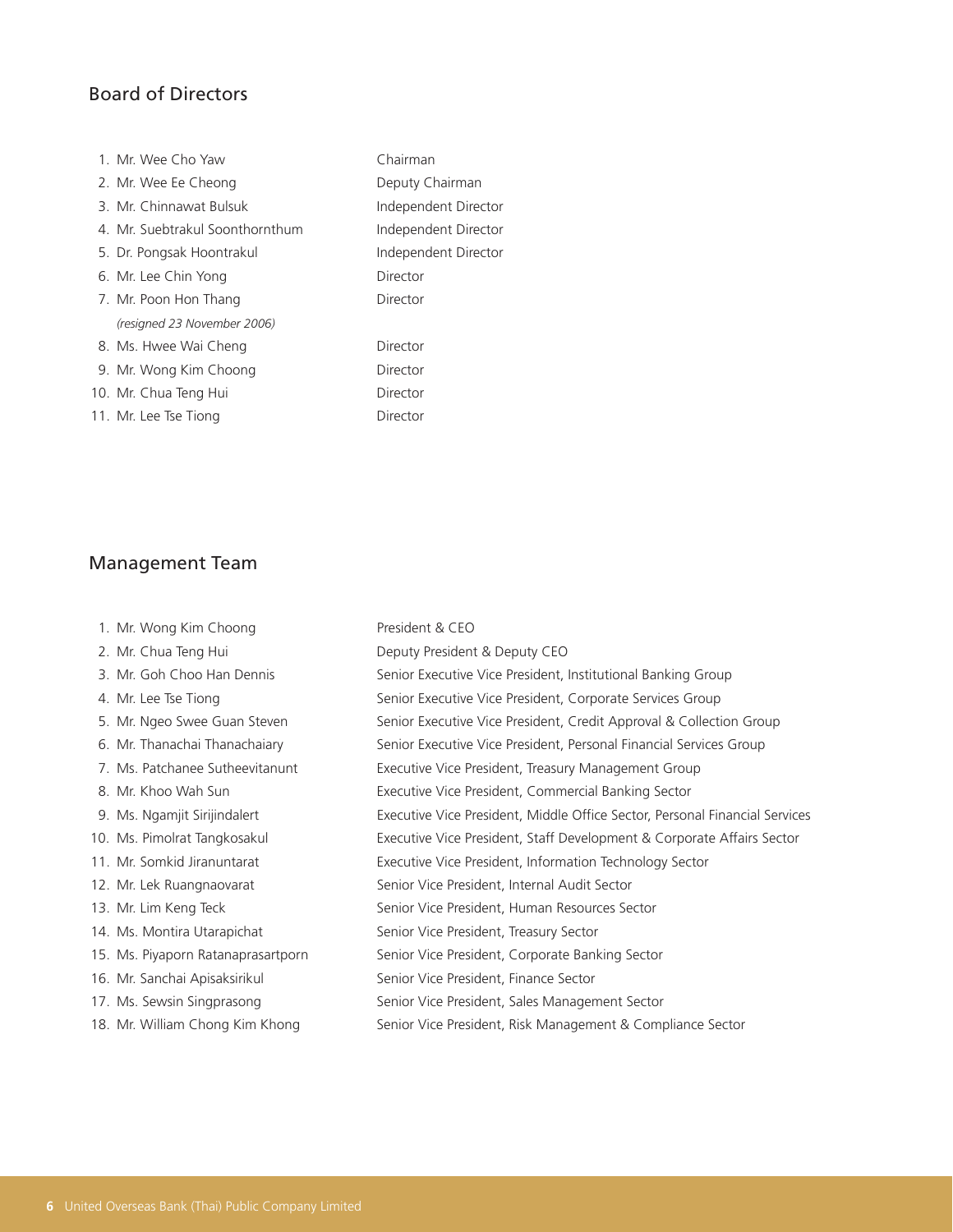## Board of Directors

| | Name | Position |
|---|---|---|
| 1. | Mr. Wee Cho Yaw | Chairman |
| 2. | Mr. Wee Ee Cheong | Deputy Chairman |
| 3. | Mr. Chinnawat Bulsuk | Independent Director |
| 4. | Mr. Suebtrakul Soonthornthum | Independent Director |
| 5. | Dr. Pongsak Hoontrakul | Independent Director |
| 6. | Mr. Lee Chin Yong | Director |
| 7. | Mr. Poon Hon Thang *(resigned 23 November 2006)* | Director |
| 8. | Ms. Hwee Wai Cheng | Director |
| 9. | Mr. Wong Kim Choong | Director |
| 10. | Mr. Chua Teng Hui | Director |
| 11. | Mr. Lee Tse Tiong | Director |

## Management Team

| | Name | Position |
|---|---|---|
| 1. | Mr. Wong Kim Choong | President & CEO |
| 2. | Mr. Chua Teng Hui | Deputy President & Deputy CEO |
| 3. | Mr. Goh Choo Han Dennis | Senior Executive Vice President, Institutional Banking Group |
| 4. | Mr. Lee Tse Tiong | Senior Executive Vice President, Corporate Services Group |
| 5. | Mr. Ngeo Swee Guan Steven | Senior Executive Vice President, Credit Approval & Collection Group |
| 6. | Mr. Thanachai Thanachaiary | Senior Executive Vice President, Personal Financial Services Group |
| 7. | Ms. Patchanee Sutheevitanunt | Executive Vice President, Treasury Management Group |
| 8. | Mr. Khoo Wah Sun | Executive Vice President, Commercial Banking Sector |
| 9. | Ms. Ngamjit Sirijindalert | Executive Vice President, Middle Office Sector, Personal Financial Services |
| 10. | Ms. Pimolrat Tangkosakul | Executive Vice President, Staff Development & Corporate Affairs Sector |
| 11. | Mr. Somkid Jiranuntarat | Executive Vice President, Information Technology Sector |
| 12. | Mr. Lek Ruangnaovarat | Senior Vice President, Internal Audit Sector |
| 13. | Mr. Lim Keng Teck | Senior Vice President, Human Resources Sector |
| 14. | Ms. Montira Utarapichat | Senior Vice President, Treasury Sector |
| 15. | Ms. Piyaporn Ratanaprasartporn | Senior Vice President, Corporate Banking Sector |
| 16. | Mr. Sanchai Apisaksirikul | Senior Vice President, Finance Sector |
| 17. | Ms. Sewsin Singprasong | Senior Vice President, Sales Management Sector |
| 18. | Mr. William Chong Kim Khong | Senior Vice President, Risk Management & Compliance Sector |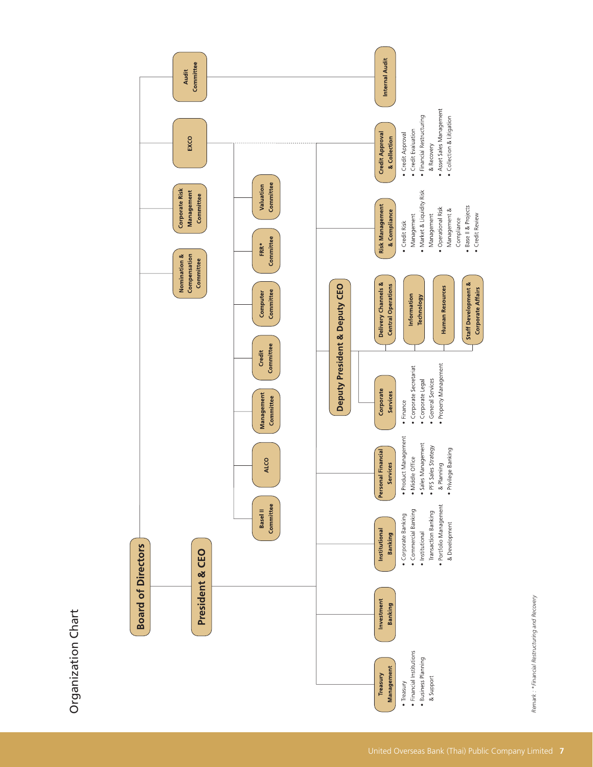# Organization Chart

- **Board of Directors**
  - **Audit Committee**
    - **Internal Audit**
  - **EXCO**
  - **Corporate Risk Management Committee**
  - **Nomination & Compensation Committee**
- **President & CEO**
  - Basel II Committee
  - ALCO
  - Management Committee
  - Credit Committee
  - Computer Committee
  - FRR* Committee
  - Valuation Committee
  - **Treasury Management**
    - Treasury
    - Financial Institutions
    - Business Planning & Support
  - **Investment Banking**
  - **Institutional Banking**
    - Corporate Banking
    - Commercial Banking
    - Institutional Transaction Banking
    - Portfolio Management & Development
  - **Personal Financial Services**
    - Product Management
    - Middle Office
    - Sales Management
    - PFS Sales Strategy & Planning
    - Privilege Banking
  - **Deputy President & Deputy CEO**
    - **Corporate Services**
      - Finance
      - Corporate Secretariat
      - Corporate Legal
      - General Services
      - Property Management
    - **Delivery Channels & Central Operations**
    - **Information Technology**
    - **Human Resources**
    - **Staff Development & Corporate Affairs**
  - **Risk Management & Compliance**
    - Credit Risk Management
    - Market & Liquidity Risk Management
    - Operational Risk Management & Compliance
    - Base II & Projects
    - Credit Review
  - **Credit Approval & Collection**
    - Credit Approval
    - Credit Evaluation
    - Financial Restructuring & Recovery
    - Asset Sales Management
    - Collection & Litigation

*Remark : * Financial Restructuring and Recovery*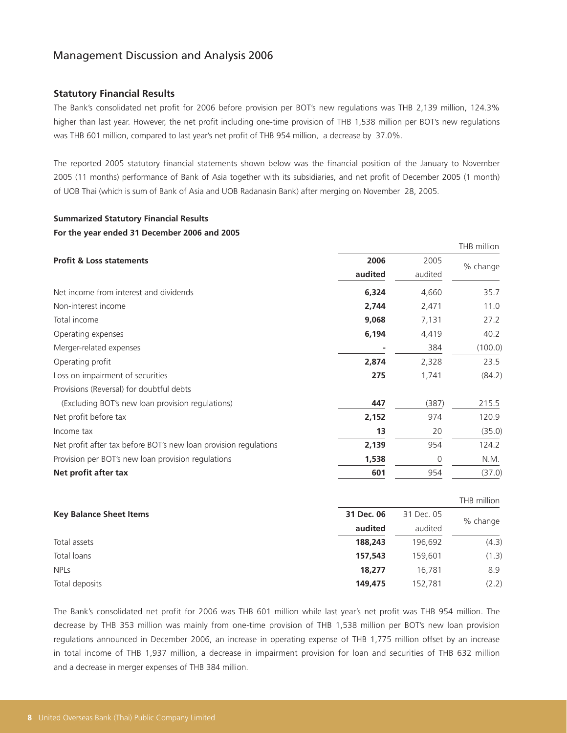# Management Discussion and Analysis 2006

## Statutory Financial Results

The Bank's consolidated net profit for 2006 before provision per BOT's new regulations was THB 2,139 million, 124.3% higher than last year. However, the net profit including one-time provision of THB 1,538 million per BOT's new regulations was THB 601 million, compared to last year's net profit of THB 954 million, a decrease by 37.0%.

The reported 2005 statutory financial statements shown below was the financial position of the January to November 2005 (11 months) performance of Bank of Asia together with its subsidiaries, and net profit of December 2005 (1 month) of UOB Thai (which is sum of Bank of Asia and UOB Radanasin Bank) after merging on November 28, 2005.

**Summarized Statutory Financial Results**

**For the year ended 31 December 2006 and 2005**

THB million

| **Profit & Loss statements** | **2006 audited** | 2005 audited | % change |
|---|---|---|---|
| Net income from interest and dividends | **6,324** | 4,660 | 35.7 |
| Non-interest income | **2,744** | 2,471 | 11.0 |
| Total income | **9,068** | 7,131 | 27.2 |
| Operating expenses | **6,194** | 4,419 | 40.2 |
| Merger-related expenses | **-** | 384 | (100.0) |
| Operating profit | **2,874** | 2,328 | 23.5 |
| Loss on impairment of securities | **275** | 1,741 | (84.2) |
| Provisions (Reversal) for doubtful debts (Excluding BOT's new loan provision regulations) | **447** | (387) | 215.5 |
| Net profit before tax | **2,152** | 974 | 120.9 |
| Income tax | **13** | 20 | (35.0) |
| Net profit after tax before BOT's new loan provision regulations | **2,139** | 954 | 124.2 |
| Provision per BOT's new loan provision regulations | **1,538** | 0 | N.M. |
| **Net profit after tax** | **601** | 954 | (37.0) |

THB million

| **Key Balance Sheet Items** | **31 Dec. 06 audited** | 31 Dec. 05 audited | % change |
|---|---|---|---|
| Total assets | **188,243** | 196,692 | (4.3) |
| Total loans | **157,543** | 159,601 | (1.3) |
| NPLs | **18,277** | 16,781 | 8.9 |
| Total deposits | **149,475** | 152,781 | (2.2) |

The Bank's consolidated net profit for 2006 was THB 601 million while last year's net profit was THB 954 million. The decrease by THB 353 million was mainly from one-time provision of THB 1,538 million per BOT's new loan provision regulations announced in December 2006, an increase in operating expense of THB 1,775 million offset by an increase in total income of THB 1,937 million, a decrease in impairment provision for loan and securities of THB 632 million and a decrease in merger expenses of THB 384 million.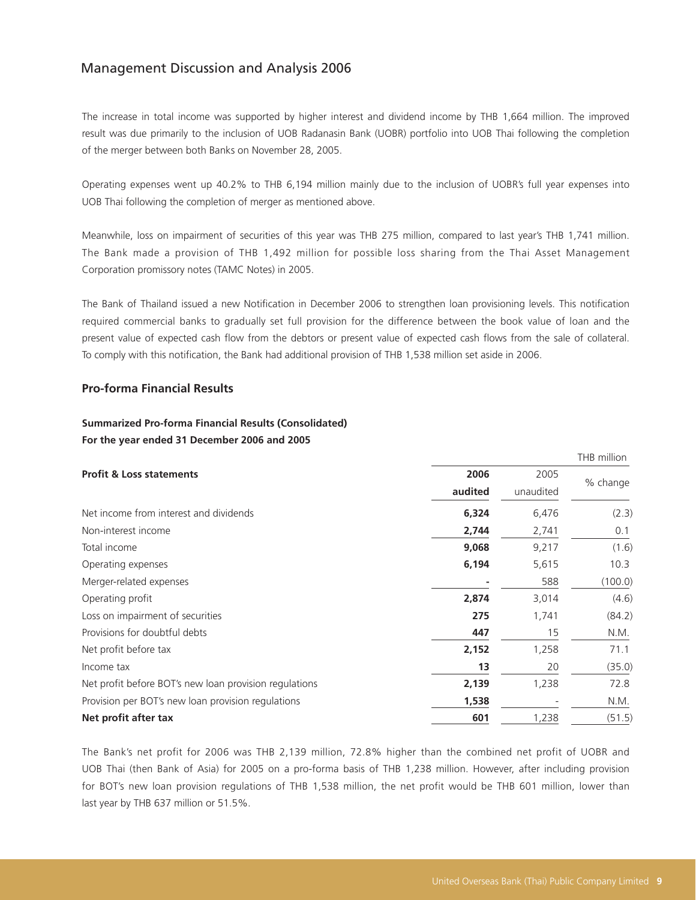# Management Discussion and Analysis 2006

The increase in total income was supported by higher interest and dividend income by THB 1,664 million. The improved result was due primarily to the inclusion of UOB Radanasin Bank (UOBR) portfolio into UOB Thai following the completion of the merger between both Banks on November 28, 2005.

Operating expenses went up 40.2% to THB 6,194 million mainly due to the inclusion of UOBR's full year expenses into UOB Thai following the completion of merger as mentioned above.

Meanwhile, loss on impairment of securities of this year was THB 275 million, compared to last year's THB 1,741 million. The Bank made a provision of THB 1,492 million for possible loss sharing from the Thai Asset Management Corporation promissory notes (TAMC Notes) in 2005.

The Bank of Thailand issued a new Notification in December 2006 to strengthen loan provisioning levels. This notification required commercial banks to gradually set full provision for the difference between the book value of loan and the present value of expected cash flow from the debtors or present value of expected cash flows from the sale of collateral. To comply with this notification, the Bank had additional provision of THB 1,538 million set aside in 2006.

## Pro-forma Financial Results

**Summarized Pro-forma Financial Results (Consolidated)**
**For the year ended 31 December 2006 and 2005**

THB million

| **Profit & Loss statements** | **2006 audited** | 2005 unaudited | % change |
|---|---|---|---|
| Net income from interest and dividends | **6,324** | 6,476 | (2.3) |
| Non-interest income | **2,744** | 2,741 | 0.1 |
| Total income | **9,068** | 9,217 | (1.6) |
| Operating expenses | **6,194** | 5,615 | 10.3 |
| Merger-related expenses | **-** | 588 | (100.0) |
| Operating profit | **2,874** | 3,014 | (4.6) |
| Loss on impairment of securities | **275** | 1,741 | (84.2) |
| Provisions for doubtful debts | **447** | 15 | N.M. |
| Net profit before tax | **2,152** | 1,258 | 71.1 |
| Income tax | **13** | 20 | (35.0) |
| Net profit before BOT's new loan provision regulations | **2,139** | 1,238 | 72.8 |
| Provision per BOT's new loan provision regulations | **1,538** | - | N.M. |
| **Net profit after tax** | **601** | 1,238 | (51.5) |

The Bank's net profit for 2006 was THB 2,139 million, 72.8% higher than the combined net profit of UOBR and UOB Thai (then Bank of Asia) for 2005 on a pro-forma basis of THB 1,238 million. However, after including provision for BOT's new loan provision regulations of THB 1,538 million, the net profit would be THB 601 million, lower than last year by THB 637 million or 51.5%.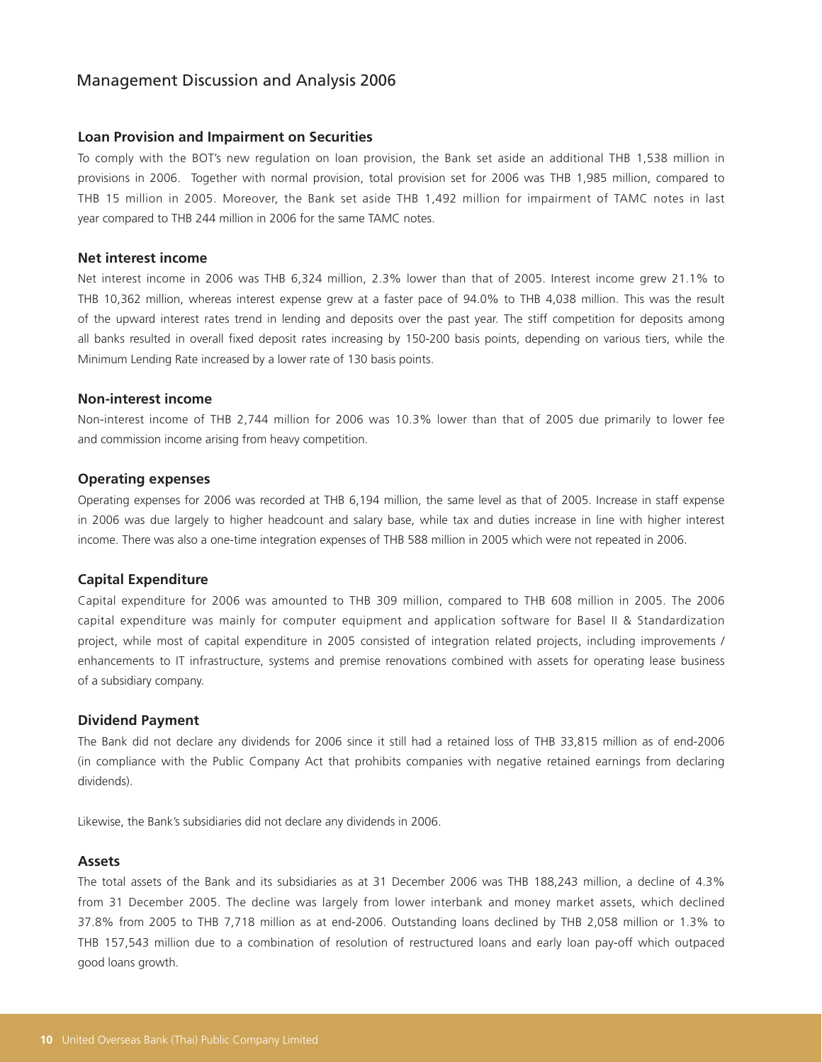## Management Discussion and Analysis 2006

### Loan Provision and Impairment on Securities

To comply with the BOT's new regulation on loan provision, the Bank set aside an additional THB 1,538 million in provisions in 2006. Together with normal provision, total provision set for 2006 was THB 1,985 million, compared to THB 15 million in 2005. Moreover, the Bank set aside THB 1,492 million for impairment of TAMC notes in last year compared to THB 244 million in 2006 for the same TAMC notes.

### Net interest income

Net interest income in 2006 was THB 6,324 million, 2.3% lower than that of 2005. Interest income grew 21.1% to THB 10,362 million, whereas interest expense grew at a faster pace of 94.0% to THB 4,038 million. This was the result of the upward interest rates trend in lending and deposits over the past year. The stiff competition for deposits among all banks resulted in overall fixed deposit rates increasing by 150-200 basis points, depending on various tiers, while the Minimum Lending Rate increased by a lower rate of 130 basis points.

### Non-interest income

Non-interest income of THB 2,744 million for 2006 was 10.3% lower than that of 2005 due primarily to lower fee and commission income arising from heavy competition.

### Operating expenses

Operating expenses for 2006 was recorded at THB 6,194 million, the same level as that of 2005. Increase in staff expense in 2006 was due largely to higher headcount and salary base, while tax and duties increase in line with higher interest income. There was also a one-time integration expenses of THB 588 million in 2005 which were not repeated in 2006.

### Capital Expenditure

Capital expenditure for 2006 was amounted to THB 309 million, compared to THB 608 million in 2005. The 2006 capital expenditure was mainly for computer equipment and application software for Basel II & Standardization project, while most of capital expenditure in 2005 consisted of integration related projects, including improvements / enhancements to IT infrastructure, systems and premise renovations combined with assets for operating lease business of a subsidiary company.

### Dividend Payment

The Bank did not declare any dividends for 2006 since it still had a retained loss of THB 33,815 million as of end-2006 (in compliance with the Public Company Act that prohibits companies with negative retained earnings from declaring dividends).

Likewise, the Bank's subsidiaries did not declare any dividends in 2006.

### Assets

The total assets of the Bank and its subsidiaries as at 31 December 2006 was THB 188,243 million, a decline of 4.3% from 31 December 2005. The decline was largely from lower interbank and money market assets, which declined 37.8% from 2005 to THB 7,718 million as at end-2006. Outstanding loans declined by THB 2,058 million or 1.3% to THB 157,543 million due to a combination of resolution of restructured loans and early loan pay-off which outpaced good loans growth.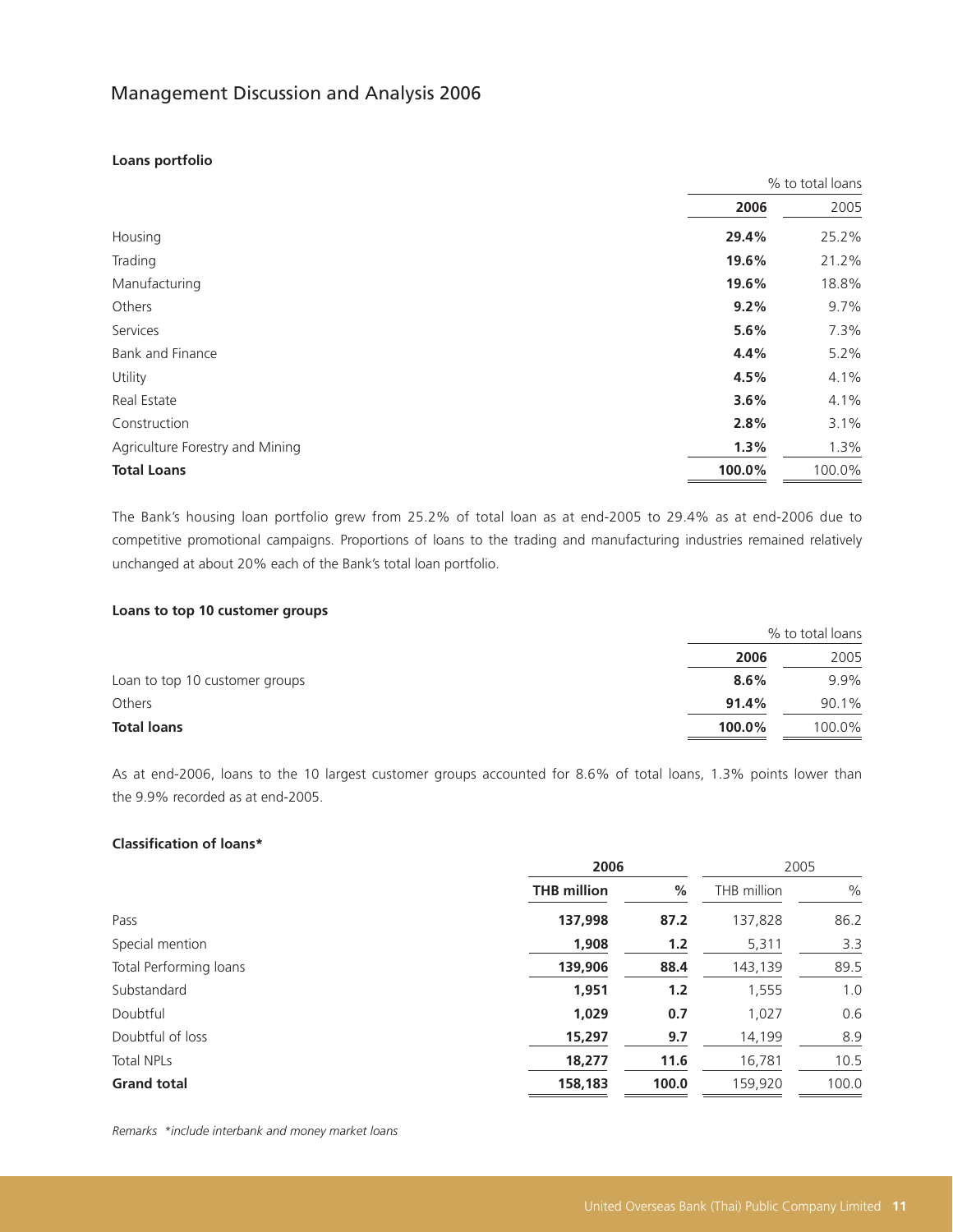# Management Discussion and Analysis 2006

### Loans portfolio

| | % to total loans | |
|---|---|---|
| | **2006** | 2005 |
| Housing | **29.4%** | 25.2% |
| Trading | **19.6%** | 21.2% |
| Manufacturing | **19.6%** | 18.8% |
| Others | **9.2%** | 9.7% |
| Services | **5.6%** | 7.3% |
| Bank and Finance | **4.4%** | 5.2% |
| Utility | **4.5%** | 4.1% |
| Real Estate | **3.6%** | 4.1% |
| Construction | **2.8%** | 3.1% |
| Agriculture Forestry and Mining | **1.3%** | 1.3% |
| **Total Loans** | **100.0%** | 100.0% |

The Bank's housing loan portfolio grew from 25.2% of total loan as at end-2005 to 29.4% as at end-2006 due to competitive promotional campaigns. Proportions of loans to the trading and manufacturing industries remained relatively unchanged at about 20% each of the Bank's total loan portfolio.

### Loans to top 10 customer groups

| | % to total loans | |
|---|---|---|
| | **2006** | 2005 |
| Loan to top 10 customer groups | **8.6%** | 9.9% |
| Others | **91.4%** | 90.1% |
| **Total loans** | **100.0%** | 100.0% |

As at end-2006, loans to the 10 largest customer groups accounted for 8.6% of total loans, 1.3% points lower than the 9.9% recorded as at end-2005.

### Classification of loans*

| | **2006** | | 2005 | |
|---|---|---|---|---|
| | **THB million** | **%** | THB million | % |
| Pass | **137,998** | **87.2** | 137,828 | 86.2 |
| Special mention | **1,908** | **1.2** | 5,311 | 3.3 |
| Total Performing loans | **139,906** | **88.4** | 143,139 | 89.5 |
| Substandard | **1,951** | **1.2** | 1,555 | 1.0 |
| Doubtful | **1,029** | **0.7** | 1,027 | 0.6 |
| Doubtful of loss | **15,297** | **9.7** | 14,199 | 8.9 |
| Total NPLs | **18,277** | **11.6** | 16,781 | 10.5 |
| **Grand total** | **158,183** | **100.0** | 159,920 | 100.0 |

*Remarks \*include interbank and money market loans*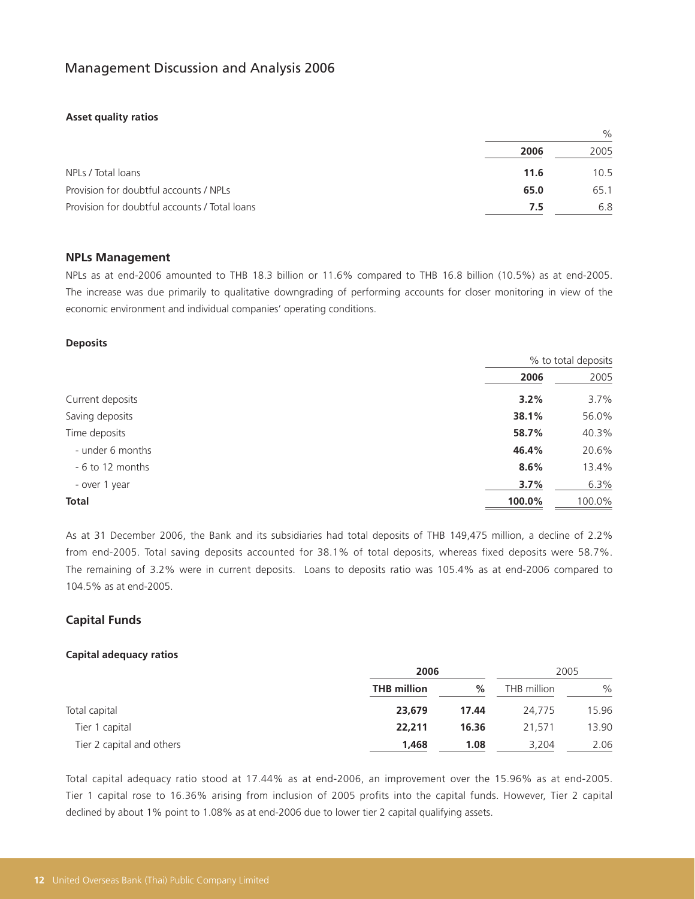# Management Discussion and Analysis 2006

**Asset quality ratios**

| | | % |
|---|---|---|
| | **2006** | 2005 |
| NPLs / Total loans | **11.6** | 10.5 |
| Provision for doubtful accounts / NPLs | **65.0** | 65.1 |
| Provision for doubtful accounts / Total loans | **7.5** | 6.8 |

## NPLs Management

NPLs as at end-2006 amounted to THB 18.3 billion or 11.6% compared to THB 16.8 billion (10.5%) as at end-2005. The increase was due primarily to qualitative downgrading of performing accounts for closer monitoring in view of the economic environment and individual companies' operating conditions.

**Deposits**

| | % to total deposits | |
|---|---|---|
| | **2006** | 2005 |
| Current deposits | **3.2%** | 3.7% |
| Saving deposits | **38.1%** | 56.0% |
| Time deposits | **58.7%** | 40.3% |
| - under 6 months | **46.4%** | 20.6% |
| - 6 to 12 months | **8.6%** | 13.4% |
| - over 1 year | **3.7%** | 6.3% |
| **Total** | **100.0%** | 100.0% |

As at 31 December 2006, the Bank and its subsidiaries had total deposits of THB 149,475 million, a decline of 2.2% from end-2005. Total saving deposits accounted for 38.1% of total deposits, whereas fixed deposits were 58.7%. The remaining of 3.2% were in current deposits. Loans to deposits ratio was 105.4% as at end-2006 compared to 104.5% as at end-2005.

## Capital Funds

**Capital adequacy ratios**

| | **2006** | | 2005 | |
|---|---|---|---|---|
| | **THB million** | **%** | THB million | % |
| Total capital | **23,679** | **17.44** | 24,775 | 15.96 |
| Tier 1 capital | **22,211** | **16.36** | 21,571 | 13.90 |
| Tier 2 capital and others | **1,468** | **1.08** | 3,204 | 2.06 |

Total capital adequacy ratio stood at 17.44% as at end-2006, an improvement over the 15.96% as at end-2005. Tier 1 capital rose to 16.36% arising from inclusion of 2005 profits into the capital funds. However, Tier 2 capital declined by about 1% point to 1.08% as at end-2006 due to lower tier 2 capital qualifying assets.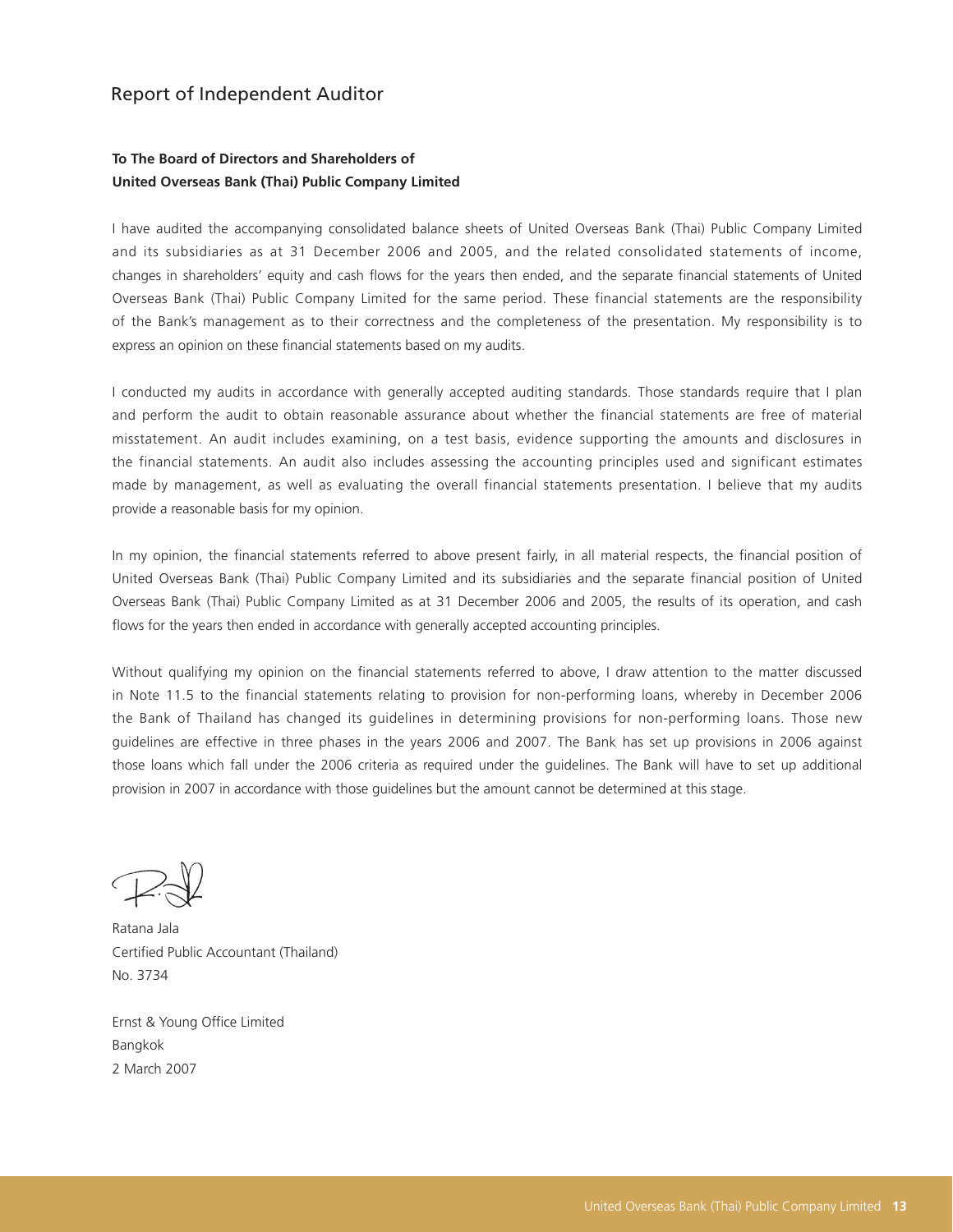# Report of Independent Auditor

**To The Board of Directors and Shareholders of**
**United Overseas Bank (Thai) Public Company Limited**

I have audited the accompanying consolidated balance sheets of United Overseas Bank (Thai) Public Company Limited and its subsidiaries as at 31 December 2006 and 2005, and the related consolidated statements of income, changes in shareholders' equity and cash flows for the years then ended, and the separate financial statements of United Overseas Bank (Thai) Public Company Limited for the same period. These financial statements are the responsibility of the Bank's management as to their correctness and the completeness of the presentation. My responsibility is to express an opinion on these financial statements based on my audits.

I conducted my audits in accordance with generally accepted auditing standards. Those standards require that I plan and perform the audit to obtain reasonable assurance about whether the financial statements are free of material misstatement. An audit includes examining, on a test basis, evidence supporting the amounts and disclosures in the financial statements. An audit also includes assessing the accounting principles used and significant estimates made by management, as well as evaluating the overall financial statements presentation. I believe that my audits provide a reasonable basis for my opinion.

In my opinion, the financial statements referred to above present fairly, in all material respects, the financial position of United Overseas Bank (Thai) Public Company Limited and its subsidiaries and the separate financial position of United Overseas Bank (Thai) Public Company Limited as at 31 December 2006 and 2005, the results of its operation, and cash flows for the years then ended in accordance with generally accepted accounting principles.

Without qualifying my opinion on the financial statements referred to above, I draw attention to the matter discussed in Note 11.5 to the financial statements relating to provision for non-performing loans, whereby in December 2006 the Bank of Thailand has changed its guidelines in determining provisions for non-performing loans. Those new guidelines are effective in three phases in the years 2006 and 2007. The Bank has set up provisions in 2006 against those loans which fall under the 2006 criteria as required under the guidelines. The Bank will have to set up additional provision in 2007 in accordance with those guidelines but the amount cannot be determined at this stage.

Ratana Jala
Certified Public Accountant (Thailand)
No. 3734

Ernst & Young Office Limited
Bangkok
2 March 2007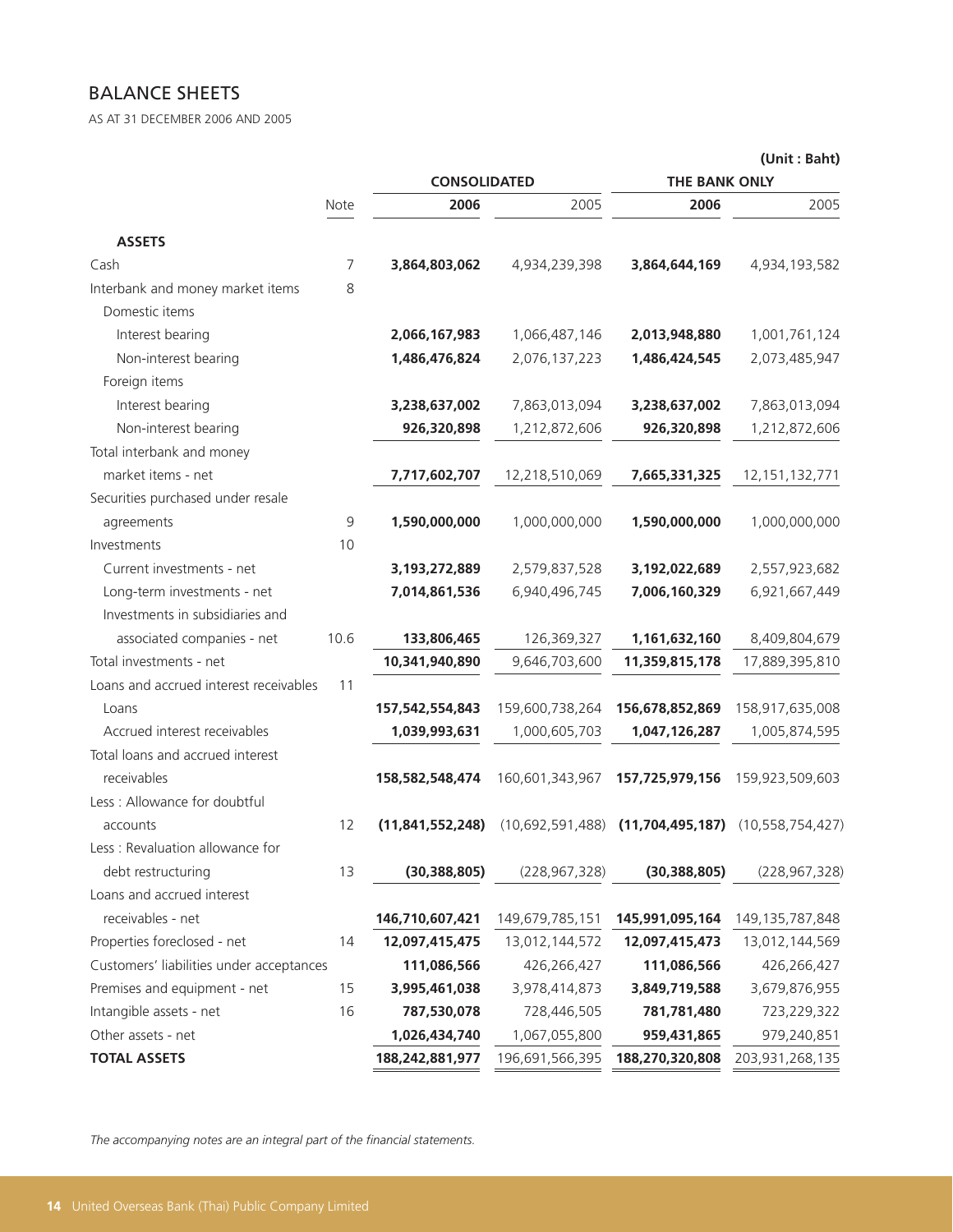## BALANCE SHEETS

AS AT 31 DECEMBER 2006 AND 2005

(Unit : Baht)

| | Note | CONSOLIDATED | | THE BANK ONLY | |
|---|---|---|---|---|---|
| | | **2006** | 2005 | **2006** | 2005 |
| **ASSETS** | | | | | |
| Cash | 7 | **3,864,803,062** | 4,934,239,398 | **3,864,644,169** | 4,934,193,582 |
| Interbank and money market items | 8 | | | | |
| Domestic items | | | | | |
| Interest bearing | | **2,066,167,983** | 1,066,487,146 | **2,013,948,880** | 1,001,761,124 |
| Non-interest bearing | | **1,486,476,824** | 2,076,137,223 | **1,486,424,545** | 2,073,485,947 |
| Foreign items | | | | | |
| Interest bearing | | **3,238,637,002** | 7,863,013,094 | **3,238,637,002** | 7,863,013,094 |
| Non-interest bearing | | **926,320,898** | 1,212,872,606 | **926,320,898** | 1,212,872,606 |
| Total interbank and money market items - net | | **7,717,602,707** | 12,218,510,069 | **7,665,331,325** | 12,151,132,771 |
| Securities purchased under resale agreements | 9 | **1,590,000,000** | 1,000,000,000 | **1,590,000,000** | 1,000,000,000 |
| Investments | 10 | | | | |
| Current investments - net | | **3,193,272,889** | 2,579,837,528 | **3,192,022,689** | 2,557,923,682 |
| Long-term investments - net | | **7,014,861,536** | 6,940,496,745 | **7,006,160,329** | 6,921,667,449 |
| Investments in subsidiaries and associated companies - net | 10.6 | **133,806,465** | 126,369,327 | **1,161,632,160** | 8,409,804,679 |
| Total investments - net | | **10,341,940,890** | 9,646,703,600 | **11,359,815,178** | 17,889,395,810 |
| Loans and accrued interest receivables | 11 | | | | |
| Loans | | **157,542,554,843** | 159,600,738,264 | **156,678,852,869** | 158,917,635,008 |
| Accrued interest receivables | | **1,039,993,631** | 1,000,605,703 | **1,047,126,287** | 1,005,874,595 |
| Total loans and accrued interest receivables | | **158,582,548,474** | 160,601,343,967 | **157,725,979,156** | 159,923,509,603 |
| Less : Allowance for doubtful accounts | 12 | **(11,841,552,248)** | (10,692,591,488) | **(11,704,495,187)** | (10,558,754,427) |
| Less : Revaluation allowance for debt restructuring | 13 | **(30,388,805)** | (228,967,328) | **(30,388,805)** | (228,967,328) |
| Loans and accrued interest receivables - net | | **146,710,607,421** | 149,679,785,151 | **145,991,095,164** | 149,135,787,848 |
| Properties foreclosed - net | 14 | **12,097,415,475** | 13,012,144,572 | **12,097,415,473** | 13,012,144,569 |
| Customers' liabilities under acceptances | | **111,086,566** | 426,266,427 | **111,086,566** | 426,266,427 |
| Premises and equipment - net | 15 | **3,995,461,038** | 3,978,414,873 | **3,849,719,588** | 3,679,876,955 |
| Intangible assets - net | 16 | **787,530,078** | 728,446,505 | **781,781,480** | 723,229,322 |
| Other assets - net | | **1,026,434,740** | 1,067,055,800 | **959,431,865** | 979,240,851 |
| **TOTAL ASSETS** | | **188,242,881,977** | 196,691,566,395 | **188,270,320,808** | 203,931,268,135 |

*The accompanying notes are an integral part of the financial statements.*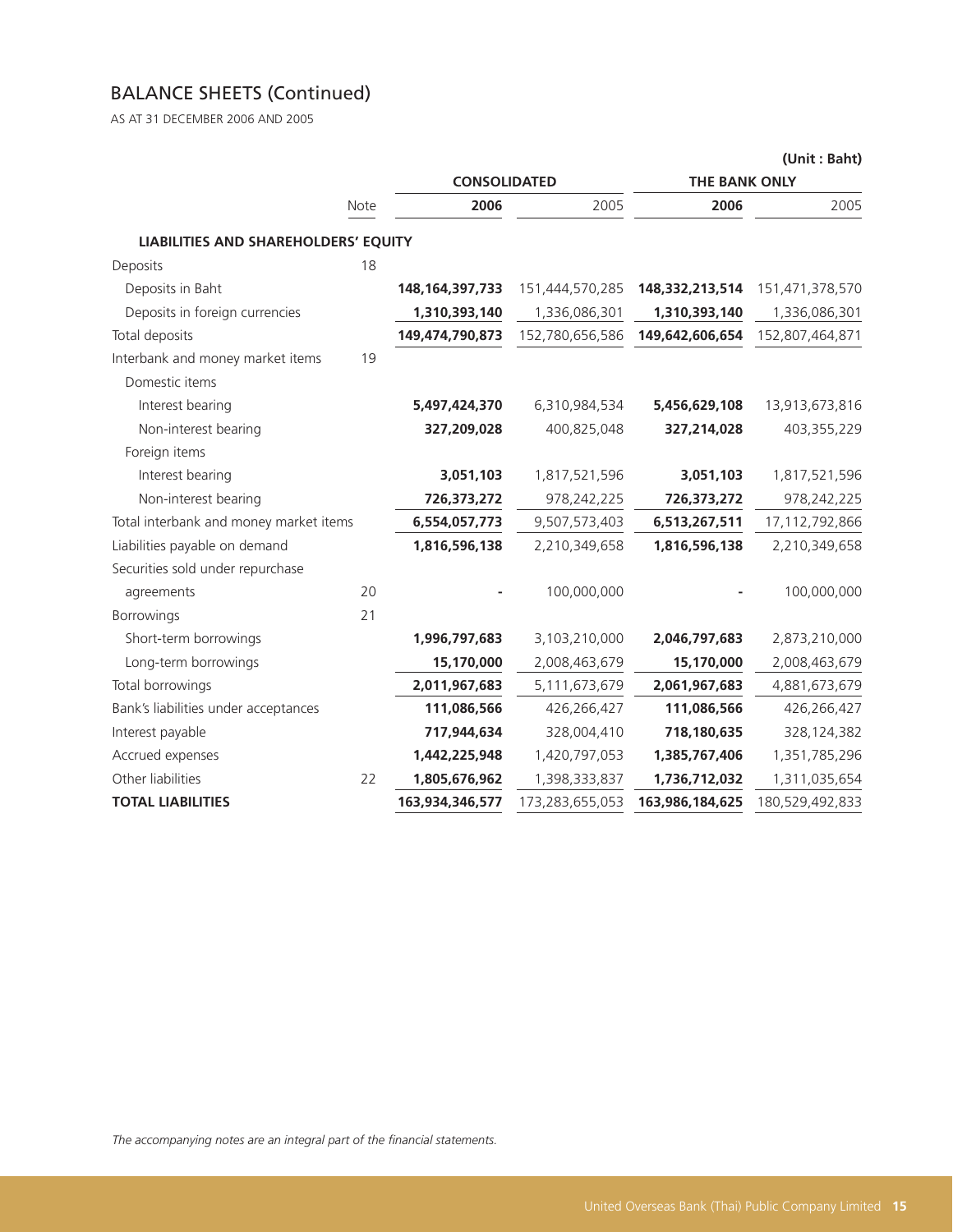## BALANCE SHEETS (Continued)

AS AT 31 DECEMBER 2006 AND 2005

(Unit : Baht)

| | Note | CONSOLIDATED | | THE BANK ONLY | |
|---|---|---|---|---|---|
| | | **2006** | 2005 | **2006** | 2005 |
| **LIABILITIES AND SHAREHOLDERS' EQUITY** | | | | | |
| Deposits | 18 | | | | |
| Deposits in Baht | | **148,164,397,733** | 151,444,570,285 | **148,332,213,514** | 151,471,378,570 |
| Deposits in foreign currencies | | **1,310,393,140** | 1,336,086,301 | **1,310,393,140** | 1,336,086,301 |
| Total deposits | | **149,474,790,873** | 152,780,656,586 | **149,642,606,654** | 152,807,464,871 |
| Interbank and money market items | 19 | | | | |
| Domestic items | | | | | |
| Interest bearing | | **5,497,424,370** | 6,310,984,534 | **5,456,629,108** | 13,913,673,816 |
| Non-interest bearing | | **327,209,028** | 400,825,048 | **327,214,028** | 403,355,229 |
| Foreign items | | | | | |
| Interest bearing | | **3,051,103** | 1,817,521,596 | **3,051,103** | 1,817,521,596 |
| Non-interest bearing | | **726,373,272** | 978,242,225 | **726,373,272** | 978,242,225 |
| Total interbank and money market items | | **6,554,057,773** | 9,507,573,403 | **6,513,267,511** | 17,112,792,866 |
| Liabilities payable on demand | | **1,816,596,138** | 2,210,349,658 | **1,816,596,138** | 2,210,349,658 |
| Securities sold under repurchase agreements | 20 | **-** | 100,000,000 | **-** | 100,000,000 |
| Borrowings | 21 | | | | |
| Short-term borrowings | | **1,996,797,683** | 3,103,210,000 | **2,046,797,683** | 2,873,210,000 |
| Long-term borrowings | | **15,170,000** | 2,008,463,679 | **15,170,000** | 2,008,463,679 |
| Total borrowings | | **2,011,967,683** | 5,111,673,679 | **2,061,967,683** | 4,881,673,679 |
| Bank's liabilities under acceptances | | **111,086,566** | 426,266,427 | **111,086,566** | 426,266,427 |
| Interest payable | | **717,944,634** | 328,004,410 | **718,180,635** | 328,124,382 |
| Accrued expenses | | **1,442,225,948** | 1,420,797,053 | **1,385,767,406** | 1,351,785,296 |
| Other liabilities | 22 | **1,805,676,962** | 1,398,333,837 | **1,736,712,032** | 1,311,035,654 |
| **TOTAL LIABILITIES** | | **163,934,346,577** | 173,283,655,053 | **163,986,184,625** | 180,529,492,833 |

*The accompanying notes are an integral part of the financial statements.*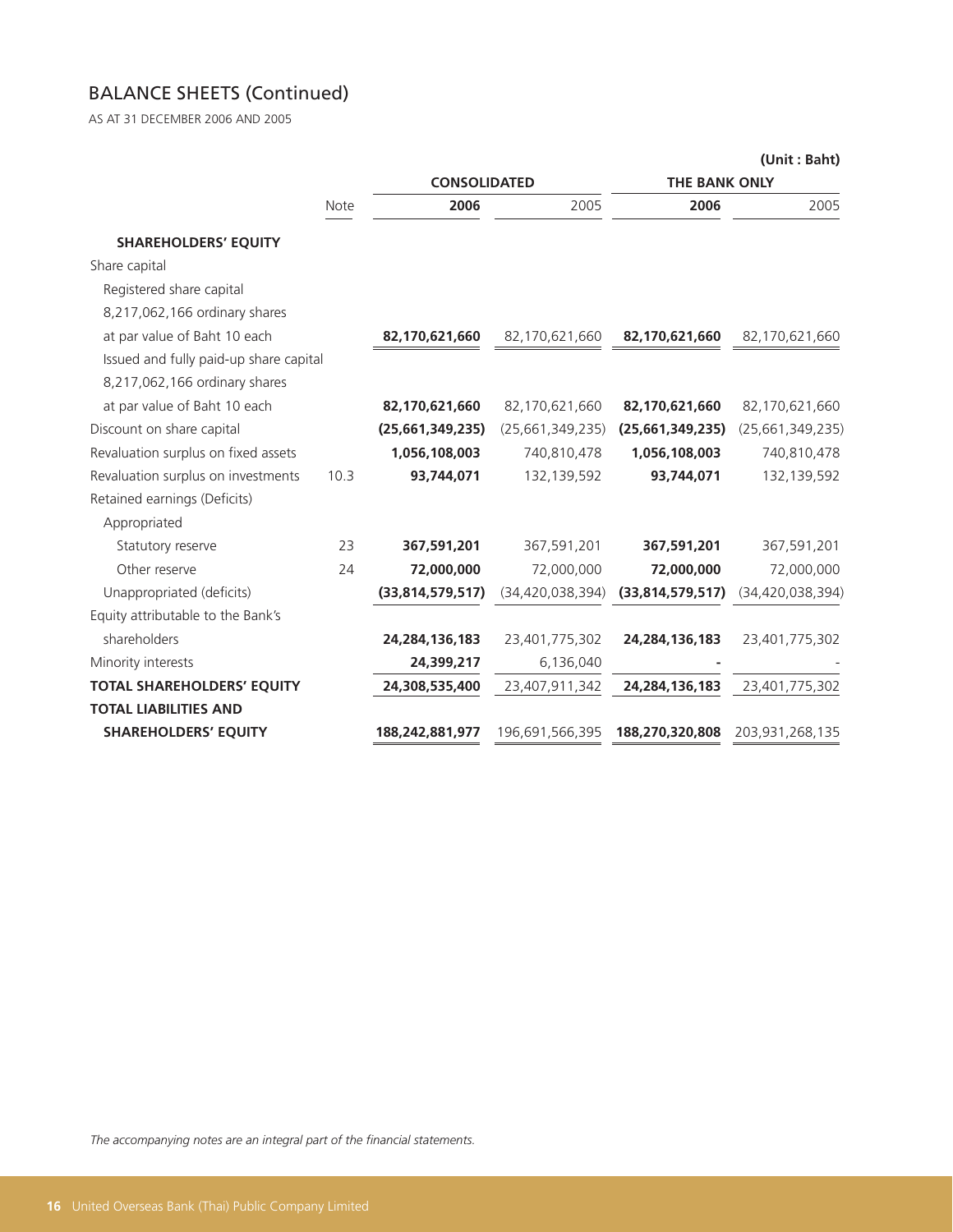## BALANCE SHEETS (Continued)

AS AT 31 DECEMBER 2006 AND 2005

(Unit : Baht)

| | Note | CONSOLIDATED | | THE BANK ONLY | |
|---|---|---|---|---|---|
| | | **2006** | 2005 | **2006** | 2005 |
| **SHAREHOLDERS' EQUITY** | | | | | |
| Share capital | | | | | |
| Registered share capital | | | | | |
| 8,217,062,166 ordinary shares | | | | | |
| at par value of Baht 10 each | | **82,170,621,660** | 82,170,621,660 | **82,170,621,660** | 82,170,621,660 |
| Issued and fully paid-up share capital | | | | | |
| 8,217,062,166 ordinary shares | | | | | |
| at par value of Baht 10 each | | **82,170,621,660** | 82,170,621,660 | **82,170,621,660** | 82,170,621,660 |
| Discount on share capital | | **(25,661,349,235)** | (25,661,349,235) | **(25,661,349,235)** | (25,661,349,235) |
| Revaluation surplus on fixed assets | | **1,056,108,003** | 740,810,478 | **1,056,108,003** | 740,810,478 |
| Revaluation surplus on investments | 10.3 | **93,744,071** | 132,139,592 | **93,744,071** | 132,139,592 |
| Retained earnings (Deficits) | | | | | |
| Appropriated | | | | | |
| Statutory reserve | 23 | **367,591,201** | 367,591,201 | **367,591,201** | 367,591,201 |
| Other reserve | 24 | **72,000,000** | 72,000,000 | **72,000,000** | 72,000,000 |
| Unappropriated (deficits) | | **(33,814,579,517)** | (34,420,038,394) | **(33,814,579,517)** | (34,420,038,394) |
| Equity attributable to the Bank's | | | | | |
| shareholders | | **24,284,136,183** | 23,401,775,302 | **24,284,136,183** | 23,401,775,302 |
| Minority interests | | **24,399,217** | 6,136,040 | **-** | - |
| **TOTAL SHAREHOLDERS' EQUITY** | | **24,308,535,400** | 23,407,911,342 | **24,284,136,183** | 23,401,775,302 |
| **TOTAL LIABILITIES AND** | | | | | |
| **SHAREHOLDERS' EQUITY** | | **188,242,881,977** | 196,691,566,395 | **188,270,320,808** | 203,931,268,135 |

*The accompanying notes are an integral part of the financial statements.*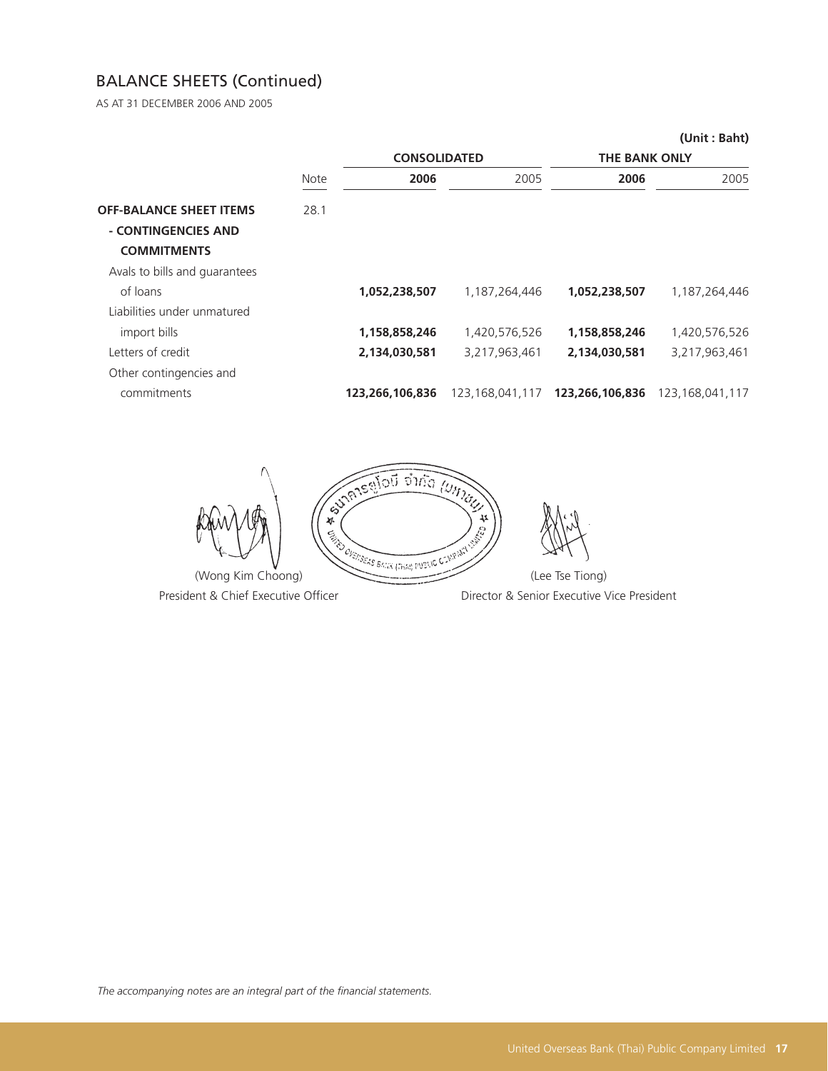## BALANCE SHEETS (Continued)

AS AT 31 DECEMBER 2006 AND 2005

**(Unit : Baht)**

| | Note | CONSOLIDATED | | THE BANK ONLY | |
|---|---|---|---|---|---|
| | | **2006** | 2005 | **2006** | 2005 |
| **OFF-BALANCE SHEET ITEMS - CONTINGENCIES AND COMMITMENTS** | 28.1 | | | | |
| Avals to bills and guarantees of loans | | **1,052,238,507** | 1,187,264,446 | **1,052,238,507** | 1,187,264,446 |
| Liabilities under unmatured import bills | | **1,158,858,246** | 1,420,576,526 | **1,158,858,246** | 1,420,576,526 |
| Letters of credit | | **2,134,030,581** | 3,217,963,461 | **2,134,030,581** | 3,217,963,461 |
| Other contingencies and commitments | | **123,266,106,836** | 123,168,041,117 | **123,266,106,836** | 123,168,041,117 |

(Wong Kim Choong)
President & Chief Executive Officer

(Lee Tse Tiong)
Director & Senior Executive Vice President

*The accompanying notes are an integral part of the financial statements.*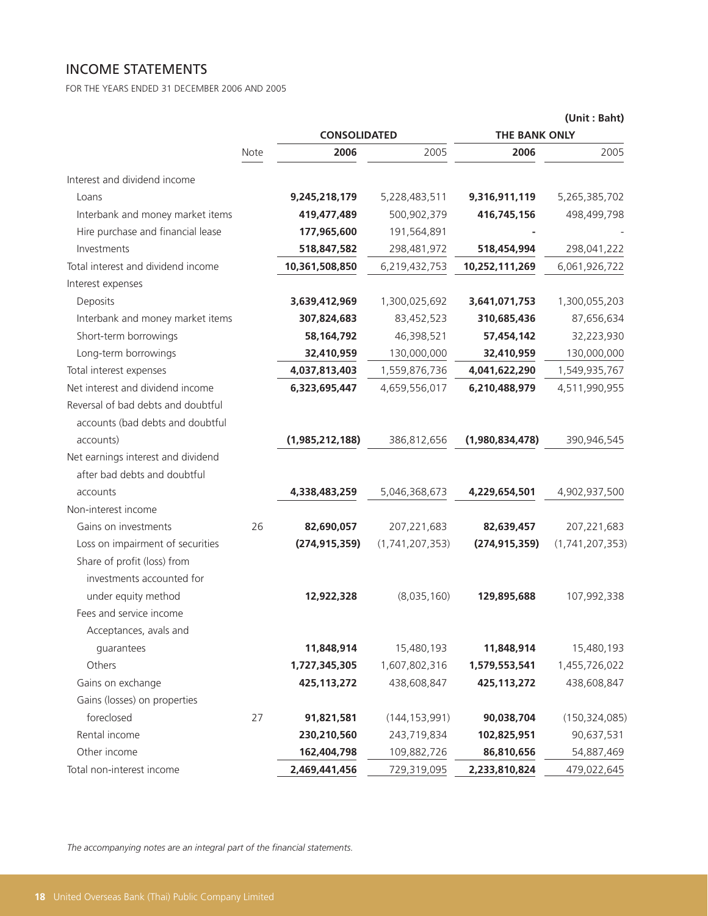## INCOME STATEMENTS

FOR THE YEARS ENDED 31 DECEMBER 2006 AND 2005

(Unit : Baht)

| | Note | CONSOLIDATED | | THE BANK ONLY | |
|---|---|---|---|---|---|
| | | **2006** | 2005 | **2006** | 2005 |
| Interest and dividend income | | | | | |
| Loans | | **9,245,218,179** | 5,228,483,511 | **9,316,911,119** | 5,265,385,702 |
| Interbank and money market items | | **419,477,489** | 500,902,379 | **416,745,156** | 498,499,798 |
| Hire purchase and financial lease | | **177,965,600** | 191,564,891 | **-** | - |
| Investments | | **518,847,582** | 298,481,972 | **518,454,994** | 298,041,222 |
| Total interest and dividend income | | **10,361,508,850** | 6,219,432,753 | **10,252,111,269** | 6,061,926,722 |
| Interest expenses | | | | | |
| Deposits | | **3,639,412,969** | 1,300,025,692 | **3,641,071,753** | 1,300,055,203 |
| Interbank and money market items | | **307,824,683** | 83,452,523 | **310,685,436** | 87,656,634 |
| Short-term borrowings | | **58,164,792** | 46,398,521 | **57,454,142** | 32,223,930 |
| Long-term borrowings | | **32,410,959** | 130,000,000 | **32,410,959** | 130,000,000 |
| Total interest expenses | | **4,037,813,403** | 1,559,876,736 | **4,041,622,290** | 1,549,935,767 |
| Net interest and dividend income | | **6,323,695,447** | 4,659,556,017 | **6,210,488,979** | 4,511,990,955 |
| Reversal of bad debts and doubtful accounts (bad debts and doubtful accounts) | | **(1,985,212,188)** | 386,812,656 | **(1,980,834,478)** | 390,946,545 |
| Net earnings interest and dividend after bad debts and doubtful accounts | | **4,338,483,259** | 5,046,368,673 | **4,229,654,501** | 4,902,937,500 |
| Non-interest income | | | | | |
| Gains on investments | 26 | **82,690,057** | 207,221,683 | **82,639,457** | 207,221,683 |
| Loss on impairment of securities | | **(274,915,359)** | (1,741,207,353) | **(274,915,359)** | (1,741,207,353) |
| Share of profit (loss) from investments accounted for under equity method | | **12,922,328** | (8,035,160) | **129,895,688** | 107,992,338 |
| Fees and service income | | | | | |
| Acceptances, avals and guarantees | | **11,848,914** | 15,480,193 | **11,848,914** | 15,480,193 |
| Others | | **1,727,345,305** | 1,607,802,316 | **1,579,553,541** | 1,455,726,022 |
| Gains on exchange | | **425,113,272** | 438,608,847 | **425,113,272** | 438,608,847 |
| Gains (losses) on properties foreclosed | 27 | **91,821,581** | (144,153,991) | **90,038,704** | (150,324,085) |
| Rental income | | **230,210,560** | 243,719,834 | **102,825,951** | 90,637,531 |
| Other income | | **162,404,798** | 109,882,726 | **86,810,656** | 54,887,469 |
| Total non-interest income | | **2,469,441,456** | 729,319,095 | **2,233,810,824** | 479,022,645 |

*The accompanying notes are an integral part of the financial statements.*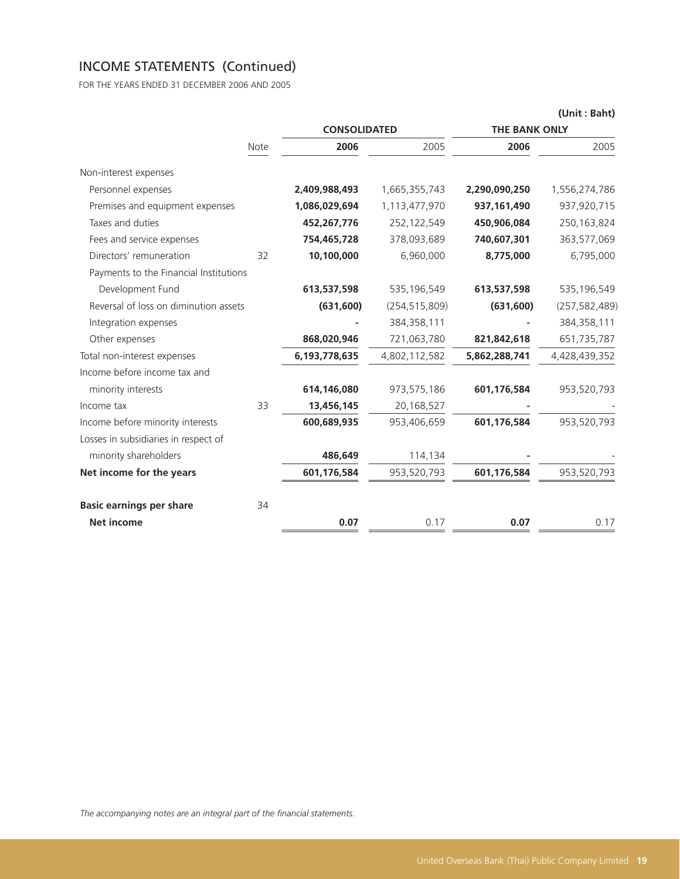## INCOME STATEMENTS (Continued)

FOR THE YEARS ENDED 31 DECEMBER 2006 AND 2005

(Unit : Baht)

| | Note | CONSOLIDATED | | THE BANK ONLY | |
|---|---|---|---|---|---|
| | | **2006** | 2005 | **2006** | 2005 |
| Non-interest expenses | | | | | |
| Personnel expenses | | **2,409,988,493** | 1,665,355,743 | **2,290,090,250** | 1,556,274,786 |
| Premises and equipment expenses | | **1,086,029,694** | 1,113,477,970 | **937,161,490** | 937,920,715 |
| Taxes and duties | | **452,267,776** | 252,122,549 | **450,906,084** | 250,163,824 |
| Fees and service expenses | | **754,465,728** | 378,093,689 | **740,607,301** | 363,577,069 |
| Directors' remuneration | 32 | **10,100,000** | 6,960,000 | **8,775,000** | 6,795,000 |
| Payments to the Financial Institutions Development Fund | | **613,537,598** | 535,196,549 | **613,537,598** | 535,196,549 |
| Reversal of loss on diminution assets | | **(631,600)** | (254,515,809) | **(631,600)** | (257,582,489) |
| Integration expenses | | **-** | 384,358,111 | **-** | 384,358,111 |
| Other expenses | | **868,020,946** | 721,063,780 | **821,842,618** | 651,735,787 |
| Total non-interest expenses | | **6,193,778,635** | 4,802,112,582 | **5,862,288,741** | 4,428,439,352 |
| Income before income tax and minority interests | | **614,146,080** | 973,575,186 | **601,176,584** | 953,520,793 |
| Income tax | 33 | **13,456,145** | 20,168,527 | **-** | - |
| Income before minority interests | | **600,689,935** | 953,406,659 | **601,176,584** | 953,520,793 |
| Losses in subsidiaries in respect of minority shareholders | | **486,649** | 114,134 | **-** | - |
| **Net income for the years** | | **601,176,584** | 953,520,793 | **601,176,584** | 953,520,793 |
| **Basic earnings per share** | 34 | | | | |
| **Net income** | | **0.07** | 0.17 | **0.07** | 0.17 |

*The accompanying notes are an integral part of the financial statements.*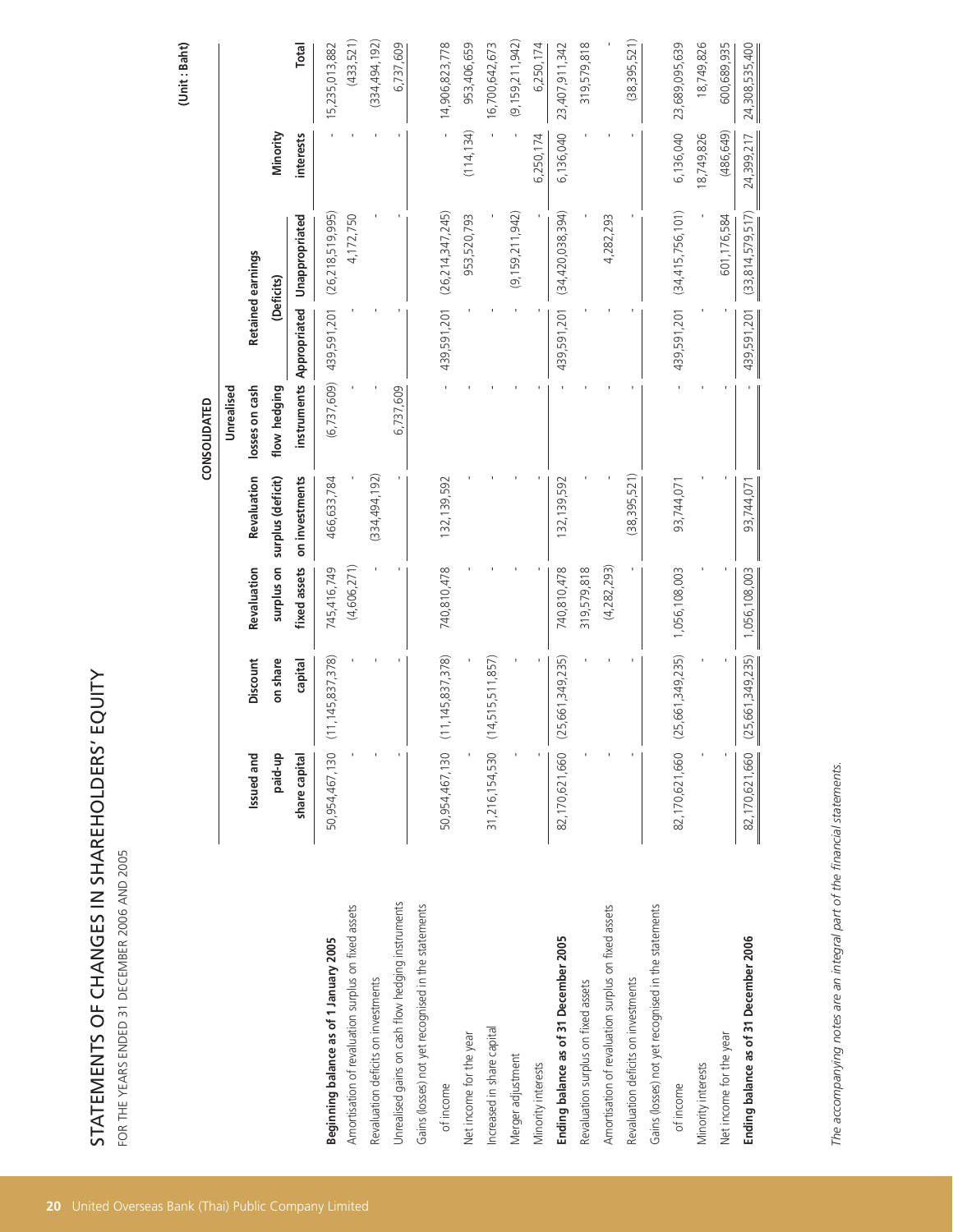# STATEMENTS OF CHANGES IN SHAREHOLDERS' EQUITY

FOR THE YEARS ENDED 31 DECEMBER 2006 AND 2005

(Unit : Baht)

| | CONSOLIDATED | | | | | | | | |
|---|---|---|---|---|---|---|---|---|---|
| | Issued and paid-up share capital | Discount on share capital | Revaluation surplus on fixed assets | Revaluation surplus (deficit) on investments | Unrealised losses on cash flow hedging instruments | Retained earnings (Deficits) Appropriated | Retained earnings (Deficits) Unappropriated | Minority interests | Total |
| **Beginning balance as of 1 January 2005** | 50,954,467,130 | (11,145,837,378) | 745,416,749 | 466,633,784 | (6,737,609) | 439,591,201 | (26,218,519,995) | - | 15,235,013,882 |
| Amortisation of revaluation surplus on fixed assets | - | - | (4,606,271) | - | - | - | 4,172,750 | - | (433,521) |
| Revaluation deficits on investments | - | - | - | (334,494,192) | - | - | - | - | (334,494,192) |
| Unrealised gains on cash flow hedging instruments | - | - | - | - | 6,737,609 | - | - | - | 6,737,609 |
| Gains (losses) not yet recognised in the statements of income | 50,954,467,130 | (11,145,837,378) | 740,810,478 | 132,139,592 | - | 439,591,201 | (26,214,347,245) | - | 14,906,823,778 |
| Net income for the year | - | - | - | - | - | - | 953,520,793 | (114,134) | 953,406,659 |
| Increased in share capital | 31,216,154,530 | (14,515,511,857) | - | - | - | - | - | - | 16,700,642,673 |
| Merger adjustment | - | - | - | - | - | - | (9,159,211,942) | - | (9,159,211,942) |
| Minority interests | - | - | - | - | - | - | - | 6,250,174 | 6,250,174 |
| **Ending balance as of 31 December 2005** | 82,170,621,660 | (25,661,349,235) | 740,810,478 | 132,139,592 | - | 439,591,201 | (34,420,038,394) | 6,136,040 | 23,407,911,342 |
| Revaluation surplus on fixed assets | - | - | 319,579,818 | - | - | - | - | - | 319,579,818 |
| Amortisation of revaluation surplus on fixed assets | - | - | (4,282,293) | - | - | - | 4,282,293 | - | - |
| Revaluation deficits on investments | - | - | - | (38,395,521) | - | - | - | - | (38,395,521) |
| Gains (losses) not yet recognised in the statements of income | 82,170,621,660 | (25,661,349,235) | 1,056,108,003 | 93,744,071 | - | 439,591,201 | (34,415,756,101) | 6,136,040 | 23,689,095,639 |
| Minority interests | - | - | - | - | - | - | - | 18,749,826 | 18,749,826 |
| Net income for the year | - | - | - | - | - | - | 601,176,584 | (486,649) | 600,689,935 |
| **Ending balance as of 31 December 2006** | 82,170,621,660 | (25,661,349,235) | 1,056,108,003 | 93,744,071 | - | 439,591,201 | (33,814,579,517) | 24,399,217 | 24,308,535,400 |

*The accompanying notes are an integral part of the financial statements.*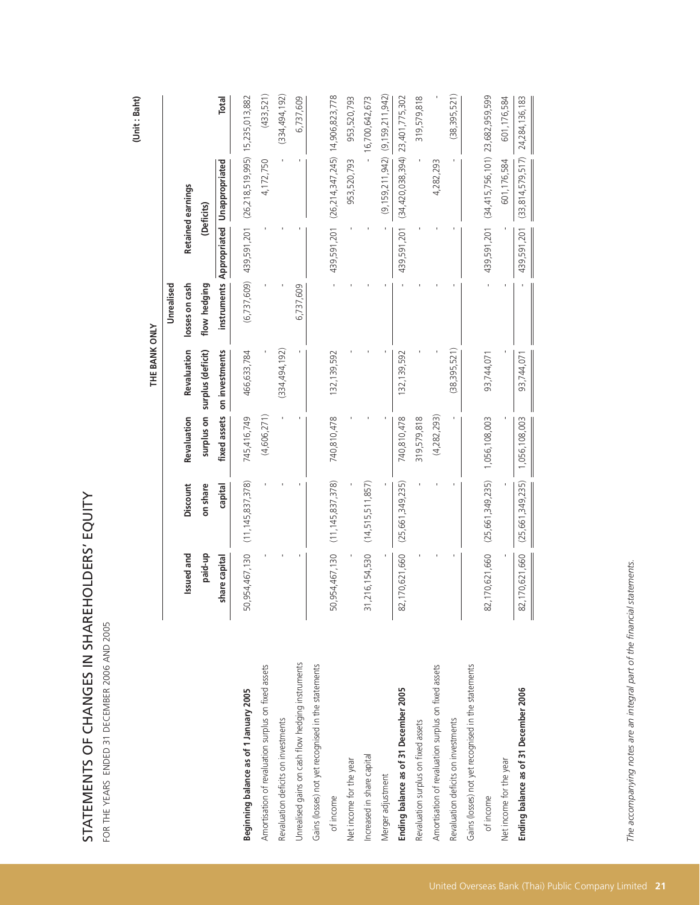# STATEMENTS OF CHANGES IN SHAREHOLDERS' EQUITY

FOR THE YEARS ENDED 31 DECEMBER 2006 AND 2005

(Unit : Baht)

**THE BANK ONLY**

| | Issued and paid-up share capital | Discount on share capital | Revaluation surplus on fixed assets | Revaluation surplus (deficit) on investments | Unrealised losses on cash flow hedging instruments | Retained earnings (Deficits) Appropriated | Retained earnings (Deficits) Unappropriated | Total |
|---|---|---|---|---|---|---|---|---|
| **Beginning balance as of 1 January 2005** | 50,954,467,130 | (11,145,837,378) | 745,416,749 | 466,633,784 | (6,737,609) | 439,591,201 | (26,218,519,995) | 15,235,013,882 |
| Amortisation of revaluation surplus on fixed assets | - | - | (4,606,271) | - | - | - | 4,172,750 | (433,521) |
| Revaluation deficits on investments | - | - | - | (334,494,192) | - | - | - | (334,494,192) |
| Unrealised gains on cash flow hedging instruments | - | - | - | - | 6,737,609 | - | - | 6,737,609 |
| Gains (losses) not yet recognised in the statements of income | 50,954,467,130 | (11,145,837,378) | 740,810,478 | 132,139,592 | - | 439,591,201 | (26,214,347,245) | 14,906,823,778 |
| Net income for the year | - | - | - | - | - | - | 953,520,793 | 953,520,793 |
| Increased in share capital | 31,216,154,530 | (14,515,511,857) | - | - | - | - | - | 16,700,642,673 |
| Merger adjustment | - | - | - | - | - | - | (9,159,211,942) | (9,159,211,942) |
| **Ending balance as of 31 December 2005** | 82,170,621,660 | (25,661,349,235) | 740,810,478 | 132,139,592 | - | 439,591,201 | (34,420,038,394) | 23,401,775,302 |
| Revaluation surplus on fixed assets | - | - | 319,579,818 | - | - | - | - | 319,579,818 |
| Amortisation of revaluation surplus on fixed assets | - | - | (4,282,293) | - | - | - | 4,282,293 | - |
| Revaluation deficits on investments | - | - | - | (38,395,521) | - | - | - | (38,395,521) |
| Gains (losses) not yet recognised in the statements of income | 82,170,621,660 | (25,661,349,235) | 1,056,108,003 | 93,744,071 | - | 439,591,201 | (34,415,756,101) | 23,682,959,599 |
| Net income for the year | - | - | - | - | - | - | 601,176,584 | 601,176,584 |
| **Ending balance as of 31 December 2006** | 82,170,621,660 | (25,661,349,235) | 1,056,108,003 | 93,744,071 | - | 439,591,201 | (33,814,579,517) | 24,284,136,183 |

*The accompanying notes are an integral part of the financial statements.*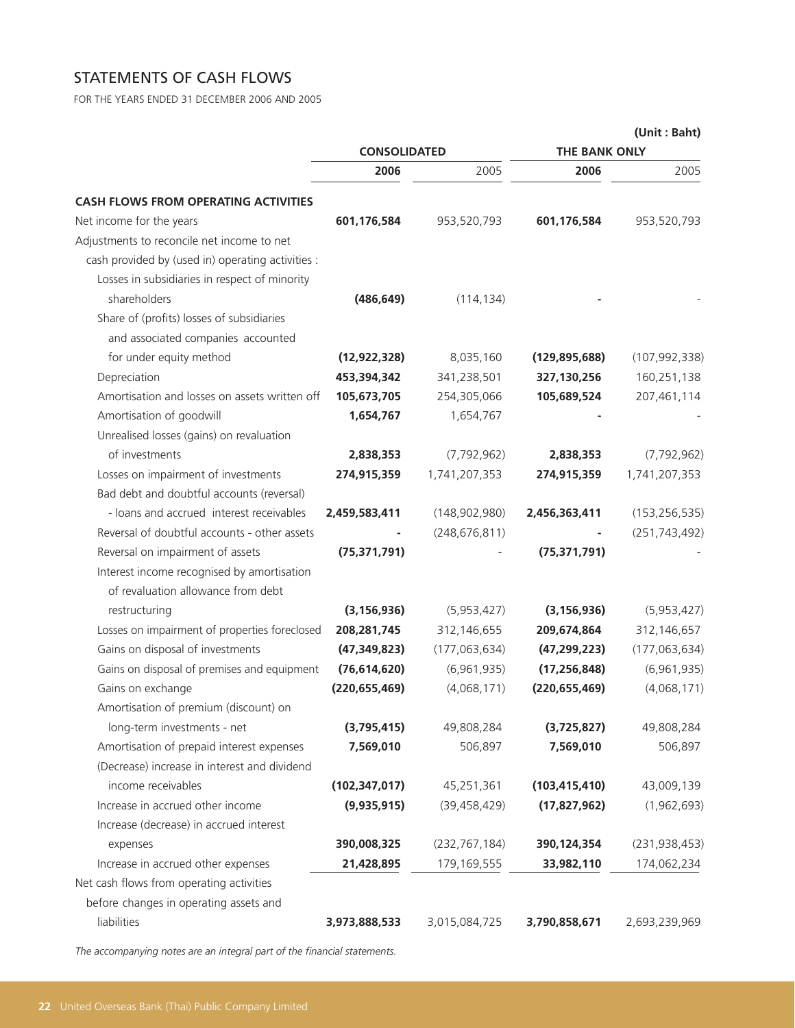## STATEMENTS OF CASH FLOWS

FOR THE YEARS ENDED 31 DECEMBER 2006 AND 2005

(Unit : Baht)

| | CONSOLIDATED | | THE BANK ONLY | |
|---|---|---|---|---|
| | **2006** | 2005 | **2006** | 2005 |
| **CASH FLOWS FROM OPERATING ACTIVITIES** | | | | |
| Net income for the years | **601,176,584** | 953,520,793 | **601,176,584** | 953,520,793 |
| Adjustments to reconcile net income to net cash provided by (used in) operating activities : | | | | |
| Losses in subsidiaries in respect of minority shareholders | **(486,649)** | (114,134) | **-** | - |
| Share of (profits) losses of subsidiaries and associated companies accounted for under equity method | **(12,922,328)** | 8,035,160 | **(129,895,688)** | (107,992,338) |
| Depreciation | **453,394,342** | 341,238,501 | **327,130,256** | 160,251,138 |
| Amortisation and losses on assets written off | **105,673,705** | 254,305,066 | **105,689,524** | 207,461,114 |
| Amortisation of goodwill | **1,654,767** | 1,654,767 | **-** | - |
| Unrealised losses (gains) on revaluation of investments | **2,838,353** | (7,792,962) | **2,838,353** | (7,792,962) |
| Losses on impairment of investments | **274,915,359** | 1,741,207,353 | **274,915,359** | 1,741,207,353 |
| Bad debt and doubtful accounts (reversal) - loans and accrued interest receivables | **2,459,583,411** | (148,902,980) | **2,456,363,411** | (153,256,535) |
| Reversal of doubtful accounts - other assets | **-** | (248,676,811) | **-** | (251,743,492) |
| Reversal on impairment of assets | **(75,371,791)** | - | **(75,371,791)** | - |
| Interest income recognised by amortisation of revaluation allowance from debt restructuring | **(3,156,936)** | (5,953,427) | **(3,156,936)** | (5,953,427) |
| Losses on impairment of properties foreclosed | **208,281,745** | 312,146,655 | **209,674,864** | 312,146,657 |
| Gains on disposal of investments | **(47,349,823)** | (177,063,634) | **(47,299,223)** | (177,063,634) |
| Gains on disposal of premises and equipment | **(76,614,620)** | (6,961,935) | **(17,256,848)** | (6,961,935) |
| Gains on exchange | **(220,655,469)** | (4,068,171) | **(220,655,469)** | (4,068,171) |
| Amortisation of premium (discount) on long-term investments - net | **(3,795,415)** | 49,808,284 | **(3,725,827)** | 49,808,284 |
| Amortisation of prepaid interest expenses | **7,569,010** | 506,897 | **7,569,010** | 506,897 |
| (Decrease) increase in interest and dividend income receivables | **(102,347,017)** | 45,251,361 | **(103,415,410)** | 43,009,139 |
| Increase in accrued other income | **(9,935,915)** | (39,458,429) | **(17,827,962)** | (1,962,693) |
| Increase (decrease) in accrued interest expenses | **390,008,325** | (232,767,184) | **390,124,354** | (231,938,453) |
| Increase in accrued other expenses | **21,428,895** | 179,169,555 | **33,982,110** | 174,062,234 |
| Net cash flows from operating activities before changes in operating assets and liabilities | **3,973,888,533** | 3,015,084,725 | **3,790,858,671** | 2,693,239,969 |

*The accompanying notes are an integral part of the financial statements.*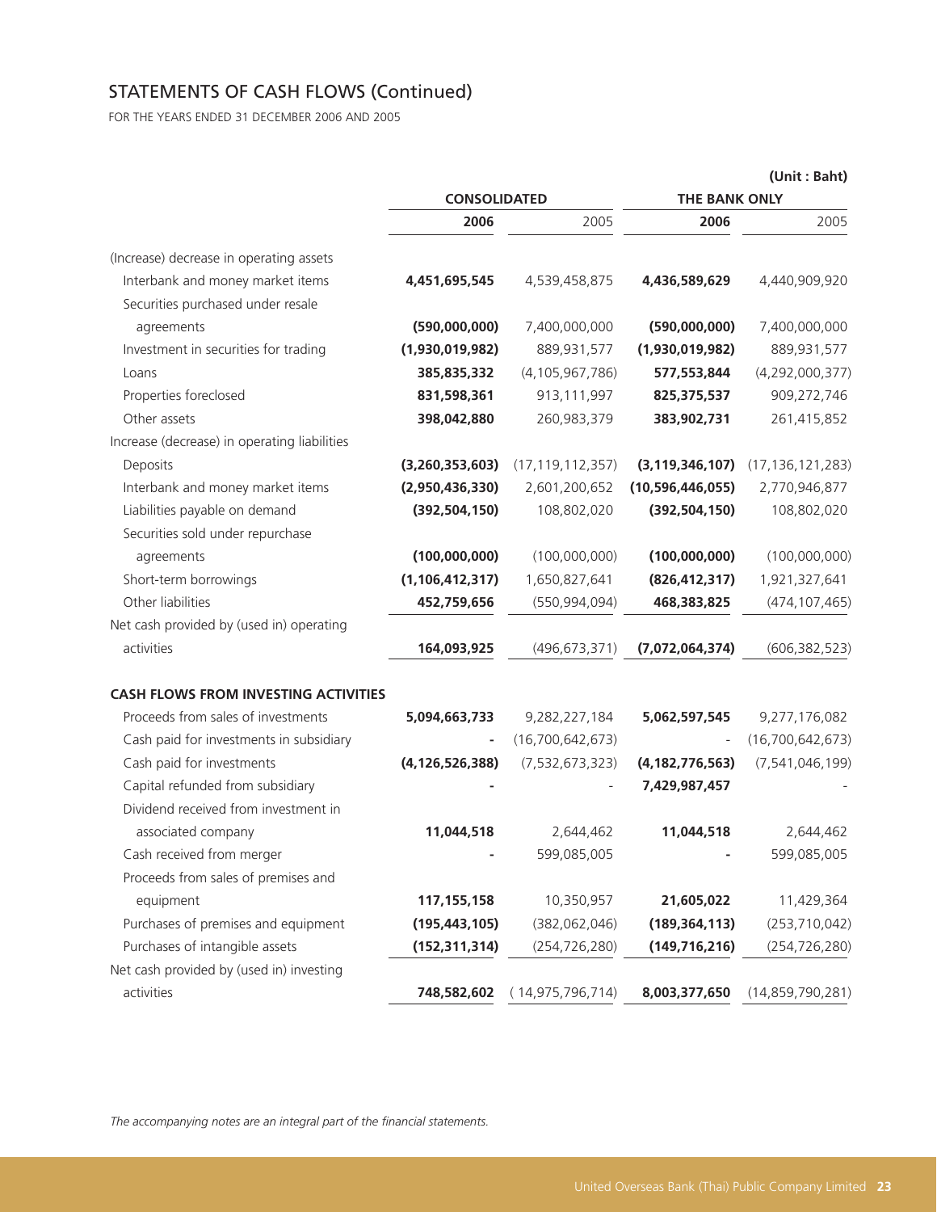## STATEMENTS OF CASH FLOWS (Continued)

FOR THE YEARS ENDED 31 DECEMBER 2006 AND 2005

(Unit : Baht)

| | CONSOLIDATED | | THE BANK ONLY | |
|---|---|---|---|---|
| | **2006** | 2005 | **2006** | 2005 |
| (Increase) decrease in operating assets | | | | |
| Interbank and money market items | **4,451,695,545** | 4,539,458,875 | **4,436,589,629** | 4,440,909,920 |
| Securities purchased under resale agreements | **(590,000,000)** | 7,400,000,000 | **(590,000,000)** | 7,400,000,000 |
| Investment in securities for trading | **(1,930,019,982)** | 889,931,577 | **(1,930,019,982)** | 889,931,577 |
| Loans | **385,835,332** | (4,105,967,786) | **577,553,844** | (4,292,000,377) |
| Properties foreclosed | **831,598,361** | 913,111,997 | **825,375,537** | 909,272,746 |
| Other assets | **398,042,880** | 260,983,379 | **383,902,731** | 261,415,852 |
| Increase (decrease) in operating liabilities | | | | |
| Deposits | **(3,260,353,603)** | (17,119,112,357) | **(3,119,346,107)** | (17,136,121,283) |
| Interbank and money market items | **(2,950,436,330)** | 2,601,200,652 | **(10,596,446,055)** | 2,770,946,877 |
| Liabilities payable on demand | **(392,504,150)** | 108,802,020 | **(392,504,150)** | 108,802,020 |
| Securities sold under repurchase agreements | **(100,000,000)** | (100,000,000) | **(100,000,000)** | (100,000,000) |
| Short-term borrowings | **(1,106,412,317)** | 1,650,827,641 | **(826,412,317)** | 1,921,327,641 |
| Other liabilities | **452,759,656** | (550,994,094) | **468,383,825** | (474,107,465) |
| Net cash provided by (used in) operating activities | **164,093,925** | (496,673,371) | **(7,072,064,374)** | (606,382,523) |
| **CASH FLOWS FROM INVESTING ACTIVITIES** | | | | |
| Proceeds from sales of investments | **5,094,663,733** | 9,282,227,184 | **5,062,597,545** | 9,277,176,082 |
| Cash paid for investments in subsidiary | **-** | (16,700,642,673) | - | (16,700,642,673) |
| Cash paid for investments | **(4,126,526,388)** | (7,532,673,323) | **(4,182,776,563)** | (7,541,046,199) |
| Capital refunded from subsidiary | **-** | - | **7,429,987,457** | - |
| Dividend received from investment in associated company | **11,044,518** | 2,644,462 | **11,044,518** | 2,644,462 |
| Cash received from merger | **-** | 599,085,005 | **-** | 599,085,005 |
| Proceeds from sales of premises and equipment | **117,155,158** | 10,350,957 | **21,605,022** | 11,429,364 |
| Purchases of premises and equipment | **(195,443,105)** | (382,062,046) | **(189,364,113)** | (253,710,042) |
| Purchases of intangible assets | **(152,311,314)** | (254,726,280) | **(149,716,216)** | (254,726,280) |
| Net cash provided by (used in) investing activities | **748,582,602** | (14,975,796,714) | **8,003,377,650** | (14,859,790,281) |

*The accompanying notes are an integral part of the financial statements.*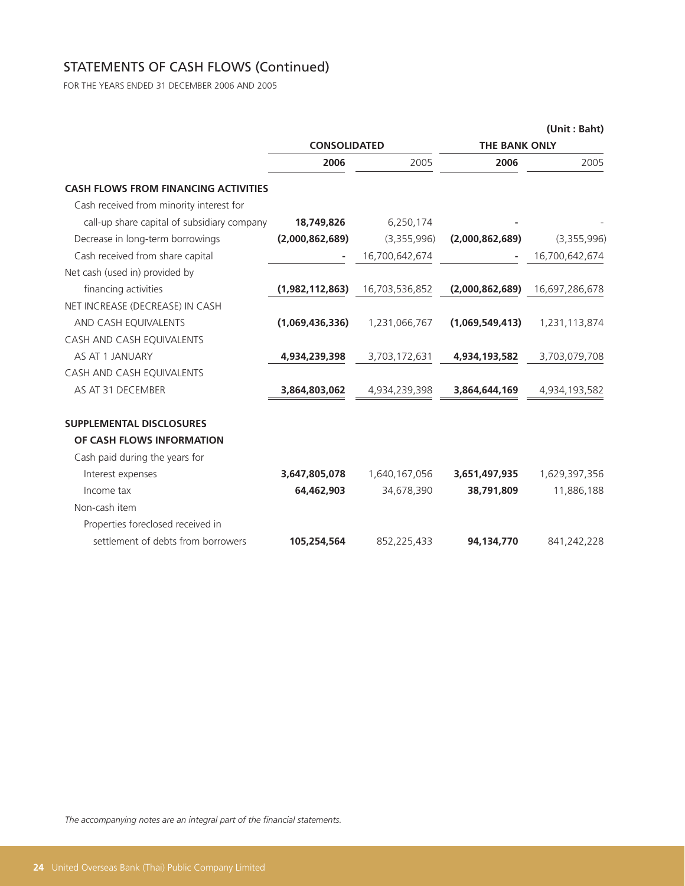## STATEMENTS OF CASH FLOWS (Continued)

FOR THE YEARS ENDED 31 DECEMBER 2006 AND 2005

(Unit : Baht)

| | CONSOLIDATED | | THE BANK ONLY | |
|---|---|---|---|---|
| | **2006** | 2005 | **2006** | 2005 |
| **CASH FLOWS FROM FINANCING ACTIVITIES** | | | | |
| Cash received from minority interest for call-up share capital of subsidiary company | **18,749,826** | 6,250,174 | **-** | - |
| Decrease in long-term borrowings | **(2,000,862,689)** | (3,355,996) | **(2,000,862,689)** | (3,355,996) |
| Cash received from share capital | **-** | 16,700,642,674 | **-** | 16,700,642,674 |
| Net cash (used in) provided by financing activities | **(1,982,112,863)** | 16,703,536,852 | **(2,000,862,689)** | 16,697,286,678 |
| NET INCREASE (DECREASE) IN CASH AND CASH EQUIVALENTS | **(1,069,436,336)** | 1,231,066,767 | **(1,069,549,413)** | 1,231,113,874 |
| CASH AND CASH EQUIVALENTS AS AT 1 JANUARY | **4,934,239,398** | 3,703,172,631 | **4,934,193,582** | 3,703,079,708 |
| CASH AND CASH EQUIVALENTS AS AT 31 DECEMBER | **3,864,803,062** | 4,934,239,398 | **3,864,644,169** | 4,934,193,582 |
| **SUPPLEMENTAL DISCLOSURES OF CASH FLOWS INFORMATION** | | | | |
| Cash paid during the years for | | | | |
| Interest expenses | **3,647,805,078** | 1,640,167,056 | **3,651,497,935** | 1,629,397,356 |
| Income tax | **64,462,903** | 34,678,390 | **38,791,809** | 11,886,188 |
| Non-cash item | | | | |
| Properties foreclosed received in settlement of debts from borrowers | **105,254,564** | 852,225,433 | **94,134,770** | 841,242,228 |

*The accompanying notes are an integral part of the financial statements.*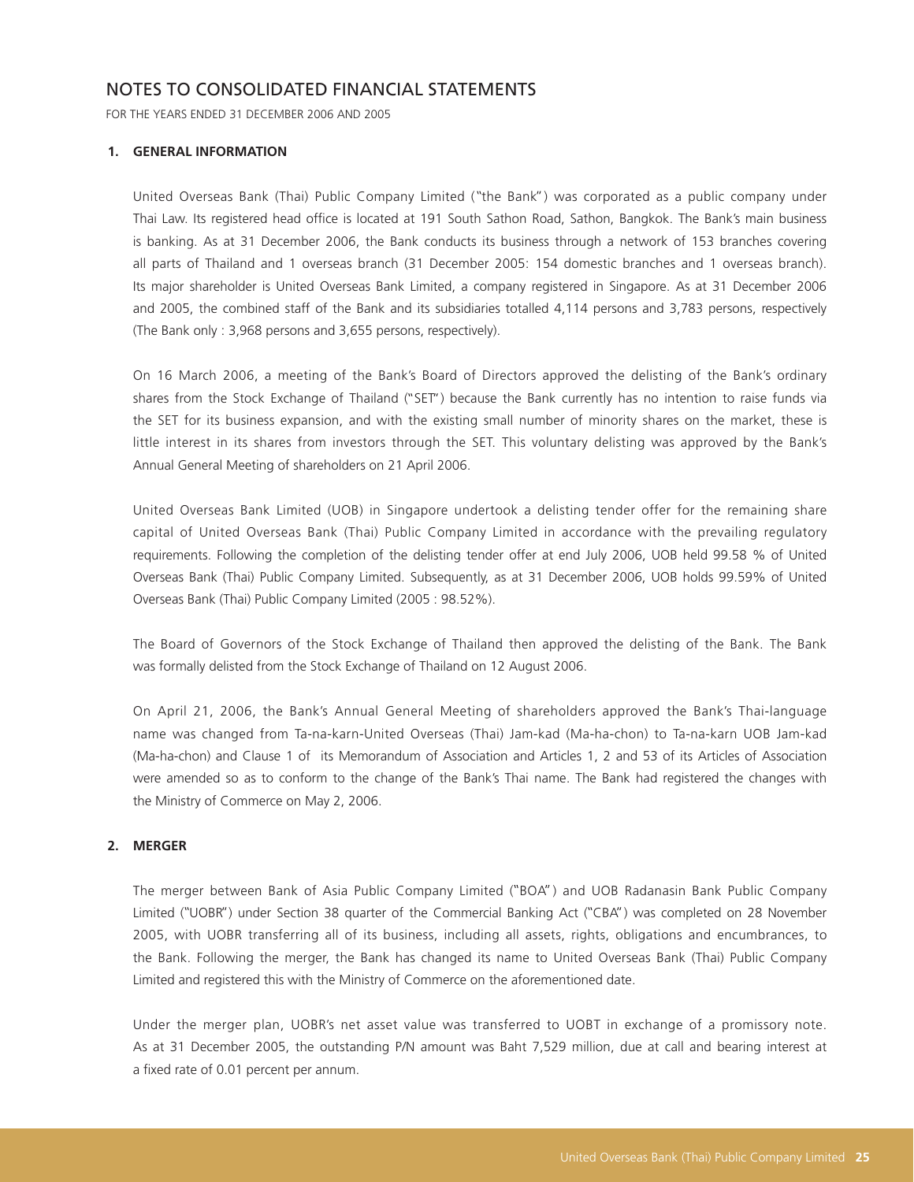# NOTES TO CONSOLIDATED FINANCIAL STATEMENTS

FOR THE YEARS ENDED 31 DECEMBER 2006 AND 2005

## 1. GENERAL INFORMATION

United Overseas Bank (Thai) Public Company Limited ("the Bank") was corporated as a public company under Thai Law. Its registered head office is located at 191 South Sathon Road, Sathon, Bangkok. The Bank's main business is banking. As at 31 December 2006, the Bank conducts its business through a network of 153 branches covering all parts of Thailand and 1 overseas branch (31 December 2005: 154 domestic branches and 1 overseas branch). Its major shareholder is United Overseas Bank Limited, a company registered in Singapore. As at 31 December 2006 and 2005, the combined staff of the Bank and its subsidiaries totalled 4,114 persons and 3,783 persons, respectively (The Bank only : 3,968 persons and 3,655 persons, respectively).

On 16 March 2006, a meeting of the Bank's Board of Directors approved the delisting of the Bank's ordinary shares from the Stock Exchange of Thailand ("SET") because the Bank currently has no intention to raise funds via the SET for its business expansion, and with the existing small number of minority shares on the market, these is little interest in its shares from investors through the SET. This voluntary delisting was approved by the Bank's Annual General Meeting of shareholders on 21 April 2006.

United Overseas Bank Limited (UOB) in Singapore undertook a delisting tender offer for the remaining share capital of United Overseas Bank (Thai) Public Company Limited in accordance with the prevailing regulatory requirements. Following the completion of the delisting tender offer at end July 2006, UOB held 99.58 % of United Overseas Bank (Thai) Public Company Limited. Subsequently, as at 31 December 2006, UOB holds 99.59% of United Overseas Bank (Thai) Public Company Limited (2005 : 98.52%).

The Board of Governors of the Stock Exchange of Thailand then approved the delisting of the Bank. The Bank was formally delisted from the Stock Exchange of Thailand on 12 August 2006.

On April 21, 2006, the Bank's Annual General Meeting of shareholders approved the Bank's Thai-language name was changed from Ta-na-karn-United Overseas (Thai) Jam-kad (Ma-ha-chon) to Ta-na-karn UOB Jam-kad (Ma-ha-chon) and Clause 1 of its Memorandum of Association and Articles 1, 2 and 53 of its Articles of Association were amended so as to conform to the change of the Bank's Thai name. The Bank had registered the changes with the Ministry of Commerce on May 2, 2006.

## 2. MERGER

The merger between Bank of Asia Public Company Limited ("BOA") and UOB Radanasin Bank Public Company Limited ("UOBR") under Section 38 quarter of the Commercial Banking Act ("CBA") was completed on 28 November 2005, with UOBR transferring all of its business, including all assets, rights, obligations and encumbrances, to the Bank. Following the merger, the Bank has changed its name to United Overseas Bank (Thai) Public Company Limited and registered this with the Ministry of Commerce on the aforementioned date.

Under the merger plan, UOBR's net asset value was transferred to UOBT in exchange of a promissory note. As at 31 December 2005, the outstanding P/N amount was Baht 7,529 million, due at call and bearing interest at a fixed rate of 0.01 percent per annum.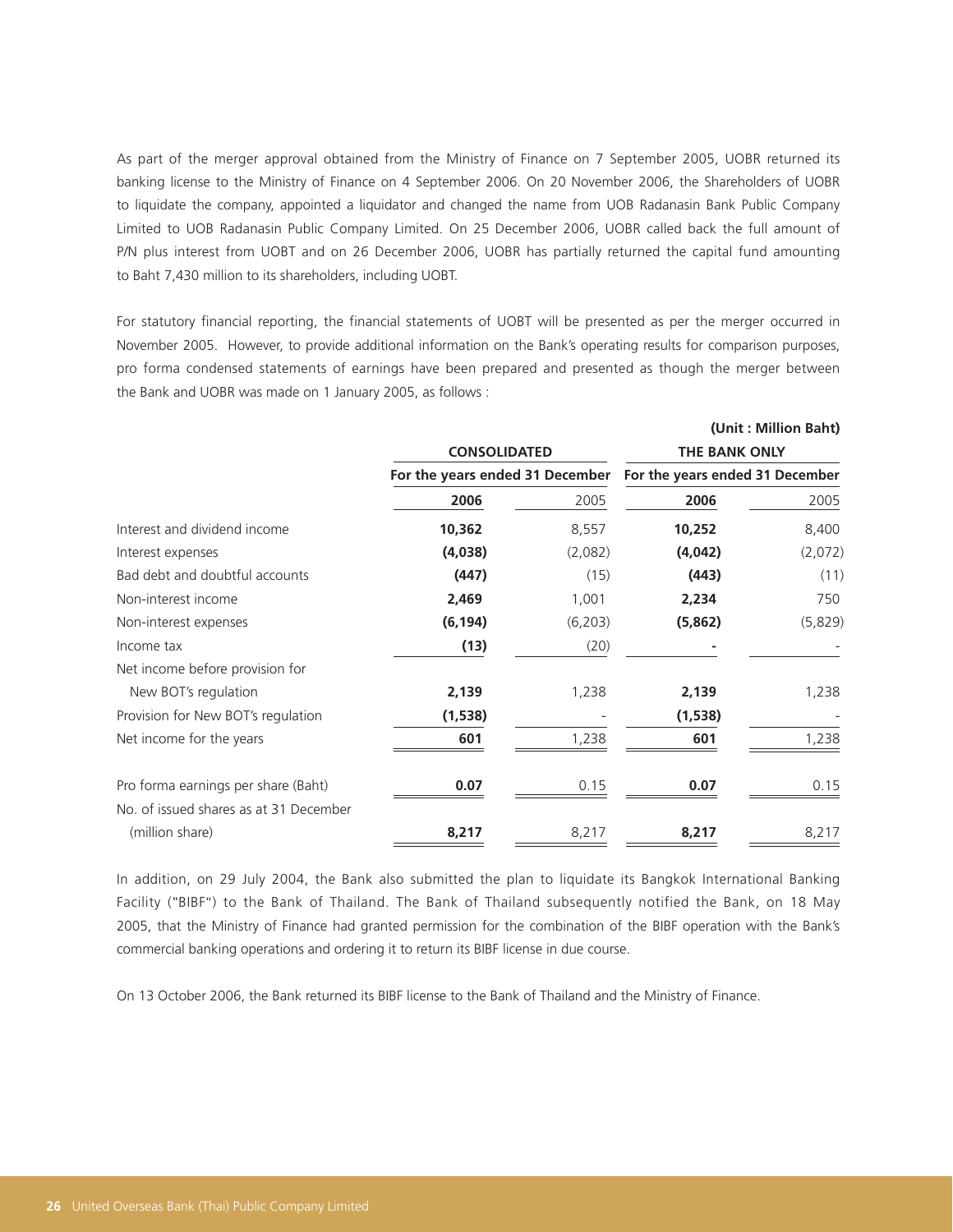As part of the merger approval obtained from the Ministry of Finance on 7 September 2005, UOBR returned its banking license to the Ministry of Finance on 4 September 2006. On 20 November 2006, the Shareholders of UOBR to liquidate the company, appointed a liquidator and changed the name from UOB Radanasin Bank Public Company Limited to UOB Radanasin Public Company Limited. On 25 December 2006, UOBR called back the full amount of P/N plus interest from UOBT and on 26 December 2006, UOBR has partially returned the capital fund amounting to Baht 7,430 million to its shareholders, including UOBT.

For statutory financial reporting, the financial statements of UOBT will be presented as per the merger occurred in November 2005. However, to provide additional information on the Bank's operating results for comparison purposes, pro forma condensed statements of earnings have been prepared and presented as though the merger between the Bank and UOBR was made on 1 January 2005, as follows :

**(Unit : Million Baht)**

| | **CONSOLIDATED** | | **THE BANK ONLY** | |
|---|---|---|---|---|
| | **For the years ended 31 December** | | **For the years ended 31 December** | |
| | **2006** | 2005 | **2006** | 2005 |
| Interest and dividend income | **10,362** | 8,557 | **10,252** | 8,400 |
| Interest expenses | **(4,038)** | (2,082) | **(4,042)** | (2,072) |
| Bad debt and doubtful accounts | **(447)** | (15) | **(443)** | (11) |
| Non-interest income | **2,469** | 1,001 | **2,234** | 750 |
| Non-interest expenses | **(6,194)** | (6,203) | **(5,862)** | (5,829) |
| Income tax | **(13)** | (20) | **-** | - |
| Net income before provision for New BOT's regulation | **2,139** | 1,238 | **2,139** | 1,238 |
| Provision for New BOT's regulation | **(1,538)** | - | **(1,538)** | - |
| Net income for the years | **601** | 1,238 | **601** | 1,238 |
| Pro forma earnings per share (Baht) | **0.07** | 0.15 | **0.07** | 0.15 |
| No. of issued shares as at 31 December (million share) | **8,217** | 8,217 | **8,217** | 8,217 |

In addition, on 29 July 2004, the Bank also submitted the plan to liquidate its Bangkok International Banking Facility ("BIBF") to the Bank of Thailand. The Bank of Thailand subsequently notified the Bank, on 18 May 2005, that the Ministry of Finance had granted permission for the combination of the BIBF operation with the Bank's commercial banking operations and ordering it to return its BIBF license in due course.

On 13 October 2006, the Bank returned its BIBF license to the Bank of Thailand and the Ministry of Finance.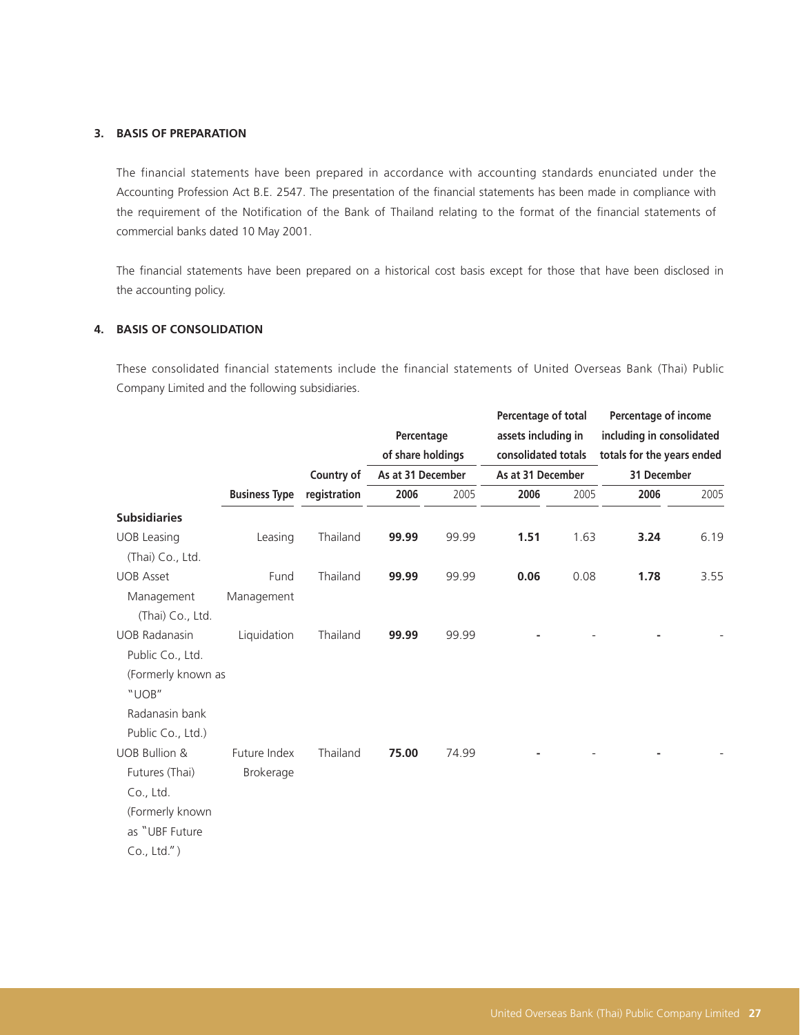### 3. BASIS OF PREPARATION

The financial statements have been prepared in accordance with accounting standards enunciated under the Accounting Profession Act B.E. 2547. The presentation of the financial statements has been made in compliance with the requirement of the Notification of the Bank of Thailand relating to the format of the financial statements of commercial banks dated 10 May 2001.

The financial statements have been prepared on a historical cost basis except for those that have been disclosed in the accounting policy.

### 4. BASIS OF CONSOLIDATION

These consolidated financial statements include the financial statements of United Overseas Bank (Thai) Public Company Limited and the following subsidiaries.

| | Business Type | Country of registration | Percentage of share holdings As at 31 December | | Percentage of total assets including in consolidated totals As at 31 December | | Percentage of income including in consolidated totals for the years ended 31 December | |
|---|---|---|---|---|---|---|---|---|
| | | | **2006** | 2005 | **2006** | 2005 | **2006** | 2005 |
| **Subsidiaries** | | | | | | | | |
| UOB Leasing (Thai) Co., Ltd. | Leasing | Thailand | **99.99** | 99.99 | **1.51** | 1.63 | **3.24** | 6.19 |
| UOB Asset Management (Thai) Co., Ltd. | Fund Management | Thailand | **99.99** | 99.99 | **0.06** | 0.08 | **1.78** | 3.55 |
| UOB Radanasin Public Co., Ltd. (Formerly known as "UOB" Radanasin bank Public Co., Ltd.) | Liquidation | Thailand | **99.99** | 99.99 | **-** | - | **-** | - |
| UOB Bullion & Futures (Thai) Co., Ltd. (Formerly known as "UBF Future Co., Ltd.") | Future Index Brokerage | Thailand | **75.00** | 74.99 | **-** | - | **-** | - |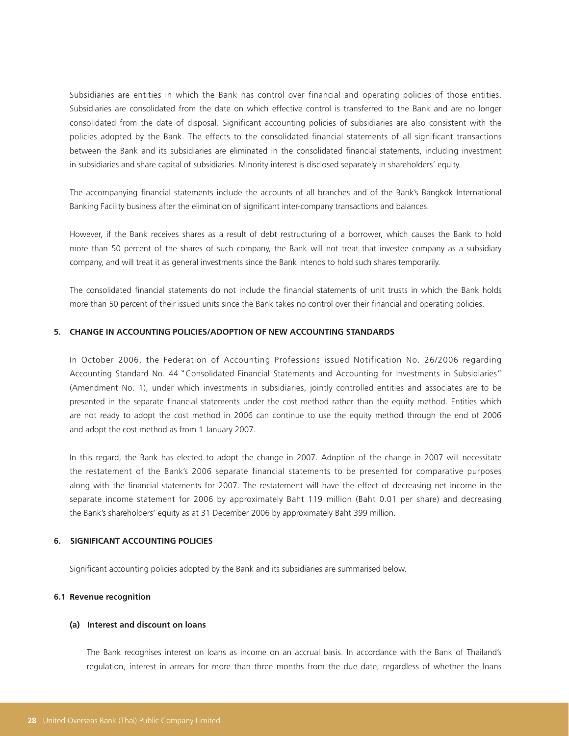Subsidiaries are entities in which the Bank has control over financial and operating policies of those entities. Subsidiaries are consolidated from the date on which effective control is transferred to the Bank and are no longer consolidated from the date of disposal. Significant accounting policies of subsidiaries are also consistent with the policies adopted by the Bank. The effects to the consolidated financial statements of all significant transactions between the Bank and its subsidiaries are eliminated in the consolidated financial statements, including investment in subsidiaries and share capital of subsidiaries. Minority interest is disclosed separately in shareholders' equity.

The accompanying financial statements include the accounts of all branches and of the Bank's Bangkok International Banking Facility business after the elimination of significant inter-company transactions and balances.

However, if the Bank receives shares as a result of debt restructuring of a borrower, which causes the Bank to hold more than 50 percent of the shares of such company, the Bank will not treat that investee company as a subsidiary company, and will treat it as general investments since the Bank intends to hold such shares temporarily.

The consolidated financial statements do not include the financial statements of unit trusts in which the Bank holds more than 50 percent of their issued units since the Bank takes no control over their financial and operating policies.

## 5. CHANGE IN ACCOUNTING POLICIES/ADOPTION OF NEW ACCOUNTING STANDARDS

In October 2006, the Federation of Accounting Professions issued Notification No. 26/2006 regarding Accounting Standard No. 44 "Consolidated Financial Statements and Accounting for Investments in Subsidiaries" (Amendment No. 1), under which investments in subsidiaries, jointly controlled entities and associates are to be presented in the separate financial statements under the cost method rather than the equity method. Entities which are not ready to adopt the cost method in 2006 can continue to use the equity method through the end of 2006 and adopt the cost method as from 1 January 2007.

In this regard, the Bank has elected to adopt the change in 2007. Adoption of the change in 2007 will necessitate the restatement of the Bank's 2006 separate financial statements to be presented for comparative purposes along with the financial statements for 2007. The restatement will have the effect of decreasing net income in the separate income statement for 2006 by approximately Baht 119 million (Baht 0.01 per share) and decreasing the Bank's shareholders' equity as at 31 December 2006 by approximately Baht 399 million.

## 6. SIGNIFICANT ACCOUNTING POLICIES

Significant accounting policies adopted by the Bank and its subsidiaries are summarised below.

### 6.1 Revenue recognition

#### (a) Interest and discount on loans

The Bank recognises interest on loans as income on an accrual basis. In accordance with the Bank of Thailand's regulation, interest in arrears for more than three months from the due date, regardless of whether the loans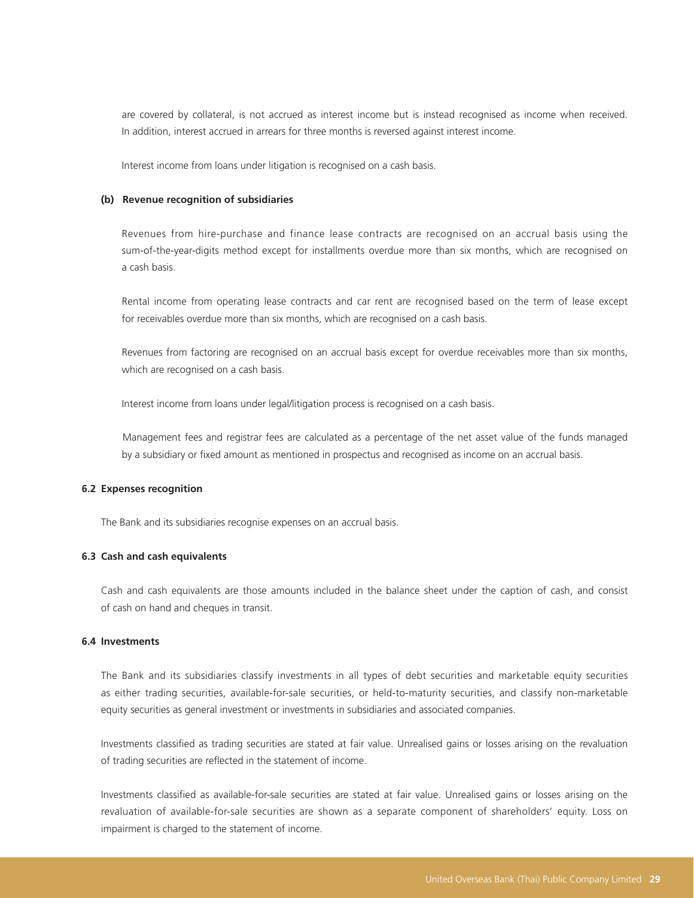are covered by collateral, is not accrued as interest income but is instead recognised as income when received. In addition, interest accrued in arrears for three months is reversed against interest income.

Interest income from loans under litigation is recognised on a cash basis.

**(b) Revenue recognition of subsidiaries**

Revenues from hire-purchase and finance lease contracts are recognised on an accrual basis using the sum-of-the-year-digits method except for installments overdue more than six months, which are recognised on a cash basis.

Rental income from operating lease contracts and car rent are recognised based on the term of lease except for receivables overdue more than six months, which are recognised on a cash basis.

Revenues from factoring are recognised on an accrual basis except for overdue receivables more than six months, which are recognised on a cash basis.

Interest income from loans under legal/litigation process is recognised on a cash basis.

Management fees and registrar fees are calculated as a percentage of the net asset value of the funds managed by a subsidiary or fixed amount as mentioned in prospectus and recognised as income on an accrual basis.

**6.2 Expenses recognition**

The Bank and its subsidiaries recognise expenses on an accrual basis.

**6.3 Cash and cash equivalents**

Cash and cash equivalents are those amounts included in the balance sheet under the caption of cash, and consist of cash on hand and cheques in transit.

**6.4 Investments**

The Bank and its subsidiaries classify investments in all types of debt securities and marketable equity securities as either trading securities, available-for-sale securities, or held-to-maturity securities, and classify non-marketable equity securities as general investment or investments in subsidiaries and associated companies.

Investments classified as trading securities are stated at fair value. Unrealised gains or losses arising on the revaluation of trading securities are reflected in the statement of income.

Investments classified as available-for-sale securities are stated at fair value. Unrealised gains or losses arising on the revaluation of available-for-sale securities are shown as a separate component of shareholders' equity. Loss on impairment is charged to the statement of income.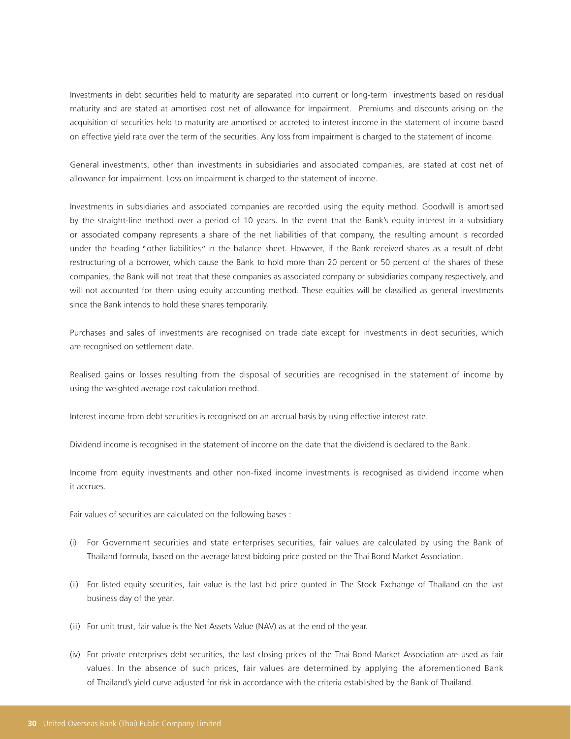Investments in debt securities held to maturity are separated into current or long-term investments based on residual maturity and are stated at amortised cost net of allowance for impairment. Premiums and discounts arising on the acquisition of securities held to maturity are amortised or accreted to interest income in the statement of income based on effective yield rate over the term of the securities. Any loss from impairment is charged to the statement of income.

General investments, other than investments in subsidiaries and associated companies, are stated at cost net of allowance for impairment. Loss on impairment is charged to the statement of income.

Investments in subsidiaries and associated companies are recorded using the equity method. Goodwill is amortised by the straight-line method over a period of 10 years. In the event that the Bank's equity interest in a subsidiary or associated company represents a share of the net liabilities of that company, the resulting amount is recorded under the heading "other liabilities" in the balance sheet. However, if the Bank received shares as a result of debt restructuring of a borrower, which cause the Bank to hold more than 20 percent or 50 percent of the shares of these companies, the Bank will not treat that these companies as associated company or subsidiaries company respectively, and will not accounted for them using equity accounting method. These equities will be classified as general investments since the Bank intends to hold these shares temporarily.

Purchases and sales of investments are recognised on trade date except for investments in debt securities, which are recognised on settlement date.

Realised gains or losses resulting from the disposal of securities are recognised in the statement of income by using the weighted average cost calculation method.

Interest income from debt securities is recognised on an accrual basis by using effective interest rate.

Dividend income is recognised in the statement of income on the date that the dividend is declared to the Bank.

Income from equity investments and other non-fixed income investments is recognised as dividend income when it accrues.

Fair values of securities are calculated on the following bases :

(i) For Government securities and state enterprises securities, fair values are calculated by using the Bank of Thailand formula, based on the average latest bidding price posted on the Thai Bond Market Association.

(ii) For listed equity securities, fair value is the last bid price quoted in The Stock Exchange of Thailand on the last business day of the year.

(iii) For unit trust, fair value is the Net Assets Value (NAV) as at the end of the year.

(iv) For private enterprises debt securities, the last closing prices of the Thai Bond Market Association are used as fair values. In the absence of such prices, fair values are determined by applying the aforementioned Bank of Thailand's yield curve adjusted for risk in accordance with the criteria established by the Bank of Thailand.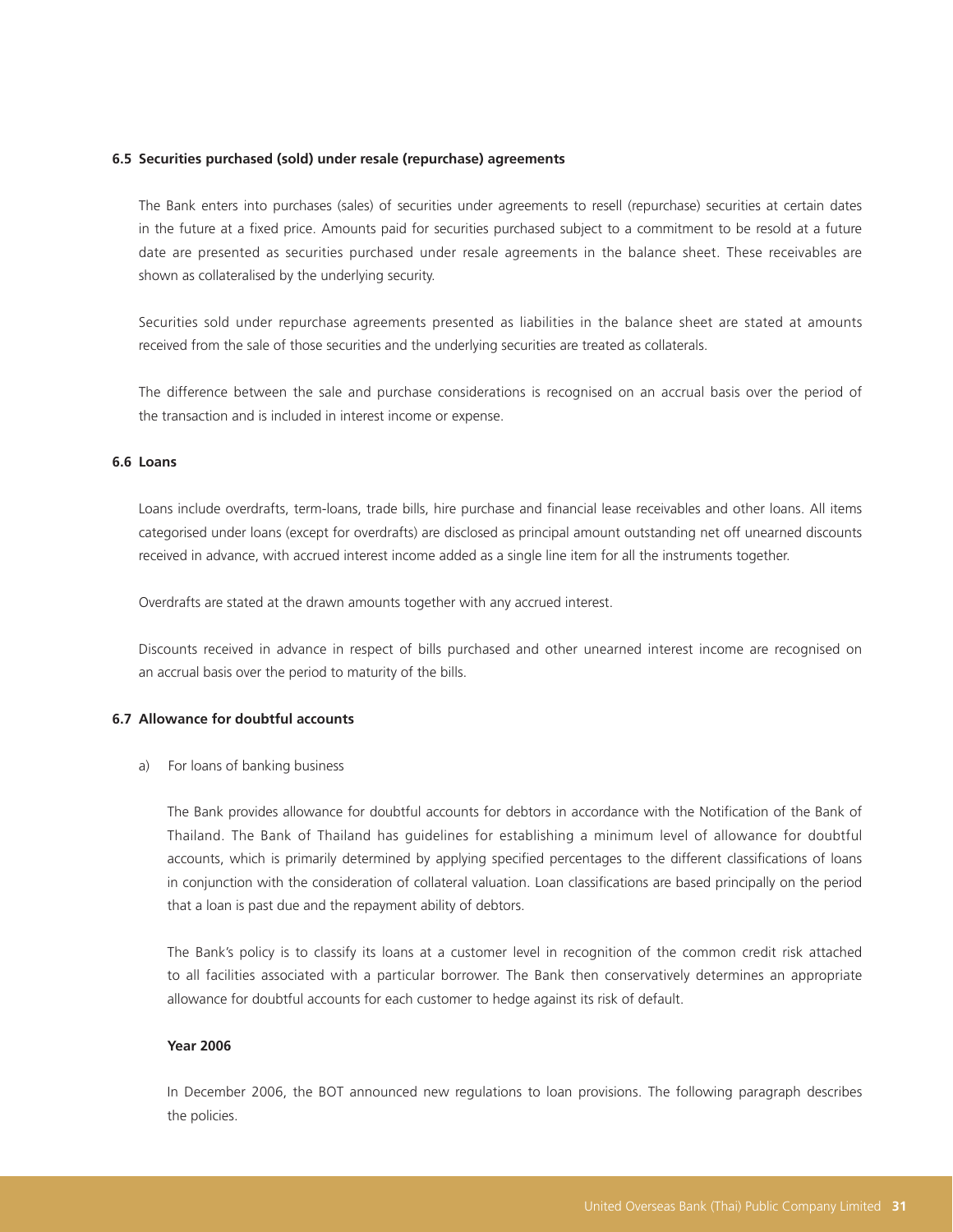### 6.5 Securities purchased (sold) under resale (repurchase) agreements

The Bank enters into purchases (sales) of securities under agreements to resell (repurchase) securities at certain dates in the future at a fixed price. Amounts paid for securities purchased subject to a commitment to be resold at a future date are presented as securities purchased under resale agreements in the balance sheet. These receivables are shown as collateralised by the underlying security.

Securities sold under repurchase agreements presented as liabilities in the balance sheet are stated at amounts received from the sale of those securities and the underlying securities are treated as collaterals.

The difference between the sale and purchase considerations is recognised on an accrual basis over the period of the transaction and is included in interest income or expense.

### 6.6 Loans

Loans include overdrafts, term-loans, trade bills, hire purchase and financial lease receivables and other loans. All items categorised under loans (except for overdrafts) are disclosed as principal amount outstanding net off unearned discounts received in advance, with accrued interest income added as a single line item for all the instruments together.

Overdrafts are stated at the drawn amounts together with any accrued interest.

Discounts received in advance in respect of bills purchased and other unearned interest income are recognised on an accrual basis over the period to maturity of the bills.

### 6.7 Allowance for doubtful accounts

a) For loans of banking business

The Bank provides allowance for doubtful accounts for debtors in accordance with the Notification of the Bank of Thailand. The Bank of Thailand has guidelines for establishing a minimum level of allowance for doubtful accounts, which is primarily determined by applying specified percentages to the different classifications of loans in conjunction with the consideration of collateral valuation. Loan classifications are based principally on the period that a loan is past due and the repayment ability of debtors.

The Bank's policy is to classify its loans at a customer level in recognition of the common credit risk attached to all facilities associated with a particular borrower. The Bank then conservatively determines an appropriate allowance for doubtful accounts for each customer to hedge against its risk of default.

**Year 2006**

In December 2006, the BOT announced new regulations to loan provisions. The following paragraph describes the policies.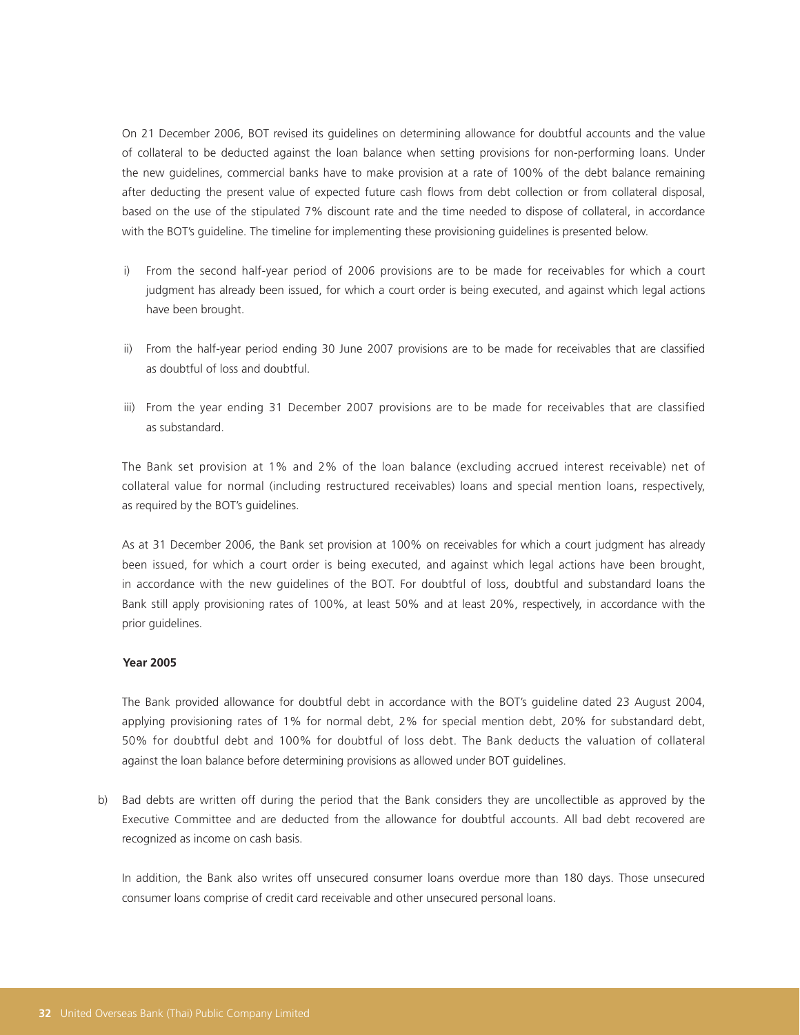On 21 December 2006, BOT revised its guidelines on determining allowance for doubtful accounts and the value of collateral to be deducted against the loan balance when setting provisions for non-performing loans. Under the new guidelines, commercial banks have to make provision at a rate of 100% of the debt balance remaining after deducting the present value of expected future cash flows from debt collection or from collateral disposal, based on the use of the stipulated 7% discount rate and the time needed to dispose of collateral, in accordance with the BOT's guideline. The timeline for implementing these provisioning guidelines is presented below.

i) From the second half-year period of 2006 provisions are to be made for receivables for which a court judgment has already been issued, for which a court order is being executed, and against which legal actions have been brought.

ii) From the half-year period ending 30 June 2007 provisions are to be made for receivables that are classified as doubtful of loss and doubtful.

iii) From the year ending 31 December 2007 provisions are to be made for receivables that are classified as substandard.

The Bank set provision at 1% and 2% of the loan balance (excluding accrued interest receivable) net of collateral value for normal (including restructured receivables) loans and special mention loans, respectively, as required by the BOT's guidelines.

As at 31 December 2006, the Bank set provision at 100% on receivables for which a court judgment has already been issued, for which a court order is being executed, and against which legal actions have been brought, in accordance with the new guidelines of the BOT. For doubtful of loss, doubtful and substandard loans the Bank still apply provisioning rates of 100%, at least 50% and at least 20%, respectively, in accordance with the prior guidelines.

**Year 2005**

The Bank provided allowance for doubtful debt in accordance with the BOT's guideline dated 23 August 2004, applying provisioning rates of 1% for normal debt, 2% for special mention debt, 20% for substandard debt, 50% for doubtful debt and 100% for doubtful of loss debt. The Bank deducts the valuation of collateral against the loan balance before determining provisions as allowed under BOT guidelines.

b) Bad debts are written off during the period that the Bank considers they are uncollectible as approved by the Executive Committee and are deducted from the allowance for doubtful accounts. All bad debt recovered are recognized as income on cash basis.

In addition, the Bank also writes off unsecured consumer loans overdue more than 180 days. Those unsecured consumer loans comprise of credit card receivable and other unsecured personal loans.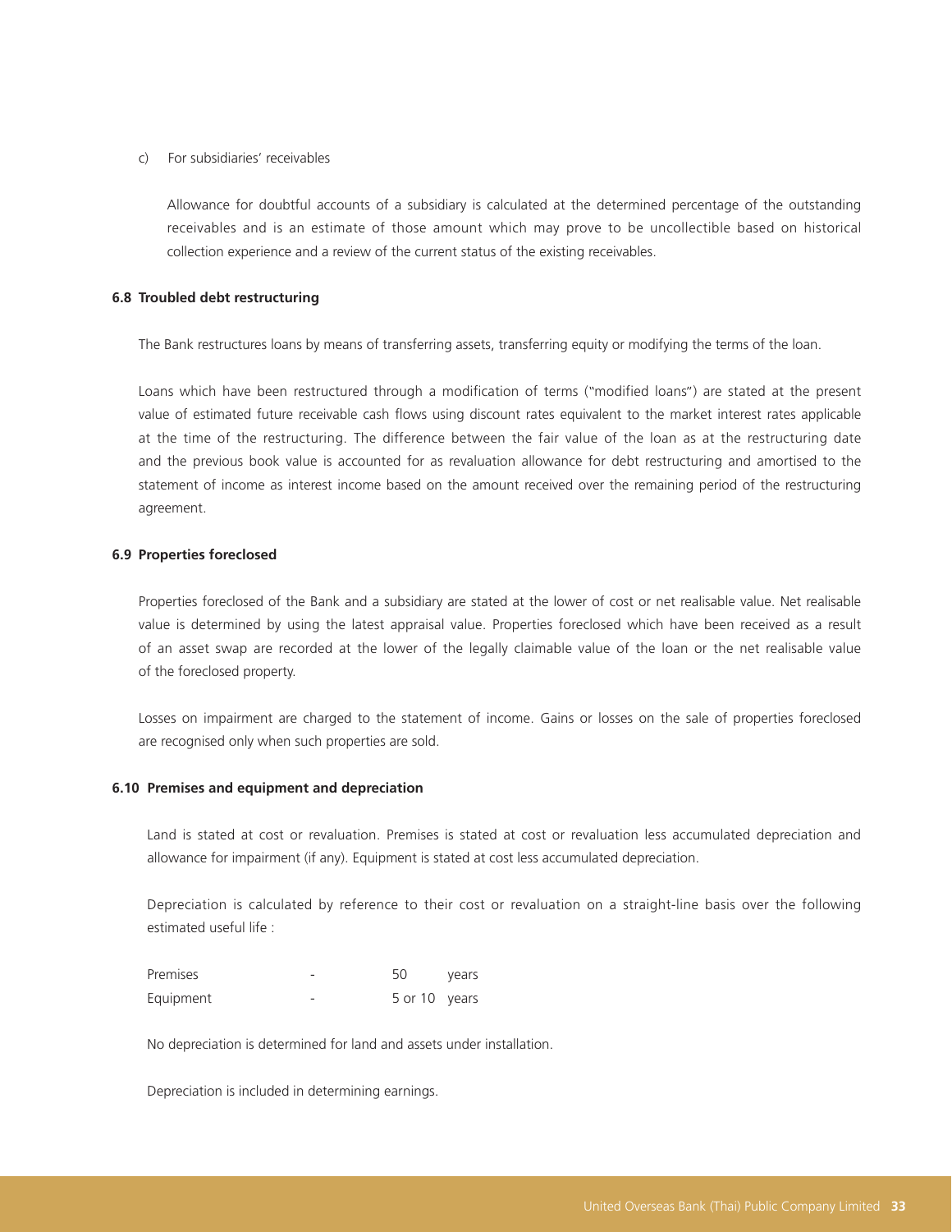c) For subsidiaries' receivables

Allowance for doubtful accounts of a subsidiary is calculated at the determined percentage of the outstanding receivables and is an estimate of those amount which may prove to be uncollectible based on historical collection experience and a review of the current status of the existing receivables.

**6.8 Troubled debt restructuring**

The Bank restructures loans by means of transferring assets, transferring equity or modifying the terms of the loan.

Loans which have been restructured through a modification of terms ("modified loans") are stated at the present value of estimated future receivable cash flows using discount rates equivalent to the market interest rates applicable at the time of the restructuring. The difference between the fair value of the loan as at the restructuring date and the previous book value is accounted for as revaluation allowance for debt restructuring and amortised to the statement of income as interest income based on the amount received over the remaining period of the restructuring agreement.

**6.9 Properties foreclosed**

Properties foreclosed of the Bank and a subsidiary are stated at the lower of cost or net realisable value. Net realisable value is determined by using the latest appraisal value. Properties foreclosed which have been received as a result of an asset swap are recorded at the lower of the legally claimable value of the loan or the net realisable value of the foreclosed property.

Losses on impairment are charged to the statement of income. Gains or losses on the sale of properties foreclosed are recognised only when such properties are sold.

**6.10 Premises and equipment and depreciation**

Land is stated at cost or revaluation. Premises is stated at cost or revaluation less accumulated depreciation and allowance for impairment (if any). Equipment is stated at cost less accumulated depreciation.

Depreciation is calculated by reference to their cost or revaluation on a straight-line basis over the following estimated useful life :

| | | | |
|---|---|---|---|
| Premises | - | 50 | years |
| Equipment | - | 5 or 10 | years |

No depreciation is determined for land and assets under installation.

Depreciation is included in determining earnings.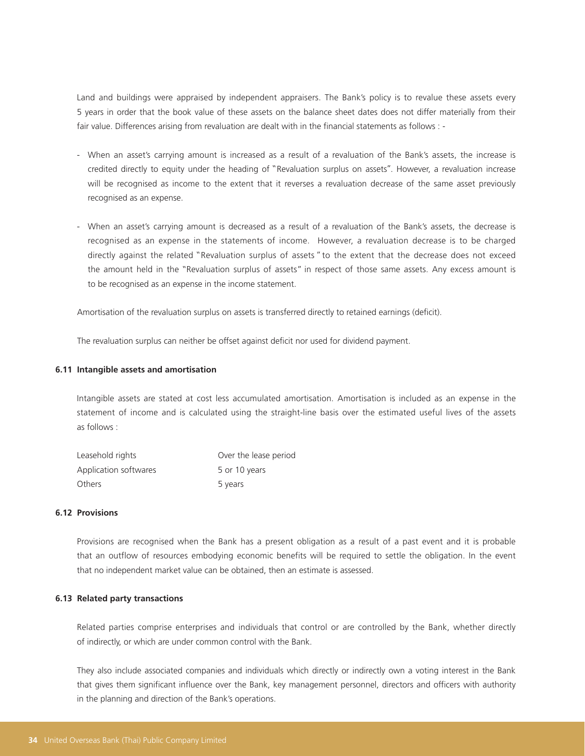Land and buildings were appraised by independent appraisers. The Bank's policy is to revalue these assets every 5 years in order that the book value of these assets on the balance sheet dates does not differ materially from their fair value. Differences arising from revaluation are dealt with in the financial statements as follows : -

- When an asset's carrying amount is increased as a result of a revaluation of the Bank's assets, the increase is credited directly to equity under the heading of "Revaluation surplus on assets". However, a revaluation increase will be recognised as income to the extent that it reverses a revaluation decrease of the same asset previously recognised as an expense.
- When an asset's carrying amount is decreased as a result of a revaluation of the Bank's assets, the decrease is recognised as an expense in the statements of income. However, a revaluation decrease is to be charged directly against the related "Revaluation surplus of assets" to the extent that the decrease does not exceed the amount held in the "Revaluation surplus of assets" in respect of those same assets. Any excess amount is to be recognised as an expense in the income statement.

Amortisation of the revaluation surplus on assets is transferred directly to retained earnings (deficit).

The revaluation surplus can neither be offset against deficit nor used for dividend payment.

### 6.11 Intangible assets and amortisation

Intangible assets are stated at cost less accumulated amortisation. Amortisation is included as an expense in the statement of income and is calculated using the straight-line basis over the estimated useful lives of the assets as follows :

| | |
|---|---|
| Leasehold rights | Over the lease period |
| Application softwares | 5 or 10 years |
| Others | 5 years |

### 6.12 Provisions

Provisions are recognised when the Bank has a present obligation as a result of a past event and it is probable that an outflow of resources embodying economic benefits will be required to settle the obligation. In the event that no independent market value can be obtained, then an estimate is assessed.

### 6.13 Related party transactions

Related parties comprise enterprises and individuals that control or are controlled by the Bank, whether directly of indirectly, or which are under common control with the Bank.

They also include associated companies and individuals which directly or indirectly own a voting interest in the Bank that gives them significant influence over the Bank, key management personnel, directors and officers with authority in the planning and direction of the Bank's operations.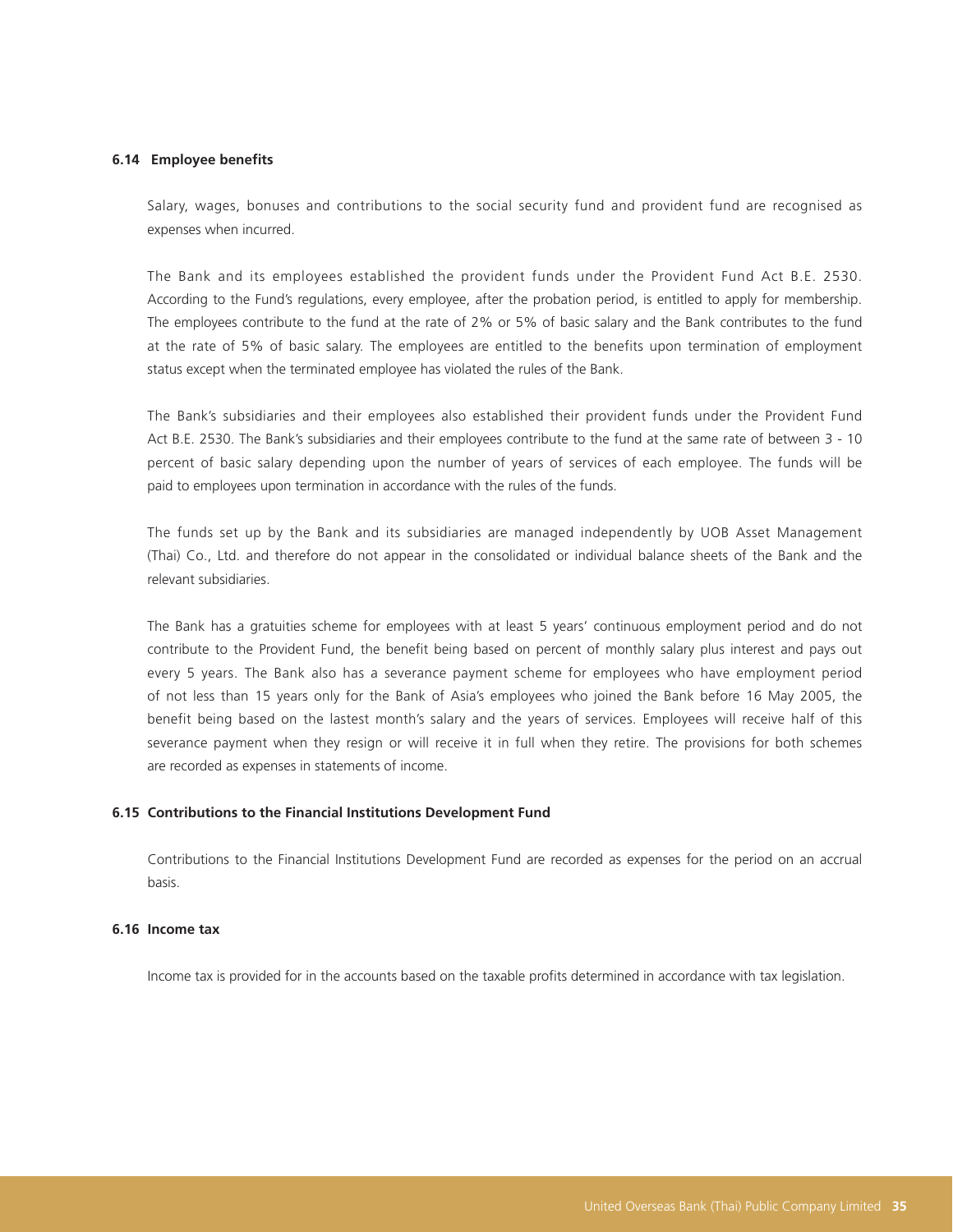### 6.14 Employee benefits

Salary, wages, bonuses and contributions to the social security fund and provident fund are recognised as expenses when incurred.

The Bank and its employees established the provident funds under the Provident Fund Act B.E. 2530. According to the Fund's regulations, every employee, after the probation period, is entitled to apply for membership. The employees contribute to the fund at the rate of 2% or 5% of basic salary and the Bank contributes to the fund at the rate of 5% of basic salary. The employees are entitled to the benefits upon termination of employment status except when the terminated employee has violated the rules of the Bank.

The Bank's subsidiaries and their employees also established their provident funds under the Provident Fund Act B.E. 2530. The Bank's subsidiaries and their employees contribute to the fund at the same rate of between 3 - 10 percent of basic salary depending upon the number of years of services of each employee. The funds will be paid to employees upon termination in accordance with the rules of the funds.

The funds set up by the Bank and its subsidiaries are managed independently by UOB Asset Management (Thai) Co., Ltd. and therefore do not appear in the consolidated or individual balance sheets of the Bank and the relevant subsidiaries.

The Bank has a gratuities scheme for employees with at least 5 years' continuous employment period and do not contribute to the Provident Fund, the benefit being based on percent of monthly salary plus interest and pays out every 5 years. The Bank also has a severance payment scheme for employees who have employment period of not less than 15 years only for the Bank of Asia's employees who joined the Bank before 16 May 2005, the benefit being based on the lastest month's salary and the years of services. Employees will receive half of this severance payment when they resign or will receive it in full when they retire. The provisions for both schemes are recorded as expenses in statements of income.

### 6.15 Contributions to the Financial Institutions Development Fund

Contributions to the Financial Institutions Development Fund are recorded as expenses for the period on an accrual basis.

### 6.16 Income tax

Income tax is provided for in the accounts based on the taxable profits determined in accordance with tax legislation.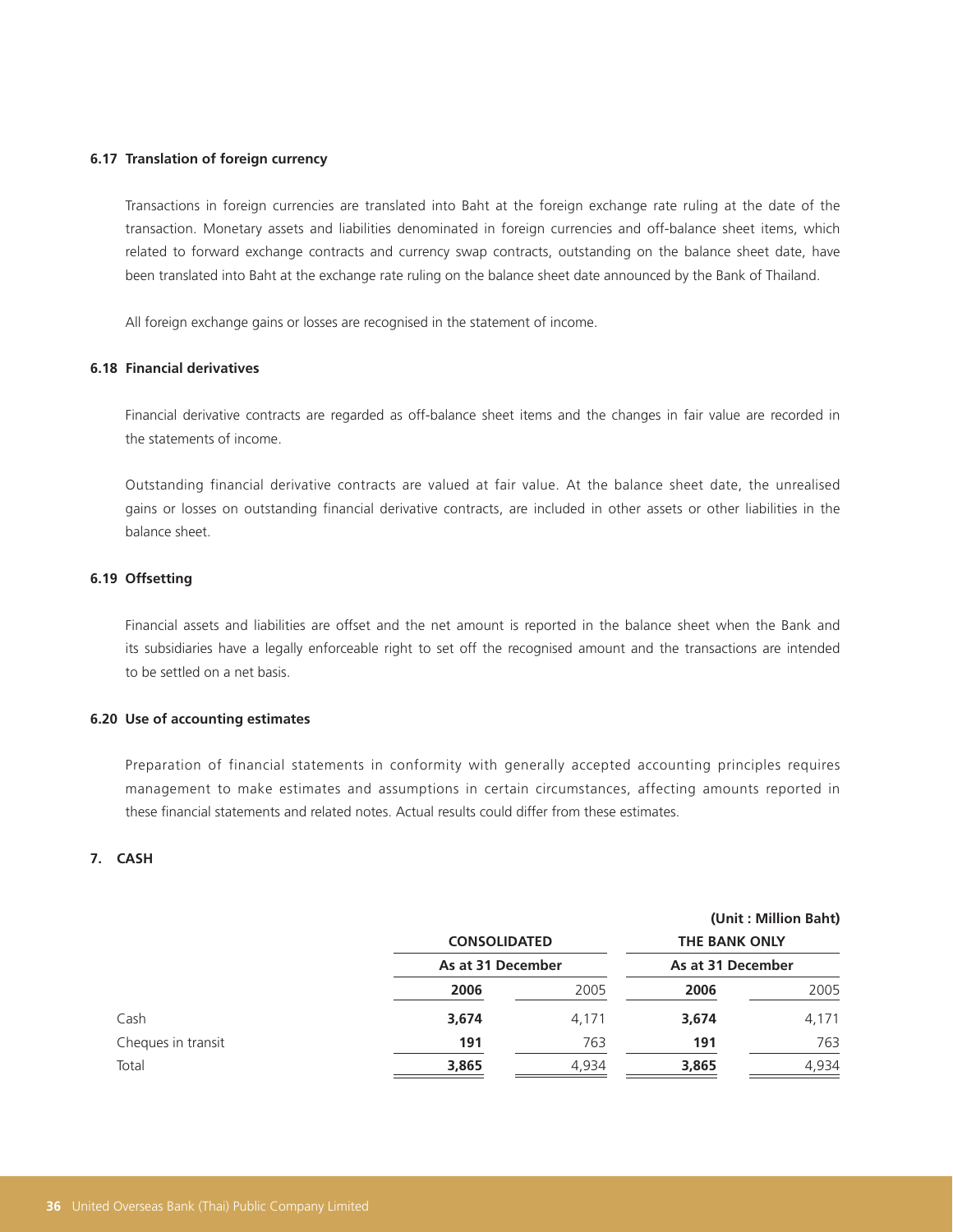### 6.17 Translation of foreign currency

Transactions in foreign currencies are translated into Baht at the foreign exchange rate ruling at the date of the transaction. Monetary assets and liabilities denominated in foreign currencies and off-balance sheet items, which related to forward exchange contracts and currency swap contracts, outstanding on the balance sheet date, have been translated into Baht at the exchange rate ruling on the balance sheet date announced by the Bank of Thailand.

All foreign exchange gains or losses are recognised in the statement of income.

### 6.18 Financial derivatives

Financial derivative contracts are regarded as off-balance sheet items and the changes in fair value are recorded in the statements of income.

Outstanding financial derivative contracts are valued at fair value. At the balance sheet date, the unrealised gains or losses on outstanding financial derivative contracts, are included in other assets or other liabilities in the balance sheet.

### 6.19 Offsetting

Financial assets and liabilities are offset and the net amount is reported in the balance sheet when the Bank and its subsidiaries have a legally enforceable right to set off the recognised amount and the transactions are intended to be settled on a net basis.

### 6.20 Use of accounting estimates

Preparation of financial statements in conformity with generally accepted accounting principles requires management to make estimates and assumptions in certain circumstances, affecting amounts reported in these financial statements and related notes. Actual results could differ from these estimates.

## 7. CASH

**(Unit : Million Baht)**

| | **CONSOLIDATED** | | **THE BANK ONLY** | |
|---|---|---|---|---|
| | **As at 31 December** | | **As at 31 December** | |
| | **2006** | 2005 | **2006** | 2005 |
| Cash | **3,674** | 4,171 | **3,674** | 4,171 |
| Cheques in transit | **191** | 763 | **191** | 763 |
| Total | **3,865** | 4,934 | **3,865** | 4,934 |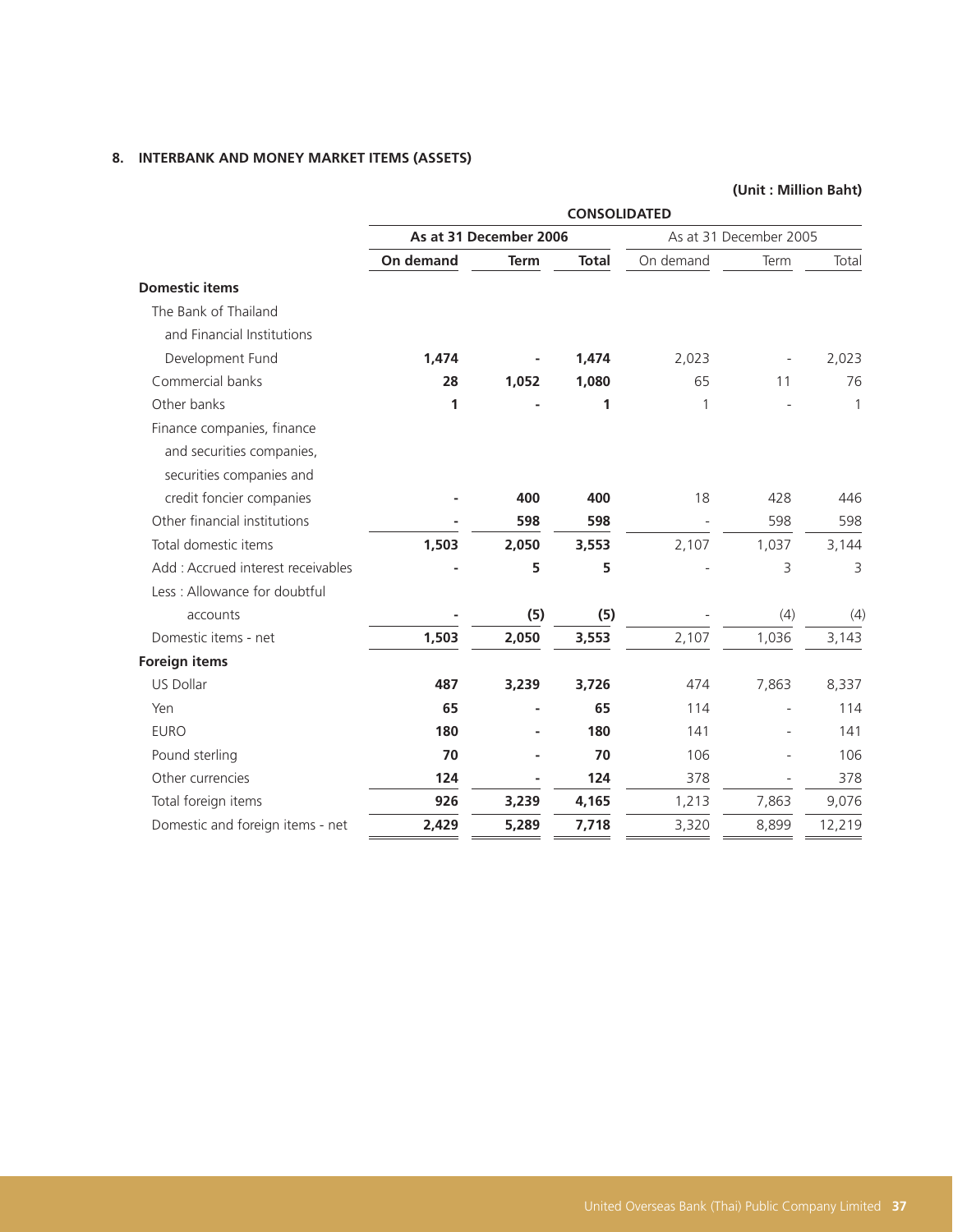## 8. INTERBANK AND MONEY MARKET ITEMS (ASSETS)

**(Unit : Million Baht)**

| | CONSOLIDATED | | | | | |
|---|---|---|---|---|---|---|
| | **As at 31 December 2006** | | | As at 31 December 2005 | | |
| | **On demand** | **Term** | **Total** | On demand | Term | Total |
| **Domestic items** | | | | | | |
| The Bank of Thailand and Financial Institutions Development Fund | **1,474** | **-** | **1,474** | 2,023 | - | 2,023 |
| Commercial banks | **28** | **1,052** | **1,080** | 65 | 11 | 76 |
| Other banks | **1** | **-** | **1** | 1 | - | 1 |
| Finance companies, finance and securities companies, securities companies and credit foncier companies | **-** | **400** | **400** | 18 | 428 | 446 |
| Other financial institutions | **-** | **598** | **598** | - | 598 | 598 |
| Total domestic items | **1,503** | **2,050** | **3,553** | 2,107 | 1,037 | 3,144 |
| Add : Accrued interest receivables | **-** | **5** | **5** | - | 3 | 3 |
| Less : Allowance for doubtful accounts | **-** | **(5)** | **(5)** | - | (4) | (4) |
| Domestic items - net | **1,503** | **2,050** | **3,553** | 2,107 | 1,036 | 3,143 |
| **Foreign items** | | | | | | |
| US Dollar | **487** | **3,239** | **3,726** | 474 | 7,863 | 8,337 |
| Yen | **65** | **-** | **65** | 114 | - | 114 |
| EURO | **180** | **-** | **180** | 141 | - | 141 |
| Pound sterling | **70** | **-** | **70** | 106 | - | 106 |
| Other currencies | **124** | **-** | **124** | 378 | - | 378 |
| Total foreign items | **926** | **3,239** | **4,165** | 1,213 | 7,863 | 9,076 |
| Domestic and foreign items - net | **2,429** | **5,289** | **7,718** | 3,320 | 8,899 | 12,219 |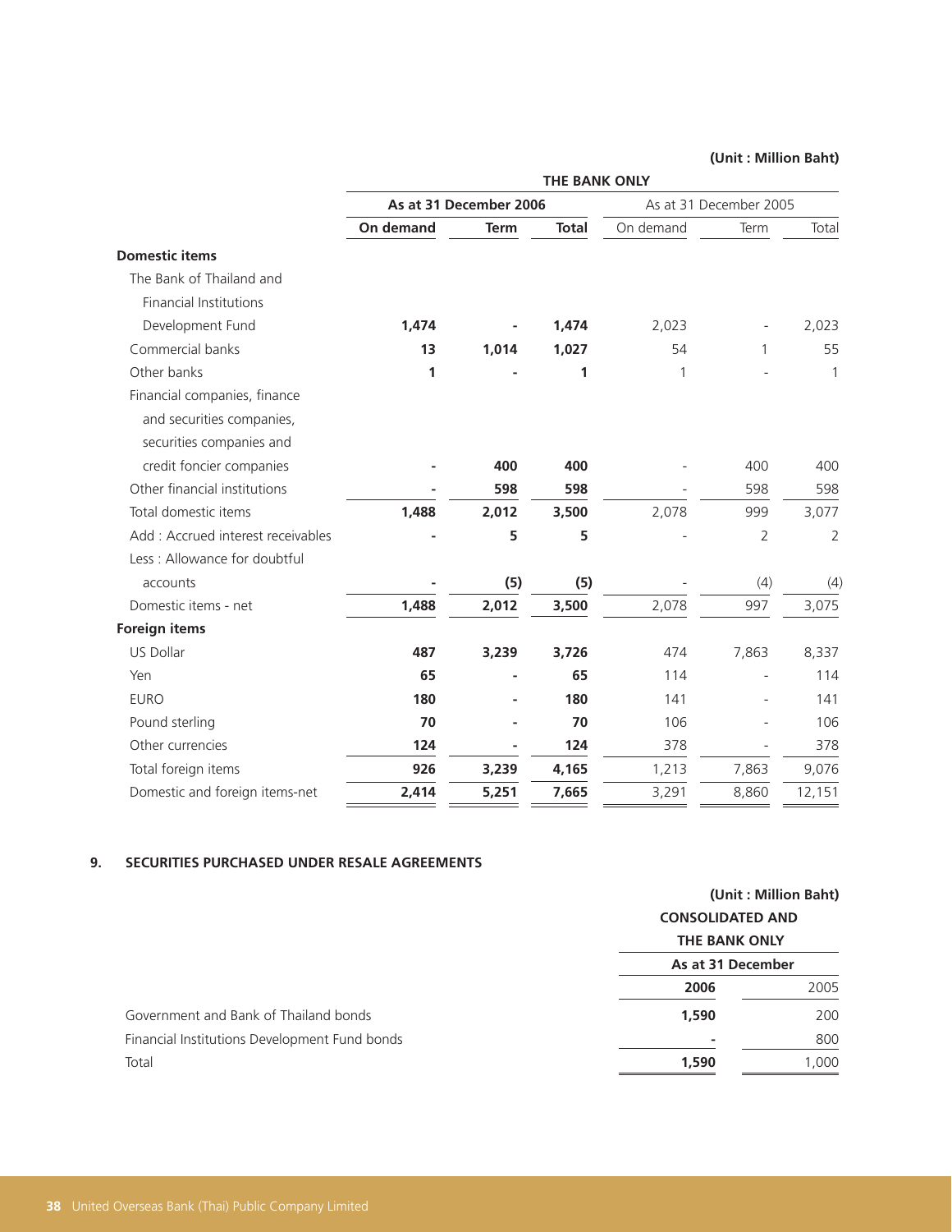(Unit : Million Baht)

| | THE BANK ONLY | | | | | |
|---|---|---|---|---|---|---|
| | As at 31 December 2006 | | | As at 31 December 2005 | | |
| | **On demand** | **Term** | **Total** | On demand | Term | Total |
| **Domestic items** | | | | | | |
| The Bank of Thailand and Financial Institutions Development Fund | **1,474** | **-** | **1,474** | 2,023 | - | 2,023 |
| Commercial banks | **13** | **1,014** | **1,027** | 54 | 1 | 55 |
| Other banks | **1** | **-** | **1** | 1 | - | 1 |
| Financial companies, finance and securities companies, securities companies and credit foncier companies | **-** | **400** | **400** | - | 400 | 400 |
| Other financial institutions | **-** | **598** | **598** | - | 598 | 598 |
| Total domestic items | **1,488** | **2,012** | **3,500** | 2,078 | 999 | 3,077 |
| Add : Accrued interest receivables | **-** | **5** | **5** | - | 2 | 2 |
| Less : Allowance for doubtful accounts | **-** | **(5)** | **(5)** | - | (4) | (4) |
| Domestic items - net | **1,488** | **2,012** | **3,500** | 2,078 | 997 | 3,075 |
| **Foreign items** | | | | | | |
| US Dollar | **487** | **3,239** | **3,726** | 474 | 7,863 | 8,337 |
| Yen | **65** | **-** | **65** | 114 | - | 114 |
| EURO | **180** | **-** | **180** | 141 | - | 141 |
| Pound sterling | **70** | **-** | **70** | 106 | - | 106 |
| Other currencies | **124** | **-** | **124** | 378 | - | 378 |
| Total foreign items | **926** | **3,239** | **4,165** | 1,213 | 7,863 | 9,076 |
| Domestic and foreign items-net | **2,414** | **5,251** | **7,665** | 3,291 | 8,860 | 12,151 |

## 9. SECURITIES PURCHASED UNDER RESALE AGREEMENTS

(Unit : Million Baht)

| | CONSOLIDATED AND THE BANK ONLY | |
|---|---|---|
| | As at 31 December | |
| | **2006** | 2005 |
| Government and Bank of Thailand bonds | **1,590** | 200 |
| Financial Institutions Development Fund bonds | **-** | 800 |
| Total | **1,590** | 1,000 |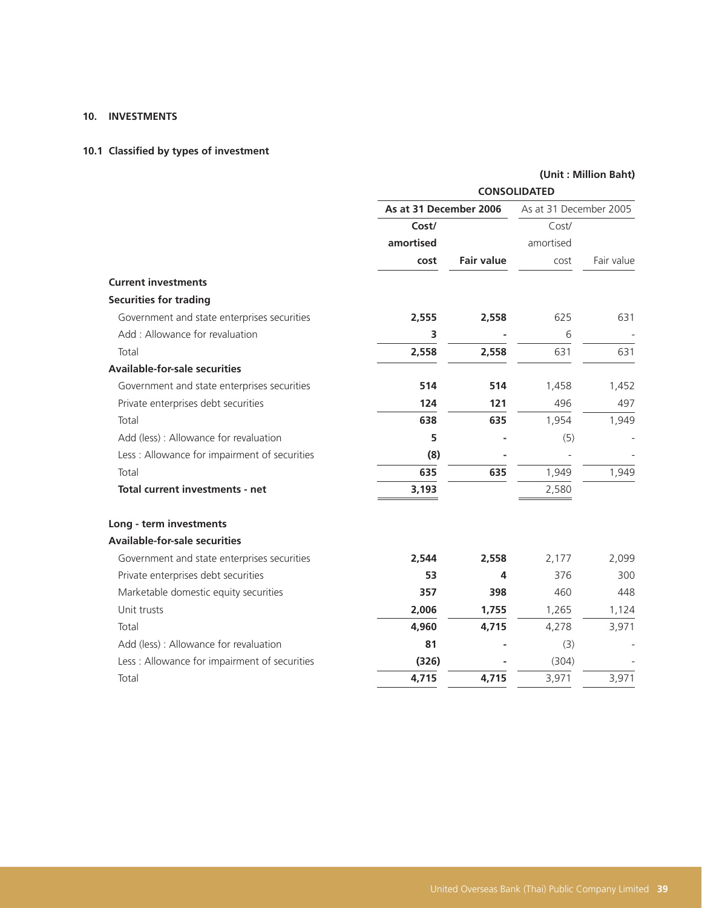## 10. INVESTMENTS

### 10.1 Classified by types of investment

(Unit : Million Baht)

| | CONSOLIDATED | | | |
|---|---|---|---|---|
| | As at 31 December 2006 | | As at 31 December 2005 | |
| | Cost/ amortised cost | Fair value | Cost/ amortised cost | Fair value |
| **Current investments** | | | | |
| **Securities for trading** | | | | |
| Government and state enterprises securities | 2,555 | 2,558 | 625 | 631 |
| Add : Allowance for revaluation | 3 | - | 6 | - |
| Total | 2,558 | 2,558 | 631 | 631 |
| **Available-for-sale securities** | | | | |
| Government and state enterprises securities | 514 | 514 | 1,458 | 1,452 |
| Private enterprises debt securities | 124 | 121 | 496 | 497 |
| Total | 638 | 635 | 1,954 | 1,949 |
| Add (less) : Allowance for revaluation | 5 | - | (5) | - |
| Less : Allowance for impairment of securities | (8) | - | - | - |
| Total | 635 | 635 | 1,949 | 1,949 |
| **Total current investments - net** | 3,193 | | 2,580 | |
| | | | | |
| **Long - term investments** | | | | |
| **Available-for-sale securities** | | | | |
| Government and state enterprises securities | 2,544 | 2,558 | 2,177 | 2,099 |
| Private enterprises debt securities | 53 | 4 | 376 | 300 |
| Marketable domestic equity securities | 357 | 398 | 460 | 448 |
| Unit trusts | 2,006 | 1,755 | 1,265 | 1,124 |
| Total | 4,960 | 4,715 | 4,278 | 3,971 |
| Add (less) : Allowance for revaluation | 81 | - | (3) | - |
| Less : Allowance for impairment of securities | (326) | - | (304) | - |
| Total | 4,715 | 4,715 | 3,971 | 3,971 |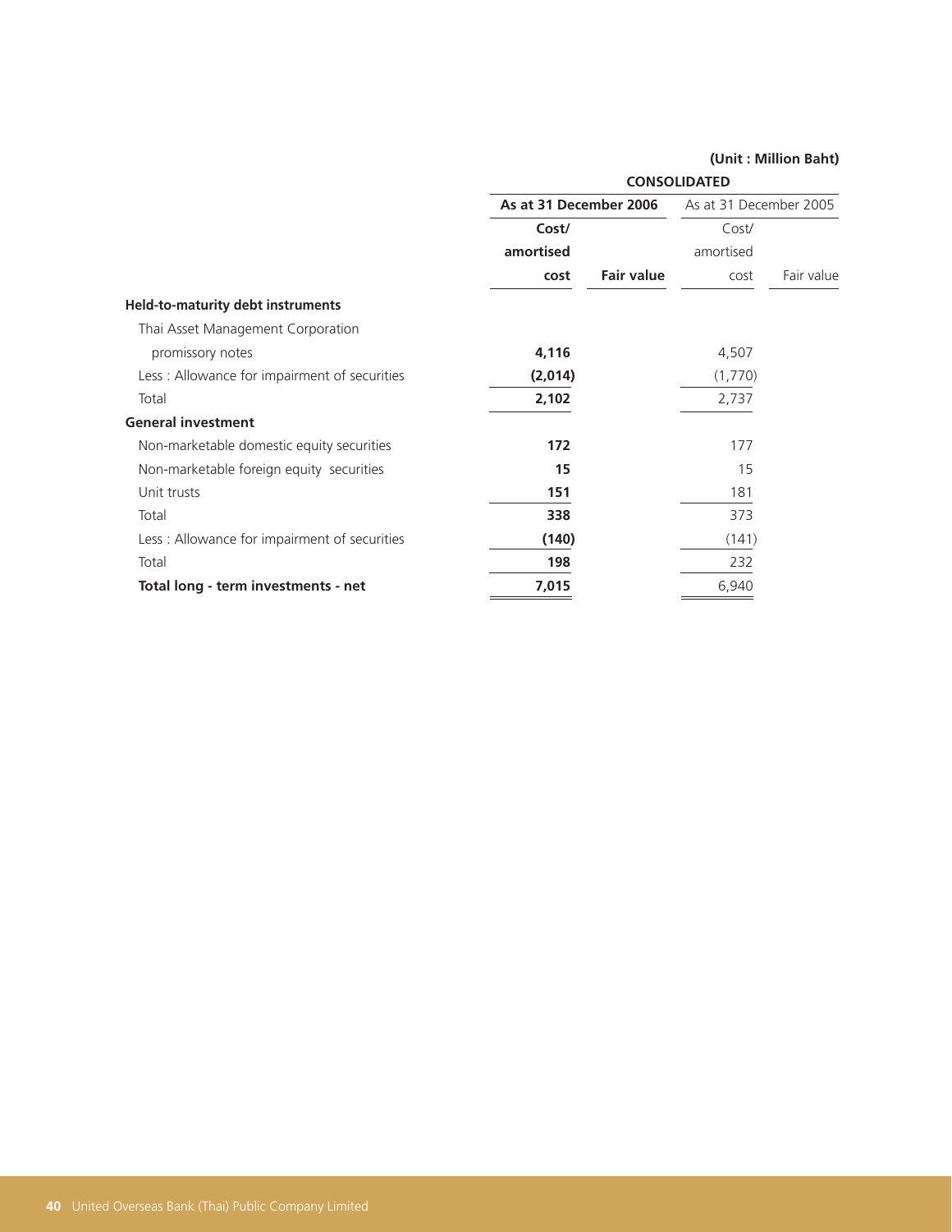(Unit : Million Baht)

| | CONSOLIDATED | | | |
|---|---|---|---|---|
| | **As at 31 December 2006** | | As at 31 December 2005 | |
| | **Cost/ amortised cost** | **Fair value** | Cost/ amortised cost | Fair value |
| **Held-to-maturity debt instruments** | | | | |
| Thai Asset Management Corporation promissory notes | **4,116** | | 4,507 | |
| Less : Allowance for impairment of securities | **(2,014)** | | (1,770) | |
| Total | **2,102** | | 2,737 | |
| **General investment** | | | | |
| Non-marketable domestic equity securities | **172** | | 177 | |
| Non-marketable foreign equity securities | **15** | | 15 | |
| Unit trusts | **151** | | 181 | |
| Total | **338** | | 373 | |
| Less : Allowance for impairment of securities | **(140)** | | (141) | |
| Total | **198** | | 232 | |
| **Total long - term investments - net** | **7,015** | | 6,940 | |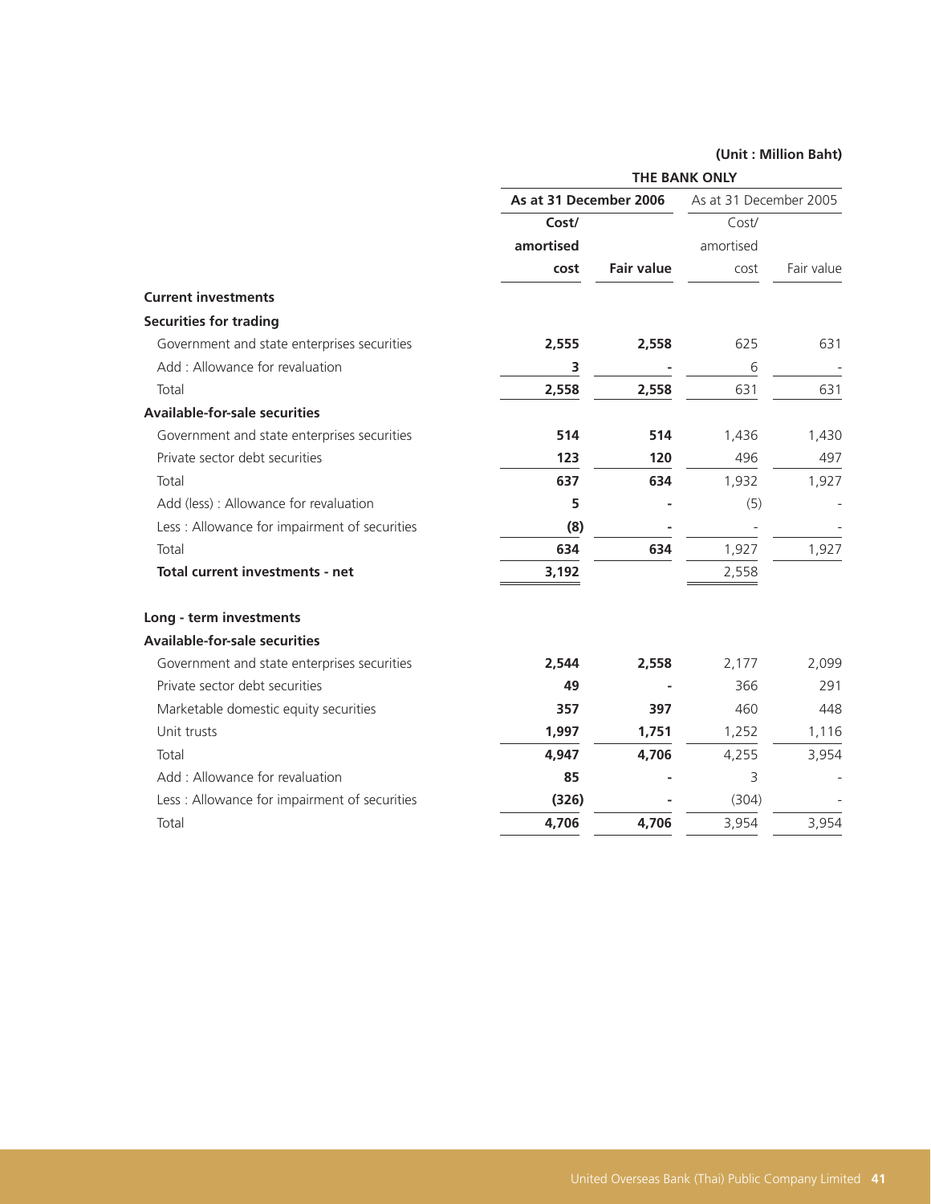(Unit : Million Baht)

| | THE BANK ONLY | | | |
|---|---|---|---|---|
| | **As at 31 December 2006** | | As at 31 December 2005 | |
| | **Cost/ amortised cost** | **Fair value** | Cost/ amortised cost | Fair value |
| **Current investments** | | | | |
| **Securities for trading** | | | | |
| Government and state enterprises securities | **2,555** | **2,558** | 625 | 631 |
| Add : Allowance for revaluation | **3** | **-** | 6 | - |
| Total | **2,558** | **2,558** | 631 | 631 |
| **Available-for-sale securities** | | | | |
| Government and state enterprises securities | **514** | **514** | 1,436 | 1,430 |
| Private sector debt securities | **123** | **120** | 496 | 497 |
| Total | **637** | **634** | 1,932 | 1,927 |
| Add (less) : Allowance for revaluation | **5** | **-** | (5) | - |
| Less : Allowance for impairment of securities | **(8)** | **-** | - | - |
| Total | **634** | **634** | 1,927 | 1,927 |
| **Total current investments - net** | **3,192** | | 2,558 | |
| | | | | |
| **Long - term investments** | | | | |
| **Available-for-sale securities** | | | | |
| Government and state enterprises securities | **2,544** | **2,558** | 2,177 | 2,099 |
| Private sector debt securities | **49** | **-** | 366 | 291 |
| Marketable domestic equity securities | **357** | **397** | 460 | 448 |
| Unit trusts | **1,997** | **1,751** | 1,252 | 1,116 |
| Total | **4,947** | **4,706** | 4,255 | 3,954 |
| Add : Allowance for revaluation | **85** | **-** | 3 | - |
| Less : Allowance for impairment of securities | **(326)** | **-** | (304) | - |
| Total | **4,706** | **4,706** | 3,954 | 3,954 |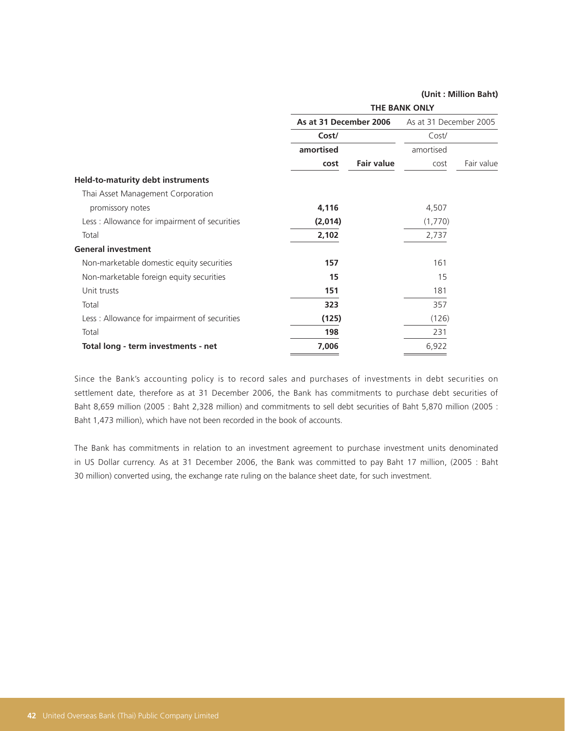(Unit : Million Baht)

| | THE BANK ONLY | | | |
|---|---|---|---|---|
| | **As at 31 December 2006** | | As at 31 December 2005 | |
| | **Cost/ amortised cost** | **Fair value** | Cost/ amortised cost | Fair value |
| **Held-to-maturity debt instruments** | | | | |
| Thai Asset Management Corporation promissory notes | **4,116** | | 4,507 | |
| Less : Allowance for impairment of securities | **(2,014)** | | (1,770) | |
| Total | **2,102** | | 2,737 | |
| **General investment** | | | | |
| Non-marketable domestic equity securities | **157** | | 161 | |
| Non-marketable foreign equity securities | **15** | | 15 | |
| Unit trusts | **151** | | 181 | |
| Total | **323** | | 357 | |
| Less : Allowance for impairment of securities | **(125)** | | (126) | |
| Total | **198** | | 231 | |
| **Total long - term investments - net** | **7,006** | | 6,922 | |

Since the Bank's accounting policy is to record sales and purchases of investments in debt securities on settlement date, therefore as at 31 December 2006, the Bank has commitments to purchase debt securities of Baht 8,659 million (2005 : Baht 2,328 million) and commitments to sell debt securities of Baht 5,870 million (2005 : Baht 1,473 million), which have not been recorded in the book of accounts.

The Bank has commitments in relation to an investment agreement to purchase investment units denominated in US Dollar currency. As at 31 December 2006, the Bank was committed to pay Baht 17 million, (2005 : Baht 30 million) converted using, the exchange rate ruling on the balance sheet date, for such investment.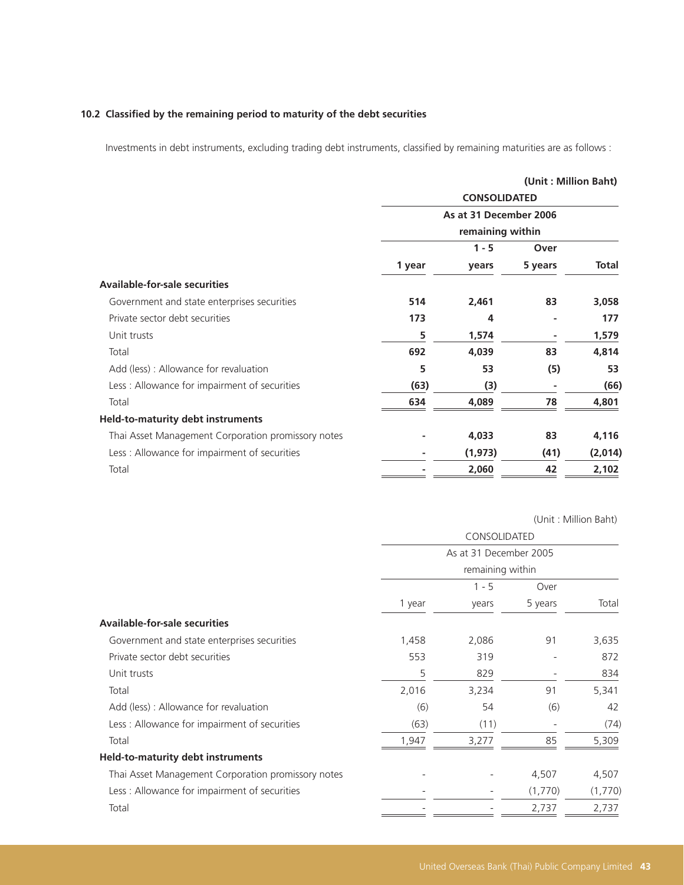### 10.2 Classified by the remaining period to maturity of the debt securities

Investments in debt instruments, excluding trading debt instruments, classified by remaining maturities are as follows :

**(Unit : Million Baht)**

| | **CONSOLIDATED** | | | |
|---|---|---|---|---|
| | **As at 31 December 2006** | | | |
| | **remaining within** | | | |
| | **1 year** | **1 - 5 years** | **Over 5 years** | **Total** |
| **Available-for-sale securities** | | | | |
| Government and state enterprises securities | **514** | **2,461** | **83** | **3,058** |
| Private sector debt securities | **173** | **4** | **-** | **177** |
| Unit trusts | **5** | **1,574** | **-** | **1,579** |
| Total | **692** | **4,039** | **83** | **4,814** |
| Add (less) : Allowance for revaluation | **5** | **53** | **(5)** | **53** |
| Less : Allowance for impairment of securities | **(63)** | **(3)** | **-** | **(66)** |
| Total | **634** | **4,089** | **78** | **4,801** |
| **Held-to-maturity debt instruments** | | | | |
| Thai Asset Management Corporation promissory notes | **-** | **4,033** | **83** | **4,116** |
| Less : Allowance for impairment of securities | **-** | **(1,973)** | **(41)** | **(2,014)** |
| Total | **-** | **2,060** | **42** | **2,102** |

(Unit : Million Baht)

| | CONSOLIDATED | | | |
|---|---|---|---|---|
| | As at 31 December 2005 | | | |
| | remaining within | | | |
| | 1 year | 1 - 5 years | Over 5 years | Total |
| **Available-for-sale securities** | | | | |
| Government and state enterprises securities | 1,458 | 2,086 | 91 | 3,635 |
| Private sector debt securities | 553 | 319 | - | 872 |
| Unit trusts | 5 | 829 | - | 834 |
| Total | 2,016 | 3,234 | 91 | 5,341 |
| Add (less) : Allowance for revaluation | (6) | 54 | (6) | 42 |
| Less : Allowance for impairment of securities | (63) | (11) | - | (74) |
| Total | 1,947 | 3,277 | 85 | 5,309 |
| **Held-to-maturity debt instruments** | | | | |
| Thai Asset Management Corporation promissory notes | - | - | 4,507 | 4,507 |
| Less : Allowance for impairment of securities | - | - | (1,770) | (1,770) |
| Total | - | - | 2,737 | 2,737 |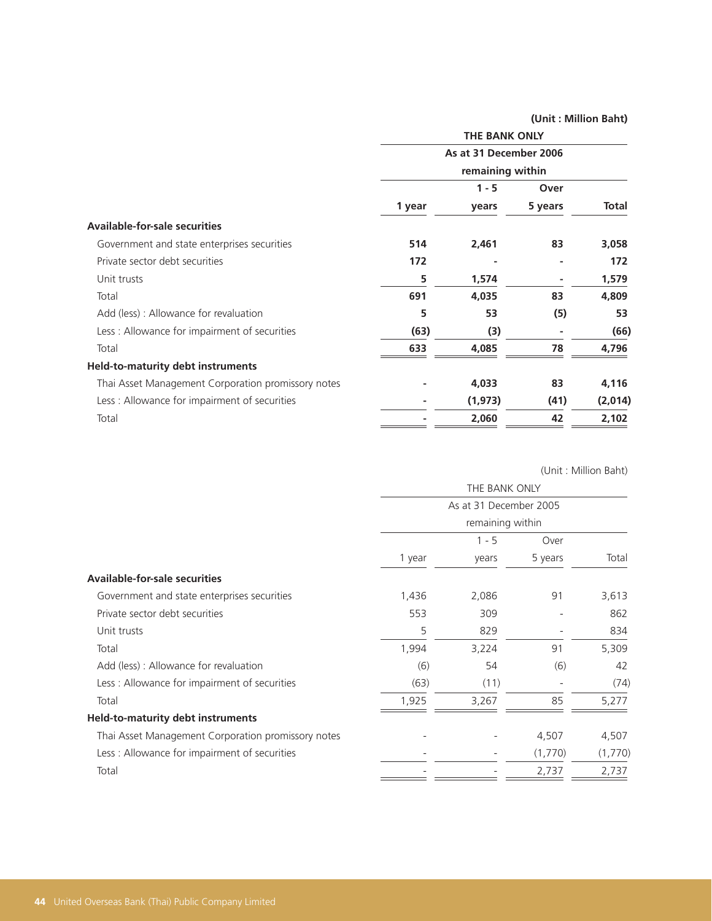(Unit : Million Baht)

| | THE BANK ONLY | | | |
|---|---|---|---|---|
| | As at 31 December 2006 | | | |
| | remaining within | | | |
| | 1 year | 1 - 5 years | Over 5 years | Total |
| **Available-for-sale securities** | | | | |
| Government and state enterprises securities | **514** | **2,461** | **83** | **3,058** |
| Private sector debt securities | **172** | **-** | **-** | **172** |
| Unit trusts | **5** | **1,574** | **-** | **1,579** |
| Total | **691** | **4,035** | **83** | **4,809** |
| Add (less) : Allowance for revaluation | **5** | **53** | **(5)** | **53** |
| Less : Allowance for impairment of securities | **(63)** | **(3)** | **-** | **(66)** |
| Total | **633** | **4,085** | **78** | **4,796** |
| **Held-to-maturity debt instruments** | | | | |
| Thai Asset Management Corporation promissory notes | **-** | **4,033** | **83** | **4,116** |
| Less : Allowance for impairment of securities | **-** | **(1,973)** | **(41)** | **(2,014)** |
| Total | **-** | **2,060** | **42** | **2,102** |

(Unit : Million Baht)

| | THE BANK ONLY | | | |
|---|---|---|---|---|
| | As at 31 December 2005 | | | |
| | remaining within | | | |
| | 1 year | 1 - 5 years | Over 5 years | Total |
| **Available-for-sale securities** | | | | |
| Government and state enterprises securities | 1,436 | 2,086 | 91 | 3,613 |
| Private sector debt securities | 553 | 309 | - | 862 |
| Unit trusts | 5 | 829 | - | 834 |
| Total | 1,994 | 3,224 | 91 | 5,309 |
| Add (less) : Allowance for revaluation | (6) | 54 | (6) | 42 |
| Less : Allowance for impairment of securities | (63) | (11) | - | (74) |
| Total | 1,925 | 3,267 | 85 | 5,277 |
| **Held-to-maturity debt instruments** | | | | |
| Thai Asset Management Corporation promissory notes | - | - | 4,507 | 4,507 |
| Less : Allowance for impairment of securities | - | - | (1,770) | (1,770) |
| Total | - | - | 2,737 | 2,737 |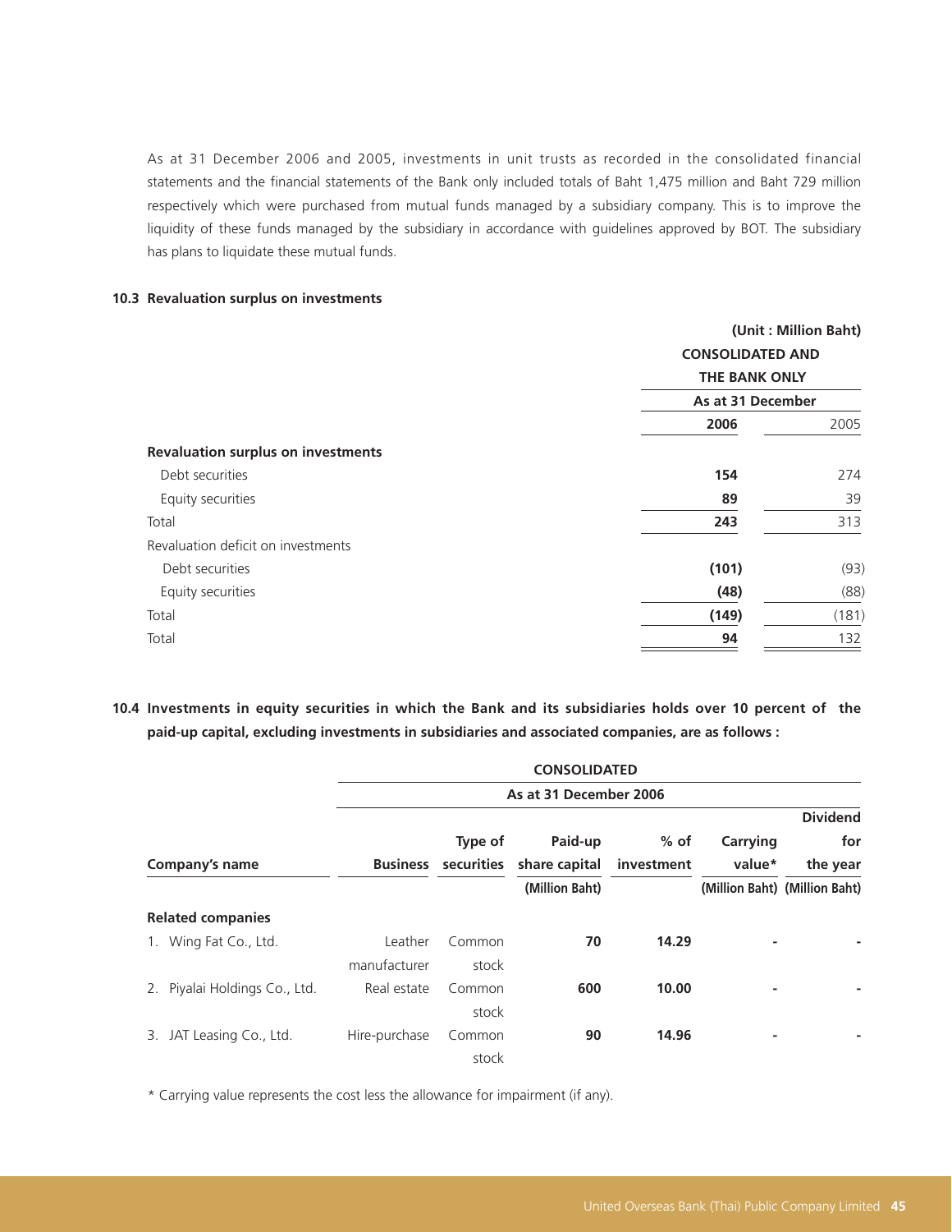As at 31 December 2006 and 2005, investments in unit trusts as recorded in the consolidated financial statements and the financial statements of the Bank only included totals of Baht 1,475 million and Baht 729 million respectively which were purchased from mutual funds managed by a subsidiary company. This is to improve the liquidity of these funds managed by the subsidiary in accordance with guidelines approved by BOT. The subsidiary has plans to liquidate these mutual funds.

**10.3 Revaluation surplus on investments**

(Unit : Million Baht)

| | CONSOLIDATED AND THE BANK ONLY | |
|---|---|---|
| | As at 31 December | |
| | **2006** | 2005 |
| **Revaluation surplus on investments** | | |
| Debt securities | **154** | 274 |
| Equity securities | **89** | 39 |
| Total | **243** | 313 |
| Revaluation deficit on investments | | |
| Debt securities | **(101)** | (93) |
| Equity securities | **(48)** | (88) |
| Total | **(149)** | (181) |
| Total | **94** | 132 |

**10.4 Investments in equity securities in which the Bank and its subsidiaries holds over 10 percent of the paid-up capital, excluding investments in subsidiaries and associated companies, are as follows :**

| | CONSOLIDATED | | | | | |
|---|---|---|---|---|---|---|
| | As at 31 December 2006 | | | | | |
| Company's name | Business | Type of securities | Paid-up share capital (Million Baht) | % of investment | Carrying value* (Million Baht) | Dividend for the year (Million Baht) |
| **Related companies** | | | | | | |
| 1. Wing Fat Co., Ltd. | Leather manufacturer | Common stock | **70** | **14.29** | **-** | **-** |
| 2. Piyalai Holdings Co., Ltd. | Real estate | Common stock | **600** | **10.00** | **-** | **-** |
| 3. JAT Leasing Co., Ltd. | Hire-purchase | Common stock | **90** | **14.96** | **-** | **-** |

\* Carrying value represents the cost less the allowance for impairment (if any).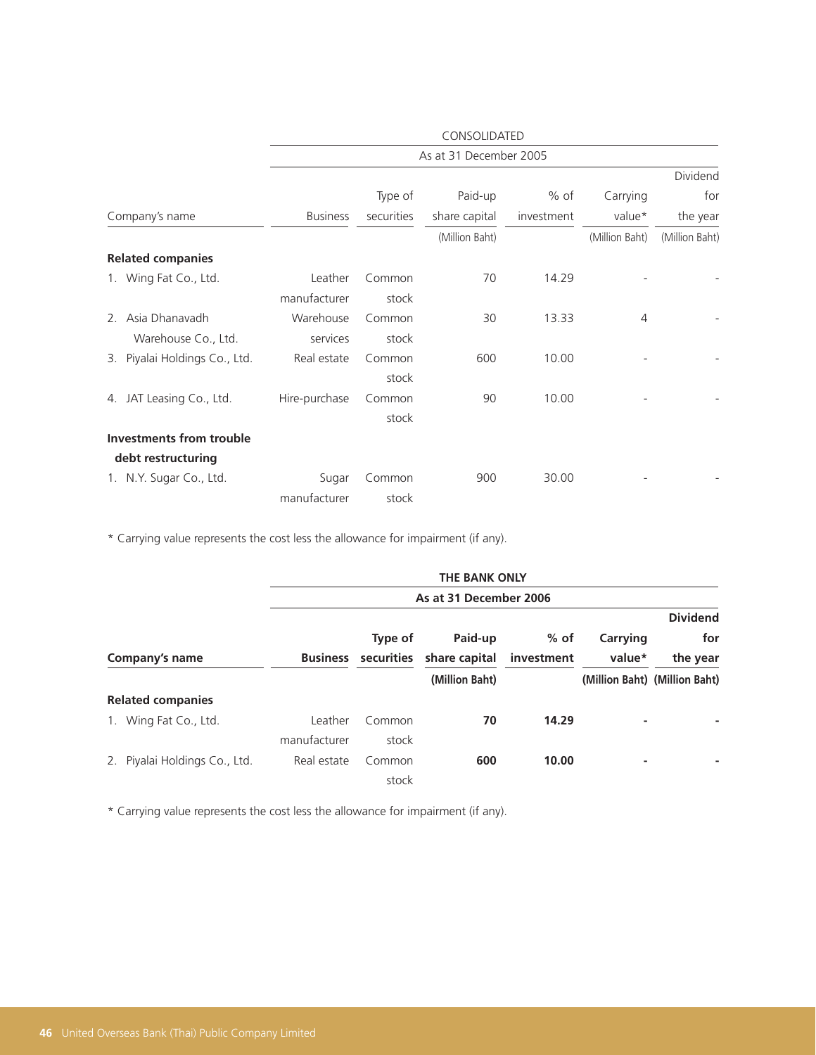| | CONSOLIDATED | | | | | |
|---|---|---|---|---|---|---|
| | As at 31 December 2005 | | | | | |
| Company's name | Business | Type of securities | Paid-up share capital (Million Baht) | % of investment | Carrying value* (Million Baht) | Dividend for the year (Million Baht) |
| **Related companies** | | | | | | |
| 1. Wing Fat Co., Ltd. | Leather manufacturer | Common stock | 70 | 14.29 | - | - |
| 2. Asia Dhanavadh Warehouse Co., Ltd. | Warehouse services | Common stock | 30 | 13.33 | 4 | - |
| 3. Piyalai Holdings Co., Ltd. | Real estate | Common stock | 600 | 10.00 | - | - |
| 4. JAT Leasing Co., Ltd. | Hire-purchase | Common stock | 90 | 10.00 | - | - |
| **Investments from trouble debt restructuring** | | | | | | |
| 1. N.Y. Sugar Co., Ltd. | Sugar manufacturer | Common stock | 900 | 30.00 | - | - |

* Carrying value represents the cost less the allowance for impairment (if any).

| | **THE BANK ONLY** | | | | | |
|---|---|---|---|---|---|---|
| | **As at 31 December 2006** | | | | | |
| **Company's name** | **Business** | **Type of securities** | **Paid-up share capital (Million Baht)** | **% of investment** | **Carrying value* (Million Baht)** | **Dividend for the year (Million Baht)** |
| **Related companies** | | | | | | |
| 1. Wing Fat Co., Ltd. | Leather manufacturer | Common stock | **70** | **14.29** | **-** | **-** |
| 2. Piyalai Holdings Co., Ltd. | Real estate | Common stock | **600** | **10.00** | **-** | **-** |

* Carrying value represents the cost less the allowance for impairment (if any).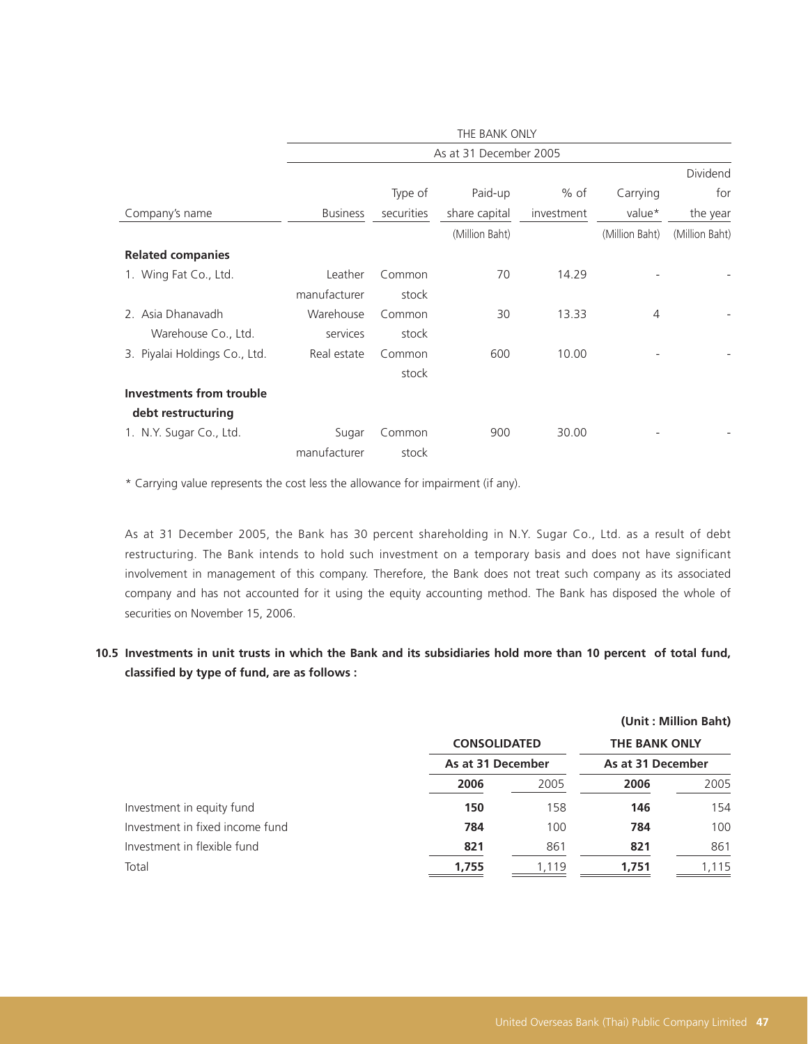| Company's name | Business | Type of securities | Paid-up share capital (Million Baht) | % of investment | Carrying value* (Million Baht) | Dividend for the year (Million Baht) |
|---|---|---|---|---|---|---|
| | THE BANK ONLY | | | | | |
| | As at 31 December 2005 | | | | | |
| **Related companies** | | | | | | |
| 1. Wing Fat Co., Ltd. | Leather manufacturer | Common stock | 70 | 14.29 | - | - |
| 2. Asia Dhanavadh Warehouse Co., Ltd. | Warehouse services | Common stock | 30 | 13.33 | 4 | - |
| 3. Piyalai Holdings Co., Ltd. | Real estate | Common stock | 600 | 10.00 | - | - |
| **Investments from trouble debt restructuring** | | | | | | |
| 1. N.Y. Sugar Co., Ltd. | Sugar manufacturer | Common stock | 900 | 30.00 | - | - |

* Carrying value represents the cost less the allowance for impairment (if any).

As at 31 December 2005, the Bank has 30 percent shareholding in N.Y. Sugar Co., Ltd. as a result of debt restructuring. The Bank intends to hold such investment on a temporary basis and does not have significant involvement in management of this company. Therefore, the Bank does not treat such company as its associated company and has not accounted for it using the equity accounting method. The Bank has disposed the whole of securities on November 15, 2006.

### 10.5 Investments in unit trusts in which the Bank and its subsidiaries hold more than 10 percent of total fund, classified by type of fund, are as follows :

**(Unit : Million Baht)**

| | **CONSOLIDATED** | | **THE BANK ONLY** | |
|---|---|---|---|---|
| | **As at 31 December** | | **As at 31 December** | |
| | **2006** | 2005 | **2006** | 2005 |
| Investment in equity fund | **150** | 158 | **146** | 154 |
| Investment in fixed income fund | **784** | 100 | **784** | 100 |
| Investment in flexible fund | **821** | 861 | **821** | 861 |
| Total | **1,755** | 1,119 | **1,751** | 1,115 |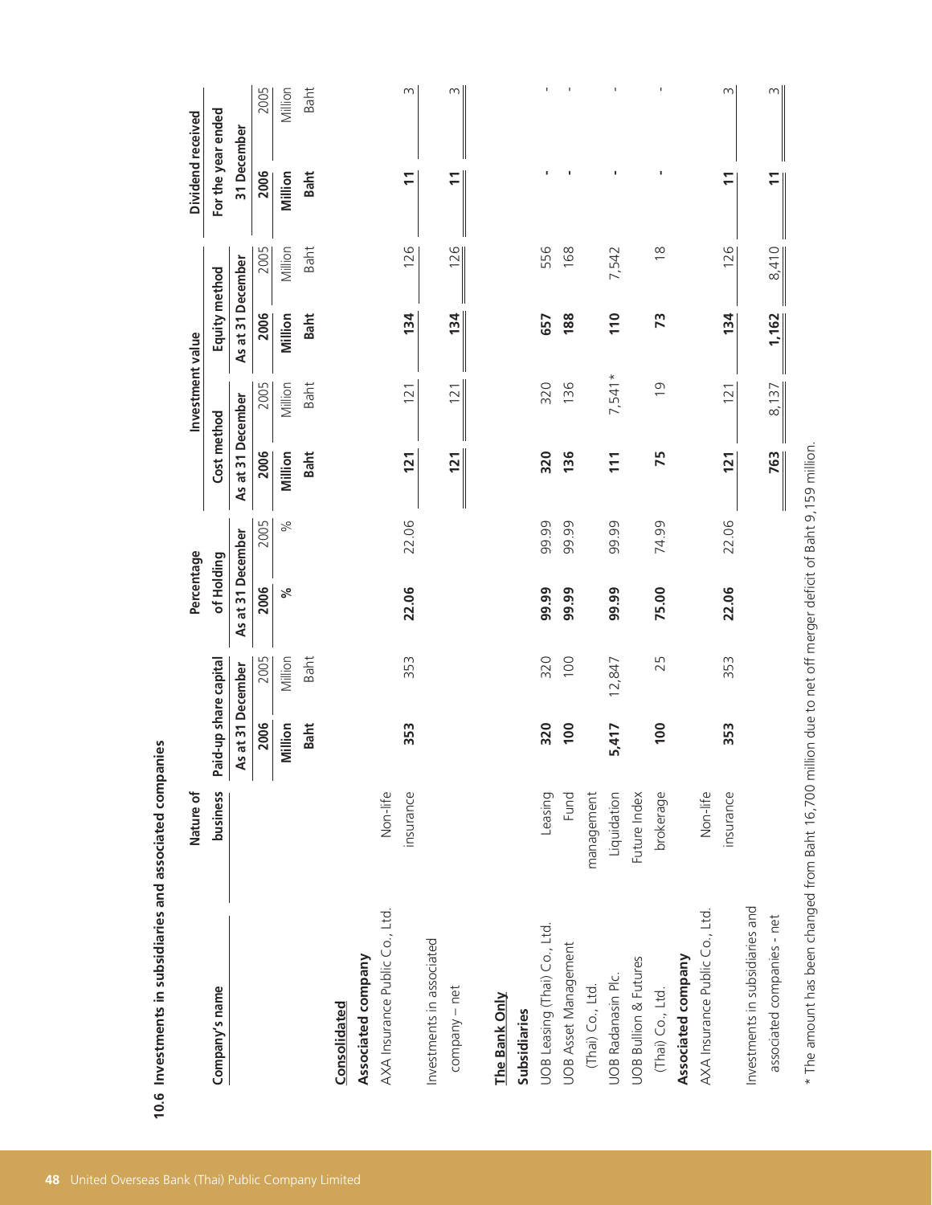### 10.6 Investments in subsidiaries and associated companies

| Company's name | Nature of business | Paid-up share capital | | Percentage of Holding | | Investment value | | | | Dividend received | |
|---|---|---|---|---|---|---|---|---|---|---|---|
| | | As at 31 December | | As at 31 December | | Cost method | | Equity method | | For the year ended 31 December | |
| | | | | | | As at 31 December | | As at 31 December | | | |
| | | **2006** | 2005 | **2006** | 2005 | **2006** | 2005 | **2006** | 2005 | **2006** | 2005 |
| | | **Million Baht** | Million Baht | **%** | % | **Million Baht** | Million Baht | **Million Baht** | Million Baht | **Million Baht** | Million Baht |
| **Consolidated** | | | | | | | | | | | |
| **Associated company** | | | | | | | | | | | |
| AXA Insurance Public Co., Ltd. | Non-life insurance | **353** | 353 | **22.06** | 22.06 | **121** | 121 | **134** | 126 | **11** | 3 |
| Investments in associated company – net | | | | | | **121** | 121 | **134** | 126 | **11** | 3 |
| **The Bank Only** | | | | | | | | | | | |
| **Subsidiaries** | | | | | | | | | | | |
| UOB Leasing (Thai) Co., Ltd. | Leasing | **320** | 320 | **99.99** | 99.99 | **320** | 320 | **657** | 556 | **-** | - |
| UOB Asset Management (Thai) Co., Ltd. | Fund management | **100** | 100 | **99.99** | 99.99 | **136** | 136 | **188** | 168 | **-** | - |
| UOB Radanasin Plc. | Liquidation | **5,417** | 12,847 | **99.99** | 99.99 | **111** | 7,541* | **110** | 7,542 | **-** | - |
| UOB Bullion & Futures (Thai) Co., Ltd. | Future Index brokerage | **100** | 25 | **75.00** | 74.99 | **75** | 19 | **73** | 18 | **-** | - |
| **Associated company** | | | | | | | | | | | |
| AXA Insurance Public Co., Ltd. | Non-life insurance | **353** | 353 | **22.06** | 22.06 | **121** | 121 | **134** | 126 | **11** | 3 |
| Investments in subsidiaries and associated companies - net | | | | | | **763** | 8,137 | **1,162** | 8,410 | **11** | 3 |

* The amount has been changed from Baht 16,700 million due to net off merger deficit of Baht 9,159 million.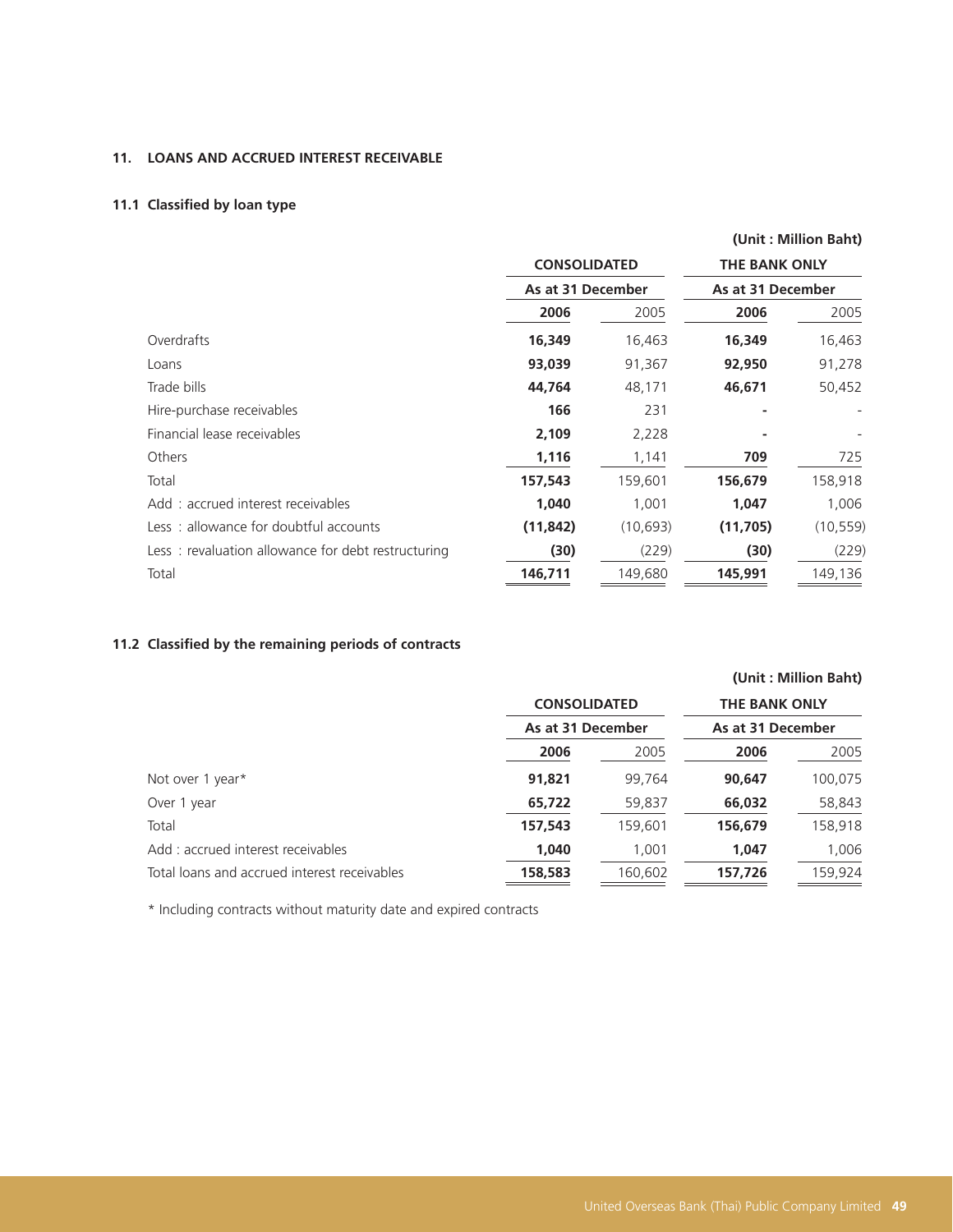## 11. LOANS AND ACCRUED INTEREST RECEIVABLE

### 11.1 Classified by loan type

(Unit : Million Baht)

| | CONSOLIDATED | | THE BANK ONLY | |
|---|---|---|---|---|
| | As at 31 December | | As at 31 December | |
| | **2006** | 2005 | **2006** | 2005 |
| Overdrafts | **16,349** | 16,463 | **16,349** | 16,463 |
| Loans | **93,039** | 91,367 | **92,950** | 91,278 |
| Trade bills | **44,764** | 48,171 | **46,671** | 50,452 |
| Hire-purchase receivables | **166** | 231 | **-** | - |
| Financial lease receivables | **2,109** | 2,228 | **-** | - |
| Others | **1,116** | 1,141 | **709** | 725 |
| Total | **157,543** | 159,601 | **156,679** | 158,918 |
| Add : accrued interest receivables | **1,040** | 1,001 | **1,047** | 1,006 |
| Less : allowance for doubtful accounts | **(11,842)** | (10,693) | **(11,705)** | (10,559) |
| Less : revaluation allowance for debt restructuring | **(30)** | (229) | **(30)** | (229) |
| Total | **146,711** | 149,680 | **145,991** | 149,136 |

### 11.2 Classified by the remaining periods of contracts

(Unit : Million Baht)

| | CONSOLIDATED | | THE BANK ONLY | |
|---|---|---|---|---|
| | As at 31 December | | As at 31 December | |
| | **2006** | 2005 | **2006** | 2005 |
| Not over 1 year* | **91,821** | 99,764 | **90,647** | 100,075 |
| Over 1 year | **65,722** | 59,837 | **66,032** | 58,843 |
| Total | **157,543** | 159,601 | **156,679** | 158,918 |
| Add : accrued interest receivables | **1,040** | 1,001 | **1,047** | 1,006 |
| Total loans and accrued interest receivables | **158,583** | 160,602 | **157,726** | 159,924 |

* Including contracts without maturity date and expired contracts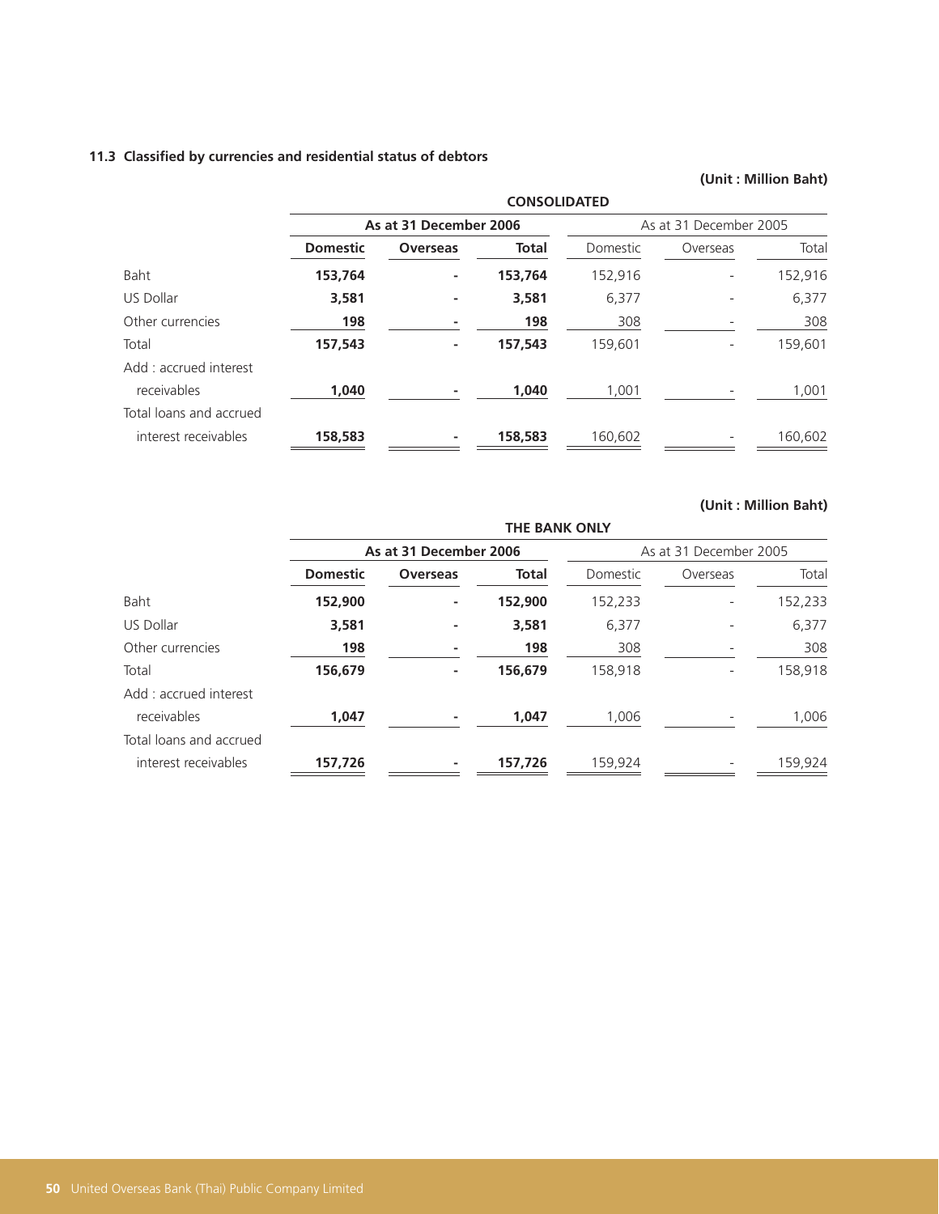### 11.3 Classified by currencies and residential status of debtors

**(Unit : Million Baht)**

| | CONSOLIDATED | | | | | |
|---|---|---|---|---|---|---|
| | **As at 31 December 2006** | | | As at 31 December 2005 | | |
| | **Domestic** | **Overseas** | **Total** | Domestic | Overseas | Total |
| Baht | **153,764** | **-** | **153,764** | 152,916 | - | 152,916 |
| US Dollar | **3,581** | **-** | **3,581** | 6,377 | - | 6,377 |
| Other currencies | **198** | **-** | **198** | 308 | - | 308 |
| Total | **157,543** | **-** | **157,543** | 159,601 | - | 159,601 |
| Add : accrued interest receivables | **1,040** | **-** | **1,040** | 1,001 | - | 1,001 |
| Total loans and accrued interest receivables | **158,583** | **-** | **158,583** | 160,602 | - | 160,602 |

**(Unit : Million Baht)**

| | THE BANK ONLY | | | | | |
|---|---|---|---|---|---|---|
| | **As at 31 December 2006** | | | As at 31 December 2005 | | |
| | **Domestic** | **Overseas** | **Total** | Domestic | Overseas | Total |
| Baht | **152,900** | **-** | **152,900** | 152,233 | - | 152,233 |
| US Dollar | **3,581** | **-** | **3,581** | 6,377 | - | 6,377 |
| Other currencies | **198** | **-** | **198** | 308 | - | 308 |
| Total | **156,679** | **-** | **156,679** | 158,918 | - | 158,918 |
| Add : accrued interest receivables | **1,047** | **-** | **1,047** | 1,006 | - | 1,006 |
| Total loans and accrued interest receivables | **157,726** | **-** | **157,726** | 159,924 | - | 159,924 |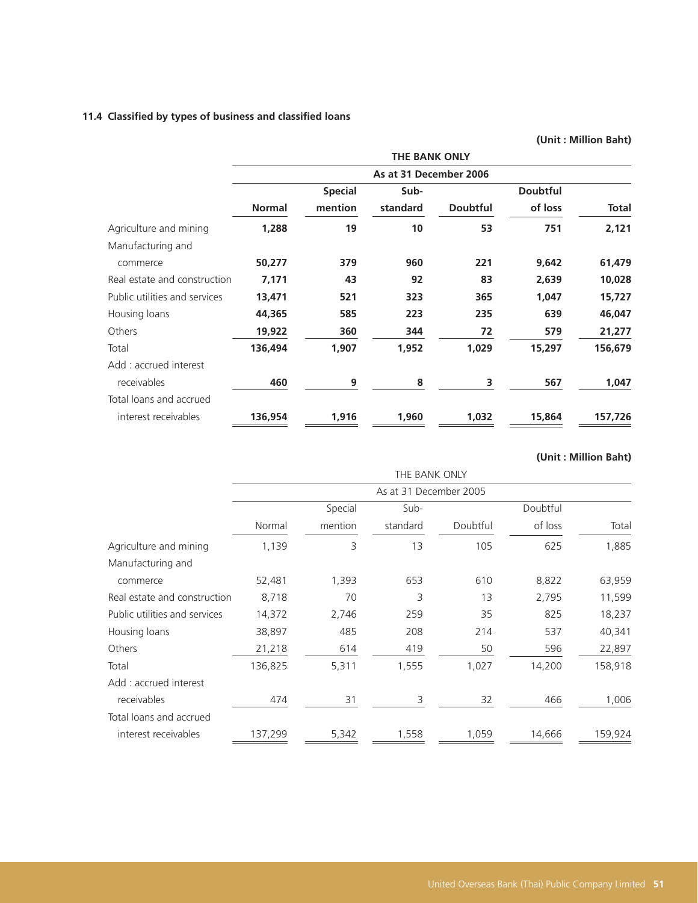### 11.4 Classified by types of business and classified loans

**(Unit : Million Baht)**

| | **THE BANK ONLY** | | | | | |
|---|---|---|---|---|---|---|
| | **As at 31 December 2006** | | | | | |
| | **Normal** | **Special mention** | **Sub-standard** | **Doubtful** | **Doubtful of loss** | **Total** |
| Agriculture and mining | **1,288** | **19** | **10** | **53** | **751** | **2,121** |
| Manufacturing and commerce | **50,277** | **379** | **960** | **221** | **9,642** | **61,479** |
| Real estate and construction | **7,171** | **43** | **92** | **83** | **2,639** | **10,028** |
| Public utilities and services | **13,471** | **521** | **323** | **365** | **1,047** | **15,727** |
| Housing loans | **44,365** | **585** | **223** | **235** | **639** | **46,047** |
| Others | **19,922** | **360** | **344** | **72** | **579** | **21,277** |
| Total | **136,494** | **1,907** | **1,952** | **1,029** | **15,297** | **156,679** |
| Add : accrued interest receivables | **460** | **9** | **8** | **3** | **567** | **1,047** |
| Total loans and accrued interest receivables | **136,954** | **1,916** | **1,960** | **1,032** | **15,864** | **157,726** |

**(Unit : Million Baht)**

| | THE BANK ONLY | | | | | |
|---|---|---|---|---|---|---|
| | As at 31 December 2005 | | | | | |
| | Normal | Special mention | Sub-standard | Doubtful | Doubtful of loss | Total |
| Agriculture and mining | 1,139 | 3 | 13 | 105 | 625 | 1,885 |
| Manufacturing and commerce | 52,481 | 1,393 | 653 | 610 | 8,822 | 63,959 |
| Real estate and construction | 8,718 | 70 | 3 | 13 | 2,795 | 11,599 |
| Public utilities and services | 14,372 | 2,746 | 259 | 35 | 825 | 18,237 |
| Housing loans | 38,897 | 485 | 208 | 214 | 537 | 40,341 |
| Others | 21,218 | 614 | 419 | 50 | 596 | 22,897 |
| Total | 136,825 | 5,311 | 1,555 | 1,027 | 14,200 | 158,918 |
| Add : accrued interest receivables | 474 | 31 | 3 | 32 | 466 | 1,006 |
| Total loans and accrued interest receivables | 137,299 | 5,342 | 1,558 | 1,059 | 14,666 | 159,924 |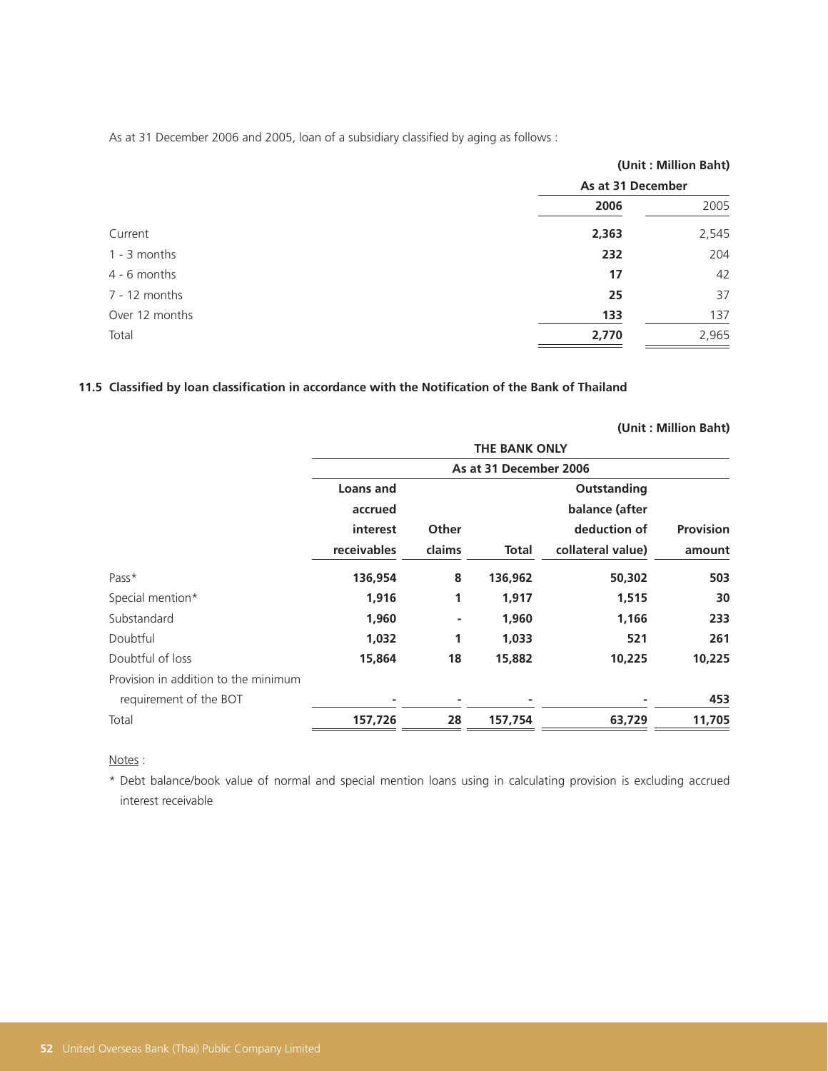As at 31 December 2006 and 2005, loan of a subsidiary classified by aging as follows :

(Unit : Million Baht)

| | As at 31 December | |
|---|---|---|
| | **2006** | 2005 |
| Current | **2,363** | 2,545 |
| 1 - 3 months | **232** | 204 |
| 4 - 6 months | **17** | 42 |
| 7 - 12 months | **25** | 37 |
| Over 12 months | **133** | 137 |
| Total | **2,770** | 2,965 |

**11.5 Classified by loan classification in accordance with the Notification of the Bank of Thailand**

(Unit : Million Baht)

| | THE BANK ONLY | | | | |
|---|---|---|---|---|---|
| | As at 31 December 2006 | | | | |
| | Loans and accrued interest receivables | Other claims | Total | Outstanding balance (after deduction of collateral value) | Provision amount |
| Pass* | **136,954** | **8** | **136,962** | **50,302** | **503** |
| Special mention* | **1,916** | **1** | **1,917** | **1,515** | **30** |
| Substandard | **1,960** | **-** | **1,960** | **1,166** | **233** |
| Doubtful | **1,032** | **1** | **1,033** | **521** | **261** |
| Doubtful of loss | **15,864** | **18** | **15,882** | **10,225** | **10,225** |
| Provision in addition to the minimum requirement of the BOT | **-** | **-** | **-** | **-** | **453** |
| Total | **157,726** | **28** | **157,754** | **63,729** | **11,705** |

Notes :

\* Debt balance/book value of normal and special mention loans using in calculating provision is excluding accrued interest receivable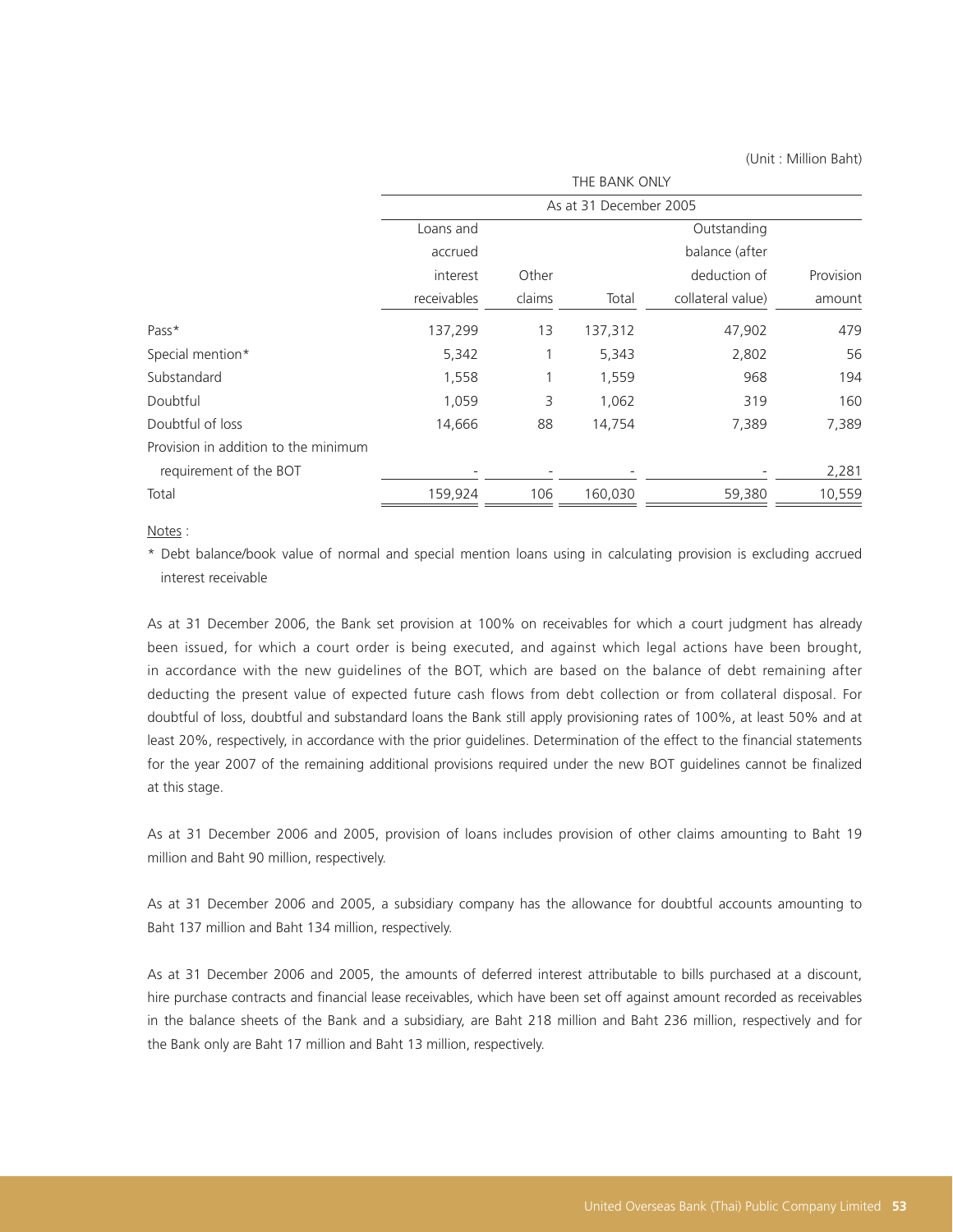(Unit : Million Baht)

| | THE BANK ONLY | | | | |
|---|---|---|---|---|---|
| | As at 31 December 2005 | | | | |
| | Loans and accrued interest receivables | Other claims | Total | Outstanding balance (after deduction of collateral value) | Provision amount |
| Pass* | 137,299 | 13 | 137,312 | 47,902 | 479 |
| Special mention* | 5,342 | 1 | 5,343 | 2,802 | 56 |
| Substandard | 1,558 | 1 | 1,559 | 968 | 194 |
| Doubtful | 1,059 | 3 | 1,062 | 319 | 160 |
| Doubtful of loss | 14,666 | 88 | 14,754 | 7,389 | 7,389 |
| Provision in addition to the minimum requirement of the BOT | - | - | - | - | 2,281 |
| Total | 159,924 | 106 | 160,030 | 59,380 | 10,559 |

Notes :

* Debt balance/book value of normal and special mention loans using in calculating provision is excluding accrued interest receivable

As at 31 December 2006, the Bank set provision at 100% on receivables for which a court judgment has already been issued, for which a court order is being executed, and against which legal actions have been brought, in accordance with the new guidelines of the BOT, which are based on the balance of debt remaining after deducting the present value of expected future cash flows from debt collection or from collateral disposal. For doubtful of loss, doubtful and substandard loans the Bank still apply provisioning rates of 100%, at least 50% and at least 20%, respectively, in accordance with the prior guidelines. Determination of the effect to the financial statements for the year 2007 of the remaining additional provisions required under the new BOT guidelines cannot be finalized at this stage.

As at 31 December 2006 and 2005, provision of loans includes provision of other claims amounting to Baht 19 million and Baht 90 million, respectively.

As at 31 December 2006 and 2005, a subsidiary company has the allowance for doubtful accounts amounting to Baht 137 million and Baht 134 million, respectively.

As at 31 December 2006 and 2005, the amounts of deferred interest attributable to bills purchased at a discount, hire purchase contracts and financial lease receivables, which have been set off against amount recorded as receivables in the balance sheets of the Bank and a subsidiary, are Baht 218 million and Baht 236 million, respectively and for the Bank only are Baht 17 million and Baht 13 million, respectively.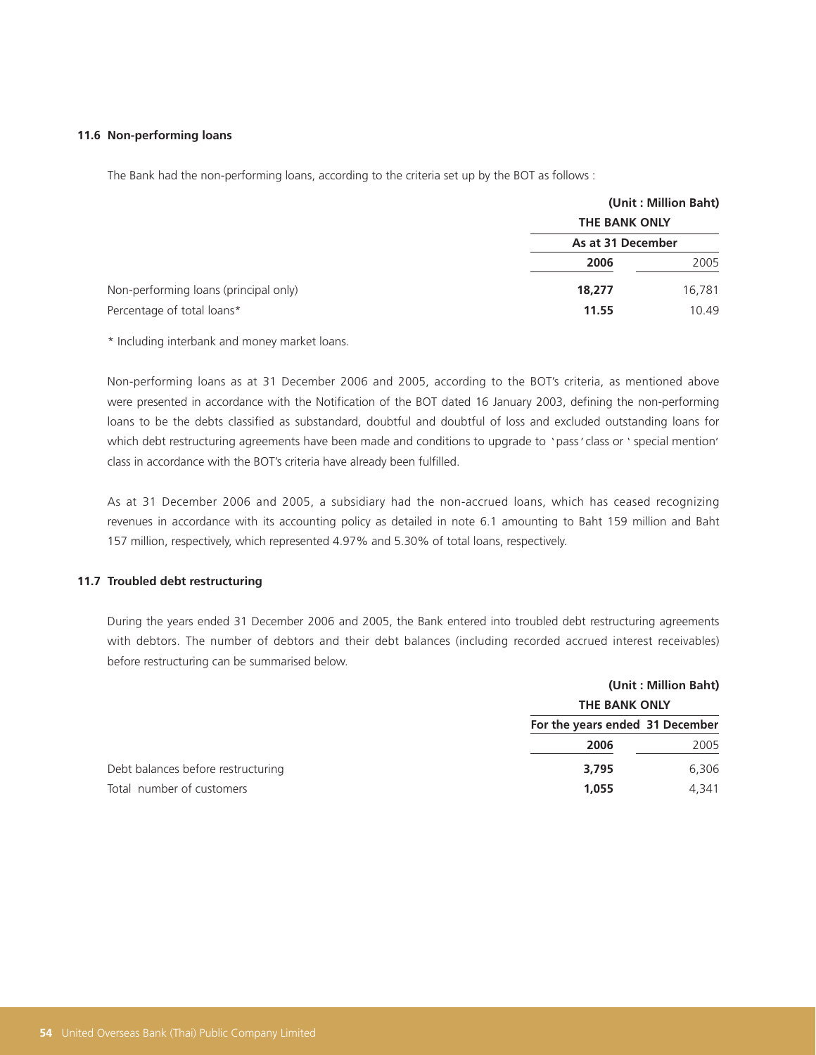### 11.6 Non-performing loans

The Bank had the non-performing loans, according to the criteria set up by the BOT as follows :

| | (Unit : Million Baht) | |
|---|---|---|
| | THE BANK ONLY | |
| | As at 31 December | |
| | **2006** | 2005 |
| Non-performing loans (principal only) | **18,277** | 16,781 |
| Percentage of total loans* | **11.55** | 10.49 |

* Including interbank and money market loans.

Non-performing loans as at 31 December 2006 and 2005, according to the BOT's criteria, as mentioned above were presented in accordance with the Notification of the BOT dated 16 January 2003, defining the non-performing loans to be the debts classified as substandard, doubtful and doubtful of loss and excluded outstanding loans for which debt restructuring agreements have been made and conditions to upgrade to 'pass' class or 'special mention' class in accordance with the BOT's criteria have already been fulfilled.

As at 31 December 2006 and 2005, a subsidiary had the non-accrued loans, which has ceased recognizing revenues in accordance with its accounting policy as detailed in note 6.1 amounting to Baht 159 million and Baht 157 million, respectively, which represented 4.97% and 5.30% of total loans, respectively.

### 11.7 Troubled debt restructuring

During the years ended 31 December 2006 and 2005, the Bank entered into troubled debt restructuring agreements with debtors. The number of debtors and their debt balances (including recorded accrued interest receivables) before restructuring can be summarised below.

| | (Unit : Million Baht) | |
|---|---|---|
| | THE BANK ONLY | |
| | For the years ended 31 December | |
| | **2006** | 2005 |
| Debt balances before restructuring | **3,795** | 6,306 |
| Total number of customers | **1,055** | 4,341 |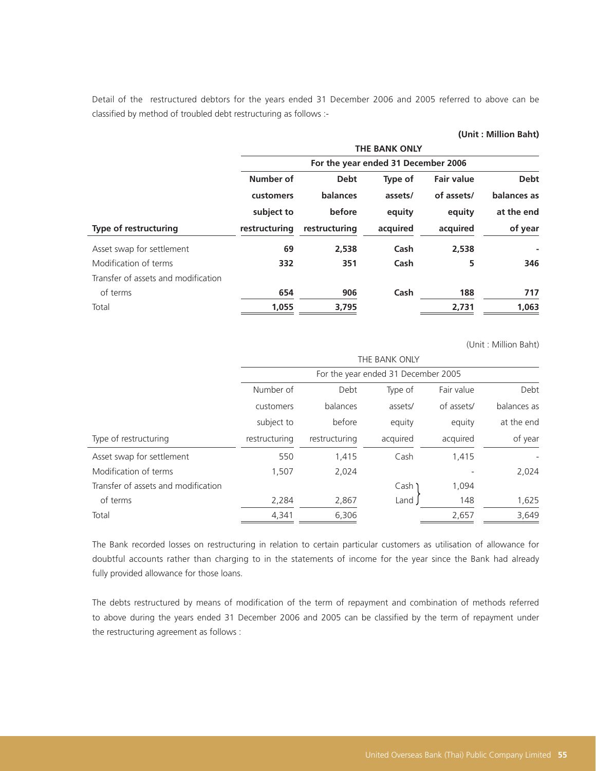Detail of the restructured debtors for the years ended 31 December 2006 and 2005 referred to above can be classified by method of troubled debt restructuring as follows :-

**(Unit : Million Baht)**

| | **THE BANK ONLY** | | | | |
|---|---|---|---|---|---|
| | **For the year ended 31 December 2006** | | | | |
| **Type of restructuring** | **Number of customers subject to restructuring** | **Debt balances before restructuring** | **Type of assets/ equity acquired** | **Fair value of assets/ equity acquired** | **Debt balances as at the end of year** |
| Asset swap for settlement | **69** | **2,538** | **Cash** | **2,538** | **-** |
| Modification of terms | **332** | **351** | **Cash** | **5** | **346** |
| Transfer of assets and modification of terms | **654** | **906** | **Cash** | **188** | **717** |
| Total | **1,055** | **3,795** | | **2,731** | **1,063** |

(Unit : Million Baht)

| | THE BANK ONLY | | | | |
|---|---|---|---|---|---|
| | For the year ended 31 December 2005 | | | | |
| Type of restructuring | Number of customers subject to restructuring | Debt balances before restructuring | Type of assets/ equity acquired | Fair value of assets/ equity acquired | Debt balances as at the end of year |
| Asset swap for settlement | 550 | 1,415 | Cash | 1,415 | - |
| Modification of terms | 1,507 | 2,024 | | - | 2,024 |
| Transfer of assets and modification of terms | 2,284 | 2,867 | Cash<br>Land | 1,094<br>148 | 1,625 |
| Total | 4,341 | 6,306 | | 2,657 | 3,649 |

The Bank recorded losses on restructuring in relation to certain particular customers as utilisation of allowance for doubtful accounts rather than charging to in the statements of income for the year since the Bank had already fully provided allowance for those loans.

The debts restructured by means of modification of the term of repayment and combination of methods referred to above during the years ended 31 December 2006 and 2005 can be classified by the term of repayment under the restructuring agreement as follows :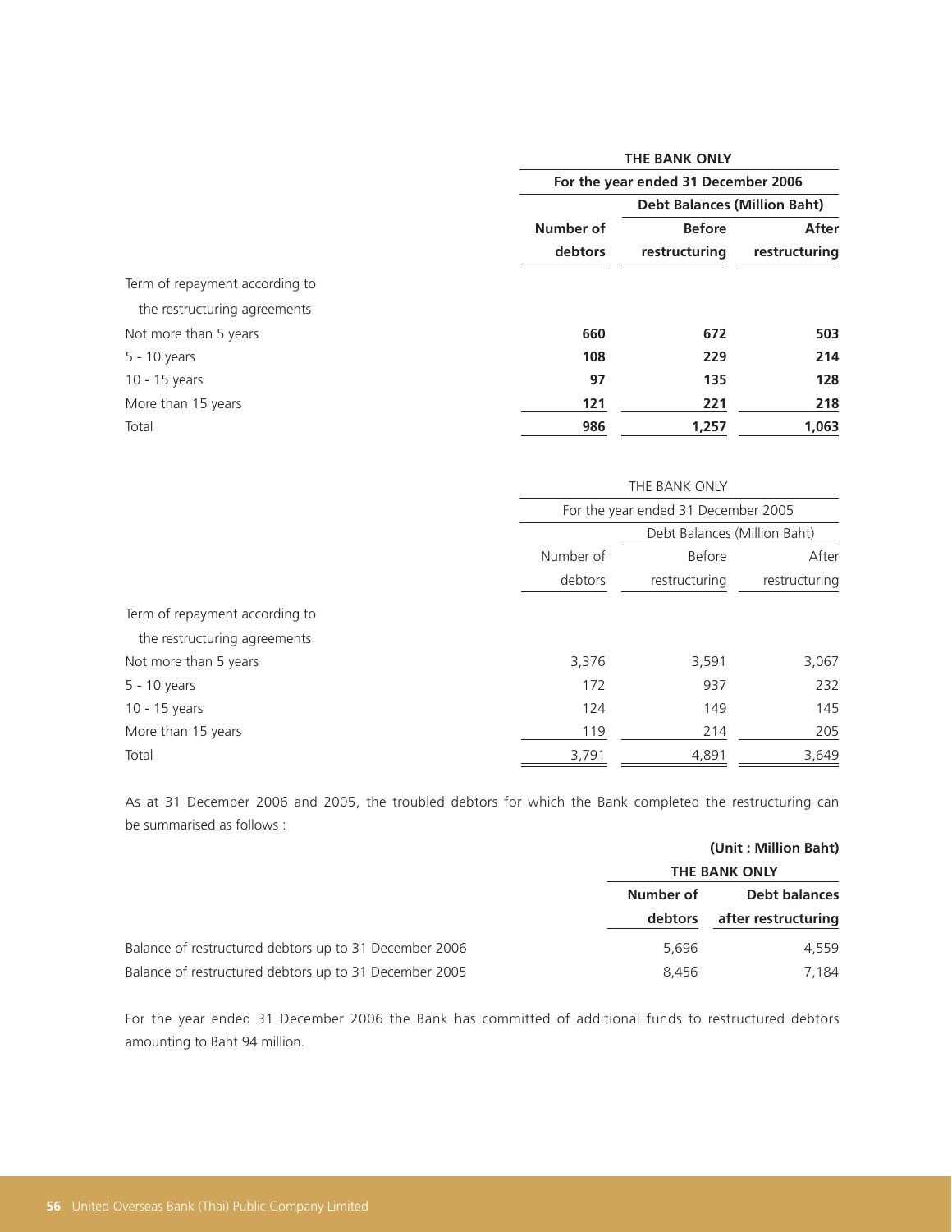| | THE BANK ONLY | | |
|---|---|---|---|
| | For the year ended 31 December 2006 | | |
| | | Debt Balances (Million Baht) | |
| | Number of debtors | Before restructuring | After restructuring |
| Term of repayment according to the restructuring agreements | | | |
| Not more than 5 years | **660** | **672** | **503** |
| 5 - 10 years | **108** | **229** | **214** |
| 10 - 15 years | **97** | **135** | **128** |
| More than 15 years | **121** | **221** | **218** |
| Total | **986** | **1,257** | **1,063** |

| | THE BANK ONLY | | |
|---|---|---|---|
| | For the year ended 31 December 2005 | | |
| | | Debt Balances (Million Baht) | |
| | Number of debtors | Before restructuring | After restructuring |
| Term of repayment according to the restructuring agreements | | | |
| Not more than 5 years | 3,376 | 3,591 | 3,067 |
| 5 - 10 years | 172 | 937 | 232 |
| 10 - 15 years | 124 | 149 | 145 |
| More than 15 years | 119 | 214 | 205 |
| Total | 3,791 | 4,891 | 3,649 |

As at 31 December 2006 and 2005, the troubled debtors for which the Bank completed the restructuring can be summarised as follows :

**(Unit : Million Baht)**

| | THE BANK ONLY | |
|---|---|---|
| | Number of debtors | Debt balances after restructuring |
| Balance of restructured debtors up to 31 December 2006 | 5,696 | 4,559 |
| Balance of restructured debtors up to 31 December 2005 | 8,456 | 7,184 |

For the year ended 31 December 2006 the Bank has committed of additional funds to restructured debtors amounting to Baht 94 million.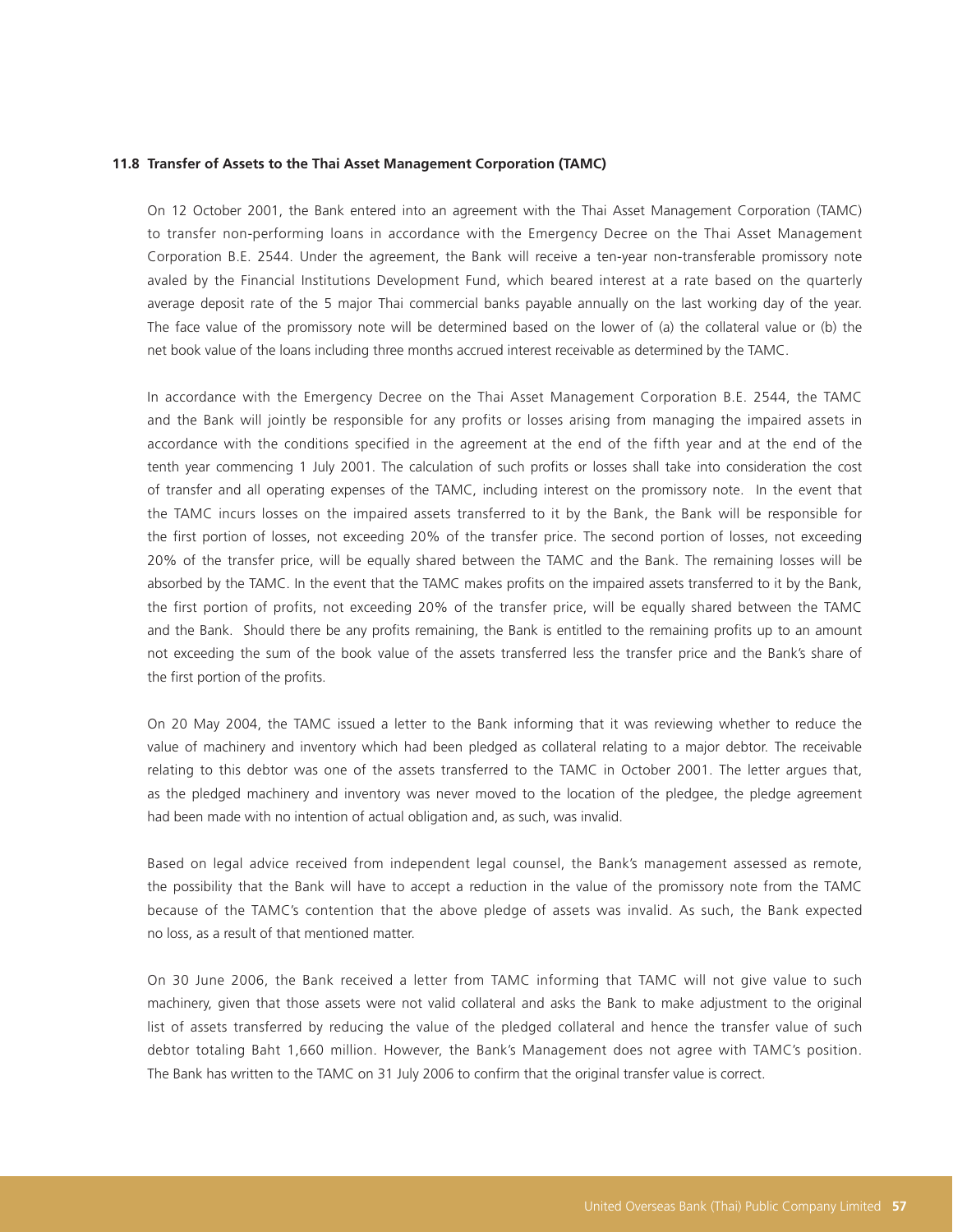### 11.8 Transfer of Assets to the Thai Asset Management Corporation (TAMC)

On 12 October 2001, the Bank entered into an agreement with the Thai Asset Management Corporation (TAMC) to transfer non-performing loans in accordance with the Emergency Decree on the Thai Asset Management Corporation B.E. 2544. Under the agreement, the Bank will receive a ten-year non-transferable promissory note avaled by the Financial Institutions Development Fund, which beared interest at a rate based on the quarterly average deposit rate of the 5 major Thai commercial banks payable annually on the last working day of the year. The face value of the promissory note will be determined based on the lower of (a) the collateral value or (b) the net book value of the loans including three months accrued interest receivable as determined by the TAMC.

In accordance with the Emergency Decree on the Thai Asset Management Corporation B.E. 2544, the TAMC and the Bank will jointly be responsible for any profits or losses arising from managing the impaired assets in accordance with the conditions specified in the agreement at the end of the fifth year and at the end of the tenth year commencing 1 July 2001. The calculation of such profits or losses shall take into consideration the cost of transfer and all operating expenses of the TAMC, including interest on the promissory note. In the event that the TAMC incurs losses on the impaired assets transferred to it by the Bank, the Bank will be responsible for the first portion of losses, not exceeding 20% of the transfer price. The second portion of losses, not exceeding 20% of the transfer price, will be equally shared between the TAMC and the Bank. The remaining losses will be absorbed by the TAMC. In the event that the TAMC makes profits on the impaired assets transferred to it by the Bank, the first portion of profits, not exceeding 20% of the transfer price, will be equally shared between the TAMC and the Bank. Should there be any profits remaining, the Bank is entitled to the remaining profits up to an amount not exceeding the sum of the book value of the assets transferred less the transfer price and the Bank's share of the first portion of the profits.

On 20 May 2004, the TAMC issued a letter to the Bank informing that it was reviewing whether to reduce the value of machinery and inventory which had been pledged as collateral relating to a major debtor. The receivable relating to this debtor was one of the assets transferred to the TAMC in October 2001. The letter argues that, as the pledged machinery and inventory was never moved to the location of the pledgee, the pledge agreement had been made with no intention of actual obligation and, as such, was invalid.

Based on legal advice received from independent legal counsel, the Bank's management assessed as remote, the possibility that the Bank will have to accept a reduction in the value of the promissory note from the TAMC because of the TAMC's contention that the above pledge of assets was invalid. As such, the Bank expected no loss, as a result of that mentioned matter.

On 30 June 2006, the Bank received a letter from TAMC informing that TAMC will not give value to such machinery, given that those assets were not valid collateral and asks the Bank to make adjustment to the original list of assets transferred by reducing the value of the pledged collateral and hence the transfer value of such debtor totaling Baht 1,660 million. However, the Bank's Management does not agree with TAMC's position. The Bank has written to the TAMC on 31 July 2006 to confirm that the original transfer value is correct.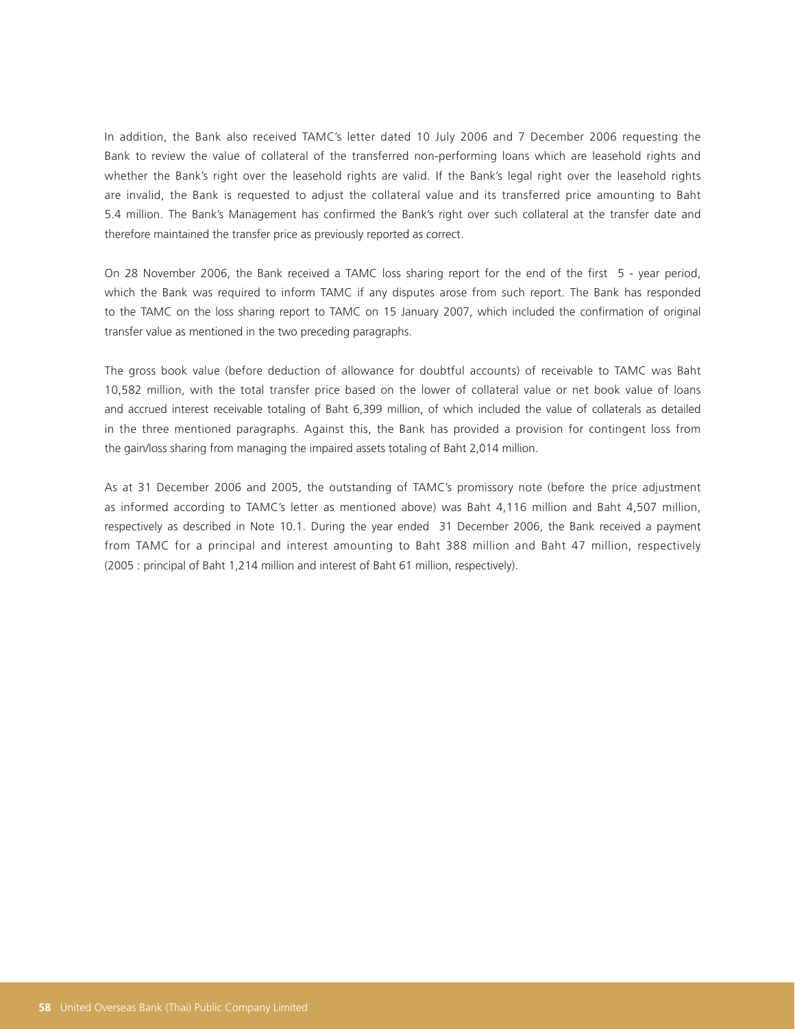In addition, the Bank also received TAMC's letter dated 10 July 2006 and 7 December 2006 requesting the Bank to review the value of collateral of the transferred non-performing loans which are leasehold rights and whether the Bank's right over the leasehold rights are valid. If the Bank's legal right over the leasehold rights are invalid, the Bank is requested to adjust the collateral value and its transferred price amounting to Baht 5.4 million. The Bank's Management has confirmed the Bank's right over such collateral at the transfer date and therefore maintained the transfer price as previously reported as correct.

On 28 November 2006, the Bank received a TAMC loss sharing report for the end of the first 5 - year period, which the Bank was required to inform TAMC if any disputes arose from such report. The Bank has responded to the TAMC on the loss sharing report to TAMC on 15 January 2007, which included the confirmation of original transfer value as mentioned in the two preceding paragraphs.

The gross book value (before deduction of allowance for doubtful accounts) of receivable to TAMC was Baht 10,582 million, with the total transfer price based on the lower of collateral value or net book value of loans and accrued interest receivable totaling of Baht 6,399 million, of which included the value of collaterals as detailed in the three mentioned paragraphs. Against this, the Bank has provided a provision for contingent loss from the gain/loss sharing from managing the impaired assets totaling of Baht 2,014 million.

As at 31 December 2006 and 2005, the outstanding of TAMC's promissory note (before the price adjustment as informed according to TAMC's letter as mentioned above) was Baht 4,116 million and Baht 4,507 million, respectively as described in Note 10.1. During the year ended 31 December 2006, the Bank received a payment from TAMC for a principal and interest amounting to Baht 388 million and Baht 47 million, respectively (2005 : principal of Baht 1,214 million and interest of Baht 61 million, respectively).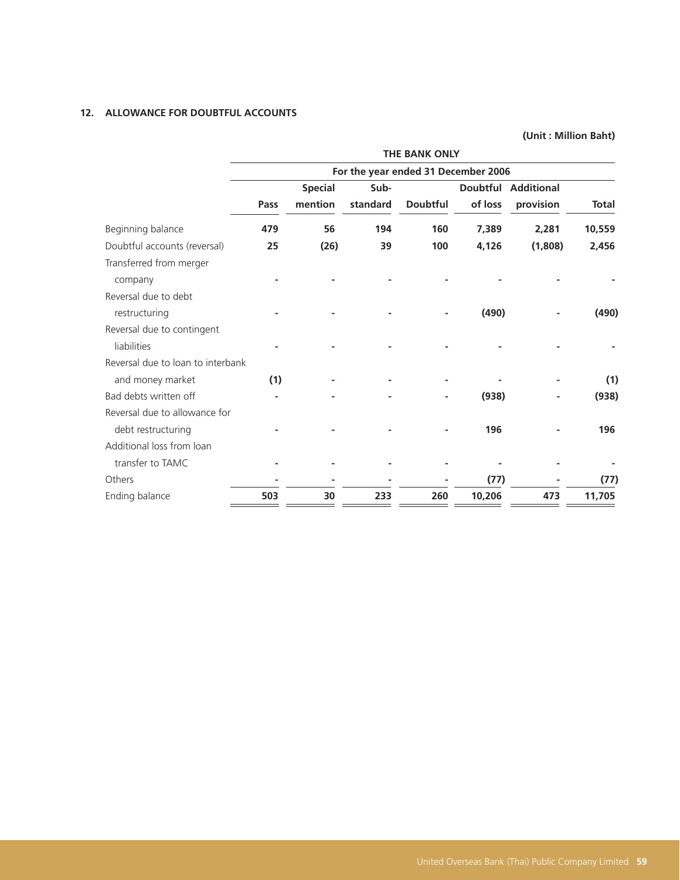## 12. ALLOWANCE FOR DOUBTFUL ACCOUNTS

**(Unit : Million Baht)**

| | THE BANK ONLY | | | | | | |
|---|---|---|---|---|---|---|---|
| | For the year ended 31 December 2006 | | | | | | |
| | Pass | Special mention | Sub-standard | Doubtful | Doubtful of loss | Additional provision | Total |
| Beginning balance | 479 | 56 | 194 | 160 | 7,389 | 2,281 | 10,559 |
| Doubtful accounts (reversal) | 25 | (26) | 39 | 100 | 4,126 | (1,808) | 2,456 |
| Transferred from merger company | - | - | - | - | - | - | - |
| Reversal due to debt restructuring | - | - | - | - | (490) | - | (490) |
| Reversal due to contingent liabilities | - | - | - | - | - | - | - |
| Reversal due to loan to interbank and money market | (1) | - | - | - | - | - | (1) |
| Bad debts written off | - | - | - | - | (938) | - | (938) |
| Reversal due to allowance for debt restructuring | - | - | - | - | 196 | - | 196 |
| Additional loss from loan transfer to TAMC | - | - | - | - | - | - | - |
| Others | - | - | - | - | (77) | - | (77) |
| Ending balance | 503 | 30 | 233 | 260 | 10,206 | 473 | 11,705 |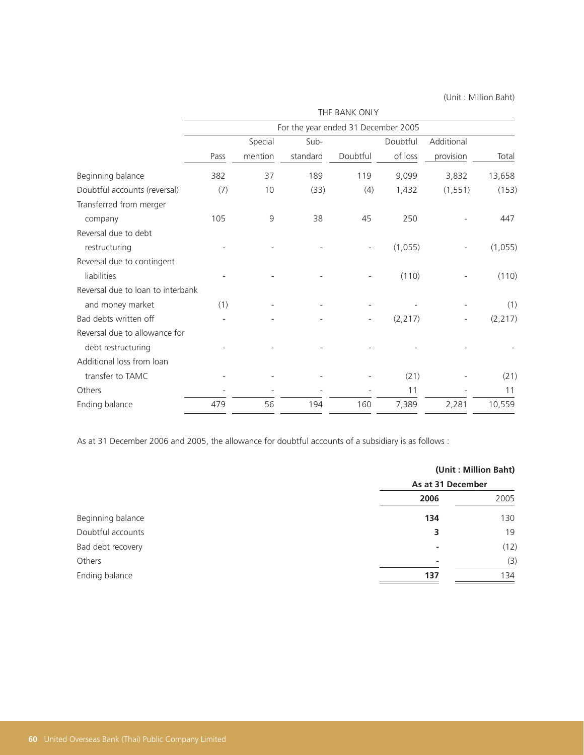(Unit : Million Baht)

| | THE BANK ONLY | | | | | | |
|---|---|---|---|---|---|---|---|
| | For the year ended 31 December 2005 | | | | | | |
| | Pass | Special mention | Sub-standard | Doubtful | Doubtful of loss | Additional provision | Total |
| Beginning balance | 382 | 37 | 189 | 119 | 9,099 | 3,832 | 13,658 |
| Doubtful accounts (reversal) | (7) | 10 | (33) | (4) | 1,432 | (1,551) | (153) |
| Transferred from merger company | 105 | 9 | 38 | 45 | 250 | - | 447 |
| Reversal due to debt restructuring | - | - | - | - | (1,055) | - | (1,055) |
| Reversal due to contingent liabilities | - | - | - | - | (110) | - | (110) |
| Reversal due to loan to interbank and money market | (1) | - | - | - | - | - | (1) |
| Bad debts written off | - | - | - | - | (2,217) | - | (2,217) |
| Reversal due to allowance for debt restructuring | - | - | - | - | - | - | - |
| Additional loss from loan transfer to TAMC | - | - | - | - | (21) | - | (21) |
| Others | - | - | - | - | 11 | - | 11 |
| Ending balance | 479 | 56 | 194 | 160 | 7,389 | 2,281 | 10,559 |

As at 31 December 2006 and 2005, the allowance for doubtful accounts of a subsidiary is as follows :

**(Unit : Million Baht)**

| | **As at 31 December** | |
|---|---|---|
| | **2006** | 2005 |
| Beginning balance | **134** | 130 |
| Doubtful accounts | **3** | 19 |
| Bad debt recovery | **-** | (12) |
| Others | **-** | (3) |
| Ending balance | **137** | 134 |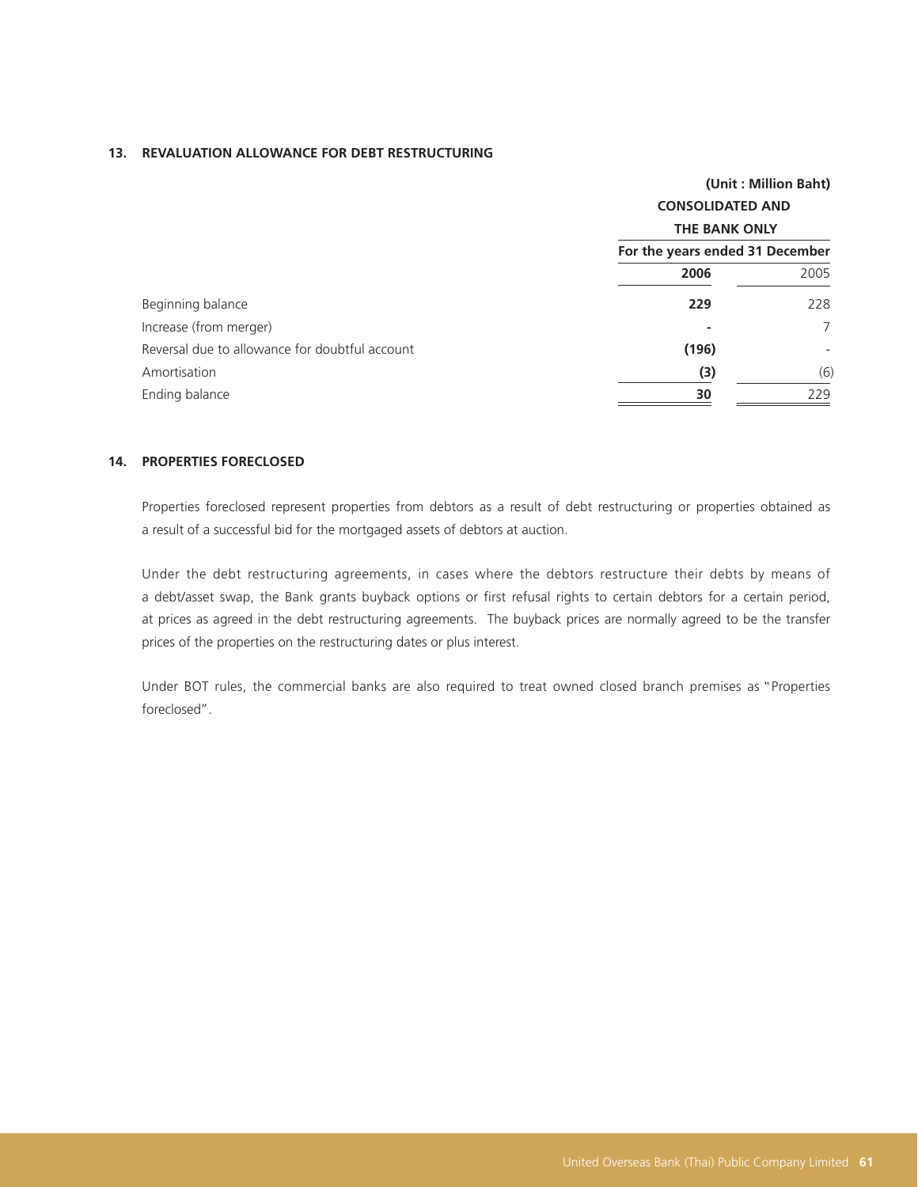## 13. REVALUATION ALLOWANCE FOR DEBT RESTRUCTURING

(Unit : Million Baht)

| | CONSOLIDATED AND THE BANK ONLY | |
|---|---|---|
| | For the years ended 31 December | |
| | **2006** | 2005 |
| Beginning balance | **229** | 228 |
| Increase (from merger) | **-** | 7 |
| Reversal due to allowance for doubtful account | **(196)** | - |
| Amortisation | **(3)** | (6) |
| Ending balance | **30** | 229 |

## 14. PROPERTIES FORECLOSED

Properties foreclosed represent properties from debtors as a result of debt restructuring or properties obtained as a result of a successful bid for the mortgaged assets of debtors at auction.

Under the debt restructuring agreements, in cases where the debtors restructure their debts by means of a debt/asset swap, the Bank grants buyback options or first refusal rights to certain debtors for a certain period, at prices as agreed in the debt restructuring agreements. The buyback prices are normally agreed to be the transfer prices of the properties on the restructuring dates or plus interest.

Under BOT rules, the commercial banks are also required to treat owned closed branch premises as "Properties foreclosed".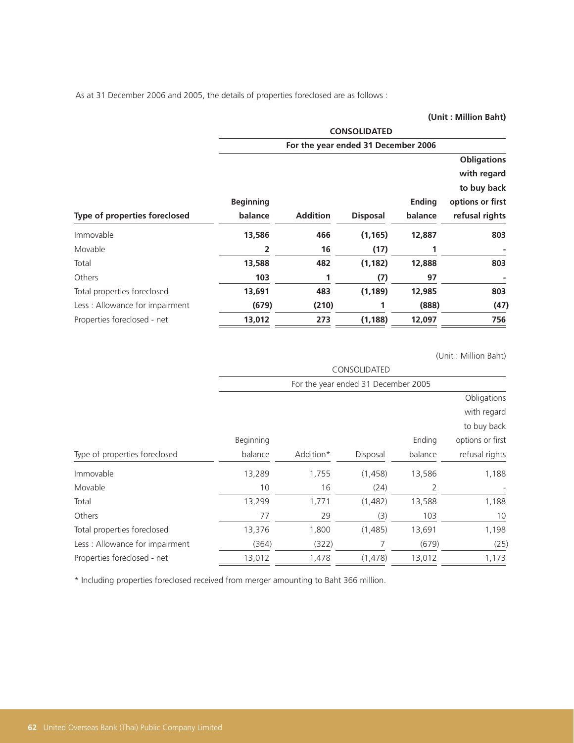As at 31 December 2006 and 2005, the details of properties foreclosed are as follows :

**(Unit : Million Baht)**

| | **CONSOLIDATED** | | | | |
|---|---|---|---|---|---|
| | **For the year ended 31 December 2006** | | | | |
| **Type of properties foreclosed** | **Beginning balance** | **Addition** | **Disposal** | **Ending balance** | **Obligations with regard to buy back options or first refusal rights** |
| Immovable | **13,586** | **466** | **(1,165)** | **12,887** | **803** |
| Movable | **2** | **16** | **(17)** | **1** | **-** |
| Total | **13,588** | **482** | **(1,182)** | **12,888** | **803** |
| Others | **103** | **1** | **(7)** | **97** | **-** |
| Total properties foreclosed | **13,691** | **483** | **(1,189)** | **12,985** | **803** |
| Less : Allowance for impairment | **(679)** | **(210)** | **1** | **(888)** | **(47)** |
| Properties foreclosed - net | **13,012** | **273** | **(1,188)** | **12,097** | **756** |

(Unit : Million Baht)

| | CONSOLIDATED | | | | |
|---|---|---|---|---|---|
| | For the year ended 31 December 2005 | | | | |
| Type of properties foreclosed | Beginning balance | Addition* | Disposal | Ending balance | Obligations with regard to buy back options or first refusal rights |
| Immovable | 13,289 | 1,755 | (1,458) | 13,586 | 1,188 |
| Movable | 10 | 16 | (24) | 2 | - |
| Total | 13,299 | 1,771 | (1,482) | 13,588 | 1,188 |
| Others | 77 | 29 | (3) | 103 | 10 |
| Total properties foreclosed | 13,376 | 1,800 | (1,485) | 13,691 | 1,198 |
| Less : Allowance for impairment | (364) | (322) | 7 | (679) | (25) |
| Properties foreclosed - net | 13,012 | 1,478 | (1,478) | 13,012 | 1,173 |

* Including properties foreclosed received from merger amounting to Baht 366 million.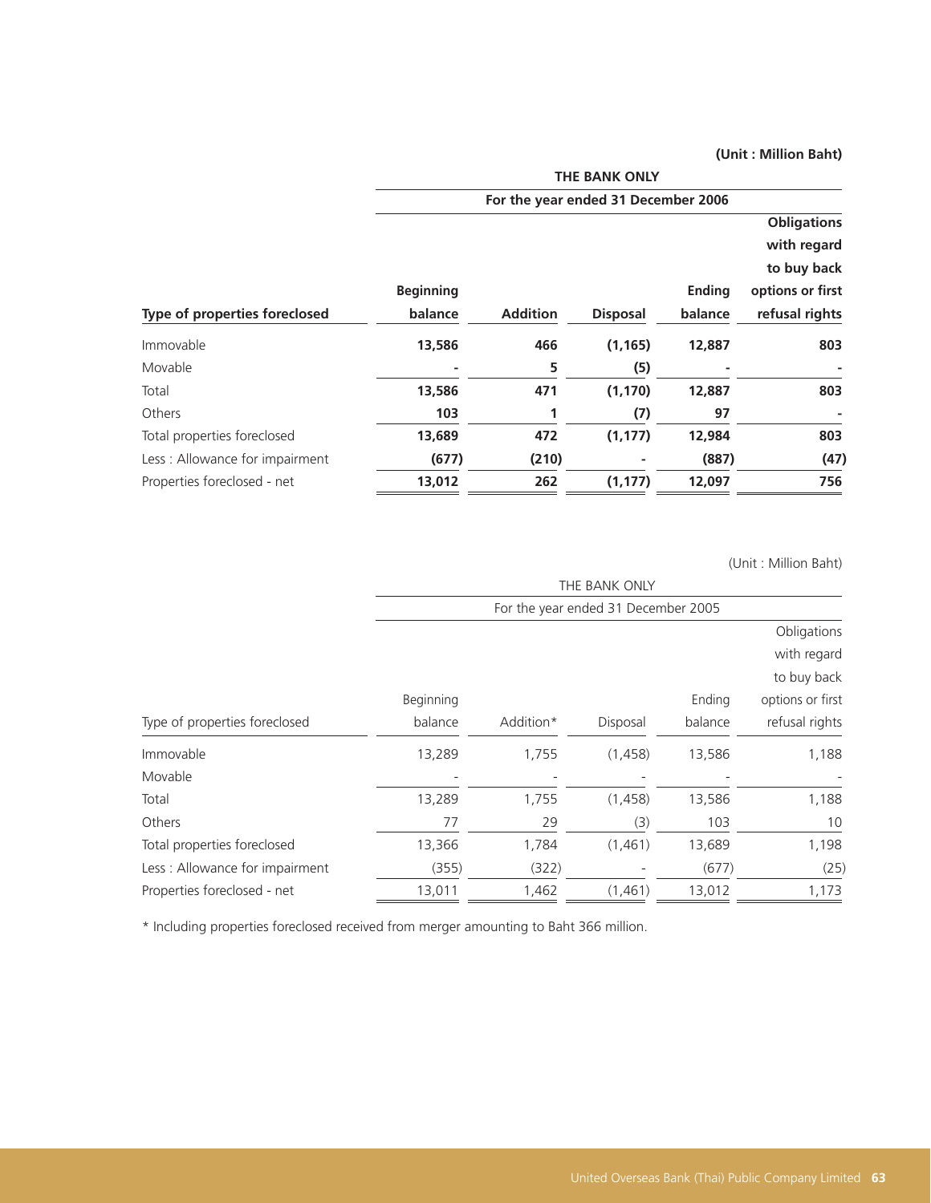(Unit : Million Baht)

| | THE BANK ONLY | | | | |
|---|---|---|---|---|---|
| | For the year ended 31 December 2006 | | | | |
| **Type of properties foreclosed** | **Beginning balance** | **Addition** | **Disposal** | **Ending balance** | **Obligations with regard to buy back options or first refusal rights** |
| Immovable | **13,586** | **466** | **(1,165)** | **12,887** | **803** |
| Movable | **-** | **5** | **(5)** | **-** | **-** |
| Total | **13,586** | **471** | **(1,170)** | **12,887** | **803** |
| Others | **103** | **1** | **(7)** | **97** | **-** |
| Total properties foreclosed | **13,689** | **472** | **(1,177)** | **12,984** | **803** |
| Less : Allowance for impairment | **(677)** | **(210)** | **-** | **(887)** | **(47)** |
| Properties foreclosed - net | **13,012** | **262** | **(1,177)** | **12,097** | **756** |

(Unit : Million Baht)

| | THE BANK ONLY | | | | |
|---|---|---|---|---|---|
| | For the year ended 31 December 2005 | | | | |
| Type of properties foreclosed | Beginning balance | Addition* | Disposal | Ending balance | Obligations with regard to buy back options or first refusal rights |
| Immovable | 13,289 | 1,755 | (1,458) | 13,586 | 1,188 |
| Movable | - | - | - | - | - |
| Total | 13,289 | 1,755 | (1,458) | 13,586 | 1,188 |
| Others | 77 | 29 | (3) | 103 | 10 |
| Total properties foreclosed | 13,366 | 1,784 | (1,461) | 13,689 | 1,198 |
| Less : Allowance for impairment | (355) | (322) | - | (677) | (25) |
| Properties foreclosed - net | 13,011 | 1,462 | (1,461) | 13,012 | 1,173 |

* Including properties foreclosed received from merger amounting to Baht 366 million.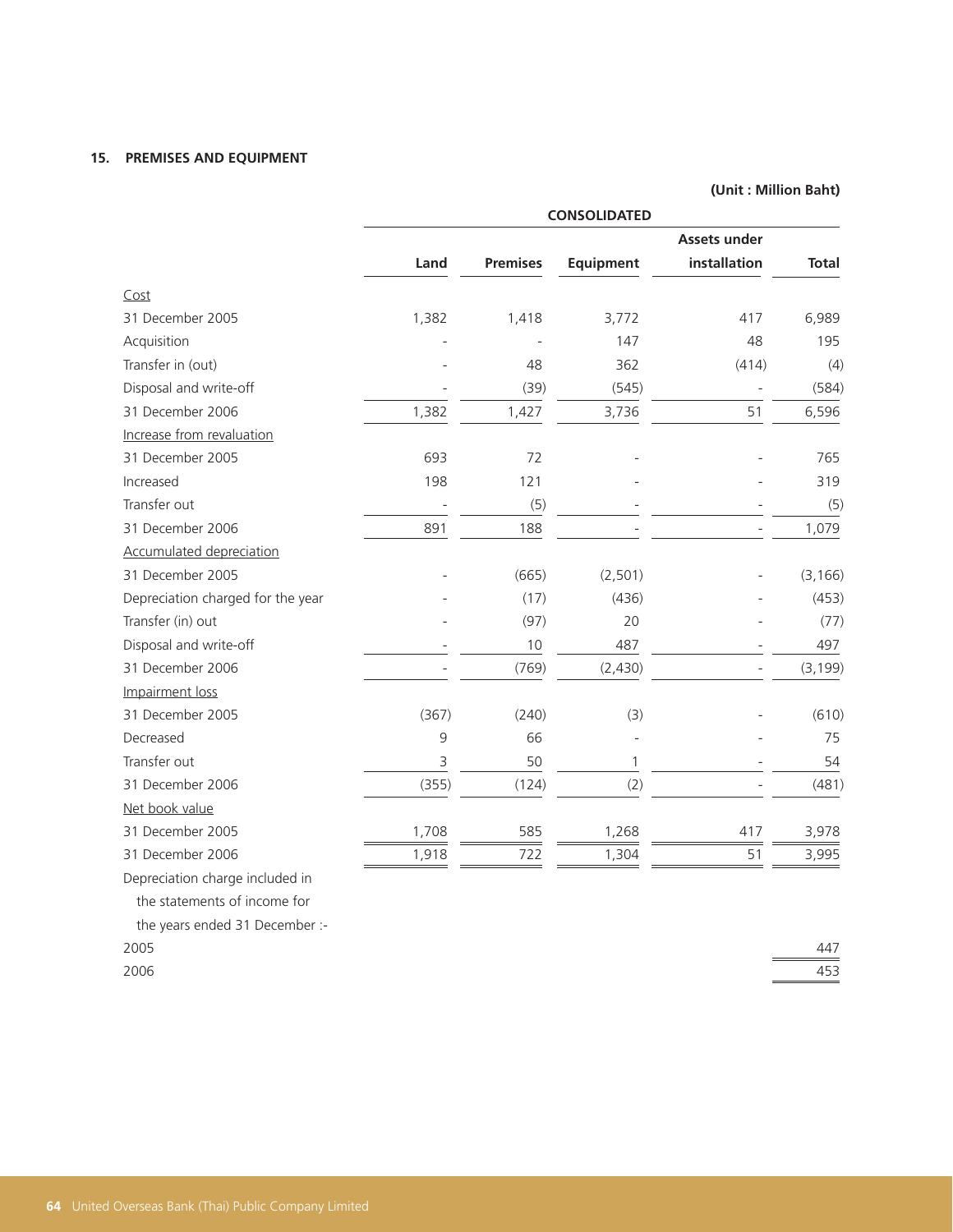## 15. PREMISES AND EQUIPMENT

**(Unit : Million Baht)**

| | CONSOLIDATED | | | | |
|---|---|---|---|---|---|
| | **Land** | **Premises** | **Equipment** | **Assets under installation** | **Total** |
| Cost | | | | | |
| 31 December 2005 | 1,382 | 1,418 | 3,772 | 417 | 6,989 |
| Acquisition | - | - | 147 | 48 | 195 |
| Transfer in (out) | - | 48 | 362 | (414) | (4) |
| Disposal and write-off | - | (39) | (545) | - | (584) |
| 31 December 2006 | 1,382 | 1,427 | 3,736 | 51 | 6,596 |
| Increase from revaluation | | | | | |
| 31 December 2005 | 693 | 72 | - | - | 765 |
| Increased | 198 | 121 | - | - | 319 |
| Transfer out | - | (5) | - | - | (5) |
| 31 December 2006 | 891 | 188 | - | - | 1,079 |
| Accumulated depreciation | | | | | |
| 31 December 2005 | - | (665) | (2,501) | - | (3,166) |
| Depreciation charged for the year | - | (17) | (436) | - | (453) |
| Transfer (in) out | - | (97) | 20 | - | (77) |
| Disposal and write-off | - | 10 | 487 | - | 497 |
| 31 December 2006 | - | (769) | (2,430) | - | (3,199) |
| Impairment loss | | | | | |
| 31 December 2005 | (367) | (240) | (3) | - | (610) |
| Decreased | 9 | 66 | - | - | 75 |
| Transfer out | 3 | 50 | 1 | - | 54 |
| 31 December 2006 | (355) | (124) | (2) | - | (481) |
| Net book value | | | | | |
| 31 December 2005 | 1,708 | 585 | 1,268 | 417 | 3,978 |
| 31 December 2006 | 1,918 | 722 | 1,304 | 51 | 3,995 |
| Depreciation charge included in the statements of income for the years ended 31 December :- | | | | | |
| 2005 | | | | | 447 |
| 2006 | | | | | 453 |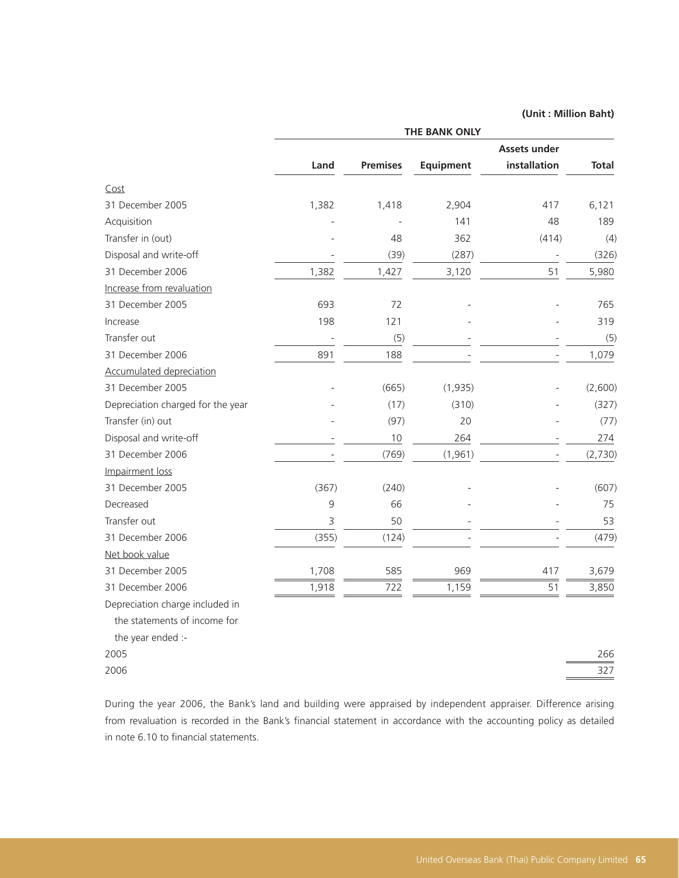**(Unit : Million Baht)**

| | THE BANK ONLY | | | | |
|---|---|---|---|---|---|
| | Land | Premises | Equipment | Assets under installation | Total |
| Cost | | | | | |
| 31 December 2005 | 1,382 | 1,418 | 2,904 | 417 | 6,121 |
| Acquisition | - | - | 141 | 48 | 189 |
| Transfer in (out) | - | 48 | 362 | (414) | (4) |
| Disposal and write-off | - | (39) | (287) | - | (326) |
| 31 December 2006 | 1,382 | 1,427 | 3,120 | 51 | 5,980 |
| Increase from revaluation | | | | | |
| 31 December 2005 | 693 | 72 | - | - | 765 |
| Increase | 198 | 121 | - | - | 319 |
| Transfer out | - | (5) | - | - | (5) |
| 31 December 2006 | 891 | 188 | - | - | 1,079 |
| Accumulated depreciation | | | | | |
| 31 December 2005 | - | (665) | (1,935) | - | (2,600) |
| Depreciation charged for the year | - | (17) | (310) | - | (327) |
| Transfer (in) out | - | (97) | 20 | - | (77) |
| Disposal and write-off | - | 10 | 264 | - | 274 |
| 31 December 2006 | - | (769) | (1,961) | - | (2,730) |
| Impairment loss | | | | | |
| 31 December 2005 | (367) | (240) | - | - | (607) |
| Decreased | 9 | 66 | - | - | 75 |
| Transfer out | 3 | 50 | - | - | 53 |
| 31 December 2006 | (355) | (124) | - | - | (479) |
| Net book value | | | | | |
| 31 December 2005 | 1,708 | 585 | 969 | 417 | 3,679 |
| 31 December 2006 | 1,918 | 722 | 1,159 | 51 | 3,850 |
| Depreciation charge included in the statements of income for the year ended :- | | | | | |
| 2005 | | | | | 266 |
| 2006 | | | | | 327 |

During the year 2006, the Bank's land and building were appraised by independent appraiser. Difference arising from revaluation is recorded in the Bank's financial statement in accordance with the accounting policy as detailed in note 6.10 to financial statements.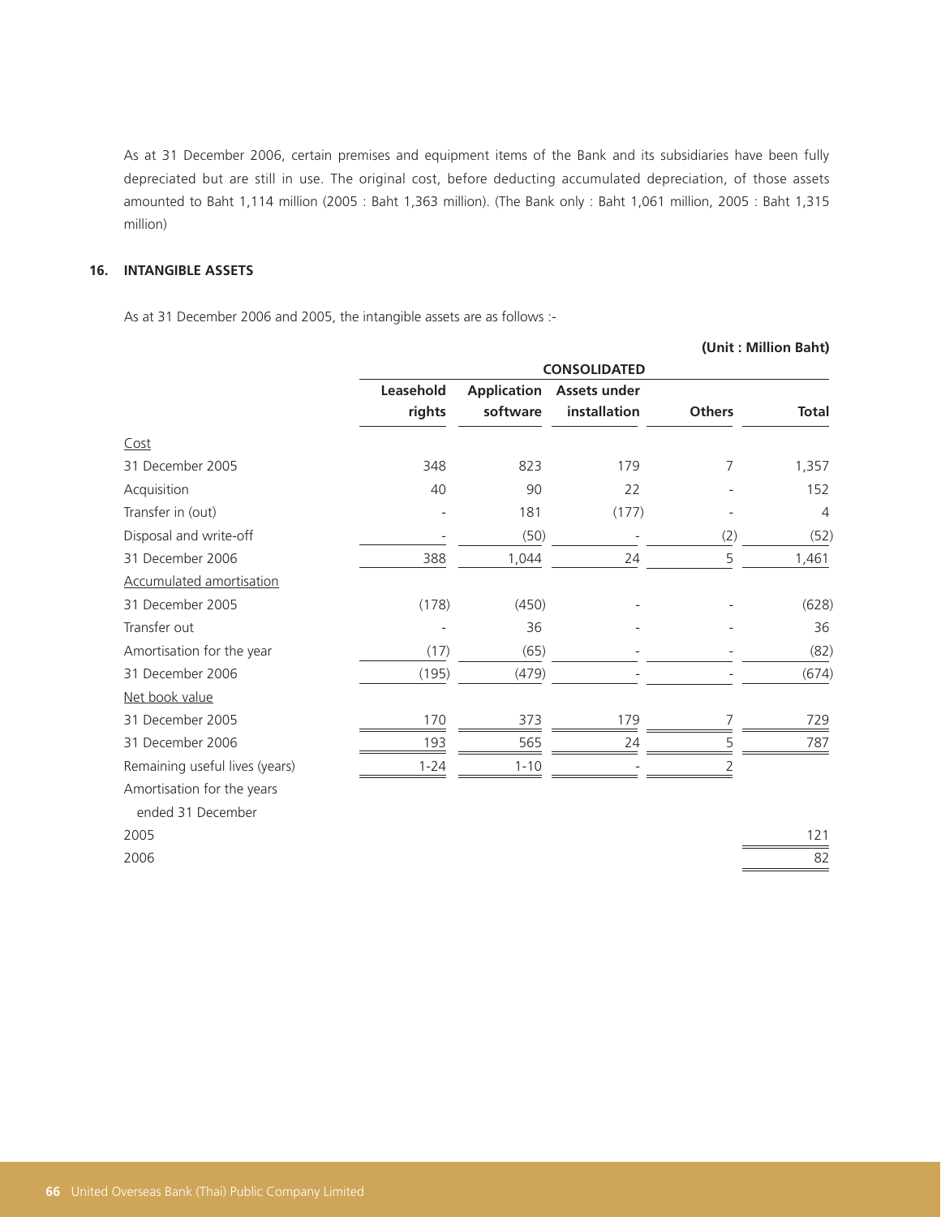As at 31 December 2006, certain premises and equipment items of the Bank and its subsidiaries have been fully depreciated but are still in use. The original cost, before deducting accumulated depreciation, of those assets amounted to Baht 1,114 million (2005 : Baht 1,363 million). (The Bank only : Baht 1,061 million, 2005 : Baht 1,315 million)

## 16. INTANGIBLE ASSETS

As at 31 December 2006 and 2005, the intangible assets are as follows :-

**(Unit : Million Baht)**

| | CONSOLIDATED | | | | |
|---|---|---|---|---|---|
| | Leasehold rights | Application software | Assets under installation | Others | Total |
| Cost | | | | | |
| 31 December 2005 | 348 | 823 | 179 | 7 | 1,357 |
| Acquisition | 40 | 90 | 22 | - | 152 |
| Transfer in (out) | - | 181 | (177) | - | 4 |
| Disposal and write-off | - | (50) | - | (2) | (52) |
| 31 December 2006 | 388 | 1,044 | 24 | 5 | 1,461 |
| Accumulated amortisation | | | | | |
| 31 December 2005 | (178) | (450) | - | - | (628) |
| Transfer out | - | 36 | - | - | 36 |
| Amortisation for the year | (17) | (65) | - | - | (82) |
| 31 December 2006 | (195) | (479) | - | - | (674) |
| Net book value | | | | | |
| 31 December 2005 | 170 | 373 | 179 | 7 | 729 |
| 31 December 2006 | 193 | 565 | 24 | 5 | 787 |
| Remaining useful lives (years) | 1-24 | 1-10 | - | 2 | |
| Amortisation for the years ended 31 December | | | | | |
| 2005 | | | | | 121 |
| 2006 | | | | | 82 |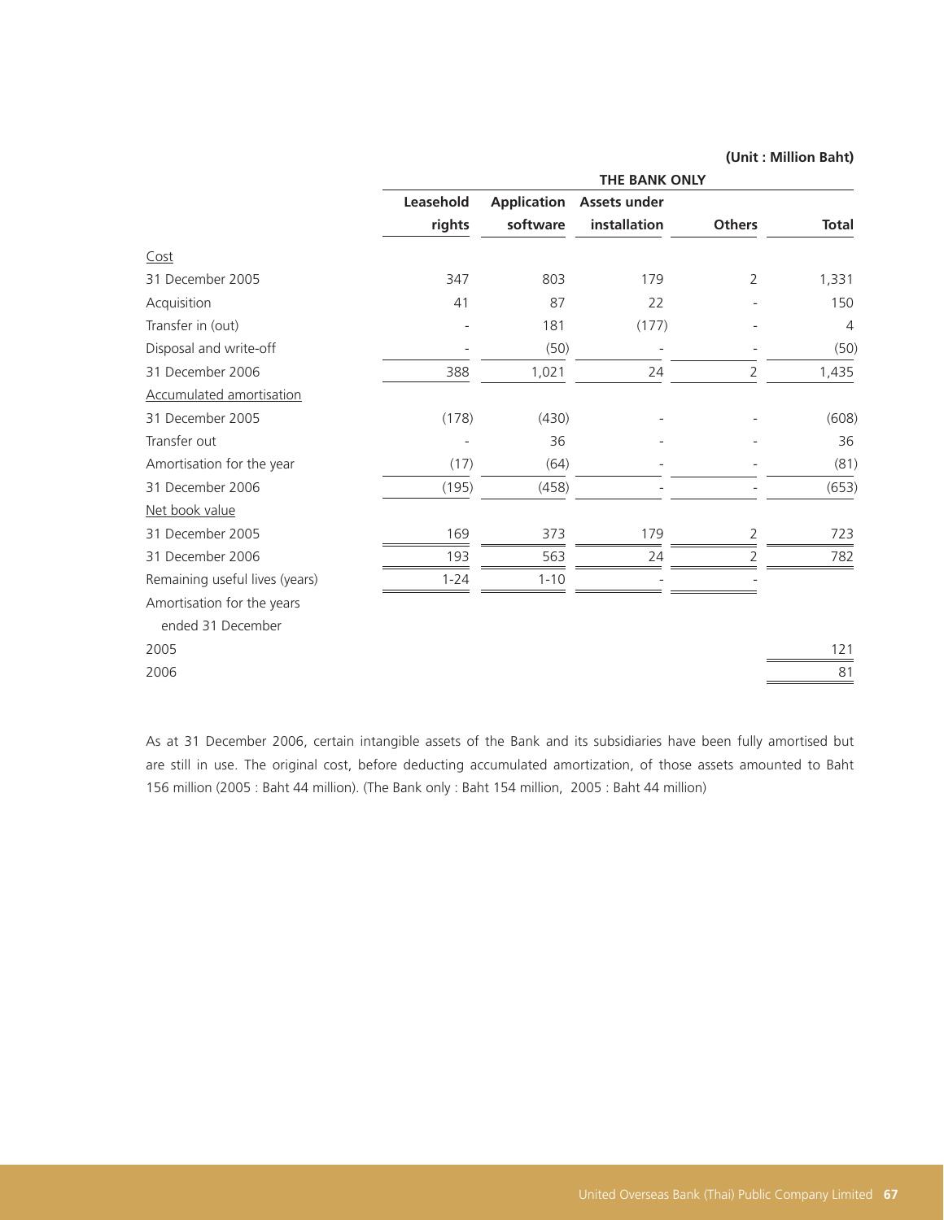(Unit : Million Baht)

| | THE BANK ONLY | | | | |
|---|---|---|---|---|---|
| | Leasehold rights | Application software | Assets under installation | Others | Total |
| Cost | | | | | |
| 31 December 2005 | 347 | 803 | 179 | 2 | 1,331 |
| Acquisition | 41 | 87 | 22 | - | 150 |
| Transfer in (out) | - | 181 | (177) | - | 4 |
| Disposal and write-off | - | (50) | - | - | (50) |
| 31 December 2006 | 388 | 1,021 | 24 | 2 | 1,435 |
| Accumulated amortisation | | | | | |
| 31 December 2005 | (178) | (430) | - | - | (608) |
| Transfer out | - | 36 | - | - | 36 |
| Amortisation for the year | (17) | (64) | - | - | (81) |
| 31 December 2006 | (195) | (458) | - | - | (653) |
| Net book value | | | | | |
| 31 December 2005 | 169 | 373 | 179 | 2 | 723 |
| 31 December 2006 | 193 | 563 | 24 | 2 | 782 |
| Remaining useful lives (years) | 1-24 | 1-10 | - | - | |
| Amortisation for the years ended 31 December | | | | | |
| 2005 | | | | | 121 |
| 2006 | | | | | 81 |

As at 31 December 2006, certain intangible assets of the Bank and its subsidiaries have been fully amortised but are still in use. The original cost, before deducting accumulated amortization, of those assets amounted to Baht 156 million (2005 : Baht 44 million). (The Bank only : Baht 154 million, 2005 : Baht 44 million)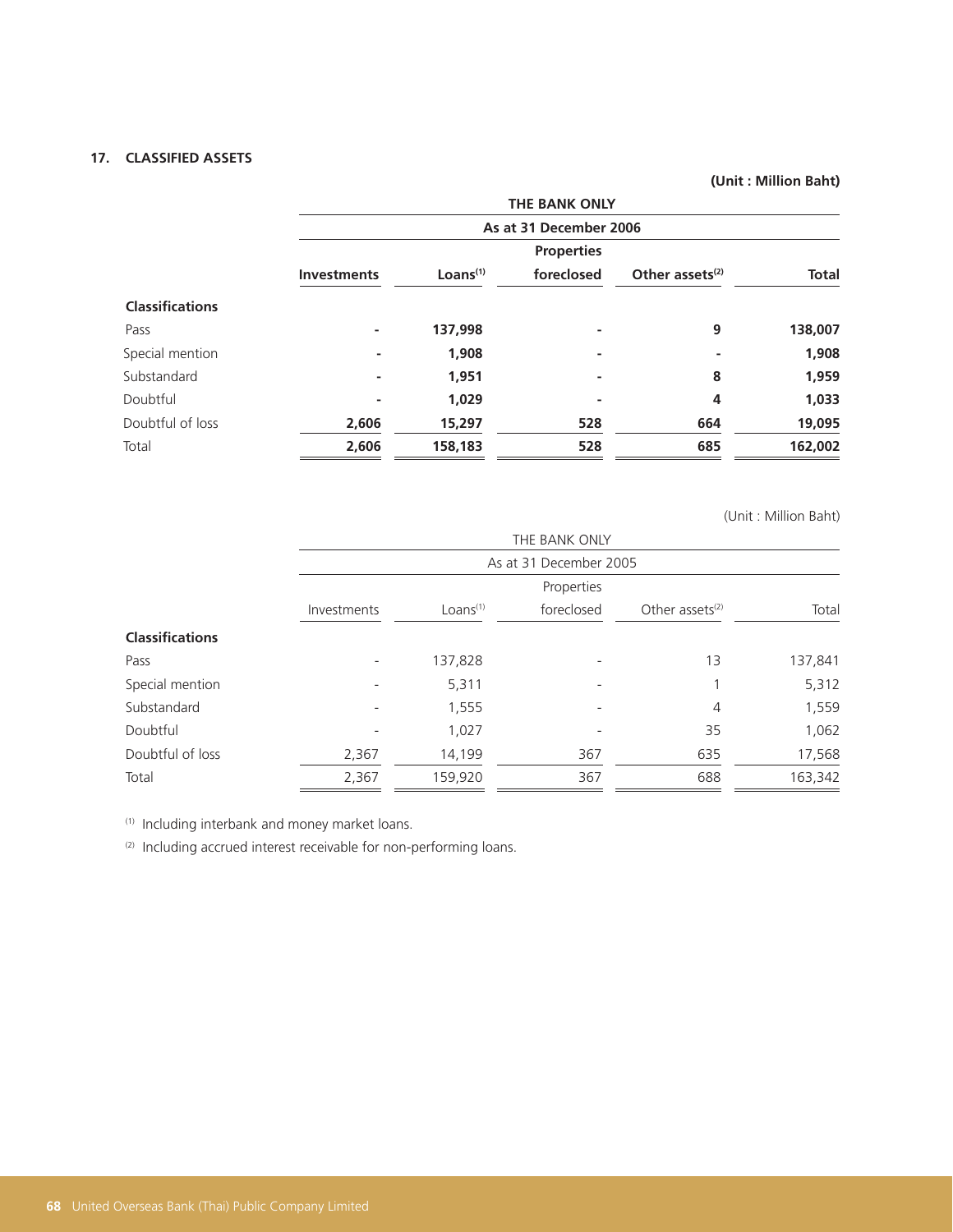### 17. CLASSIFIED ASSETS

**(Unit : Million Baht)**

| | **THE BANK ONLY** | | | | |
|---|---|---|---|---|---|
| | **As at 31 December 2006** | | | | |
| | **Investments** | **Loans[1]** | **Properties foreclosed** | **Other assets[2]** | **Total** |
| **Classifications** | | | | | |
| Pass | - | 137,998 | - | 9 | 138,007 |
| Special mention | - | 1,908 | - | - | 1,908 |
| Substandard | - | 1,951 | - | 8 | 1,959 |
| Doubtful | - | 1,029 | - | 4 | 1,033 |
| Doubtful of loss | 2,606 | 15,297 | 528 | 664 | 19,095 |
| Total | 2,606 | 158,183 | 528 | 685 | 162,002 |

(Unit : Million Baht)

| | THE BANK ONLY | | | | |
|---|---|---|---|---|---|
| | As at 31 December 2005 | | | | |
| | Investments | Loans[1] | Properties foreclosed | Other assets[2] | Total |
| **Classifications** | | | | | |
| Pass | - | 137,828 | - | 13 | 137,841 |
| Special mention | - | 5,311 | - | 1 | 5,312 |
| Substandard | - | 1,555 | - | 4 | 1,559 |
| Doubtful | - | 1,027 | - | 35 | 1,062 |
| Doubtful of loss | 2,367 | 14,199 | 367 | 635 | 17,568 |
| Total | 2,367 | 159,920 | 367 | 688 | 163,342 |

[1] Including interbank and money market loans.

[2] Including accrued interest receivable for non-performing loans.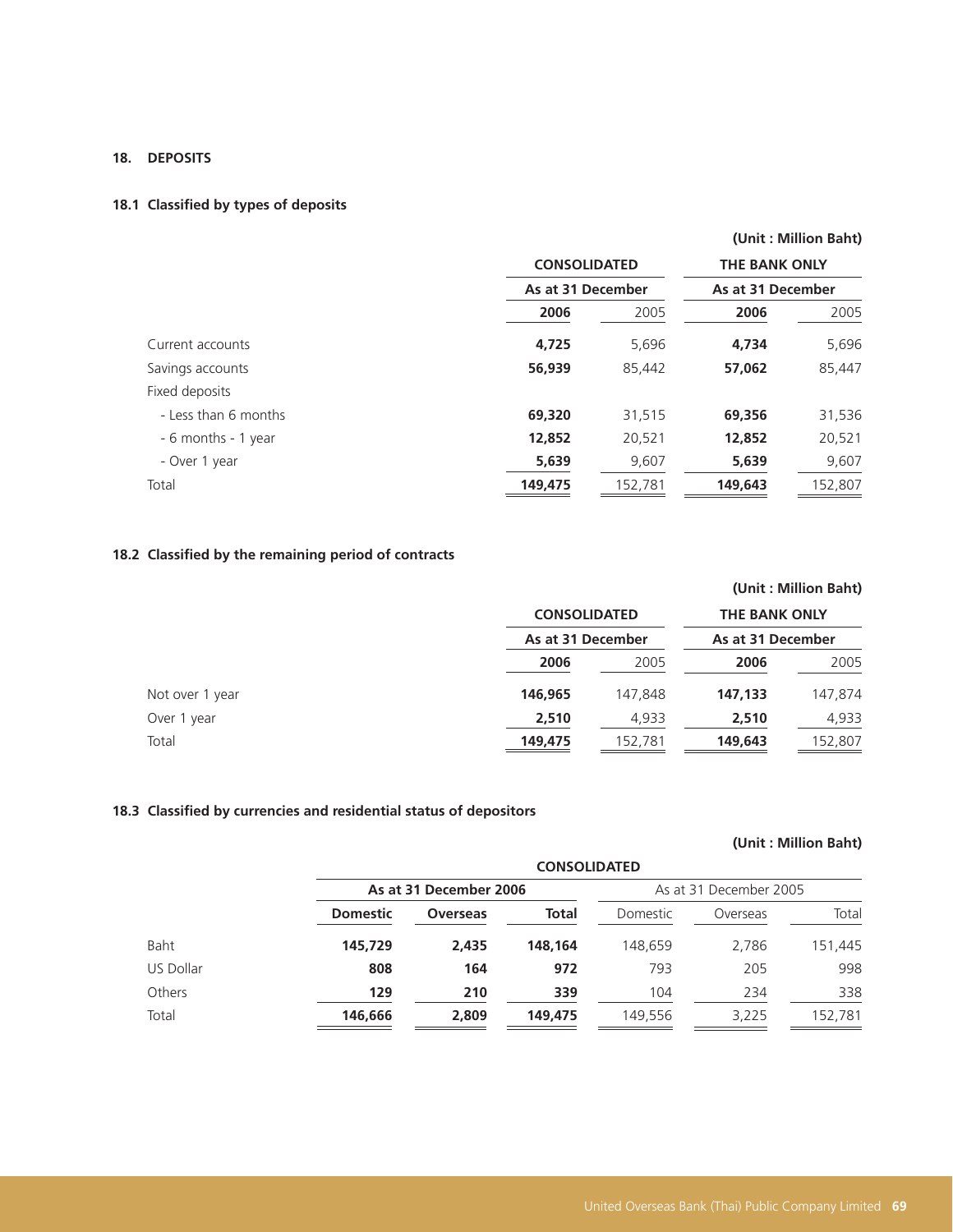## 18. DEPOSITS

### 18.1 Classified by types of deposits

(Unit : Million Baht)

| | CONSOLIDATED | | THE BANK ONLY | |
|---|---|---|---|---|
| | As at 31 December | | As at 31 December | |
| | **2006** | 2005 | **2006** | 2005 |
| Current accounts | **4,725** | 5,696 | **4,734** | 5,696 |
| Savings accounts | **56,939** | 85,442 | **57,062** | 85,447 |
| Fixed deposits | | | | |
| - Less than 6 months | **69,320** | 31,515 | **69,356** | 31,536 |
| - 6 months - 1 year | **12,852** | 20,521 | **12,852** | 20,521 |
| - Over 1 year | **5,639** | 9,607 | **5,639** | 9,607 |
| Total | **149,475** | 152,781 | **149,643** | 152,807 |

### 18.2 Classified by the remaining period of contracts

(Unit : Million Baht)

| | CONSOLIDATED | | THE BANK ONLY | |
|---|---|---|---|---|
| | As at 31 December | | As at 31 December | |
| | **2006** | 2005 | **2006** | 2005 |
| Not over 1 year | **146,965** | 147,848 | **147,133** | 147,874 |
| Over 1 year | **2,510** | 4,933 | **2,510** | 4,933 |
| Total | **149,475** | 152,781 | **149,643** | 152,807 |

### 18.3 Classified by currencies and residential status of depositors

(Unit : Million Baht)

| | CONSOLIDATED | | | | | |
|---|---|---|---|---|---|---|
| | **As at 31 December 2006** | | | As at 31 December 2005 | | |
| | **Domestic** | **Overseas** | **Total** | Domestic | Overseas | Total |
| Baht | **145,729** | **2,435** | **148,164** | 148,659 | 2,786 | 151,445 |
| US Dollar | **808** | **164** | **972** | 793 | 205 | 998 |
| Others | **129** | **210** | **339** | 104 | 234 | 338 |
| Total | **146,666** | **2,809** | **149,475** | 149,556 | 3,225 | 152,781 |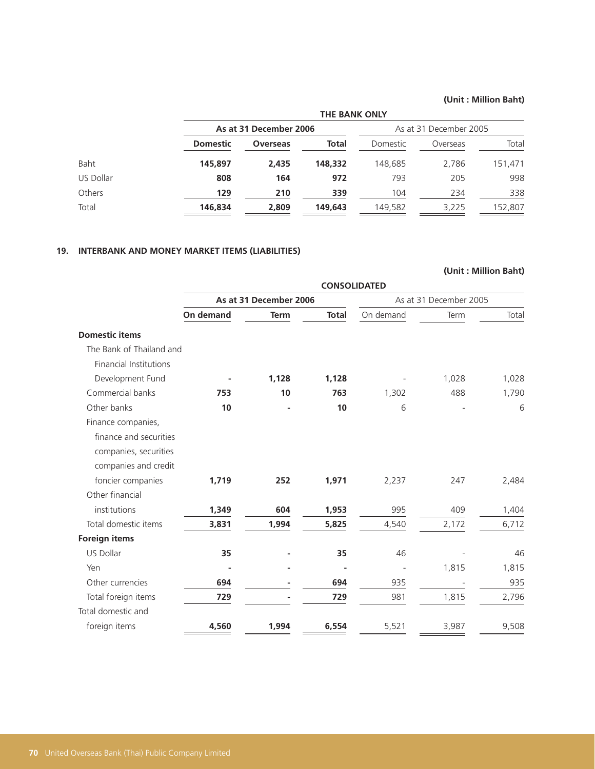(Unit : Million Baht)

| | THE BANK ONLY | | | | | |
|---|---|---|---|---|---|---|
| | **As at 31 December 2006** | | | As at 31 December 2005 | | |
| | **Domestic** | **Overseas** | **Total** | Domestic | Overseas | Total |
| Baht | **145,897** | **2,435** | **148,332** | 148,685 | 2,786 | 151,471 |
| US Dollar | **808** | **164** | **972** | 793 | 205 | 998 |
| Others | **129** | **210** | **339** | 104 | 234 | 338 |
| Total | **146,834** | **2,809** | **149,643** | 149,582 | 3,225 | 152,807 |

## 19. INTERBANK AND MONEY MARKET ITEMS (LIABILITIES)

(Unit : Million Baht)

| | CONSOLIDATED | | | | | |
|---|---|---|---|---|---|---|
| | **As at 31 December 2006** | | | As at 31 December 2005 | | |
| | **On demand** | **Term** | **Total** | On demand | Term | Total |
| **Domestic items** | | | | | | |
| The Bank of Thailand and Financial Institutions Development Fund | **-** | **1,128** | **1,128** | - | 1,028 | 1,028 |
| Commercial banks | **753** | **10** | **763** | 1,302 | 488 | 1,790 |
| Other banks | **10** | **-** | **10** | 6 | - | 6 |
| Finance companies, finance and securities companies, securities companies and credit foncier companies | **1,719** | **252** | **1,971** | 2,237 | 247 | 2,484 |
| Other financial institutions | **1,349** | **604** | **1,953** | 995 | 409 | 1,404 |
| Total domestic items | **3,831** | **1,994** | **5,825** | 4,540 | 2,172 | 6,712 |
| **Foreign items** | | | | | | |
| US Dollar | **35** | **-** | **35** | 46 | - | 46 |
| Yen | **-** | **-** | **-** | - | 1,815 | 1,815 |
| Other currencies | **694** | **-** | **694** | 935 | - | 935 |
| Total foreign items | **729** | **-** | **729** | 981 | 1,815 | 2,796 |
| Total domestic and foreign items | **4,560** | **1,994** | **6,554** | 5,521 | 3,987 | 9,508 |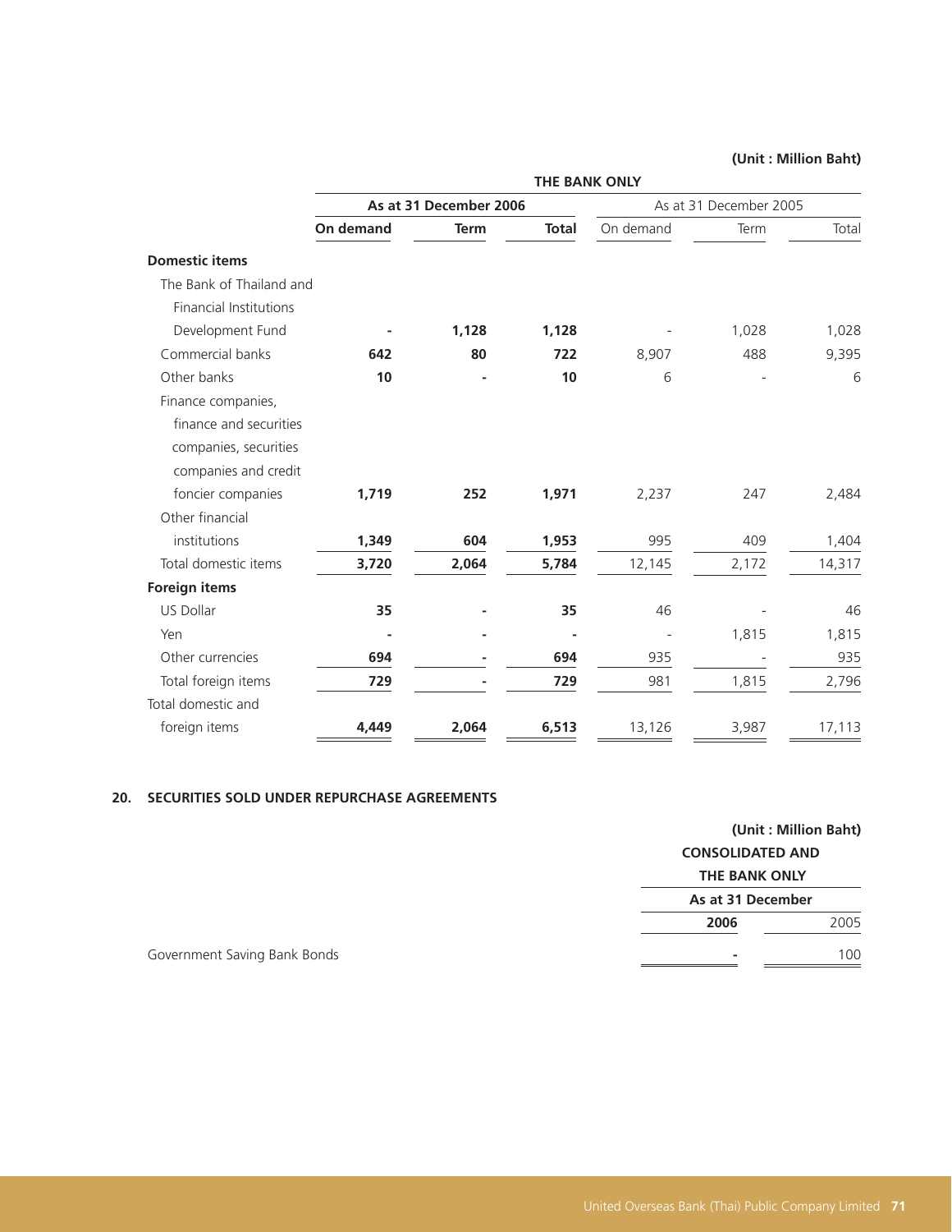(Unit : Million Baht)

| | THE BANK ONLY | | | | | |
|---|---|---|---|---|---|---|
| | **As at 31 December 2006** | | | As at 31 December 2005 | | |
| | **On demand** | **Term** | **Total** | On demand | Term | Total |
| **Domestic items** | | | | | | |
| The Bank of Thailand and Financial Institutions Development Fund | **-** | **1,128** | **1,128** | - | 1,028 | 1,028 |
| Commercial banks | **642** | **80** | **722** | 8,907 | 488 | 9,395 |
| Other banks | **10** | **-** | **10** | 6 | - | 6 |
| Finance companies, finance and securities companies, securities companies and credit foncier companies | **1,719** | **252** | **1,971** | 2,237 | 247 | 2,484 |
| Other financial institutions | **1,349** | **604** | **1,953** | 995 | 409 | 1,404 |
| Total domestic items | **3,720** | **2,064** | **5,784** | 12,145 | 2,172 | 14,317 |
| **Foreign items** | | | | | | |
| US Dollar | **35** | **-** | **35** | 46 | - | 46 |
| Yen | **-** | **-** | **-** | - | 1,815 | 1,815 |
| Other currencies | **694** | **-** | **694** | 935 | - | 935 |
| Total foreign items | **729** | **-** | **729** | 981 | 1,815 | 2,796 |
| Total domestic and foreign items | **4,449** | **2,064** | **6,513** | 13,126 | 3,987 | 17,113 |

## 20. SECURITIES SOLD UNDER REPURCHASE AGREEMENTS

(Unit : Million Baht)

| | CONSOLIDATED AND THE BANK ONLY | |
|---|---|---|
| | **As at 31 December** | |
| | **2006** | 2005 |
| Government Saving Bank Bonds | **-** | 100 |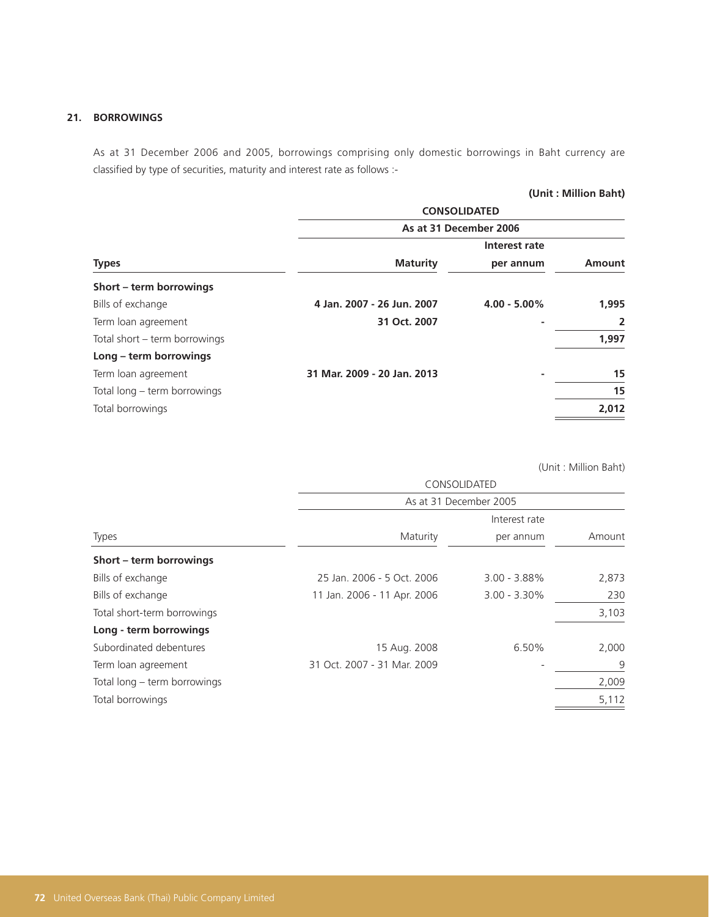## 21. BORROWINGS

As at 31 December 2006 and 2005, borrowings comprising only domestic borrowings in Baht currency are classified by type of securities, maturity and interest rate as follows :-

**(Unit : Million Baht)**

| | CONSOLIDATED | | |
|---|---|---|---|
| | As at 31 December 2006 | | |
| **Types** | **Maturity** | **Interest rate per annum** | **Amount** |
| **Short – term borrowings** | | | |
| Bills of exchange | 4 Jan. 2007 - 26 Jun. 2007 | 4.00 - 5.00% | 1,995 |
| Term loan agreement | 31 Oct. 2007 | - | 2 |
| Total short – term borrowings | | | 1,997 |
| **Long – term borrowings** | | | |
| Term loan agreement | 31 Mar. 2009 - 20 Jan. 2013 | - | 15 |
| Total long – term borrowings | | | 15 |
| Total borrowings | | | 2,012 |

(Unit : Million Baht)

| | CONSOLIDATED | | |
|---|---|---|---|
| | As at 31 December 2005 | | |
| Types | Maturity | Interest rate per annum | Amount |
| **Short – term borrowings** | | | |
| Bills of exchange | 25 Jan. 2006 - 5 Oct. 2006 | 3.00 - 3.88% | 2,873 |
| Bills of exchange | 11 Jan. 2006 - 11 Apr. 2006 | 3.00 - 3.30% | 230 |
| Total short-term borrowings | | | 3,103 |
| **Long - term borrowings** | | | |
| Subordinated debentures | 15 Aug. 2008 | 6.50% | 2,000 |
| Term loan agreement | 31 Oct. 2007 - 31 Mar. 2009 | - | 9 |
| Total long – term borrowings | | | 2,009 |
| Total borrowings | | | 5,112 |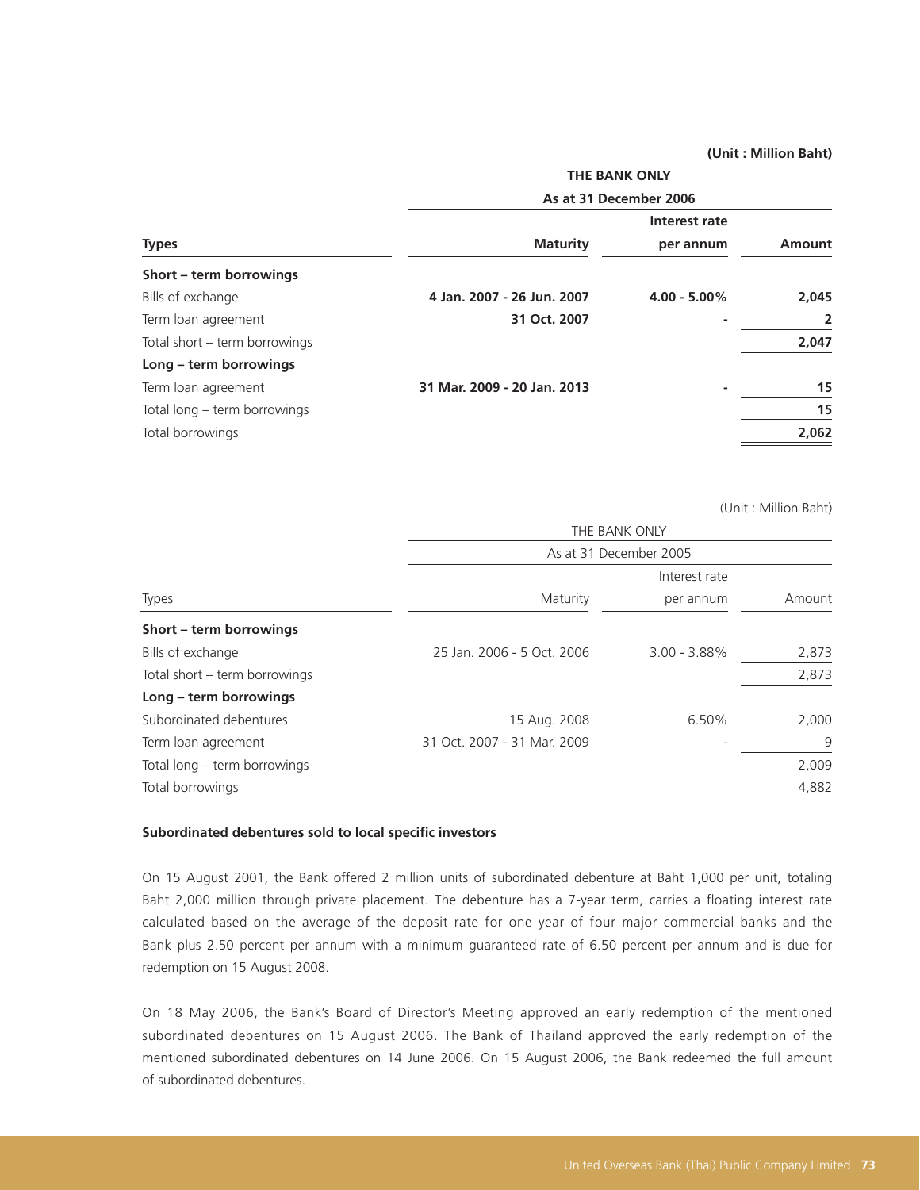(Unit : Million Baht)

| Types | THE BANK ONLY | | |
|---|---|---|---|
| | As at 31 December 2006 | | |
| | Maturity | Interest rate per annum | Amount |
| **Short – term borrowings** | | | |
| Bills of exchange | 4 Jan. 2007 - 26 Jun. 2007 | 4.00 - 5.00% | 2,045 |
| Term loan agreement | 31 Oct. 2007 | - | 2 |
| Total short – term borrowings | | | 2,047 |
| **Long – term borrowings** | | | |
| Term loan agreement | 31 Mar. 2009 - 20 Jan. 2013 | - | 15 |
| Total long – term borrowings | | | 15 |
| Total borrowings | | | 2,062 |

(Unit : Million Baht)

| Types | THE BANK ONLY | | |
|---|---|---|---|
| | As at 31 December 2005 | | |
| | Maturity | Interest rate per annum | Amount |
| **Short – term borrowings** | | | |
| Bills of exchange | 25 Jan. 2006 - 5 Oct. 2006 | 3.00 - 3.88% | 2,873 |
| Total short – term borrowings | | | 2,873 |
| **Long – term borrowings** | | | |
| Subordinated debentures | 15 Aug. 2008 | 6.50% | 2,000 |
| Term loan agreement | 31 Oct. 2007 - 31 Mar. 2009 | - | 9 |
| Total long – term borrowings | | | 2,009 |
| Total borrowings | | | 4,882 |

**Subordinated debentures sold to local specific investors**

On 15 August 2001, the Bank offered 2 million units of subordinated debenture at Baht 1,000 per unit, totaling Baht 2,000 million through private placement. The debenture has a 7-year term, carries a floating interest rate calculated based on the average of the deposit rate for one year of four major commercial banks and the Bank plus 2.50 percent per annum with a minimum guaranteed rate of 6.50 percent per annum and is due for redemption on 15 August 2008.

On 18 May 2006, the Bank's Board of Director's Meeting approved an early redemption of the mentioned subordinated debentures on 15 August 2006. The Bank of Thailand approved the early redemption of the mentioned subordinated debentures on 14 June 2006. On 15 August 2006, the Bank redeemed the full amount of subordinated debentures.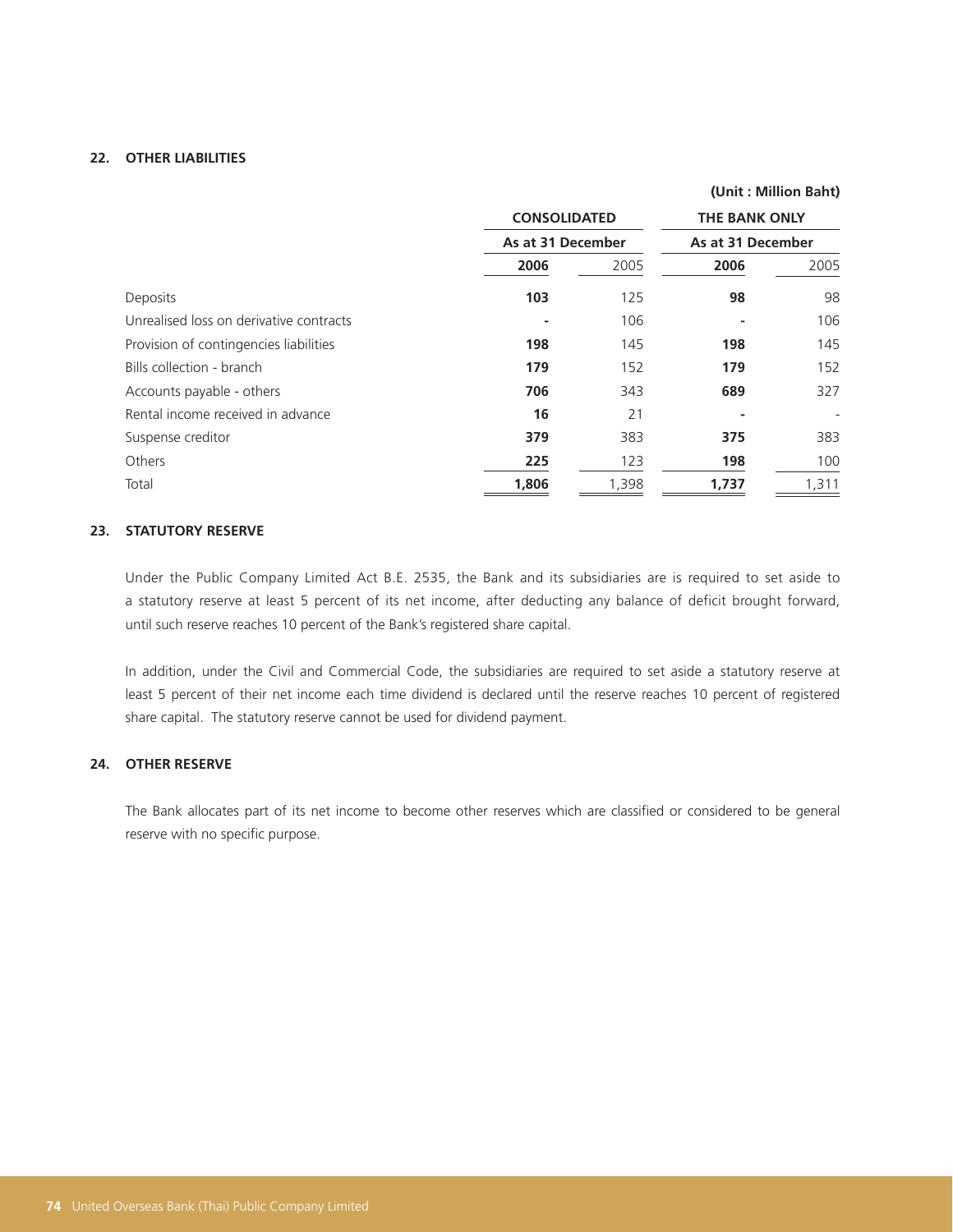## 22. OTHER LIABILITIES

(Unit : Million Baht)

| | CONSOLIDATED | | THE BANK ONLY | |
|---|---|---|---|---|
| | As at 31 December | | As at 31 December | |
| | **2006** | 2005 | **2006** | 2005 |
| Deposits | **103** | 125 | **98** | 98 |
| Unrealised loss on derivative contracts | **-** | 106 | **-** | 106 |
| Provision of contingencies liabilities | **198** | 145 | **198** | 145 |
| Bills collection - branch | **179** | 152 | **179** | 152 |
| Accounts payable - others | **706** | 343 | **689** | 327 |
| Rental income received in advance | **16** | 21 | **-** | - |
| Suspense creditor | **379** | 383 | **375** | 383 |
| Others | **225** | 123 | **198** | 100 |
| Total | **1,806** | 1,398 | **1,737** | 1,311 |

## 23. STATUTORY RESERVE

Under the Public Company Limited Act B.E. 2535, the Bank and its subsidiaries are is required to set aside to a statutory reserve at least 5 percent of its net income, after deducting any balance of deficit brought forward, until such reserve reaches 10 percent of the Bank's registered share capital.

In addition, under the Civil and Commercial Code, the subsidiaries are required to set aside a statutory reserve at least 5 percent of their net income each time dividend is declared until the reserve reaches 10 percent of registered share capital. The statutory reserve cannot be used for dividend payment.

## 24. OTHER RESERVE

The Bank allocates part of its net income to become other reserves which are classified or considered to be general reserve with no specific purpose.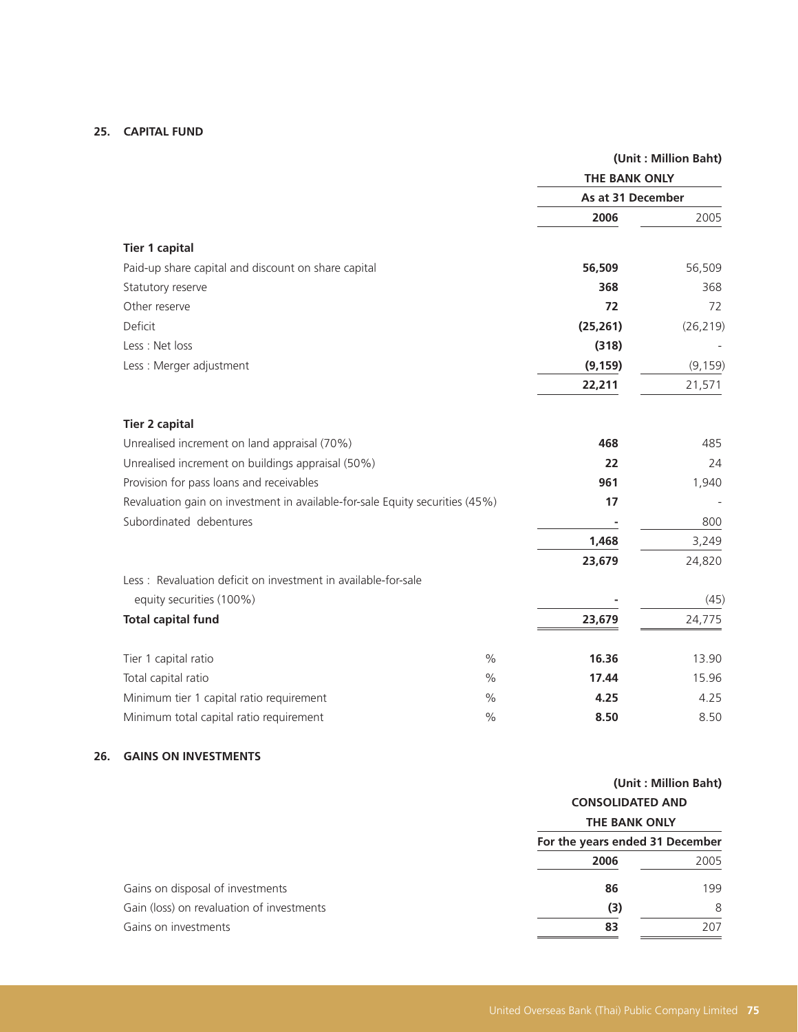## 25. CAPITAL FUND

(Unit : Million Baht)

| | | THE BANK ONLY | |
|---|---|---|---|
| | | As at 31 December | |
| | | **2006** | 2005 |
| **Tier 1 capital** | | | |
| Paid-up share capital and discount on share capital | | **56,509** | 56,509 |
| Statutory reserve | | **368** | 368 |
| Other reserve | | **72** | 72 |
| Deficit | | **(25,261)** | (26,219) |
| Less : Net loss | | **(318)** | - |
| Less : Merger adjustment | | **(9,159)** | (9,159) |
| | | **22,211** | 21,571 |
| **Tier 2 capital** | | | |
| Unrealised increment on land appraisal (70%) | | **468** | 485 |
| Unrealised increment on buildings appraisal (50%) | | **22** | 24 |
| Provision for pass loans and receivables | | **961** | 1,940 |
| Revaluation gain on investment in available-for-sale Equity securities (45%) | | **17** | - |
| Subordinated debentures | | **-** | 800 |
| | | **1,468** | 3,249 |
| | | **23,679** | 24,820 |
| Less : Revaluation deficit on investment in available-for-sale equity securities (100%) | | **-** | (45) |
| **Total capital fund** | | **23,679** | 24,775 |
| Tier 1 capital ratio | % | **16.36** | 13.90 |
| Total capital ratio | % | **17.44** | 15.96 |
| Minimum tier 1 capital ratio requirement | % | **4.25** | 4.25 |
| Minimum total capital ratio requirement | % | **8.50** | 8.50 |

## 26. GAINS ON INVESTMENTS

(Unit : Million Baht)

| | CONSOLIDATED AND THE BANK ONLY | |
|---|---|---|
| | For the years ended 31 December | |
| | **2006** | 2005 |
| Gains on disposal of investments | **86** | 199 |
| Gain (loss) on revaluation of investments | **(3)** | 8 |
| Gains on investments | **83** | 207 |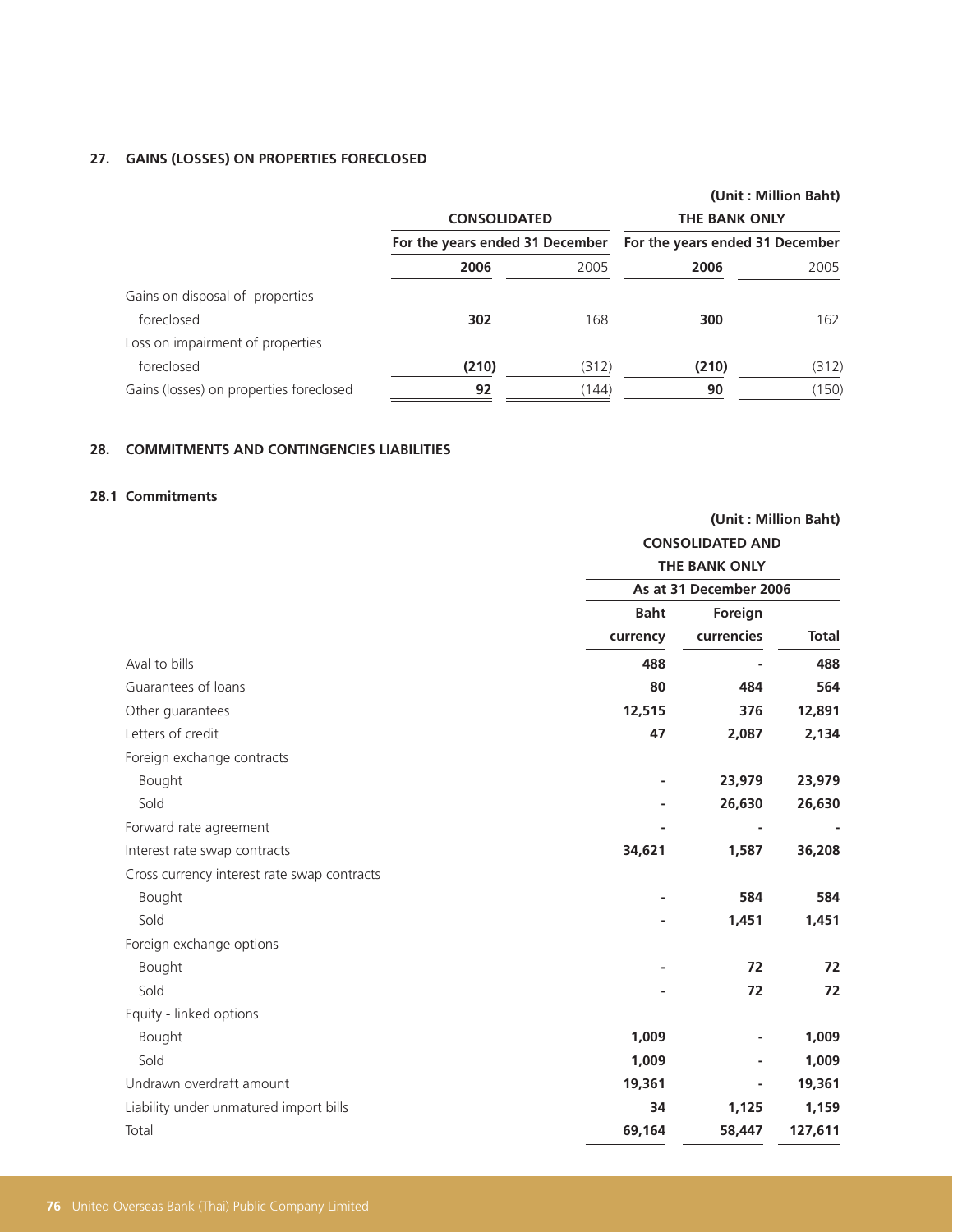## 27. GAINS (LOSSES) ON PROPERTIES FORECLOSED

(Unit : Million Baht)

| | CONSOLIDATED | | THE BANK ONLY | |
|---|---|---|---|---|
| | For the years ended 31 December | | For the years ended 31 December | |
| | **2006** | 2005 | **2006** | 2005 |
| Gains on disposal of properties foreclosed | **302** | 168 | **300** | 162 |
| Loss on impairment of properties foreclosed | **(210)** | (312) | **(210)** | (312) |
| Gains (losses) on properties foreclosed | **92** | (144) | **90** | (150) |

## 28. COMMITMENTS AND CONTINGENCIES LIABILITIES

### 28.1 Commitments

(Unit : Million Baht)

| | CONSOLIDATED AND THE BANK ONLY | | |
|---|---|---|---|
| | As at 31 December 2006 | | |
| | Baht currency | Foreign currencies | Total |
| Aval to bills | **488** | **-** | **488** |
| Guarantees of loans | **80** | **484** | **564** |
| Other guarantees | **12,515** | **376** | **12,891** |
| Letters of credit | **47** | **2,087** | **2,134** |
| Foreign exchange contracts | | | |
| Bought | **-** | **23,979** | **23,979** |
| Sold | **-** | **26,630** | **26,630** |
| Forward rate agreement | **-** | **-** | **-** |
| Interest rate swap contracts | **34,621** | **1,587** | **36,208** |
| Cross currency interest rate swap contracts | | | |
| Bought | **-** | **584** | **584** |
| Sold | **-** | **1,451** | **1,451** |
| Foreign exchange options | | | |
| Bought | **-** | **72** | **72** |
| Sold | **-** | **72** | **72** |
| Equity - linked options | | | |
| Bought | **1,009** | **-** | **1,009** |
| Sold | **1,009** | **-** | **1,009** |
| Undrawn overdraft amount | **19,361** | **-** | **19,361** |
| Liability under unmatured import bills | **34** | **1,125** | **1,159** |
| Total | **69,164** | **58,447** | **127,611** |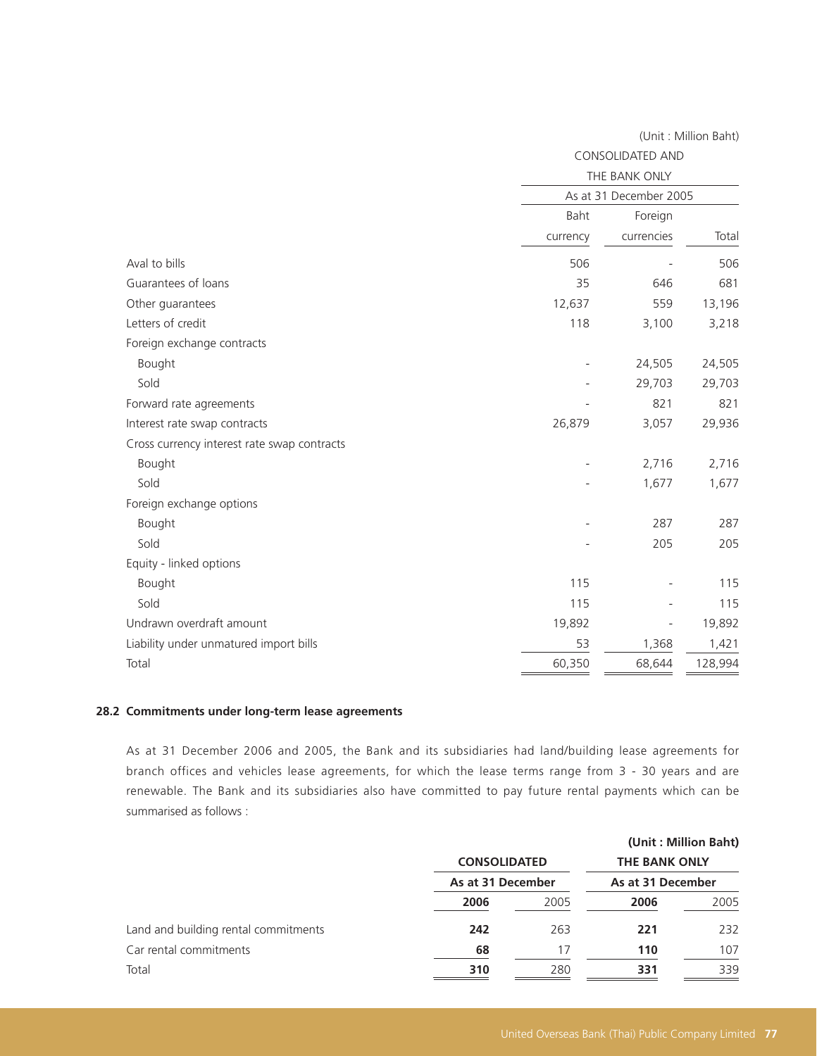(Unit : Million Baht)

| | CONSOLIDATED AND THE BANK ONLY | | |
|---|---|---|---|
| | As at 31 December 2005 | | |
| | Baht currency | Foreign currencies | Total |
| Aval to bills | 506 | - | 506 |
| Guarantees of loans | 35 | 646 | 681 |
| Other guarantees | 12,637 | 559 | 13,196 |
| Letters of credit | 118 | 3,100 | 3,218 |
| Foreign exchange contracts | | | |
| Bought | - | 24,505 | 24,505 |
| Sold | - | 29,703 | 29,703 |
| Forward rate agreements | - | 821 | 821 |
| Interest rate swap contracts | 26,879 | 3,057 | 29,936 |
| Cross currency interest rate swap contracts | | | |
| Bought | - | 2,716 | 2,716 |
| Sold | - | 1,677 | 1,677 |
| Foreign exchange options | | | |
| Bought | - | 287 | 287 |
| Sold | - | 205 | 205 |
| Equity - linked options | | | |
| Bought | 115 | - | 115 |
| Sold | 115 | - | 115 |
| Undrawn overdraft amount | 19,892 | - | 19,892 |
| Liability under unmatured import bills | 53 | 1,368 | 1,421 |
| Total | 60,350 | 68,644 | 128,994 |

**28.2 Commitments under long-term lease agreements**

As at 31 December 2006 and 2005, the Bank and its subsidiaries had land/building lease agreements for branch offices and vehicles lease agreements, for which the lease terms range from 3 - 30 years and are renewable. The Bank and its subsidiaries also have committed to pay future rental payments which can be summarised as follows :

**(Unit : Million Baht)**

| | **CONSOLIDATED** | | **THE BANK ONLY** | |
|---|---|---|---|---|
| | **As at 31 December** | | **As at 31 December** | |
| | **2006** | 2005 | **2006** | 2005 |
| Land and building rental commitments | **242** | 263 | **221** | 232 |
| Car rental commitments | **68** | 17 | **110** | 107 |
| Total | **310** | 280 | **331** | 339 |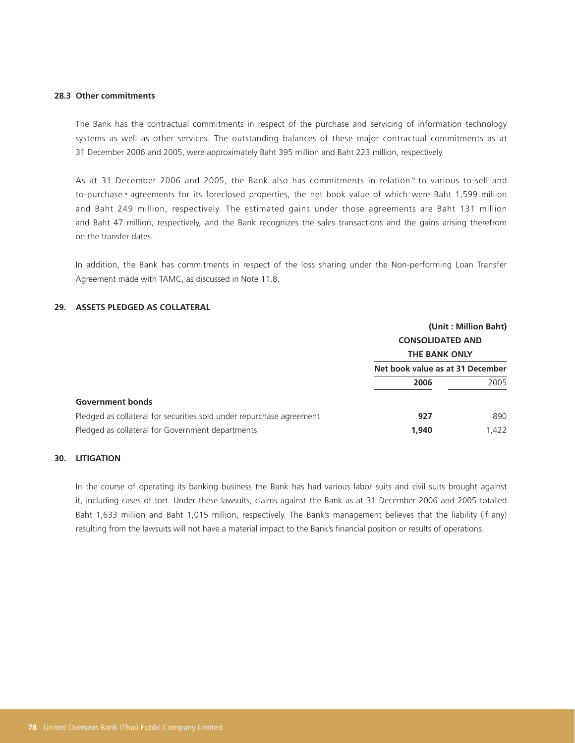### 28.3 Other commitments

The Bank has the contractual commitments in respect of the purchase and servicing of information technology systems as well as other services. The outstanding balances of these major contractual commitments as at 31 December 2006 and 2005, were approximately Baht 395 million and Baht 223 million, respectively.

As at 31 December 2006 and 2005, the Bank also has commitments in relation " to various to-sell and to-purchase " agreements for its foreclosed properties, the net book value of which were Baht 1,599 million and Baht 249 million, respectively. The estimated gains under those agreements are Baht 131 million and Baht 47 million, respectively, and the Bank recognizes the sales transactions and the gains arising therefrom on the transfer dates.

In addition, the Bank has commitments in respect of the loss sharing under the Non-performing Loan Transfer Agreement made with TAMC, as discussed in Note 11.8.

## 29. ASSETS PLEDGED AS COLLATERAL

(Unit : Million Baht)

| | CONSOLIDATED AND THE BANK ONLY | |
|---|---|---|
| | Net book value as at 31 December | |
| | **2006** | 2005 |
| **Government bonds** | | |
| Pledged as collateral for securities sold under repurchase agreement | **927** | 890 |
| Pledged as collateral for Government departments | **1,940** | 1,422 |

## 30. LITIGATION

In the course of operating its banking business the Bank has had various labor suits and civil suits brought against it, including cases of tort. Under these lawsuits, claims against the Bank as at 31 December 2006 and 2005 totalled Baht 1,633 million and Baht 1,015 million, respectively. The Bank's management believes that the liability (if any) resulting from the lawsuits will not have a material impact to the Bank's financial position or results of operations.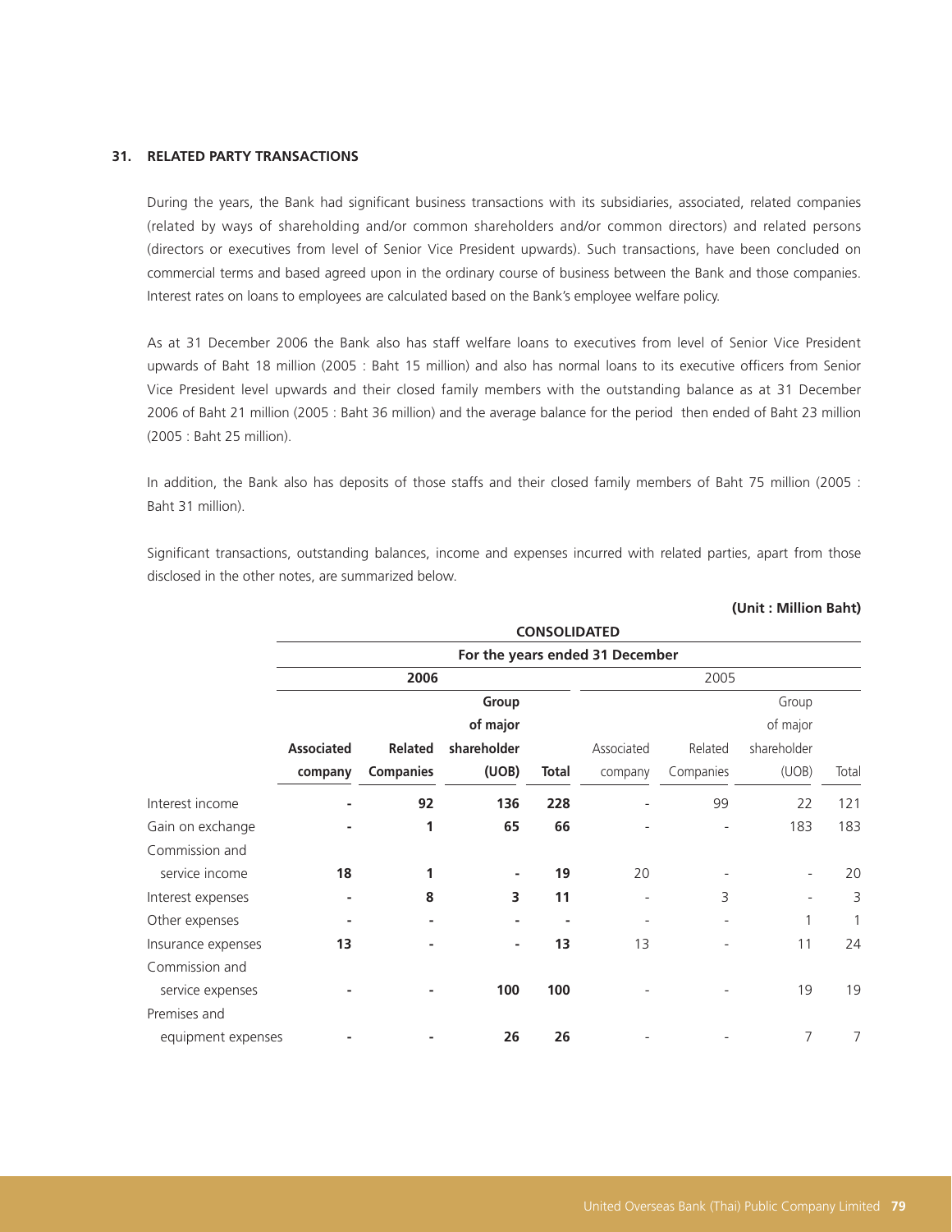## 31. RELATED PARTY TRANSACTIONS

During the years, the Bank had significant business transactions with its subsidiaries, associated, related companies (related by ways of shareholding and/or common shareholders and/or common directors) and related persons (directors or executives from level of Senior Vice President upwards). Such transactions, have been concluded on commercial terms and based agreed upon in the ordinary course of business between the Bank and those companies. Interest rates on loans to employees are calculated based on the Bank's employee welfare policy.

As at 31 December 2006 the Bank also has staff welfare loans to executives from level of Senior Vice President upwards of Baht 18 million (2005 : Baht 15 million) and also has normal loans to its executive officers from Senior Vice President level upwards and their closed family members with the outstanding balance as at 31 December 2006 of Baht 21 million (2005 : Baht 36 million) and the average balance for the period then ended of Baht 23 million (2005 : Baht 25 million).

In addition, the Bank also has deposits of those staffs and their closed family members of Baht 75 million (2005 : Baht 31 million).

Significant transactions, outstanding balances, income and expenses incurred with related parties, apart from those disclosed in the other notes, are summarized below.

**(Unit : Million Baht)**

| | **CONSOLIDATED** | | | | | | | |
|---|---|---|---|---|---|---|---|---|
| | **For the years ended 31 December** | | | | | | | |
| | **2006** | | | | 2005 | | | |
| | **Associated company** | **Related Companies** | **Group of major shareholder (UOB)** | **Total** | Associated company | Related Companies | Group of major shareholder (UOB) | Total |
| Interest income | - | 92 | 136 | 228 | - | 99 | 22 | 121 |
| Gain on exchange | - | 1 | 65 | 66 | - | - | 183 | 183 |
| Commission and service income | 18 | 1 | - | 19 | 20 | - | - | 20 |
| Interest expenses | - | 8 | 3 | 11 | - | 3 | - | 3 |
| Other expenses | - | - | - | - | - | - | 1 | 1 |
| Insurance expenses | 13 | - | - | 13 | 13 | - | 11 | 24 |
| Commission and service expenses | - | - | 100 | 100 | - | - | 19 | 19 |
| Premises and equipment expenses | - | - | 26 | 26 | - | - | 7 | 7 |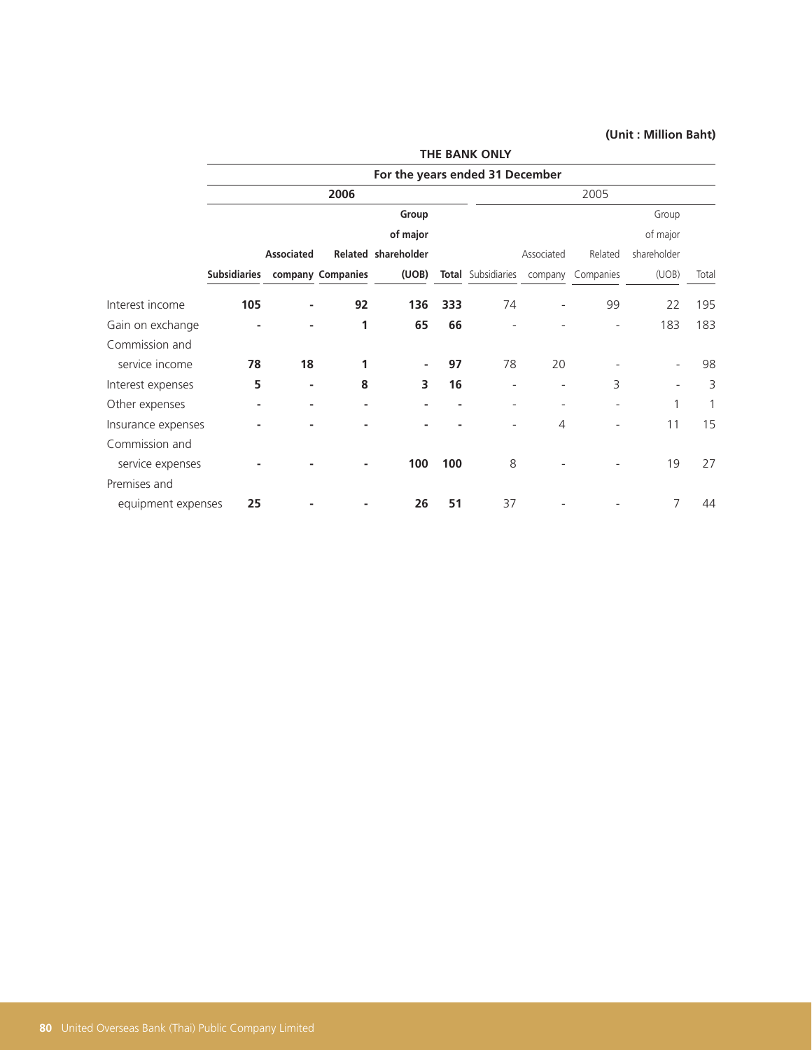(Unit : Million Baht)

| | THE BANK ONLY | | | | | | | | | |
|---|---|---|---|---|---|---|---|---|---|---|
| | For the years ended 31 December | | | | | | | | | |
| | **2006** | | | | | 2005 | | | | |
| | **Subsidiaries** | **Associated company** | **Related Companies** | **Group of major shareholder (UOB)** | **Total** | Subsidiaries | Associated company | Related Companies | Group of major shareholder (UOB) | Total |
| Interest income | **105** | **-** | **92** | **136** | **333** | 74 | - | 99 | 22 | 195 |
| Gain on exchange | **-** | **-** | **1** | **65** | **66** | - | - | - | 183 | 183 |
| Commission and service income | **78** | **18** | **1** | **-** | **97** | 78 | 20 | - | - | 98 |
| Interest expenses | **5** | **-** | **8** | **3** | **16** | - | - | 3 | - | 3 |
| Other expenses | **-** | **-** | **-** | **-** | **-** | - | - | - | 1 | 1 |
| Insurance expenses | **-** | **-** | **-** | **-** | **-** | - | 4 | - | 11 | 15 |
| Commission and service expenses | **-** | **-** | **-** | **100** | **100** | 8 | - | - | 19 | 27 |
| Premises and equipment expenses | **25** | **-** | **-** | **26** | **51** | 37 | - | - | 7 | 44 |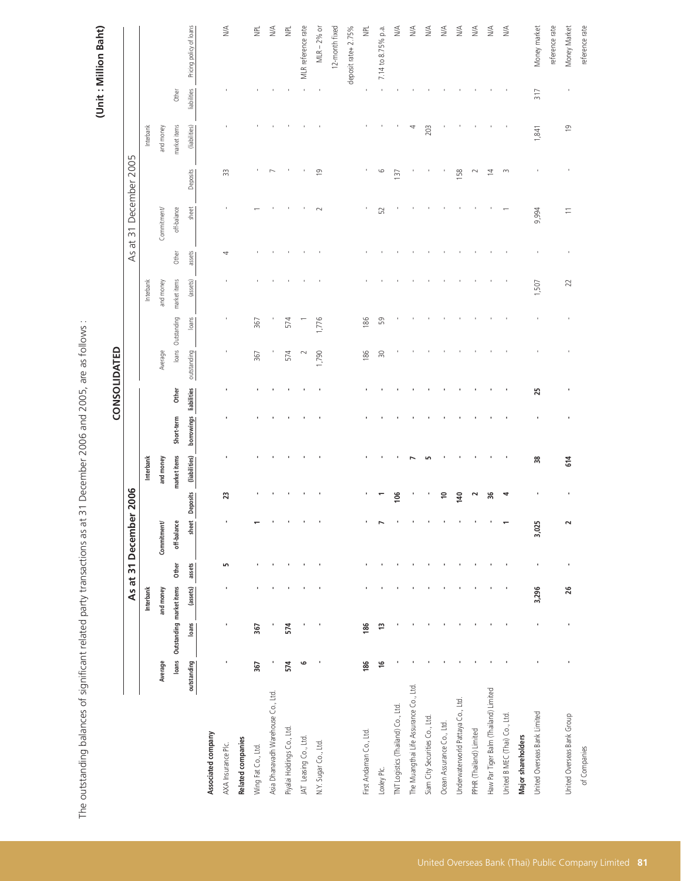The outstanding balances of significant related party transactions as at 31 December 2006 and 2005, are as follows :

**(Unit : Million Baht)**

**CONSOLIDATED**

| | As at 31 December 2006 | | | | | | | | | As at 31 December 2005 | | | | | | | | |
|---|---|---|---|---|---|---|---|---|---|---|---|---|---|---|---|---|---|---|
| | Average loans outstanding | Outstanding loans | Interbank and money market items (assets) | Other assets | Commitment/ off-balance sheet | Deposits | Interbank and money market items (liabilities) | Short-term borrowings | Other liabilities | Average loans outstanding | Outstanding loans | Interbank and money market items (assets) | Other assets | Commitment/ off-balance sheet | Deposits | Interbank and money market items (liabilities) | Other liabilities | Pricing policy of loans |
| **Associated company** | | | | | | | | | | | | | | | | | | |
| AXA Insurance Plc. | - | - | - | 5 | - | 23 | - | - | - | - | - | - | 4 | - | 33 | - | - | N/A |
| **Related companies** | | | | | | | | | | | | | | | | | | |
| Wing Fat Co., Ltd. | 367 | 367 | - | - | 1 | - | - | - | - | 367 | 367 | - | - | 1 | - | - | - | NPL |
| Asia Dhanavadh Warehouse Co., Ltd. | - | - | - | - | - | - | - | - | - | - | - | - | - | - | 7 | - | - | N/A |
| Piyalai Holdings Co., Ltd. | 574 | 574 | - | - | - | - | - | - | - | 574 | 574 | - | - | - | - | - | - | NPL |
| JAT Leasing Co., Ltd. | 6 | - | - | - | - | - | - | - | - | 2 | 1 | - | - | - | - | - | - | MLR reference rate |
| N.Y. Sugar Co., Ltd. | - | - | - | - | - | - | - | - | - | 1,790 | 1,776 | - | - | 2 | 19 | - | - | MLR – 2% or 12-month fixed deposit rate+ 2.75% |
| First Andaman Co., Ltd. | 186 | 186 | - | - | - | - | - | - | - | 186 | 186 | - | - | - | - | - | - | NPL |
| Loxley Plc. | 16 | 13 | - | - | 7 | 1 | - | - | - | 30 | 59 | - | - | 52 | 6 | - | - | 7.14 to 8.75% p.a. |
| TNT Logistics (Thailand) Co., Ltd. | - | - | - | - | - | 106 | - | - | - | - | - | - | - | - | 137 | - | - | N/A |
| The Muangthai Life Assurance Co., Ltd. | - | - | - | - | - | - | 7 | - | - | - | - | - | - | - | - | 4 | - | N/A |
| Siam City Securities Co., Ltd. | - | - | - | - | - | - | 5 | - | - | - | - | - | - | - | - | 203 | - | N/A |
| Ocean Assurance Co., Ltd. | - | - | - | - | - | 10 | - | - | - | - | - | - | - | - | - | - | - | N/A |
| Underwaterworld Pattaya Co., Ltd. | - | - | - | - | - | 140 | - | - | - | - | - | - | - | - | 158 | - | - | N/A |
| PPHR (Thailand) Limited | - | - | - | - | - | 2 | - | - | - | - | - | - | - | - | 2 | - | - | N/A |
| Haw Par Tiger Balm (Thailand) Limited | - | - | - | - | - | 36 | - | - | - | - | - | - | - | - | 14 | - | - | N/A |
| United B MEC (Thai) Co., Ltd. | - | - | - | - | 1 | 4 | - | - | - | - | - | - | - | 1 | 3 | - | - | N/A |
| **Major shareholders** | | | | | | | | | | | | | | | | | | |
| United Overseas Bank Limited | - | - | 3,296 | - | 3,025 | - | 38 | - | 25 | - | - | 1,507 | - | 9,994 | - | 1,841 | 317 | Money market reference rate |
| United Overseas Bank Group of Companies | - | - | 26 | - | 2 | - | 614 | - | - | - | - | 22 | - | 11 | - | 19 | - | Money Market reference rate |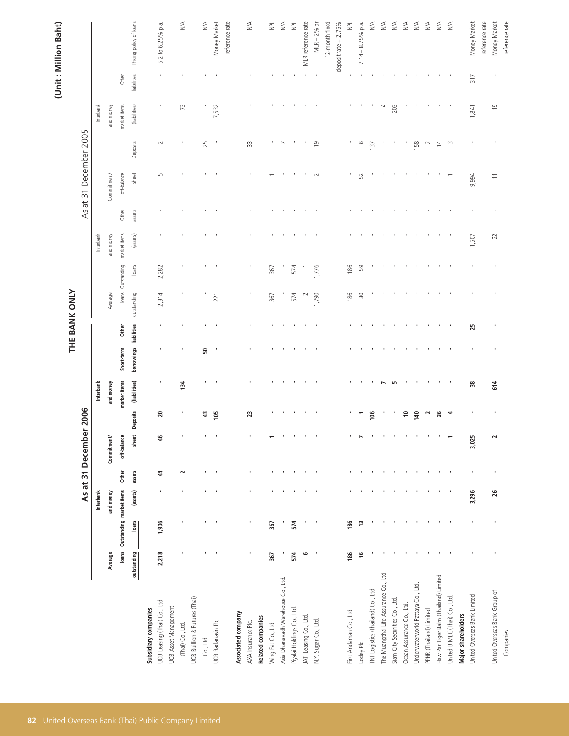# THE BANK ONLY

**(Unit : Million Baht)**

| | As at 31 December 2006 | | | | | | | | | As at 31 December 2005 | | | | | | | | |
|---|---|---|---|---|---|---|---|---|---|---|---|---|---|---|---|---|---|---|
| | Average loans outstanding | Outstanding loans | Interbank and money market items (assets) | Other assets | Commitment/ off-balance sheet | Deposits | Interbank and money market items (liabilities) | Short-term borrowings | Other liabilities | Average loans outstanding | Outstanding loans | Interbank and money market items (assets) | Other assets | Commitment/ off-balance sheet | Deposits | Interbank and money market items (liabilities) | Other liabilities | Pricing policy of loans |
| **Subsidiary companies** | | | | | | | | | | | | | | | | | | |
| UOB Leasing (Thai) Co., Ltd. | **2,218** | **1,906** | **-** | **44** | **46** | **20** | **-** | **-** | **-** | 2,314 | 2,282 | - | - | 5 | 2 | - | - | 5.2 to 6.25% p.a. |
| UOB Asset Management (Thai) Co., Ltd. | **-** | **-** | **-** | **2** | **-** | **-** | **134** | **-** | **-** | - | - | - | - | - | - | 73 | - | N/A |
| UOB Bullion & Futures (Thai) Co., Ltd. | **-** | **-** | **-** | **-** | **-** | **43** | **-** | **50** | **-** | - | - | - | - | - | 25 | - | - | N/A |
| UOB Radanasin Plc. | **-** | **-** | **-** | **-** | **-** | **105** | **-** | **-** | **-** | 221 | - | - | - | - | - | 7,532 | - | Money Market reference rate |
| **Associated company** | | | | | | | | | | | | | | | | | | |
| AXA Insurance Plc. | **-** | **-** | **-** | **-** | **-** | **23** | **-** | **-** | **-** | - | - | - | - | - | 33 | - | - | N/A |
| **Related companies** | | | | | | | | | | | | | | | | | | |
| Wing Fat Co., Ltd. | **367** | **367** | **-** | **-** | **1** | **-** | **-** | **-** | **-** | 367 | 367 | - | - | 1 | - | - | - | NPL |
| Asia Dhanavadh Warehouse Co., Ltd. | **-** | **-** | **-** | **-** | **-** | **-** | **-** | **-** | **-** | - | - | - | - | - | 7 | - | - | N/A |
| Piyalai Holdings Co., Ltd. | **574** | **574** | **-** | **-** | **-** | **-** | **-** | **-** | **-** | 574 | 574 | - | - | - | - | - | - | NPL |
| JAT Leasing Co., Ltd. | **6** | **-** | **-** | **-** | **-** | **-** | **-** | **-** | **-** | 2 | 1 | - | - | - | - | - | - | MLR reference rate |
| N.Y. Sugar Co., Ltd. | **-** | **-** | **-** | **-** | **-** | **-** | **-** | **-** | **-** | 1,790 | 1,776 | - | - | 2 | 19 | - | - | MLR – 2% or 12-month fixed deposit rate + 2.75% |
| First Andaman Co., Ltd. | **186** | **186** | **-** | **-** | **-** | **-** | **-** | **-** | **-** | 186 | 186 | - | - | - | - | - | - | NPL |
| Loxley Plc. | **16** | **13** | **-** | **-** | **7** | **1** | **-** | **-** | **-** | 30 | 59 | - | - | 52 | 6 | - | - | 7.14 – 8.75% p.a. |
| TNT Logistics (Thailand) Co., Ltd. | **-** | **-** | **-** | **-** | **-** | **106** | **-** | **-** | **-** | - | - | - | - | - | 137 | - | - | N/A |
| The Muangthai Life Assurance Co., Ltd. | **-** | **-** | **-** | **-** | **-** | **-** | **7** | **-** | **-** | - | - | - | - | - | - | 4 | - | N/A |
| Siam City Securities Co., Ltd. | **-** | **-** | **-** | **-** | **-** | **-** | **5** | **-** | **-** | - | - | - | - | - | - | 203 | - | N/A |
| Ocean Assurance Co., Ltd. | **-** | **-** | **-** | **-** | **-** | **10** | **-** | **-** | **-** | - | - | - | - | - | - | - | - | N/A |
| Underwaterworld Pattaya Co., Ltd. | **-** | **-** | **-** | **-** | **-** | **140** | **-** | **-** | **-** | - | - | - | - | - | 158 | - | - | N/A |
| PPHR (Thailand) Limited | **-** | **-** | **-** | **-** | **-** | **2** | **-** | **-** | **-** | - | - | - | - | - | 2 | - | - | N/A |
| Haw Par Tiger Balm (Thailand) Limited | **-** | **-** | **-** | **-** | **-** | **36** | **-** | **-** | **-** | - | - | - | - | - | 14 | - | - | N/A |
| United B MEC (Thai) Co., Ltd. | **-** | **-** | **-** | **-** | **1** | **4** | **-** | **-** | **-** | - | - | - | - | 1 | 3 | - | - | N/A |
| **Major shareholders** | | | | | | | | | | | | | | | | | | |
| United Overseas Bank Limited | **-** | **-** | **3,296** | **-** | **3,025** | **-** | **38** | **-** | **25** | - | - | 1,507 | - | 9,994 | - | 1,841 | 317 | Money Market reference rate |
| United Overseas Bank Group of Companies | **-** | **-** | **26** | **-** | **2** | **-** | **614** | **-** | **-** | - | - | 22 | - | 11 | - | 19 | - | Money Market reference rate |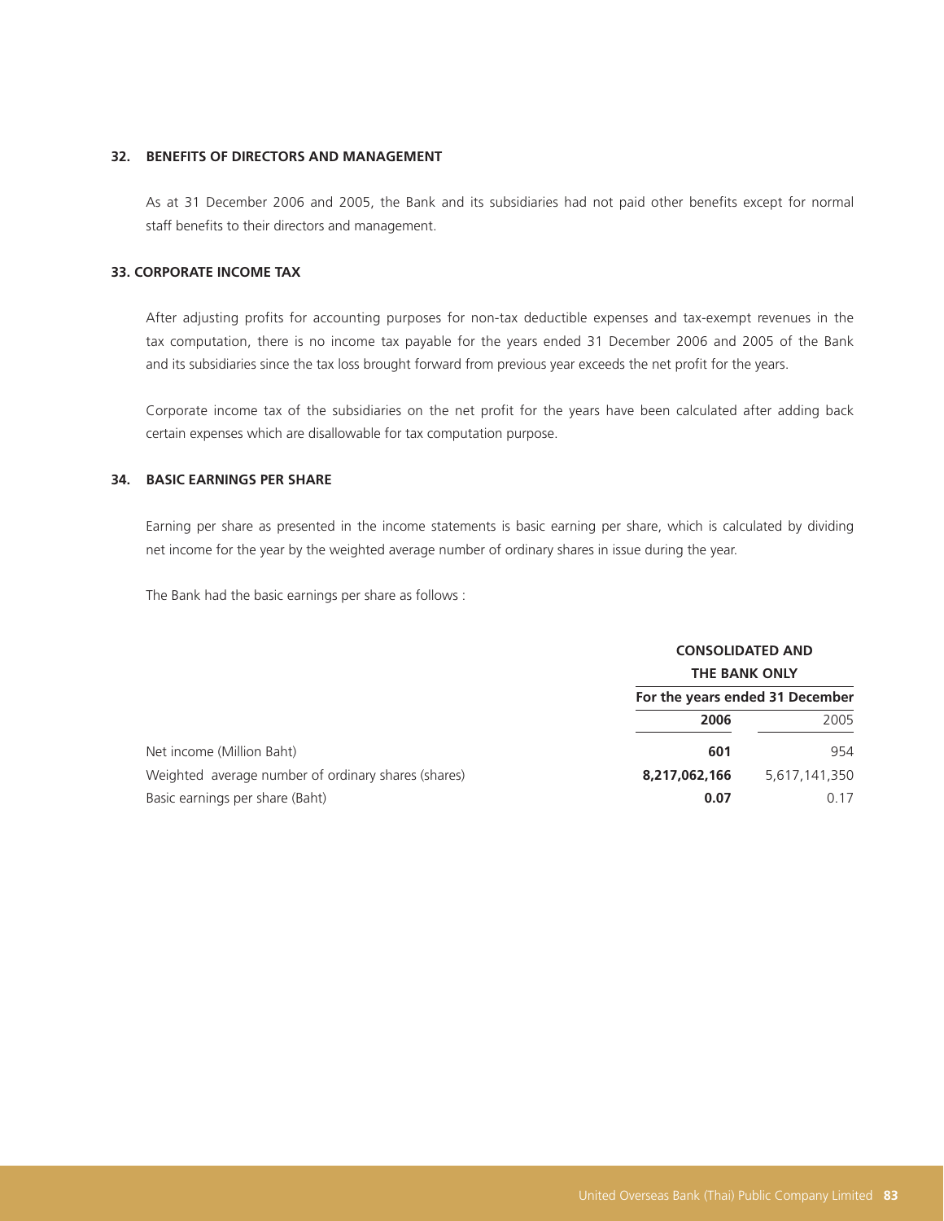## 32. BENEFITS OF DIRECTORS AND MANAGEMENT

As at 31 December 2006 and 2005, the Bank and its subsidiaries had not paid other benefits except for normal staff benefits to their directors and management.

## 33. CORPORATE INCOME TAX

After adjusting profits for accounting purposes for non-tax deductible expenses and tax-exempt revenues in the tax computation, there is no income tax payable for the years ended 31 December 2006 and 2005 of the Bank and its subsidiaries since the tax loss brought forward from previous year exceeds the net profit for the years.

Corporate income tax of the subsidiaries on the net profit for the years have been calculated after adding back certain expenses which are disallowable for tax computation purpose.

## 34. BASIC EARNINGS PER SHARE

Earning per share as presented in the income statements is basic earning per share, which is calculated by dividing net income for the year by the weighted average number of ordinary shares in issue during the year.

The Bank had the basic earnings per share as follows :

| | CONSOLIDATED AND THE BANK ONLY | |
|---|---|---|
| | For the years ended 31 December | |
| | **2006** | 2005 |
| Net income (Million Baht) | **601** | 954 |
| Weighted average number of ordinary shares (shares) | **8,217,062,166** | 5,617,141,350 |
| Basic earnings per share (Baht) | **0.07** | 0.17 |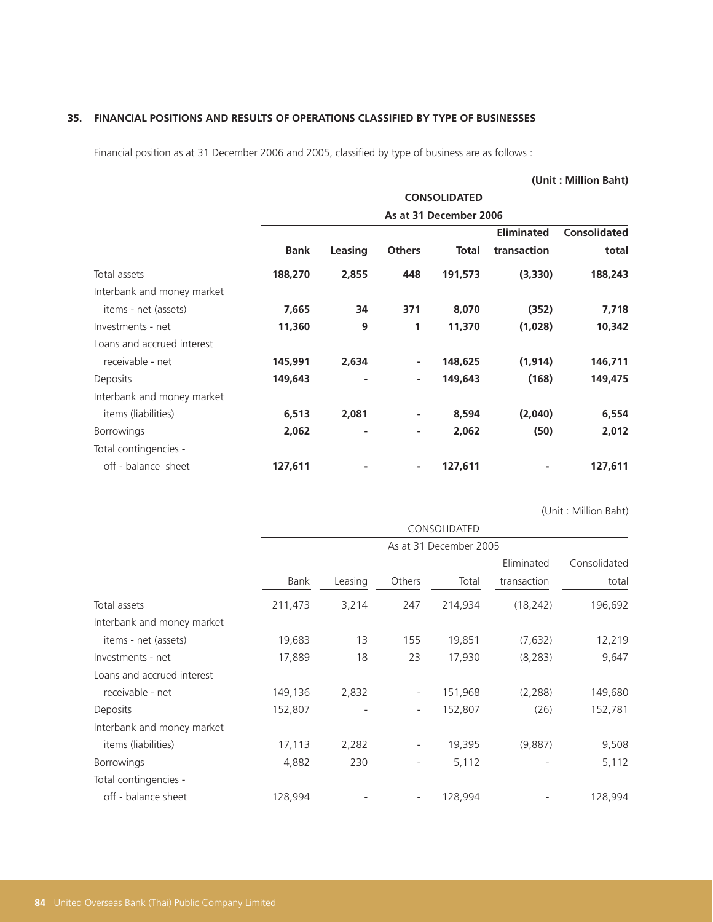## 35. FINANCIAL POSITIONS AND RESULTS OF OPERATIONS CLASSIFIED BY TYPE OF BUSINESSES

Financial position as at 31 December 2006 and 2005, classified by type of business are as follows :

**(Unit : Million Baht)**

| | **CONSOLIDATED** | | | | | |
|---|---|---|---|---|---|---|
| | **As at 31 December 2006** | | | | | |
| | **Bank** | **Leasing** | **Others** | **Total** | **Eliminated transaction** | **Consolidated total** |
| Total assets | **188,270** | **2,855** | **448** | **191,573** | **(3,330)** | **188,243** |
| Interbank and money market items - net (assets) | **7,665** | **34** | **371** | **8,070** | **(352)** | **7,718** |
| Investments - net | **11,360** | **9** | **1** | **11,370** | **(1,028)** | **10,342** |
| Loans and accrued interest receivable - net | **145,991** | **2,634** | **-** | **148,625** | **(1,914)** | **146,711** |
| Deposits | **149,643** | **-** | **-** | **149,643** | **(168)** | **149,475** |
| Interbank and money market items (liabilities) | **6,513** | **2,081** | **-** | **8,594** | **(2,040)** | **6,554** |
| Borrowings | **2,062** | **-** | **-** | **2,062** | **(50)** | **2,012** |
| Total contingencies - off - balance sheet | **127,611** | **-** | **-** | **127,611** | **-** | **127,611** |

(Unit : Million Baht)

| | CONSOLIDATED | | | | | |
|---|---|---|---|---|---|---|
| | As at 31 December 2005 | | | | | |
| | Bank | Leasing | Others | Total | Eliminated transaction | Consolidated total |
| Total assets | 211,473 | 3,214 | 247 | 214,934 | (18,242) | 196,692 |
| Interbank and money market items - net (assets) | 19,683 | 13 | 155 | 19,851 | (7,632) | 12,219 |
| Investments - net | 17,889 | 18 | 23 | 17,930 | (8,283) | 9,647 |
| Loans and accrued interest receivable - net | 149,136 | 2,832 | - | 151,968 | (2,288) | 149,680 |
| Deposits | 152,807 | - | - | 152,807 | (26) | 152,781 |
| Interbank and money market items (liabilities) | 17,113 | 2,282 | - | 19,395 | (9,887) | 9,508 |
| Borrowings | 4,882 | 230 | - | 5,112 | - | 5,112 |
| Total contingencies - off - balance sheet | 128,994 | - | - | 128,994 | - | 128,994 |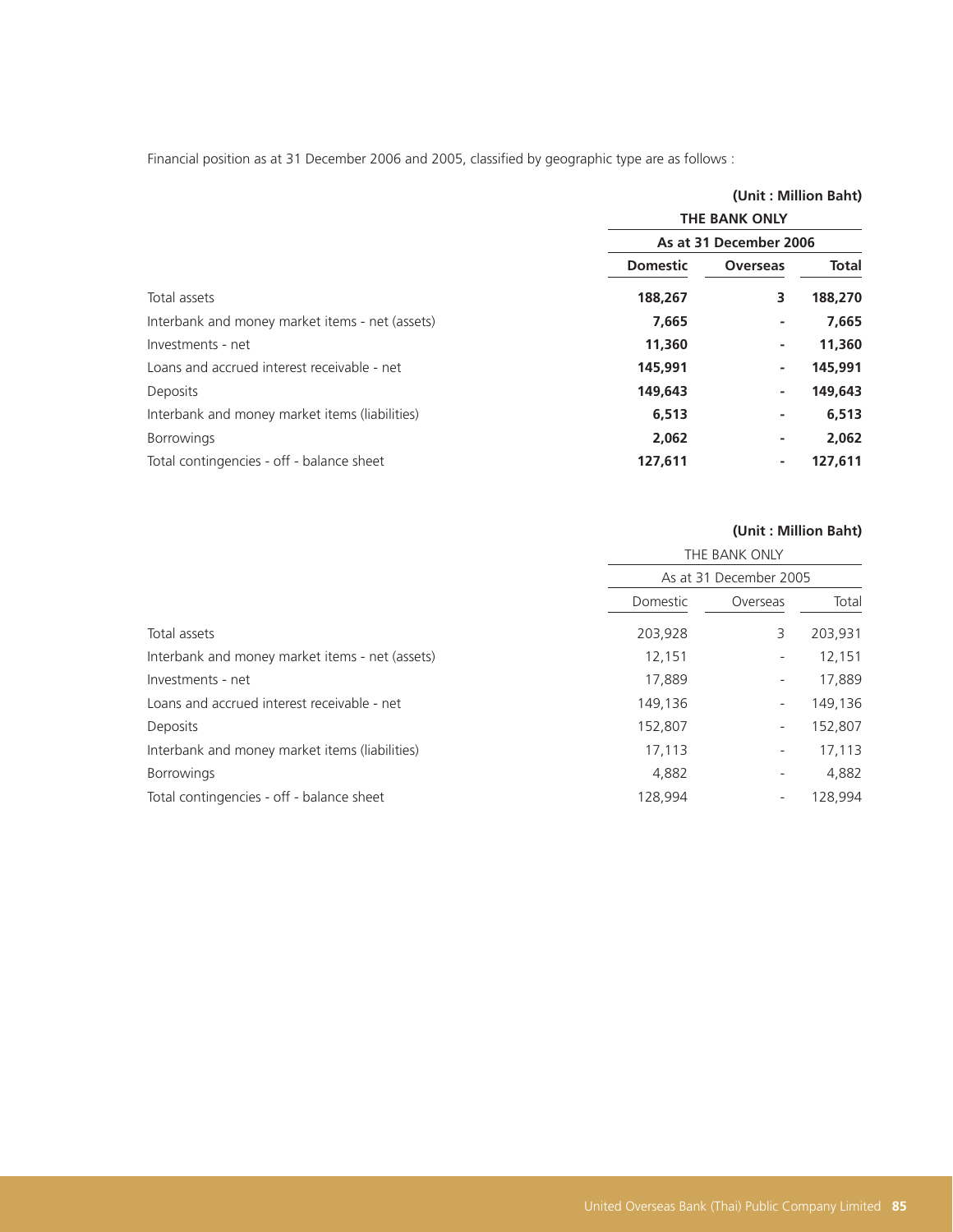Financial position as at 31 December 2006 and 2005, classified by geographic type are as follows :

**(Unit : Million Baht)**

| | **THE BANK ONLY** | | |
|---|---|---|---|
| | **As at 31 December 2006** | | |
| | **Domestic** | **Overseas** | **Total** |
| Total assets | **188,267** | **3** | **188,270** |
| Interbank and money market items - net (assets) | **7,665** | **-** | **7,665** |
| Investments - net | **11,360** | **-** | **11,360** |
| Loans and accrued interest receivable - net | **145,991** | **-** | **145,991** |
| Deposits | **149,643** | **-** | **149,643** |
| Interbank and money market items (liabilities) | **6,513** | **-** | **6,513** |
| Borrowings | **2,062** | **-** | **2,062** |
| Total contingencies - off - balance sheet | **127,611** | **-** | **127,611** |

**(Unit : Million Baht)**

| | THE BANK ONLY | | |
|---|---|---|---|
| | As at 31 December 2005 | | |
| | Domestic | Overseas | Total |
| Total assets | 203,928 | 3 | 203,931 |
| Interbank and money market items - net (assets) | 12,151 | - | 12,151 |
| Investments - net | 17,889 | - | 17,889 |
| Loans and accrued interest receivable - net | 149,136 | - | 149,136 |
| Deposits | 152,807 | - | 152,807 |
| Interbank and money market items (liabilities) | 17,113 | - | 17,113 |
| Borrowings | 4,882 | - | 4,882 |
| Total contingencies - off - balance sheet | 128,994 | - | 128,994 |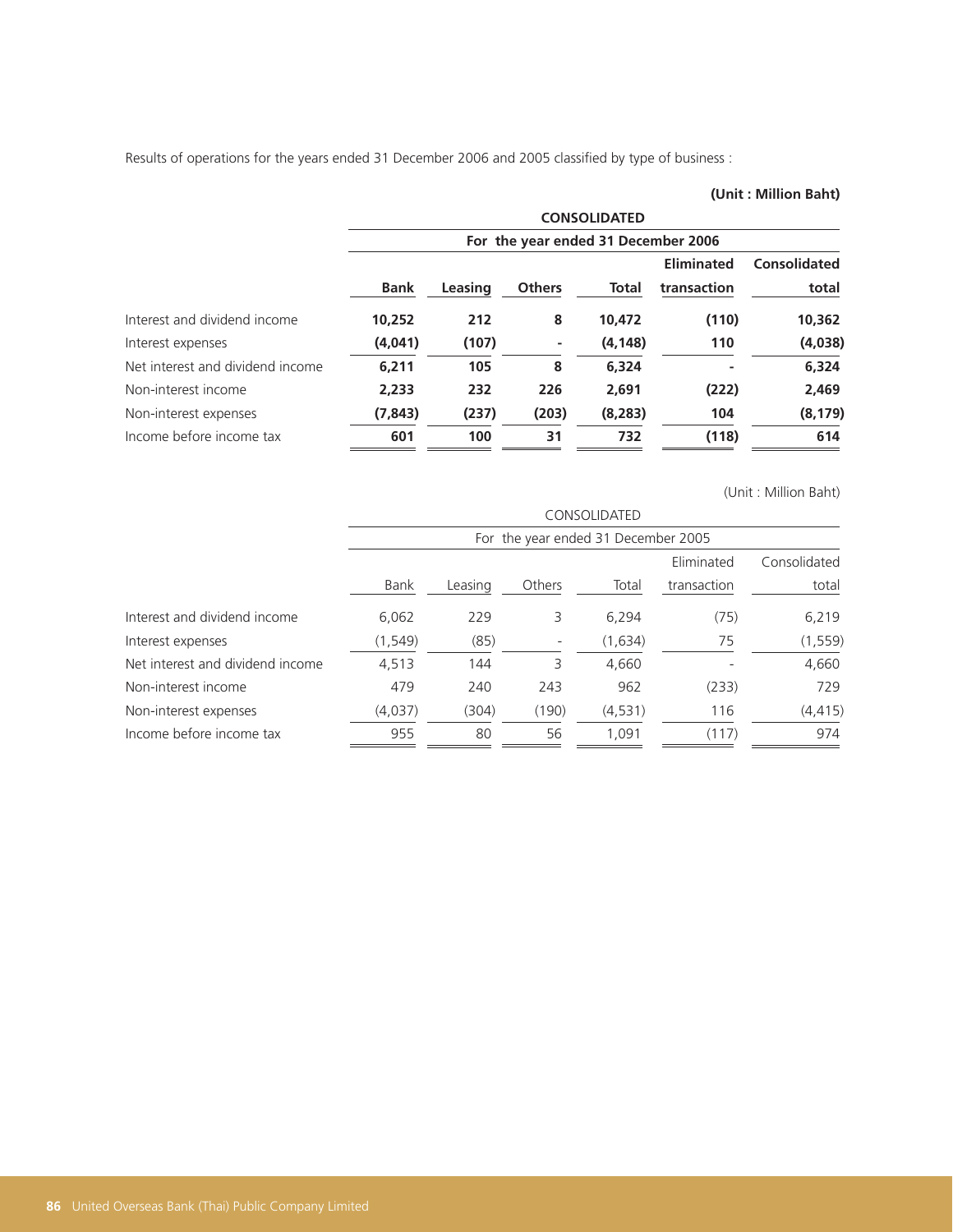Results of operations for the years ended 31 December 2006 and 2005 classified by type of business :

**(Unit : Million Baht)**

| | **CONSOLIDATED** | | | | | |
|---|---|---|---|---|---|---|
| | **For the year ended 31 December 2006** | | | | | |
| | **Bank** | **Leasing** | **Others** | **Total** | **Eliminated transaction** | **Consolidated total** |
| Interest and dividend income | **10,252** | **212** | **8** | **10,472** | **(110)** | **10,362** |
| Interest expenses | **(4,041)** | **(107)** | **-** | **(4,148)** | **110** | **(4,038)** |
| Net interest and dividend income | **6,211** | **105** | **8** | **6,324** | **-** | **6,324** |
| Non-interest income | **2,233** | **232** | **226** | **2,691** | **(222)** | **2,469** |
| Non-interest expenses | **(7,843)** | **(237)** | **(203)** | **(8,283)** | **104** | **(8,179)** |
| Income before income tax | **601** | **100** | **31** | **732** | **(118)** | **614** |

(Unit : Million Baht)

| | CONSOLIDATED | | | | | |
|---|---|---|---|---|---|---|
| | For the year ended 31 December 2005 | | | | | |
| | Bank | Leasing | Others | Total | Eliminated transaction | Consolidated total |
| Interest and dividend income | 6,062 | 229 | 3 | 6,294 | (75) | 6,219 |
| Interest expenses | (1,549) | (85) | - | (1,634) | 75 | (1,559) |
| Net interest and dividend income | 4,513 | 144 | 3 | 4,660 | - | 4,660 |
| Non-interest income | 479 | 240 | 243 | 962 | (233) | 729 |
| Non-interest expenses | (4,037) | (304) | (190) | (4,531) | 116 | (4,415) |
| Income before income tax | 955 | 80 | 56 | 1,091 | (117) | 974 |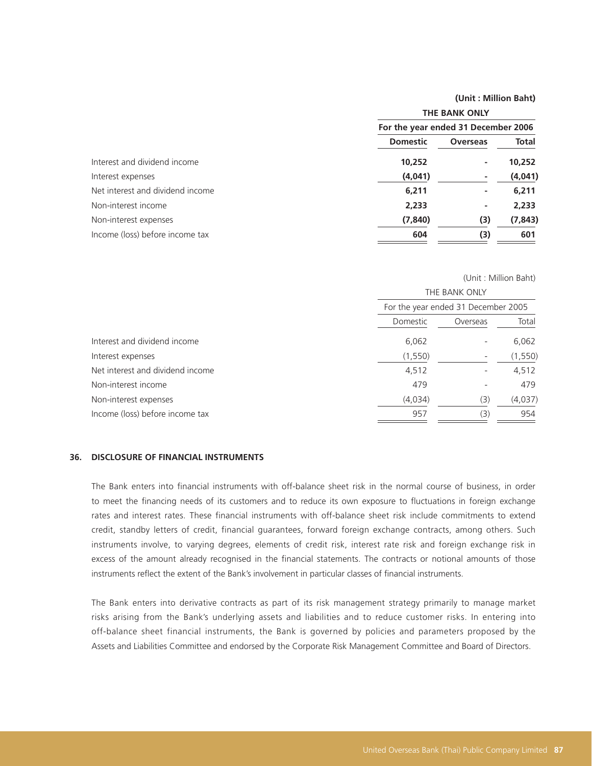**(Unit : Million Baht)**

| | **THE BANK ONLY** | | |
|---|---|---|---|
| | **For the year ended 31 December 2006** | | |
| | **Domestic** | **Overseas** | **Total** |
| Interest and dividend income | **10,252** | **-** | **10,252** |
| Interest expenses | **(4,041)** | **-** | **(4,041)** |
| Net interest and dividend income | **6,211** | **-** | **6,211** |
| Non-interest income | **2,233** | **-** | **2,233** |
| Non-interest expenses | **(7,840)** | **(3)** | **(7,843)** |
| Income (loss) before income tax | **604** | **(3)** | **601** |

(Unit : Million Baht)

| | THE BANK ONLY | | |
|---|---|---|---|
| | For the year ended 31 December 2005 | | |
| | Domestic | Overseas | Total |
| Interest and dividend income | 6,062 | - | 6,062 |
| Interest expenses | (1,550) | - | (1,550) |
| Net interest and dividend income | 4,512 | - | 4,512 |
| Non-interest income | 479 | - | 479 |
| Non-interest expenses | (4,034) | (3) | (4,037) |
| Income (loss) before income tax | 957 | (3) | 954 |

## 36. DISCLOSURE OF FINANCIAL INSTRUMENTS

The Bank enters into financial instruments with off-balance sheet risk in the normal course of business, in order to meet the financing needs of its customers and to reduce its own exposure to fluctuations in foreign exchange rates and interest rates. These financial instruments with off-balance sheet risk include commitments to extend credit, standby letters of credit, financial guarantees, forward foreign exchange contracts, among others. Such instruments involve, to varying degrees, elements of credit risk, interest rate risk and foreign exchange risk in excess of the amount already recognised in the financial statements. The contracts or notional amounts of those instruments reflect the extent of the Bank's involvement in particular classes of financial instruments.

The Bank enters into derivative contracts as part of its risk management strategy primarily to manage market risks arising from the Bank's underlying assets and liabilities and to reduce customer risks. In entering into off-balance sheet financial instruments, the Bank is governed by policies and parameters proposed by the Assets and Liabilities Committee and endorsed by the Corporate Risk Management Committee and Board of Directors.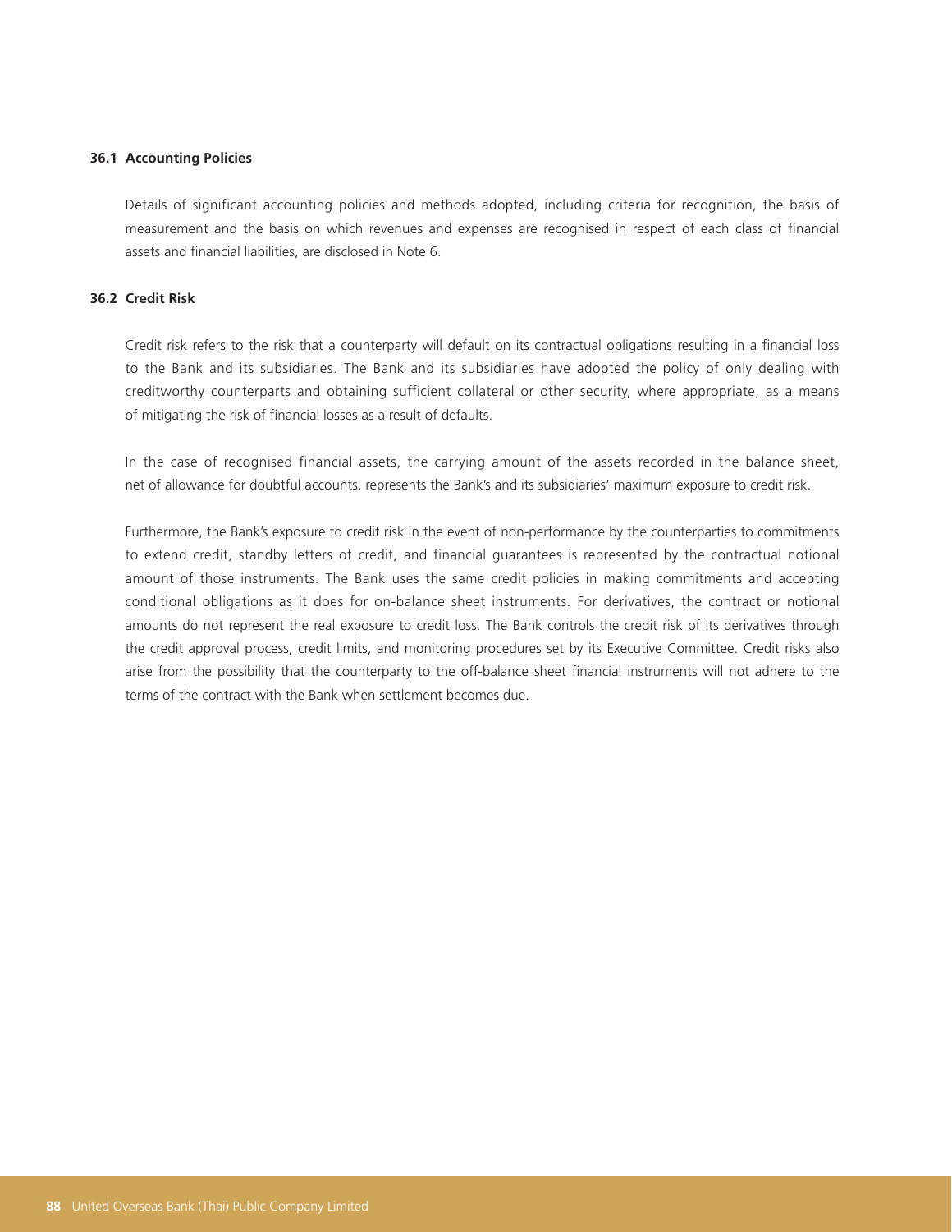### 36.1 Accounting Policies

Details of significant accounting policies and methods adopted, including criteria for recognition, the basis of measurement and the basis on which revenues and expenses are recognised in respect of each class of financial assets and financial liabilities, are disclosed in Note 6.

### 36.2 Credit Risk

Credit risk refers to the risk that a counterparty will default on its contractual obligations resulting in a financial loss to the Bank and its subsidiaries. The Bank and its subsidiaries have adopted the policy of only dealing with creditworthy counterparts and obtaining sufficient collateral or other security, where appropriate, as a means of mitigating the risk of financial losses as a result of defaults.

In the case of recognised financial assets, the carrying amount of the assets recorded in the balance sheet, net of allowance for doubtful accounts, represents the Bank's and its subsidiaries' maximum exposure to credit risk.

Furthermore, the Bank's exposure to credit risk in the event of non-performance by the counterparties to commitments to extend credit, standby letters of credit, and financial guarantees is represented by the contractual notional amount of those instruments. The Bank uses the same credit policies in making commitments and accepting conditional obligations as it does for on-balance sheet instruments. For derivatives, the contract or notional amounts do not represent the real exposure to credit loss. The Bank controls the credit risk of its derivatives through the credit approval process, credit limits, and monitoring procedures set by its Executive Committee. Credit risks also arise from the possibility that the counterparty to the off-balance sheet financial instruments will not adhere to the terms of the contract with the Bank when settlement becomes due.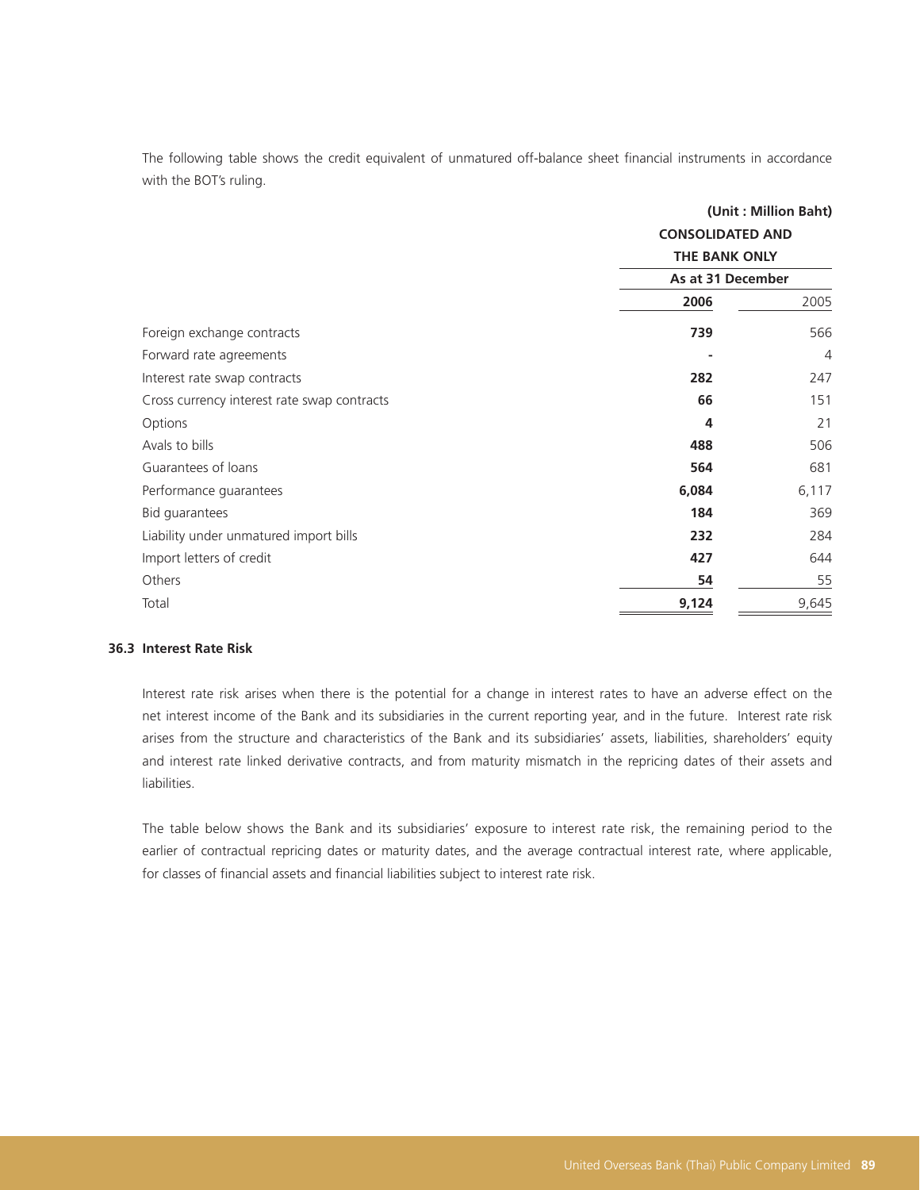The following table shows the credit equivalent of unmatured off-balance sheet financial instruments in accordance with the BOT's ruling.

(Unit : Million Baht)

| | CONSOLIDATED AND THE BANK ONLY | |
|---|---|---|
| | As at 31 December | |
| | **2006** | 2005 |
| Foreign exchange contracts | **739** | 566 |
| Forward rate agreements | **-** | 4 |
| Interest rate swap contracts | **282** | 247 |
| Cross currency interest rate swap contracts | **66** | 151 |
| Options | **4** | 21 |
| Avals to bills | **488** | 506 |
| Guarantees of loans | **564** | 681 |
| Performance guarantees | **6,084** | 6,117 |
| Bid guarantees | **184** | 369 |
| Liability under unmatured import bills | **232** | 284 |
| Import letters of credit | **427** | 644 |
| Others | **54** | 55 |
| Total | **9,124** | 9,645 |

### 36.3 Interest Rate Risk

Interest rate risk arises when there is the potential for a change in interest rates to have an adverse effect on the net interest income of the Bank and its subsidiaries in the current reporting year, and in the future. Interest rate risk arises from the structure and characteristics of the Bank and its subsidiaries' assets, liabilities, shareholders' equity and interest rate linked derivative contracts, and from maturity mismatch in the repricing dates of their assets and liabilities.

The table below shows the Bank and its subsidiaries' exposure to interest rate risk, the remaining period to the earlier of contractual repricing dates or maturity dates, and the average contractual interest rate, where applicable, for classes of financial assets and financial liabilities subject to interest rate risk.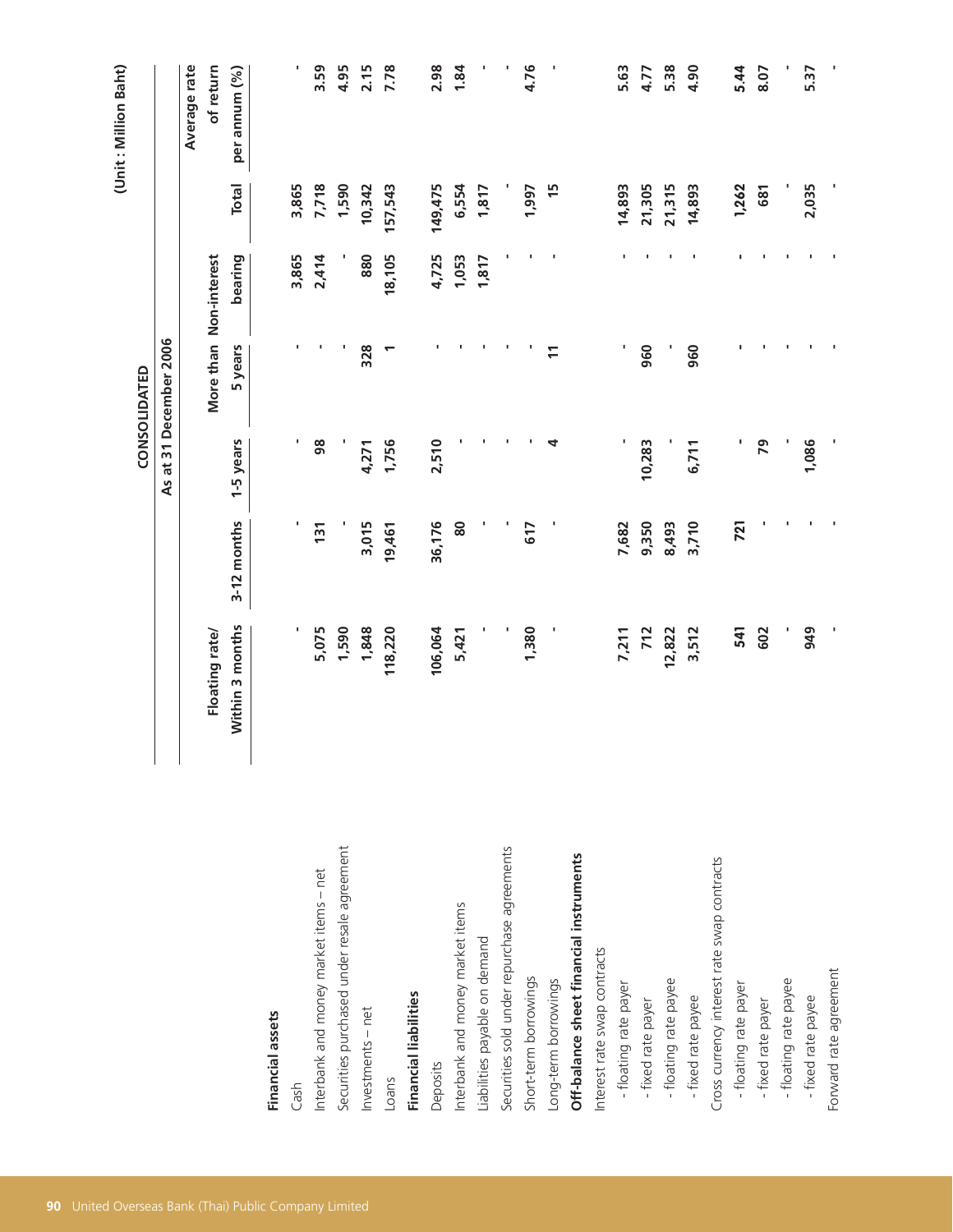(Unit : Million Baht)

| | CONSOLIDATED | | | | | | |
|---|---|---|---|---|---|---|---|
| | As at 31 December 2006 | | | | | | |
| | Floating rate/ Within 3 months | 3-12 months | 1-5 years | More than 5 years | Non-interest bearing | Total | Average rate of return per annum (%) |
| **Financial assets** | | | | | | | |
| Cash | - | - | - | - | 3,865 | 3,865 | - |
| Interbank and money market items – net | 5,075 | 131 | 98 | - | 2,414 | 7,718 | 3.59 |
| Securities purchased under resale agreement | 1,590 | - | - | - | - | 1,590 | 4.95 |
| Investments – net | 1,848 | 3,015 | 4,271 | 328 | 880 | 10,342 | 2.15 |
| Loans | 118,220 | 19,461 | 1,756 | 1 | 18,105 | 157,543 | 7.78 |
| **Financial liabilities** | | | | | | | |
| Deposits | 106,064 | 36,176 | 2,510 | - | 4,725 | 149,475 | 2.98 |
| Interbank and money market items | 5,421 | 80 | - | - | 1,053 | 6,554 | 1.84 |
| Liabilities payable on demand | - | - | - | - | 1,817 | 1,817 | - |
| Securities sold under repurchase agreements | - | - | - | - | - | - | - |
| Short-term borrowings | 1,380 | 617 | - | - | - | 1,997 | 4.76 |
| Long-term borrowings | - | - | 4 | 11 | - | 15 | - |
| **Off-balance sheet financial instruments** | | | | | | | |
| Interest rate swap contracts | | | | | | | |
| - floating rate payer | 7,211 | 7,682 | - | - | - | 14,893 | 5.63 |
| - fixed rate payer | 712 | 9,350 | 10,283 | 960 | - | 21,305 | 4.77 |
| - floating rate payee | 12,822 | 8,493 | - | - | - | 21,315 | 5.38 |
| - fixed rate payee | 3,512 | 3,710 | 6,711 | 960 | - | 14,893 | 4.90 |
| Cross currency interest rate swap contracts | | | | | | | |
| - floating rate payer | 541 | 721 | - | - | - | 1,262 | 5.44 |
| - fixed rate payer | 602 | - | 79 | - | - | 681 | 8.07 |
| - floating rate payee | - | - | - | - | - | - | - |
| - fixed rate payee | 949 | - | 1,086 | - | - | 2,035 | 5.37 |
| Forward rate agreement | - | - | - | - | - | - | - |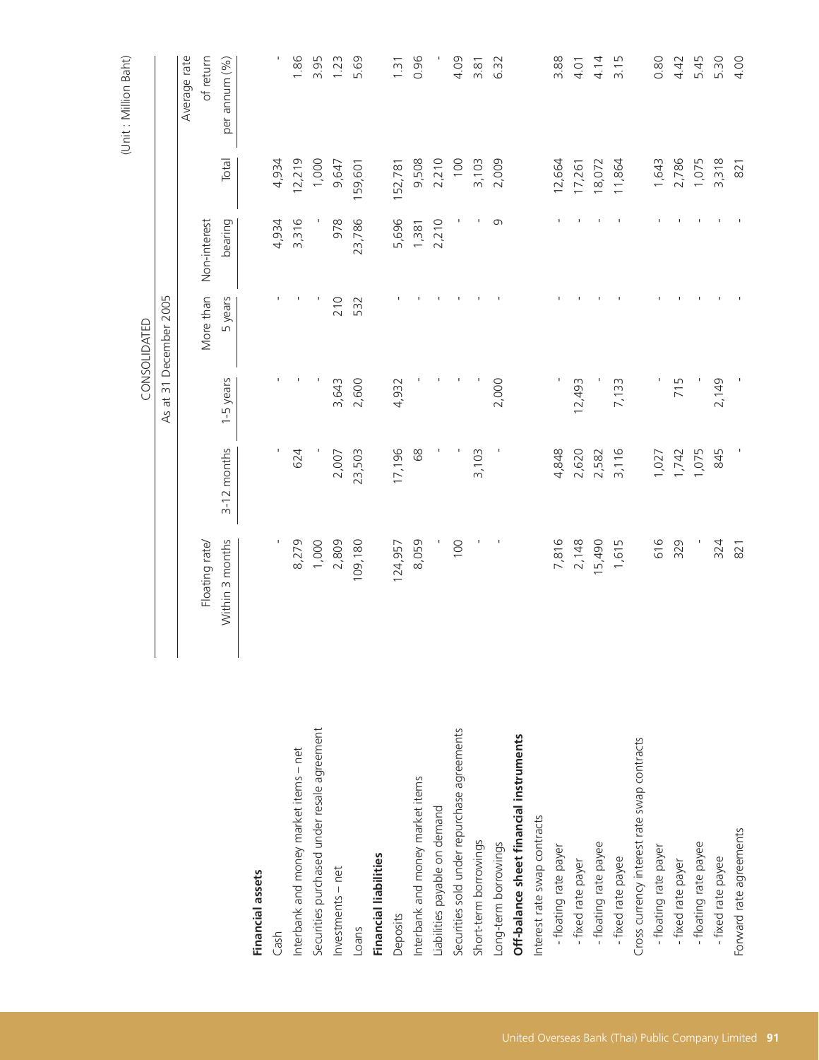(Unit : Million Baht)

| | CONSOLIDATED | | | | | | |
|---|---|---|---|---|---|---|---|
| | As at 31 December 2005 | | | | | | |
| | Floating rate/ Within 3 months | 3-12 months | 1-5 years | More than 5 years | Non-interest bearing | Total | Average rate of return per annum (%) |
| **Financial assets** | | | | | | | |
| Cash | - | - | - | - | 4,934 | 4,934 | - |
| Interbank and money market items – net | 8,279 | 624 | - | - | 3,316 | 12,219 | 1.86 |
| Securities purchased under resale agreement | 1,000 | - | - | - | - | 1,000 | 3.95 |
| Investments – net | 2,809 | 2,007 | 3,643 | 210 | 978 | 9,647 | 1.23 |
| Loans | 109,180 | 23,503 | 2,600 | 532 | 23,786 | 159,601 | 5.69 |
| **Financial liabilities** | | | | | | | |
| Deposits | 124,957 | 17,196 | 4,932 | - | 5,696 | 152,781 | 1.31 |
| Interbank and money market items | 8,059 | 68 | - | - | 1,381 | 9,508 | 0.96 |
| Liabilities payable on demand | - | - | - | - | 2,210 | 2,210 | - |
| Securities sold under repurchase agreements | 100 | - | - | - | - | 100 | 4.09 |
| Short-term borrowings | - | 3,103 | - | - | - | 3,103 | 3.81 |
| Long-term borrowings | - | - | 2,000 | - | 9 | 2,009 | 6.32 |
| **Off-balance sheet financial instruments** | | | | | | | |
| Interest rate swap contracts | | | | | | | |
| - floating rate payer | 7,816 | 4,848 | - | - | - | 12,664 | 3.88 |
| - fixed rate payer | 2,148 | 2,620 | 12,493 | - | - | 17,261 | 4.01 |
| - floating rate payee | 15,490 | 2,582 | - | - | - | 18,072 | 4.14 |
| - fixed rate payee | 1,615 | 3,116 | 7,133 | - | - | 11,864 | 3.15 |
| Cross currency interest rate swap contracts | | | | | | | |
| - floating rate payer | 616 | 1,027 | - | - | - | 1,643 | 0.80 |
| - fixed rate payer | 329 | 1,742 | 715 | - | - | 2,786 | 4.42 |
| - floating rate payee | - | 1,075 | - | - | - | 1,075 | 5.45 |
| - fixed rate payee | 324 | 845 | 2,149 | - | - | 3,318 | 5.30 |
| Forward rate agreements | 821 | - | - | - | - | 821 | 4.00 |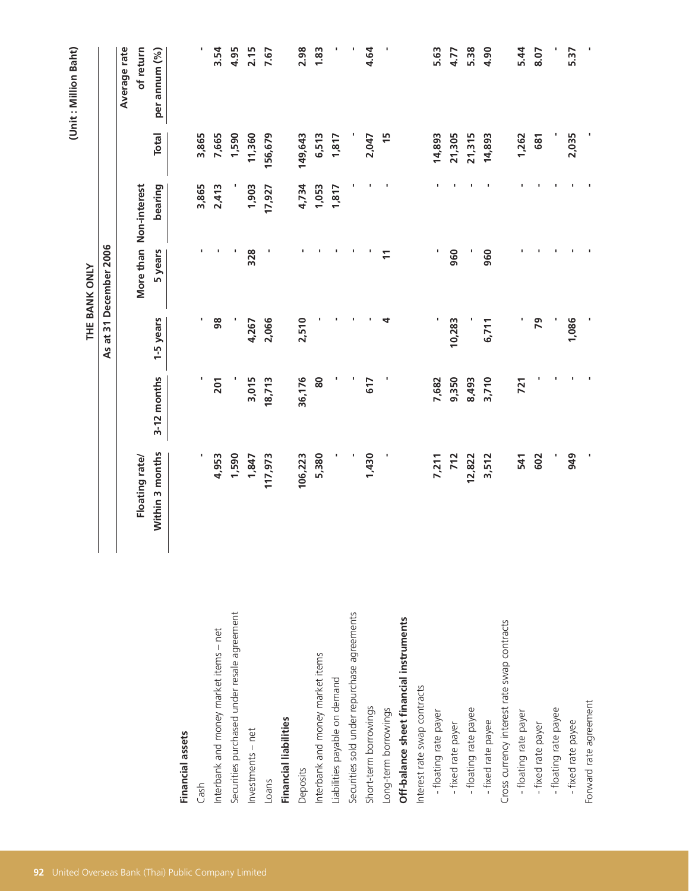(Unit : Million Baht)

| | THE BANK ONLY | | | | | | |
|---|---|---|---|---|---|---|---|
| | As at 31 December 2006 | | | | | | |
| | Floating rate/ Within 3 months | 3-12 months | 1-5 years | More than 5 years | Non-interest bearing | Total | Average rate of return per annum (%) |
| **Financial assets** | | | | | | | |
| Cash | - | - | - | - | 3,865 | 3,865 | - |
| Interbank and money market items – net | 4,953 | 201 | 98 | - | 2,413 | 7,665 | 3.54 |
| Securities purchased under resale agreement | 1,590 | - | - | - | - | 1,590 | 4.95 |
| Investments – net | 1,847 | 3,015 | 4,267 | 328 | 1,903 | 11,360 | 2.15 |
| Loans | 117,973 | 18,713 | 2,066 | - | 17,927 | 156,679 | 7.67 |
| **Financial liabilities** | | | | | | | |
| Deposits | 106,223 | 36,176 | 2,510 | - | 4,734 | 149,643 | 2.98 |
| Interbank and money market items | 5,380 | 80 | - | - | 1,053 | 6,513 | 1.83 |
| Liabilities payable on demand | - | - | - | - | 1,817 | 1,817 | - |
| Securities sold under repurchase agreements | - | - | - | - | - | - | - |
| Short-term borrowings | 1,430 | 617 | - | - | - | 2,047 | 4.64 |
| Long-term borrowings | - | - | 4 | 11 | - | 15 | - |
| **Off-balance sheet financial instruments** | | | | | | | |
| Interest rate swap contracts | | | | | | | |
| - floating rate payer | 7,211 | 7,682 | - | - | - | 14,893 | 5.63 |
| - fixed rate payer | 712 | 9,350 | 10,283 | 960 | - | 21,305 | 4.77 |
| - floating rate payee | 12,822 | 8,493 | - | - | - | 21,315 | 5.38 |
| - fixed rate payee | 3,512 | 3,710 | 6,711 | 960 | - | 14,893 | 4.90 |
| Cross currency interest rate swap contracts | | | | | | | |
| - floating rate payer | 541 | 721 | - | - | - | 1,262 | 5.44 |
| - fixed rate payer | 602 | - | 79 | - | - | 681 | 8.07 |
| - floating rate payee | - | - | - | - | - | - | - |
| - fixed rate payee | 949 | - | 1,086 | - | - | 2,035 | 5.37 |
| Forward rate agreement | - | - | - | - | - | - | - |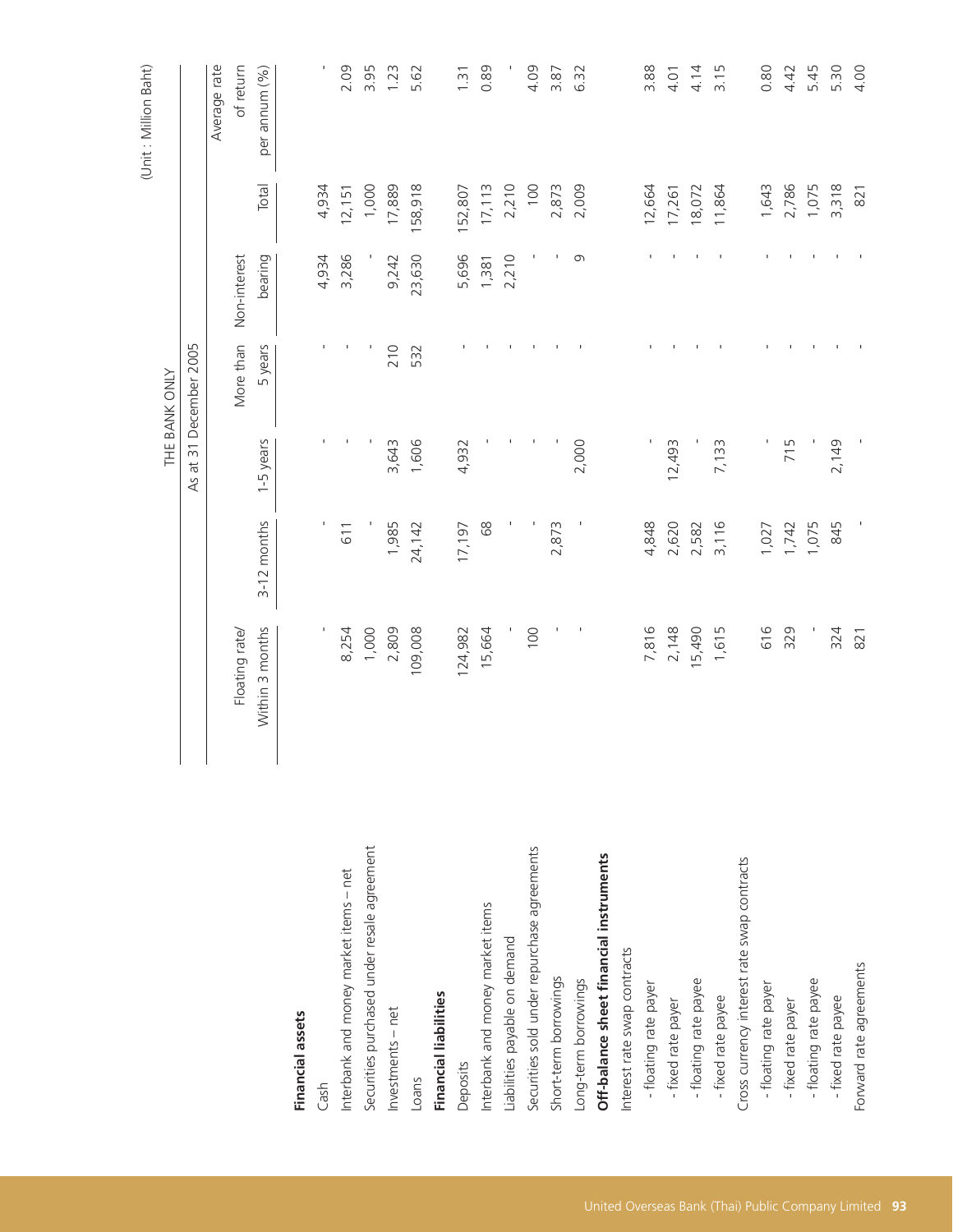(Unit : Million Baht)

| | THE BANK ONLY | | | | | | |
|---|---|---|---|---|---|---|---|
| | As at 31 December 2005 | | | | | | |
| | Floating rate/ Within 3 months | 3-12 months | 1-5 years | More than 5 years | Non-interest bearing | Total | Average rate of return per annum (%) |
| **Financial assets** | | | | | | | |
| Cash | - | - | - | - | 4,934 | 4,934 | - |
| Interbank and money market items – net | 8,254 | 611 | - | - | 3,286 | 12,151 | 2.09 |
| Securities purchased under resale agreement | 1,000 | - | - | - | - | 1,000 | 3.95 |
| Investments – net | 2,809 | 1,985 | 3,643 | 210 | 9,242 | 17,889 | 1.23 |
| Loans | 109,008 | 24,142 | 1,606 | 532 | 23,630 | 158,918 | 5.62 |
| **Financial liabilities** | | | | | | | |
| Deposits | 124,982 | 17,197 | 4,932 | - | 5,696 | 152,807 | 1.31 |
| Interbank and money market items | 15,664 | 68 | - | - | 1,381 | 17,113 | 0.89 |
| Liabilities payable on demand | - | - | - | - | 2,210 | 2,210 | - |
| Securities sold under repurchase agreements | 100 | - | - | - | - | 100 | 4.09 |
| Short-term borrowings | - | 2,873 | - | - | - | 2,873 | 3.87 |
| Long-term borrowings | - | - | 2,000 | - | 9 | 2,009 | 6.32 |
| **Off-balance sheet financial instruments** | | | | | | | |
| Interest rate swap contracts | | | | | | | |
| - floating rate payer | 7,816 | 4,848 | - | - | - | 12,664 | 3.88 |
| - fixed rate payer | 2,148 | 2,620 | 12,493 | - | - | 17,261 | 4.01 |
| - floating rate payee | 15,490 | 2,582 | - | - | - | 18,072 | 4.14 |
| - fixed rate payee | 1,615 | 3,116 | 7,133 | - | - | 11,864 | 3.15 |
| Cross currency interest rate swap contracts | | | | | | | |
| - floating rate payer | 616 | 1,027 | - | - | - | 1,643 | 0.80 |
| - fixed rate payer | 329 | 1,742 | 715 | - | - | 2,786 | 4.42 |
| - floating rate payee | - | 1,075 | - | - | - | 1,075 | 5.45 |
| - fixed rate payee | 324 | 845 | 2,149 | - | - | 3,318 | 5.30 |
| Forward rate agreements | 821 | - | - | - | - | 821 | 4.00 |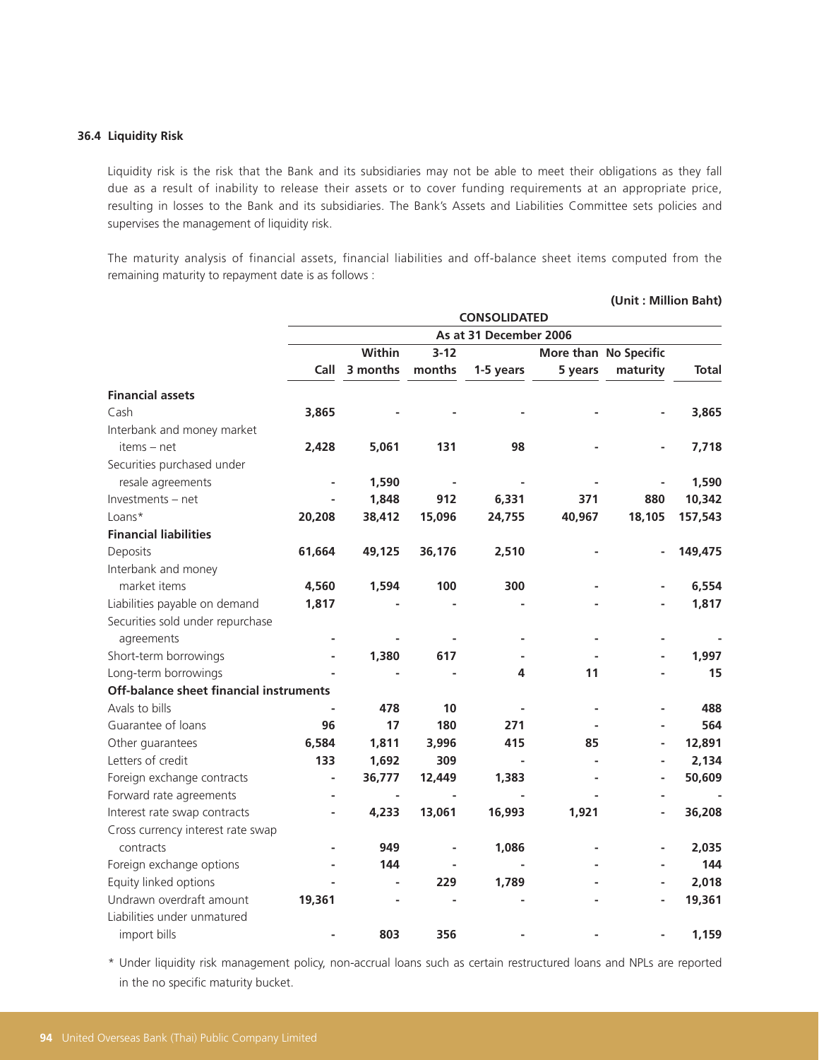### 36.4 Liquidity Risk

Liquidity risk is the risk that the Bank and its subsidiaries may not be able to meet their obligations as they fall due as a result of inability to release their assets or to cover funding requirements at an appropriate price, resulting in losses to the Bank and its subsidiaries. The Bank's Assets and Liabilities Committee sets policies and supervises the management of liquidity risk.

The maturity analysis of financial assets, financial liabilities and off-balance sheet items computed from the remaining maturity to repayment date is as follows :

**(Unit : Million Baht)**

| | CONSOLIDATED | | | | | | |
|---|---|---|---|---|---|---|---|
| | As at 31 December 2006 | | | | | | |
| | Call | Within 3 months | 3-12 months | 1-5 years | More than 5 years | No Specific maturity | Total |
| **Financial assets** | | | | | | | |
| Cash | 3,865 | - | - | - | - | - | 3,865 |
| Interbank and money market items – net | 2,428 | 5,061 | 131 | 98 | - | - | 7,718 |
| Securities purchased under resale agreements | - | 1,590 | - | - | - | - | 1,590 |
| Investments – net | - | 1,848 | 912 | 6,331 | 371 | 880 | 10,342 |
| Loans* | 20,208 | 38,412 | 15,096 | 24,755 | 40,967 | 18,105 | 157,543 |
| **Financial liabilities** | | | | | | | |
| Deposits | 61,664 | 49,125 | 36,176 | 2,510 | - | - | 149,475 |
| Interbank and money market items | 4,560 | 1,594 | 100 | 300 | - | - | 6,554 |
| Liabilities payable on demand | 1,817 | - | - | - | - | - | 1,817 |
| Securities sold under repurchase agreements | - | - | - | - | - | - | - |
| Short-term borrowings | - | 1,380 | 617 | - | - | - | 1,997 |
| Long-term borrowings | - | - | - | 4 | 11 | - | 15 |
| **Off-balance sheet financial instruments** | | | | | | | |
| Avals to bills | - | 478 | 10 | - | - | - | 488 |
| Guarantee of loans | 96 | 17 | 180 | 271 | - | - | 564 |
| Other guarantees | 6,584 | 1,811 | 3,996 | 415 | 85 | - | 12,891 |
| Letters of credit | 133 | 1,692 | 309 | - | - | - | 2,134 |
| Foreign exchange contracts | - | 36,777 | 12,449 | 1,383 | - | - | 50,609 |
| Forward rate agreements | - | - | - | - | - | - | - |
| Interest rate swap contracts | - | 4,233 | 13,061 | 16,993 | 1,921 | - | 36,208 |
| Cross currency interest rate swap contracts | - | 949 | - | 1,086 | - | - | 2,035 |
| Foreign exchange options | - | 144 | - | - | - | - | 144 |
| Equity linked options | - | - | 229 | 1,789 | - | - | 2,018 |
| Undrawn overdraft amount | 19,361 | - | - | - | - | - | 19,361 |
| Liabilities under unmatured import bills | - | 803 | 356 | - | - | - | 1,159 |

* Under liquidity risk management policy, non-accrual loans such as certain restructured loans and NPLs are reported in the no specific maturity bucket.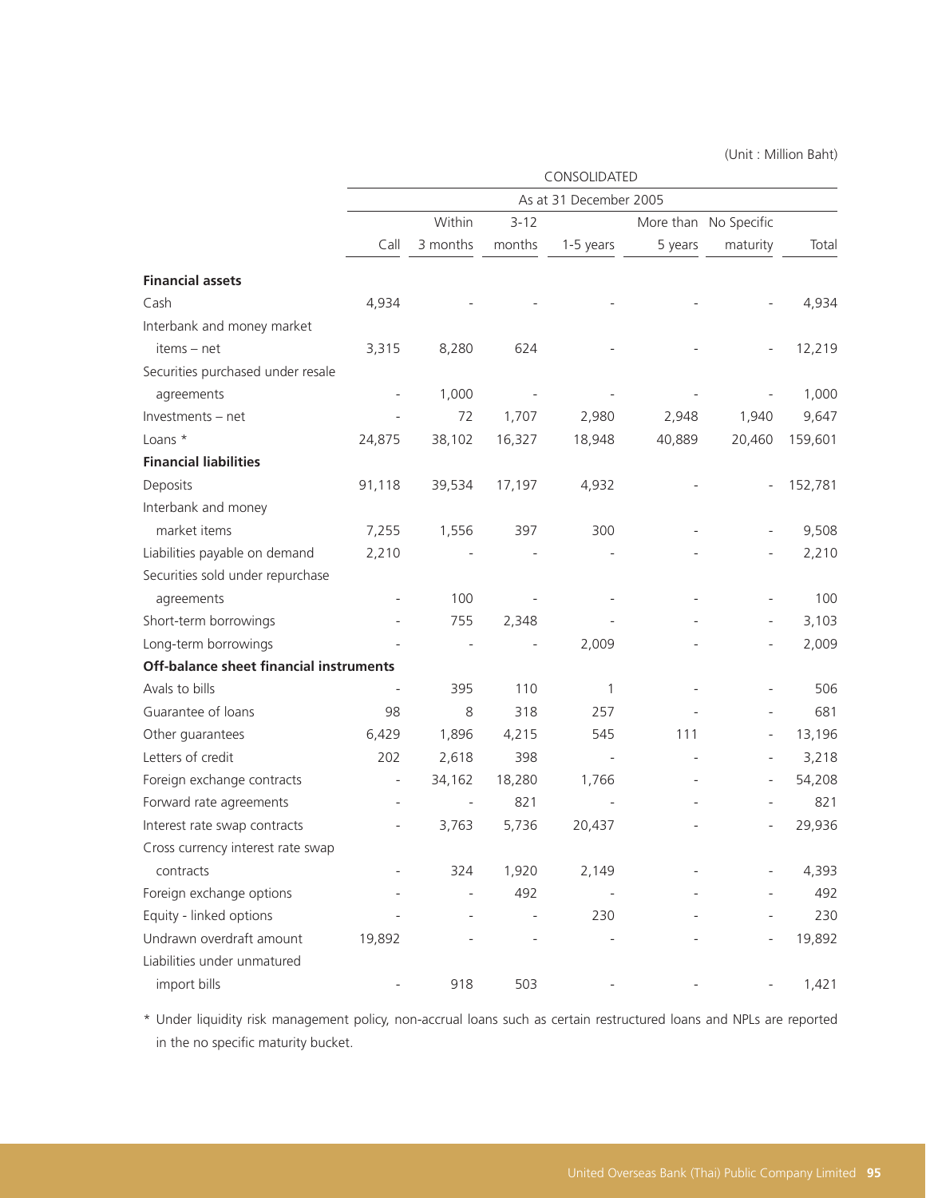(Unit : Million Baht)

| | CONSOLIDATED | | | | | | |
|---|---|---|---|---|---|---|---|
| | As at 31 December 2005 | | | | | | |
| | Call | Within 3 months | 3-12 months | 1-5 years | More than 5 years | No Specific maturity | Total |
| **Financial assets** | | | | | | | |
| Cash | 4,934 | - | - | - | - | - | 4,934 |
| Interbank and money market items – net | 3,315 | 8,280 | 624 | - | - | - | 12,219 |
| Securities purchased under resale agreements | - | 1,000 | - | - | - | - | 1,000 |
| Investments – net | - | 72 | 1,707 | 2,980 | 2,948 | 1,940 | 9,647 |
| Loans * | 24,875 | 38,102 | 16,327 | 18,948 | 40,889 | 20,460 | 159,601 |
| **Financial liabilities** | | | | | | | |
| Deposits | 91,118 | 39,534 | 17,197 | 4,932 | - | - | 152,781 |
| Interbank and money market items | 7,255 | 1,556 | 397 | 300 | - | - | 9,508 |
| Liabilities payable on demand | 2,210 | - | - | - | - | - | 2,210 |
| Securities sold under repurchase agreements | - | 100 | - | - | - | - | 100 |
| Short-term borrowings | - | 755 | 2,348 | - | - | - | 3,103 |
| Long-term borrowings | - | - | - | 2,009 | - | - | 2,009 |
| **Off-balance sheet financial instruments** | | | | | | | |
| Avals to bills | - | 395 | 110 | 1 | - | - | 506 |
| Guarantee of loans | 98 | 8 | 318 | 257 | - | - | 681 |
| Other guarantees | 6,429 | 1,896 | 4,215 | 545 | 111 | - | 13,196 |
| Letters of credit | 202 | 2,618 | 398 | - | - | - | 3,218 |
| Foreign exchange contracts | - | 34,162 | 18,280 | 1,766 | - | - | 54,208 |
| Forward rate agreements | - | - | 821 | - | - | - | 821 |
| Interest rate swap contracts | - | 3,763 | 5,736 | 20,437 | - | - | 29,936 |
| Cross currency interest rate swap contracts | - | 324 | 1,920 | 2,149 | - | - | 4,393 |
| Foreign exchange options | - | - | 492 | - | - | - | 492 |
| Equity - linked options | - | - | - | 230 | - | - | 230 |
| Undrawn overdraft amount | 19,892 | - | - | - | - | - | 19,892 |
| Liabilities under unmatured import bills | - | 918 | 503 | - | - | - | 1,421 |

* Under liquidity risk management policy, non-accrual loans such as certain restructured loans and NPLs are reported in the no specific maturity bucket.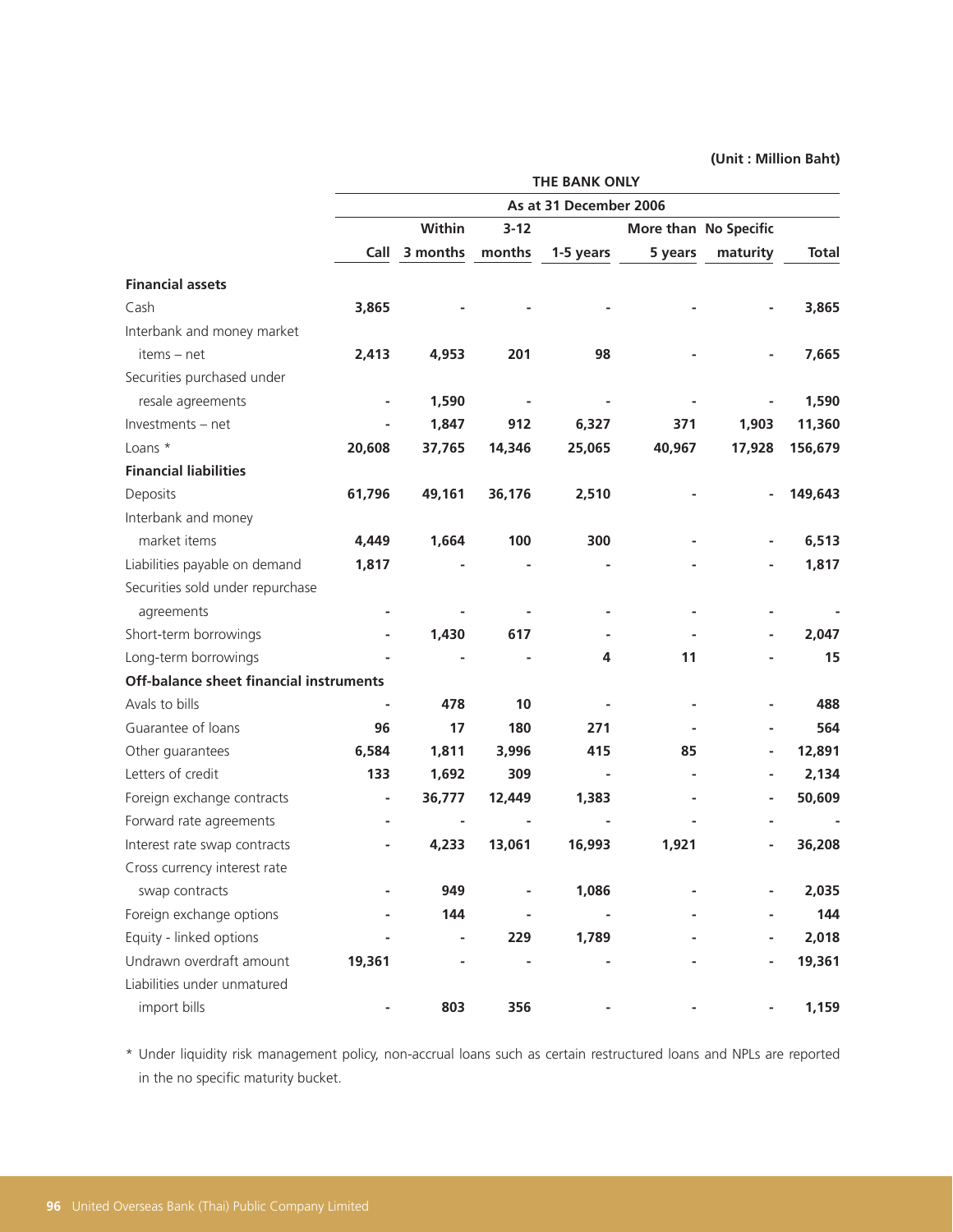(Unit : Million Baht)

| | THE BANK ONLY | | | | | | |
|---|---|---|---|---|---|---|---|
| | As at 31 December 2006 | | | | | | |
| | Call | Within 3 months | 3-12 months | 1-5 years | More than 5 years | No Specific maturity | Total |
| **Financial assets** | | | | | | | |
| Cash | 3,865 | - | - | - | - | - | 3,865 |
| Interbank and money market items – net | 2,413 | 4,953 | 201 | 98 | - | - | 7,665 |
| Securities purchased under resale agreements | - | 1,590 | - | - | - | - | 1,590 |
| Investments – net | - | 1,847 | 912 | 6,327 | 371 | 1,903 | 11,360 |
| Loans * | 20,608 | 37,765 | 14,346 | 25,065 | 40,967 | 17,928 | 156,679 |
| **Financial liabilities** | | | | | | | |
| Deposits | 61,796 | 49,161 | 36,176 | 2,510 | - | - | 149,643 |
| Interbank and money market items | 4,449 | 1,664 | 100 | 300 | - | - | 6,513 |
| Liabilities payable on demand | 1,817 | - | - | - | - | - | 1,817 |
| Securities sold under repurchase agreements | - | - | - | - | - | - | - |
| Short-term borrowings | - | 1,430 | 617 | - | - | - | 2,047 |
| Long-term borrowings | - | - | - | 4 | 11 | - | 15 |
| **Off-balance sheet financial instruments** | | | | | | | |
| Avals to bills | - | 478 | 10 | - | - | - | 488 |
| Guarantee of loans | 96 | 17 | 180 | 271 | - | - | 564 |
| Other guarantees | 6,584 | 1,811 | 3,996 | 415 | 85 | - | 12,891 |
| Letters of credit | 133 | 1,692 | 309 | - | - | - | 2,134 |
| Foreign exchange contracts | - | 36,777 | 12,449 | 1,383 | - | - | 50,609 |
| Forward rate agreements | - | - | - | - | - | - | - |
| Interest rate swap contracts | - | 4,233 | 13,061 | 16,993 | 1,921 | - | 36,208 |
| Cross currency interest rate swap contracts | - | 949 | - | 1,086 | - | - | 2,035 |
| Foreign exchange options | - | 144 | - | - | - | - | 144 |
| Equity - linked options | - | - | 229 | 1,789 | - | - | 2,018 |
| Undrawn overdraft amount | 19,361 | - | - | - | - | - | 19,361 |
| Liabilities under unmatured import bills | - | 803 | 356 | - | - | - | 1,159 |

* Under liquidity risk management policy, non-accrual loans such as certain restructured loans and NPLs are reported in the no specific maturity bucket.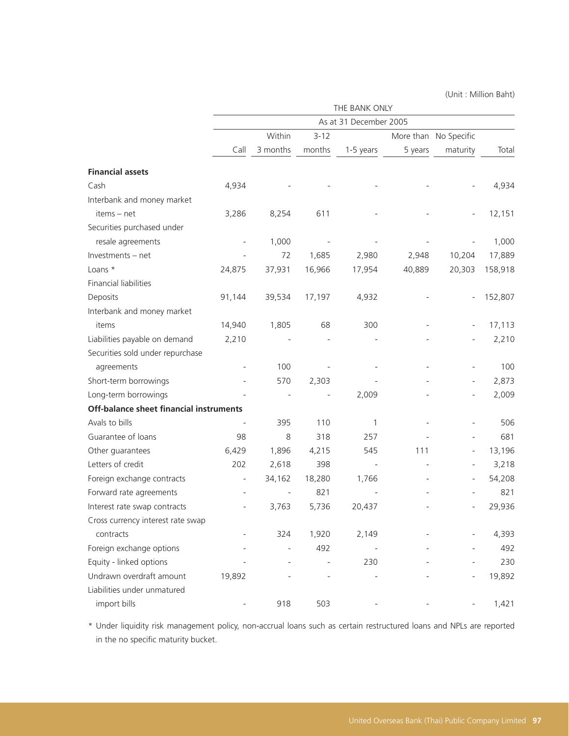(Unit : Million Baht)

| | THE BANK ONLY | | | | | | |
|---|---|---|---|---|---|---|---|
| | As at 31 December 2005 | | | | | | |
| | Call | Within 3 months | 3-12 months | 1-5 years | More than 5 years | No Specific maturity | Total |
| **Financial assets** | | | | | | | |
| Cash | 4,934 | - | - | - | - | - | 4,934 |
| Interbank and money market items – net | 3,286 | 8,254 | 611 | - | - | - | 12,151 |
| Securities purchased under resale agreements | - | 1,000 | - | - | - | - | 1,000 |
| Investments – net | - | 72 | 1,685 | 2,980 | 2,948 | 10,204 | 17,889 |
| Loans * | 24,875 | 37,931 | 16,966 | 17,954 | 40,889 | 20,303 | 158,918 |
| Financial liabilities | | | | | | | |
| Deposits | 91,144 | 39,534 | 17,197 | 4,932 | - | - | 152,807 |
| Interbank and money market items | 14,940 | 1,805 | 68 | 300 | - | - | 17,113 |
| Liabilities payable on demand | 2,210 | - | - | - | - | - | 2,210 |
| Securities sold under repurchase agreements | - | 100 | - | - | - | - | 100 |
| Short-term borrowings | - | 570 | 2,303 | - | - | - | 2,873 |
| Long-term borrowings | - | - | - | 2,009 | - | - | 2,009 |
| **Off-balance sheet financial instruments** | | | | | | | |
| Avals to bills | - | 395 | 110 | 1 | - | - | 506 |
| Guarantee of loans | 98 | 8 | 318 | 257 | - | - | 681 |
| Other guarantees | 6,429 | 1,896 | 4,215 | 545 | 111 | - | 13,196 |
| Letters of credit | 202 | 2,618 | 398 | - | - | - | 3,218 |
| Foreign exchange contracts | - | 34,162 | 18,280 | 1,766 | - | - | 54,208 |
| Forward rate agreements | - | - | 821 | - | - | - | 821 |
| Interest rate swap contracts | - | 3,763 | 5,736 | 20,437 | - | - | 29,936 |
| Cross currency interest rate swap contracts | - | 324 | 1,920 | 2,149 | - | - | 4,393 |
| Foreign exchange options | - | - | 492 | - | - | - | 492 |
| Equity - linked options | - | - | - | 230 | - | - | 230 |
| Undrawn overdraft amount | 19,892 | - | - | - | - | - | 19,892 |
| Liabilities under unmatured import bills | - | 918 | 503 | - | - | - | 1,421 |

* Under liquidity risk management policy, non-accrual loans such as certain restructured loans and NPLs are reported in the no specific maturity bucket.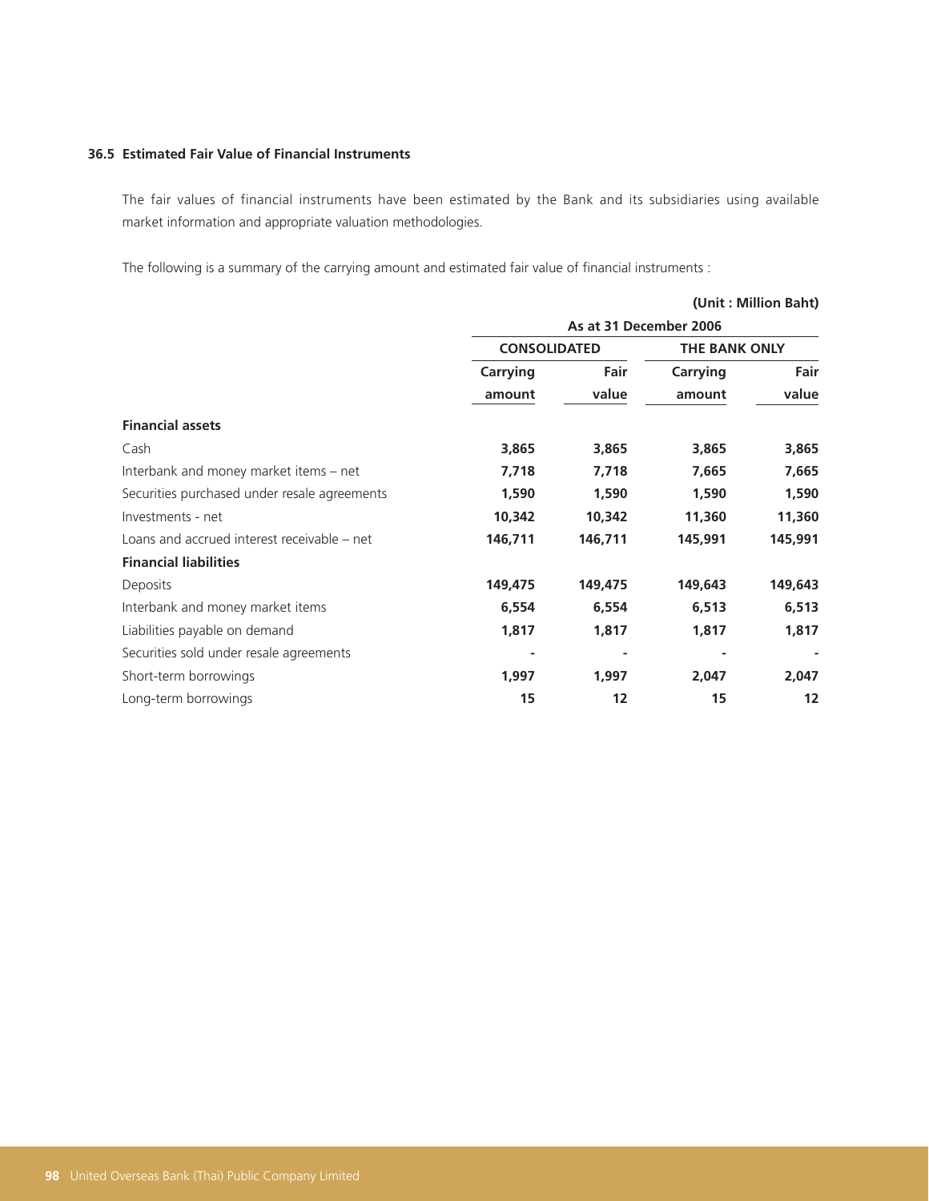### 36.5 Estimated Fair Value of Financial Instruments

The fair values of financial instruments have been estimated by the Bank and its subsidiaries using available market information and appropriate valuation methodologies.

The following is a summary of the carrying amount and estimated fair value of financial instruments :

**(Unit : Million Baht)**

| | As at 31 December 2006 | | | |
|---|---|---|---|---|
| | CONSOLIDATED | | THE BANK ONLY | |
| | Carrying amount | Fair value | Carrying amount | Fair value |
| **Financial assets** | | | | |
| Cash | **3,865** | **3,865** | **3,865** | **3,865** |
| Interbank and money market items – net | **7,718** | **7,718** | **7,665** | **7,665** |
| Securities purchased under resale agreements | **1,590** | **1,590** | **1,590** | **1,590** |
| Investments - net | **10,342** | **10,342** | **11,360** | **11,360** |
| Loans and accrued interest receivable – net | **146,711** | **146,711** | **145,991** | **145,991** |
| **Financial liabilities** | | | | |
| Deposits | **149,475** | **149,475** | **149,643** | **149,643** |
| Interbank and money market items | **6,554** | **6,554** | **6,513** | **6,513** |
| Liabilities payable on demand | **1,817** | **1,817** | **1,817** | **1,817** |
| Securities sold under resale agreements | **-** | **-** | **-** | **-** |
| Short-term borrowings | **1,997** | **1,997** | **2,047** | **2,047** |
| Long-term borrowings | **15** | **12** | **15** | **12** |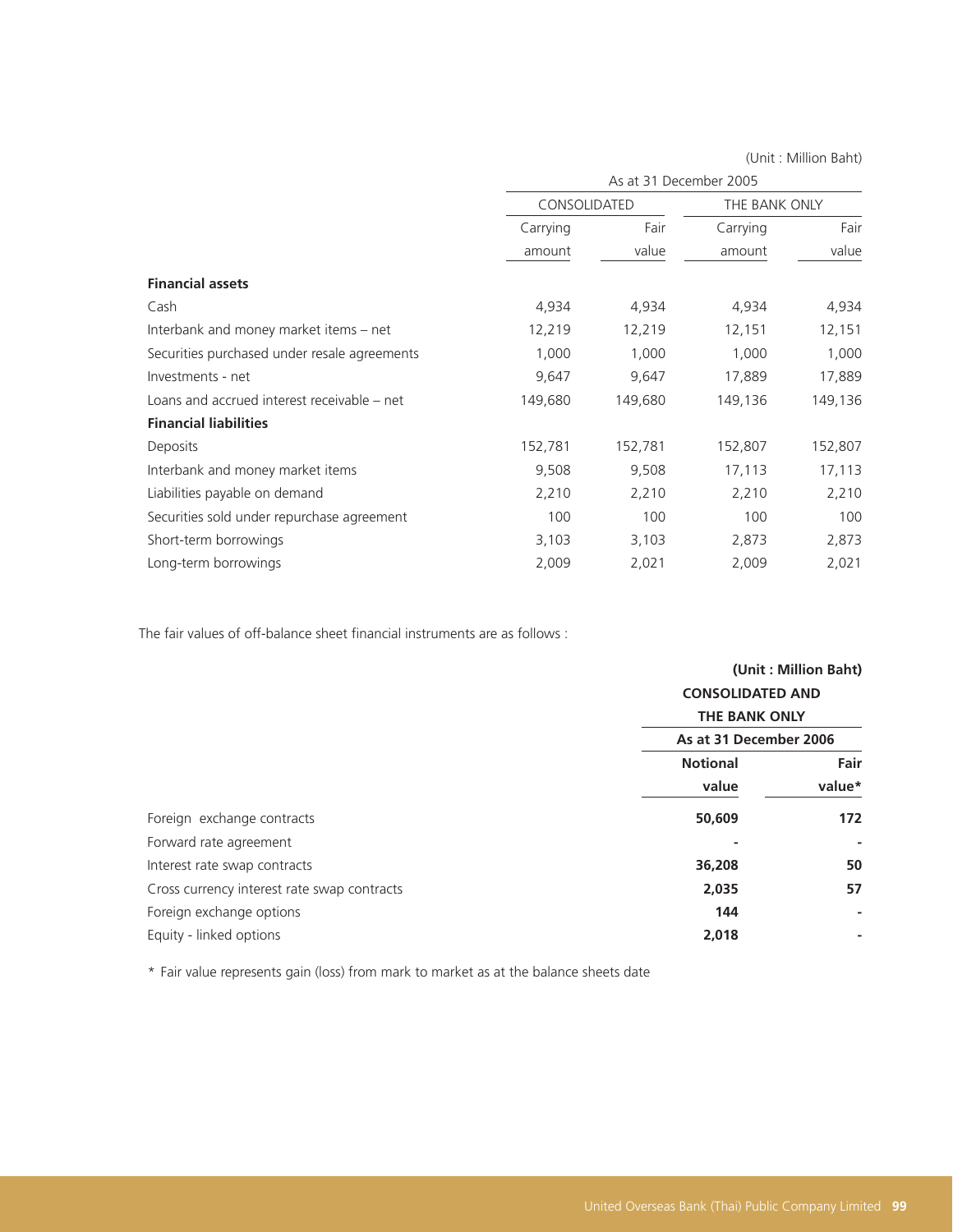(Unit : Million Baht)

| | As at 31 December 2005 | | | |
|---|---|---|---|---|
| | CONSOLIDATED | | THE BANK ONLY | |
| | Carrying amount | Fair value | Carrying amount | Fair value |
| **Financial assets** | | | | |
| Cash | 4,934 | 4,934 | 4,934 | 4,934 |
| Interbank and money market items – net | 12,219 | 12,219 | 12,151 | 12,151 |
| Securities purchased under resale agreements | 1,000 | 1,000 | 1,000 | 1,000 |
| Investments - net | 9,647 | 9,647 | 17,889 | 17,889 |
| Loans and accrued interest receivable – net | 149,680 | 149,680 | 149,136 | 149,136 |
| **Financial liabilities** | | | | |
| Deposits | 152,781 | 152,781 | 152,807 | 152,807 |
| Interbank and money market items | 9,508 | 9,508 | 17,113 | 17,113 |
| Liabilities payable on demand | 2,210 | 2,210 | 2,210 | 2,210 |
| Securities sold under repurchase agreement | 100 | 100 | 100 | 100 |
| Short-term borrowings | 3,103 | 3,103 | 2,873 | 2,873 |
| Long-term borrowings | 2,009 | 2,021 | 2,009 | 2,021 |

The fair values of off-balance sheet financial instruments are as follows :

**(Unit : Million Baht)**

| | **CONSOLIDATED AND THE BANK ONLY** | |
|---|---|---|
| | **As at 31 December 2006** | |
| | **Notional value** | **Fair value*** |
| Foreign exchange contracts | **50,609** | **172** |
| Forward rate agreement | **-** | **-** |
| Interest rate swap contracts | **36,208** | **50** |
| Cross currency interest rate swap contracts | **2,035** | **57** |
| Foreign exchange options | **144** | **-** |
| Equity - linked options | **2,018** | **-** |

* Fair value represents gain (loss) from mark to market as at the balance sheets date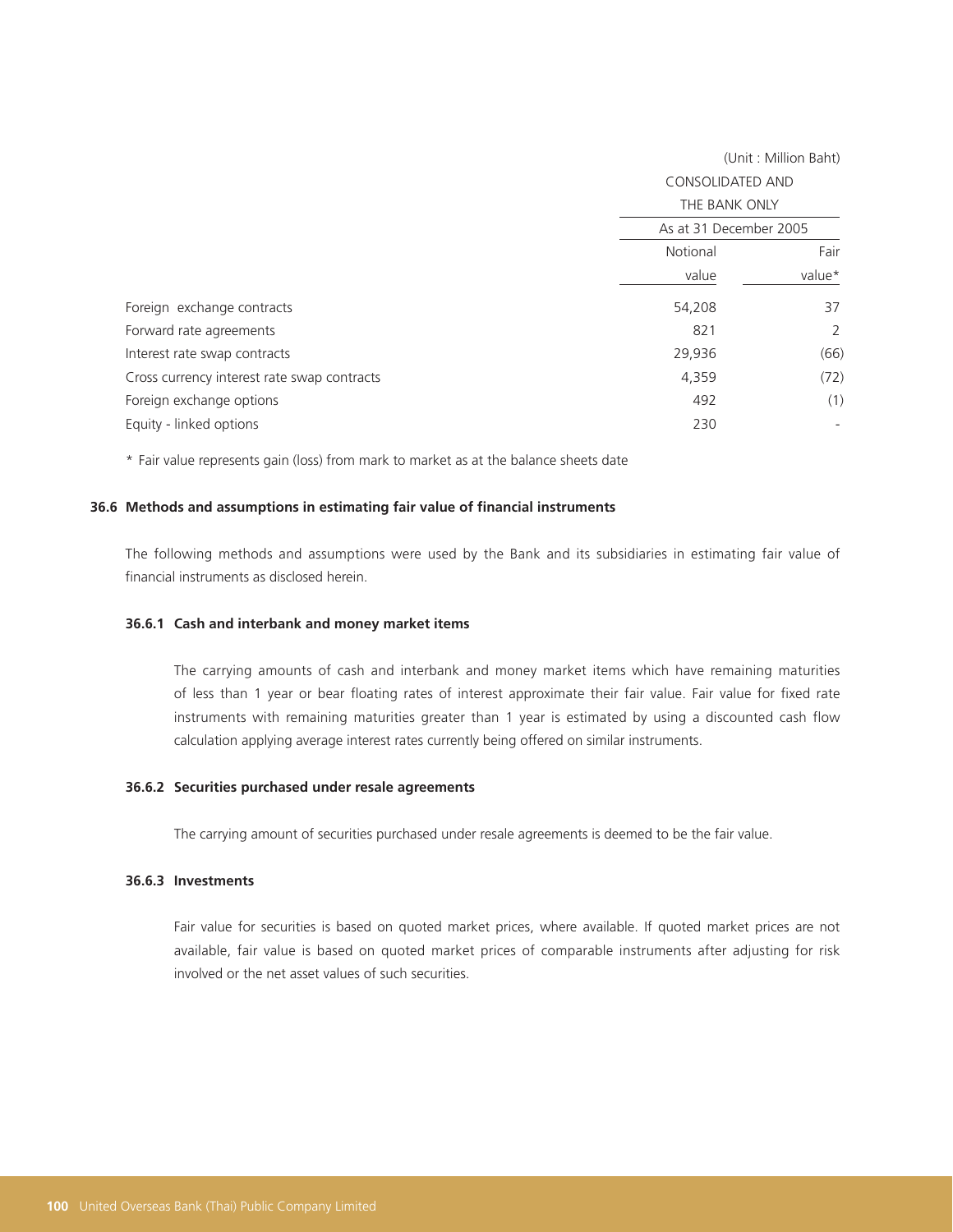(Unit : Million Baht)

| | CONSOLIDATED AND THE BANK ONLY | |
|---|---|---|
| | As at 31 December 2005 | |
| | Notional value | Fair value* |
| Foreign exchange contracts | 54,208 | 37 |
| Forward rate agreements | 821 | 2 |
| Interest rate swap contracts | 29,936 | (66) |
| Cross currency interest rate swap contracts | 4,359 | (72) |
| Foreign exchange options | 492 | (1) |
| Equity - linked options | 230 | - |

* Fair value represents gain (loss) from mark to market as at the balance sheets date

### 36.6 Methods and assumptions in estimating fair value of financial instruments

The following methods and assumptions were used by the Bank and its subsidiaries in estimating fair value of financial instruments as disclosed herein.

#### 36.6.1 Cash and interbank and money market items

The carrying amounts of cash and interbank and money market items which have remaining maturities of less than 1 year or bear floating rates of interest approximate their fair value. Fair value for fixed rate instruments with remaining maturities greater than 1 year is estimated by using a discounted cash flow calculation applying average interest rates currently being offered on similar instruments.

#### 36.6.2 Securities purchased under resale agreements

The carrying amount of securities purchased under resale agreements is deemed to be the fair value.

#### 36.6.3 Investments

Fair value for securities is based on quoted market prices, where available. If quoted market prices are not available, fair value is based on quoted market prices of comparable instruments after adjusting for risk involved or the net asset values of such securities.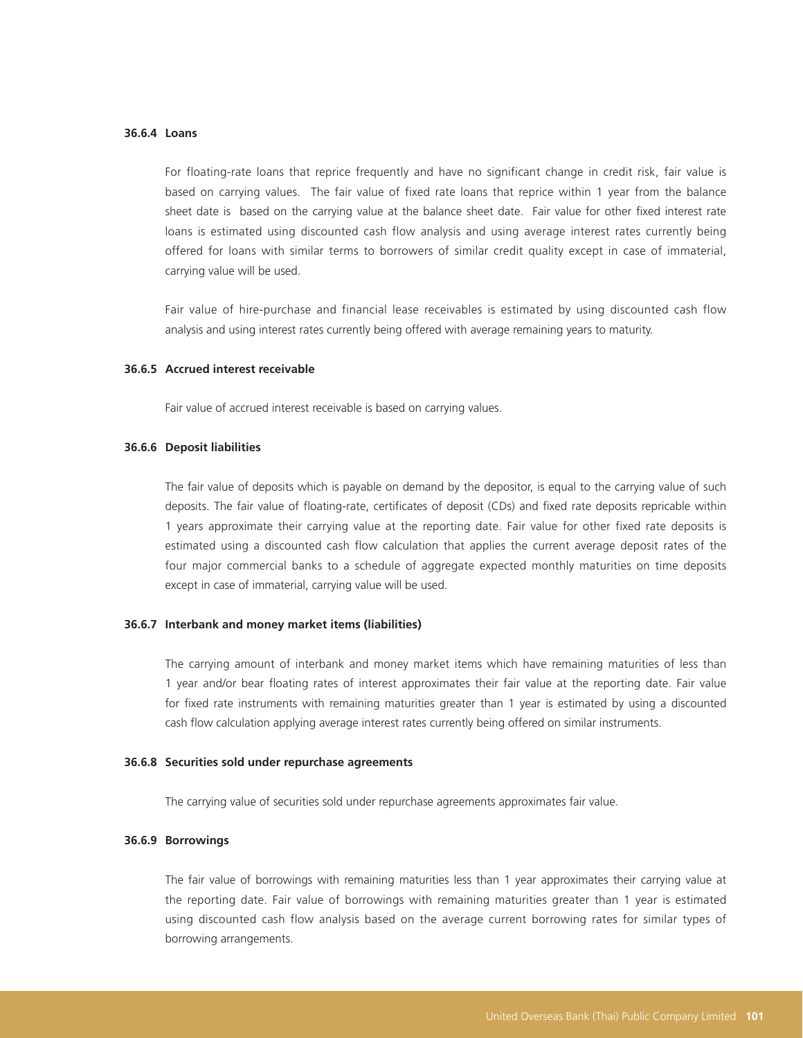#### 36.6.4 Loans

For floating-rate loans that reprice frequently and have no significant change in credit risk, fair value is based on carrying values. The fair value of fixed rate loans that reprice within 1 year from the balance sheet date is based on the carrying value at the balance sheet date. Fair value for other fixed interest rate loans is estimated using discounted cash flow analysis and using average interest rates currently being offered for loans with similar terms to borrowers of similar credit quality except in case of immaterial, carrying value will be used.

Fair value of hire-purchase and financial lease receivables is estimated by using discounted cash flow analysis and using interest rates currently being offered with average remaining years to maturity.

#### 36.6.5 Accrued interest receivable

Fair value of accrued interest receivable is based on carrying values.

#### 36.6.6 Deposit liabilities

The fair value of deposits which is payable on demand by the depositor, is equal to the carrying value of such deposits. The fair value of floating-rate, certificates of deposit (CDs) and fixed rate deposits repricable within 1 years approximate their carrying value at the reporting date. Fair value for other fixed rate deposits is estimated using a discounted cash flow calculation that applies the current average deposit rates of the four major commercial banks to a schedule of aggregate expected monthly maturities on time deposits except in case of immaterial, carrying value will be used.

#### 36.6.7 Interbank and money market items (liabilities)

The carrying amount of interbank and money market items which have remaining maturities of less than 1 year and/or bear floating rates of interest approximates their fair value at the reporting date. Fair value for fixed rate instruments with remaining maturities greater than 1 year is estimated by using a discounted cash flow calculation applying average interest rates currently being offered on similar instruments.

#### 36.6.8 Securities sold under repurchase agreements

The carrying value of securities sold under repurchase agreements approximates fair value.

#### 36.6.9 Borrowings

The fair value of borrowings with remaining maturities less than 1 year approximates their carrying value at the reporting date. Fair value of borrowings with remaining maturities greater than 1 year is estimated using discounted cash flow analysis based on the average current borrowing rates for similar types of borrowing arrangements.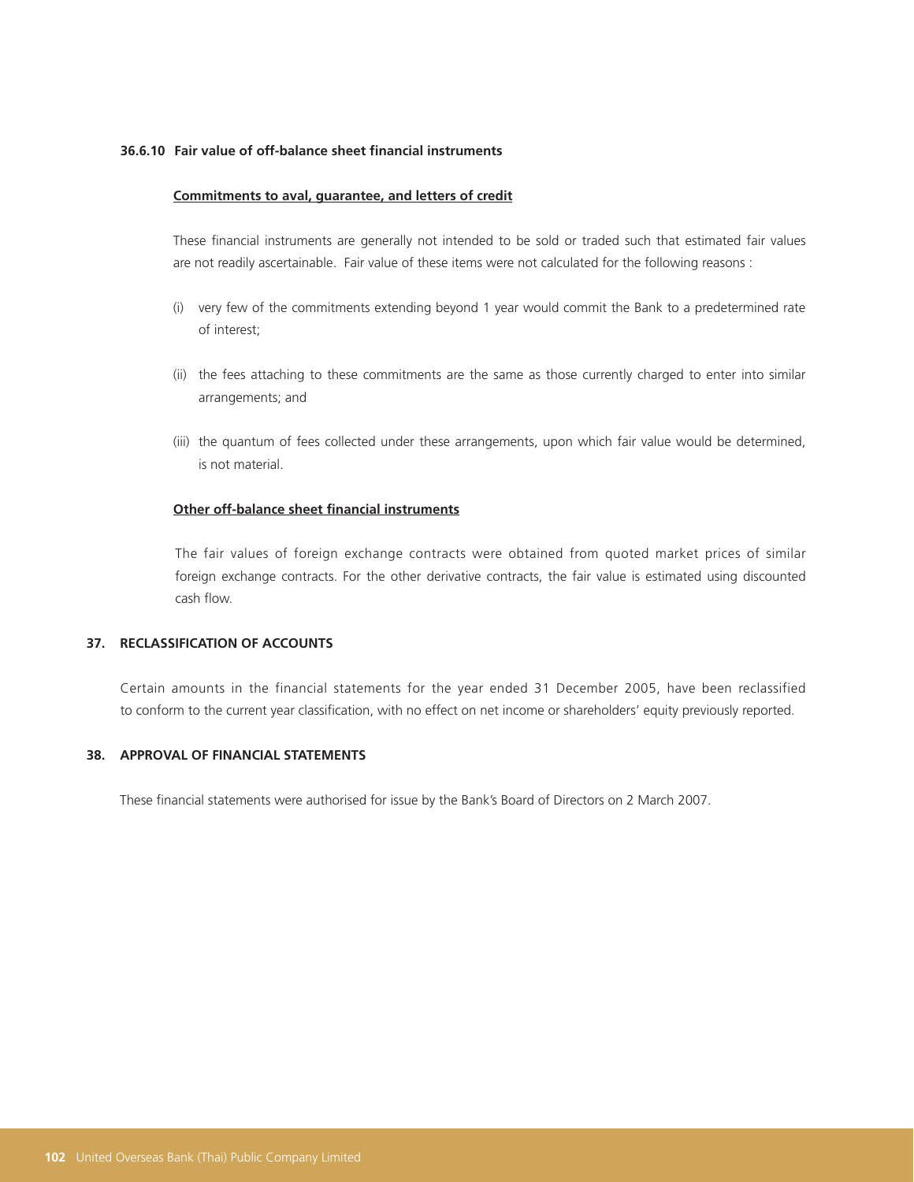#### 36.6.10 Fair value of off-balance sheet financial instruments

**Commitments to aval, guarantee, and letters of credit**

These financial instruments are generally not intended to be sold or traded such that estimated fair values are not readily ascertainable. Fair value of these items were not calculated for the following reasons :

(i) very few of the commitments extending beyond 1 year would commit the Bank to a predetermined rate of interest;

(ii) the fees attaching to these commitments are the same as those currently charged to enter into similar arrangements; and

(iii) the quantum of fees collected under these arrangements, upon which fair value would be determined, is not material.

**Other off-balance sheet financial instruments**

The fair values of foreign exchange contracts were obtained from quoted market prices of similar foreign exchange contracts. For the other derivative contracts, the fair value is estimated using discounted cash flow.

## 37. RECLASSIFICATION OF ACCOUNTS

Certain amounts in the financial statements for the year ended 31 December 2005, have been reclassified to conform to the current year classification, with no effect on net income or shareholders' equity previously reported.

## 38. APPROVAL OF FINANCIAL STATEMENTS

These financial statements were authorised for issue by the Bank's Board of Directors on 2 March 2007.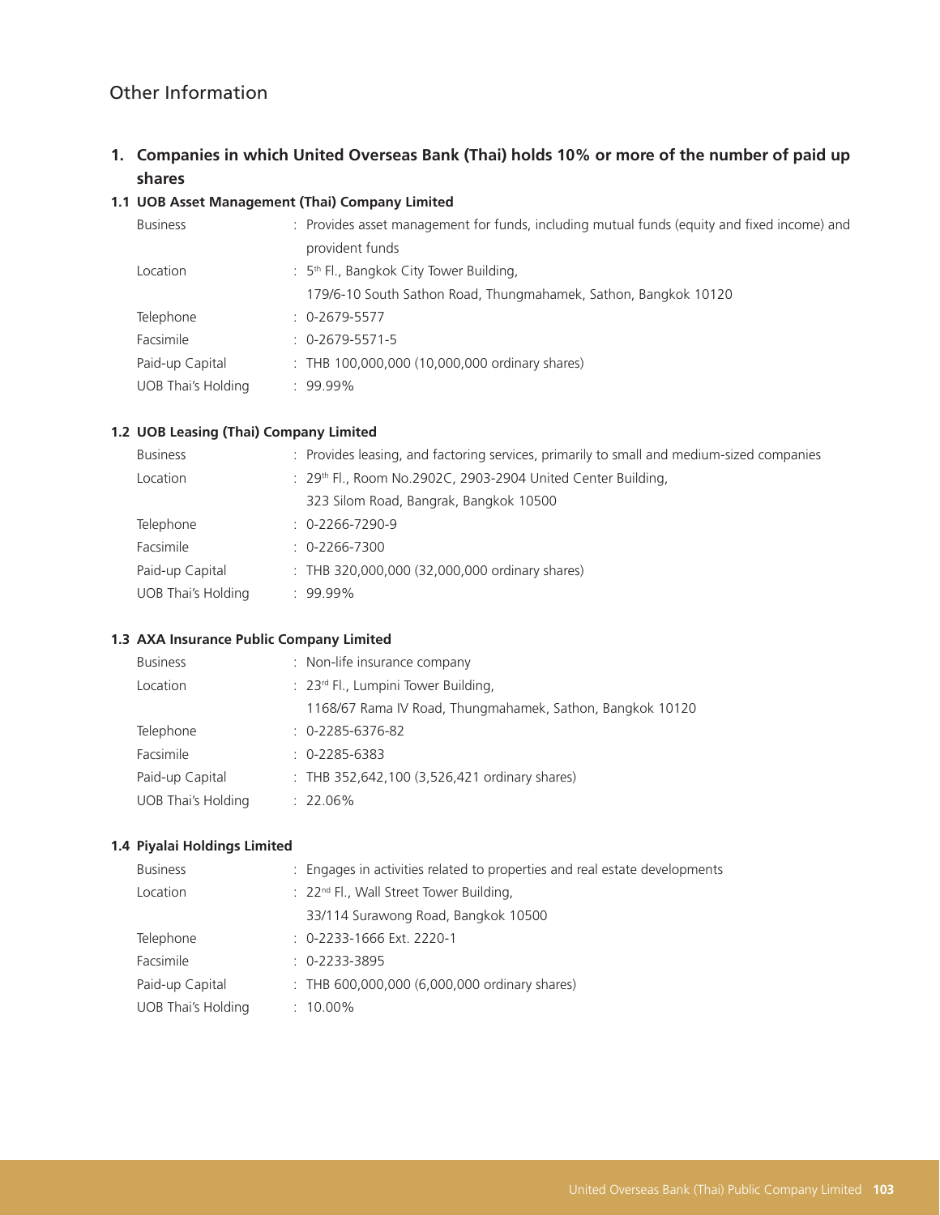## Other Information

### 1. Companies in which United Overseas Bank (Thai) holds 10% or more of the number of paid up shares

#### 1.1 UOB Asset Management (Thai) Company Limited

| | |
|---|---|
| Business | : Provides asset management for funds, including mutual funds (equity and fixed income) and provident funds |
| Location | : 5th Fl., Bangkok City Tower Building, 179/6-10 South Sathon Road, Thungmahamek, Sathon, Bangkok 10120 |
| Telephone | : 0-2679-5577 |
| Facsimile | : 0-2679-5571-5 |
| Paid-up Capital | : THB 100,000,000 (10,000,000 ordinary shares) |
| UOB Thai's Holding | : 99.99% |

#### 1.2 UOB Leasing (Thai) Company Limited

| | |
|---|---|
| Business | : Provides leasing, and factoring services, primarily to small and medium-sized companies |
| Location | : 29th Fl., Room No.2902C, 2903-2904 United Center Building, 323 Silom Road, Bangrak, Bangkok 10500 |
| Telephone | : 0-2266-7290-9 |
| Facsimile | : 0-2266-7300 |
| Paid-up Capital | : THB 320,000,000 (32,000,000 ordinary shares) |
| UOB Thai's Holding | : 99.99% |

#### 1.3 AXA Insurance Public Company Limited

| | |
|---|---|
| Business | : Non-life insurance company |
| Location | : 23rd Fl., Lumpini Tower Building, 1168/67 Rama IV Road, Thungmahamek, Sathon, Bangkok 10120 |
| Telephone | : 0-2285-6376-82 |
| Facsimile | : 0-2285-6383 |
| Paid-up Capital | : THB 352,642,100 (3,526,421 ordinary shares) |
| UOB Thai's Holding | : 22.06% |

#### 1.4 Piyalai Holdings Limited

| | |
|---|---|
| Business | : Engages in activities related to properties and real estate developments |
| Location | : 22nd Fl., Wall Street Tower Building, 33/114 Surawong Road, Bangkok 10500 |
| Telephone | : 0-2233-1666 Ext. 2220-1 |
| Facsimile | : 0-2233-3895 |
| Paid-up Capital | : THB 600,000,000 (6,000,000 ordinary shares) |
| UOB Thai's Holding | : 10.00% |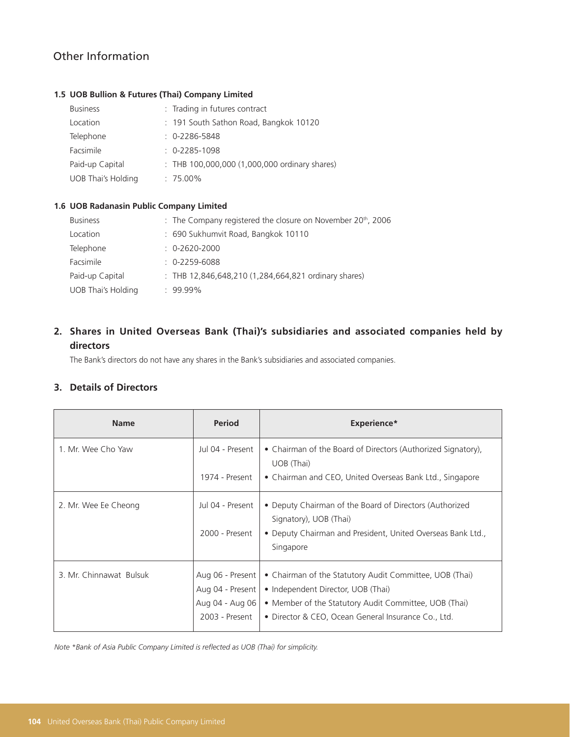# Other Information

### 1.5 UOB Bullion & Futures (Thai) Company Limited

| | |
|---|---|
| Business | : Trading in futures contract |
| Location | : 191 South Sathon Road, Bangkok 10120 |
| Telephone | : 0-2286-5848 |
| Facsimile | : 0-2285-1098 |
| Paid-up Capital | : THB 100,000,000 (1,000,000 ordinary shares) |
| UOB Thai's Holding | : 75.00% |

### 1.6 UOB Radanasin Public Company Limited

| | |
|---|---|
| Business | : The Company registered the closure on November 20th, 2006 |
| Location | : 690 Sukhumvit Road, Bangkok 10110 |
| Telephone | : 0-2620-2000 |
| Facsimile | : 0-2259-6088 |
| Paid-up Capital | : THB 12,846,648,210 (1,284,664,821 ordinary shares) |
| UOB Thai's Holding | : 99.99% |

## 2. Shares in United Overseas Bank (Thai)'s subsidiaries and associated companies held by directors

The Bank's directors do not have any shares in the Bank's subsidiaries and associated companies.

## 3. Details of Directors

| Name | Period | Experience* |
|---|---|---|
| 1. Mr. Wee Cho Yaw | Jul 04 - Present | • Chairman of the Board of Directors (Authorized Signatory), UOB (Thai) |
| | 1974 - Present | • Chairman and CEO, United Overseas Bank Ltd., Singapore |
| 2. Mr. Wee Ee Cheong | Jul 04 - Present | • Deputy Chairman of the Board of Directors (Authorized Signatory), UOB (Thai) |
| | 2000 - Present | • Deputy Chairman and President, United Overseas Bank Ltd., Singapore |
| 3. Mr. Chinnawat Bulsuk | Aug 06 - Present | • Chairman of the Statutory Audit Committee, UOB (Thai) |
| | Aug 04 - Present | • Independent Director, UOB (Thai) |
| | Aug 04 - Aug 06 | • Member of the Statutory Audit Committee, UOB (Thai) |
| | 2003 - Present | • Director & CEO, Ocean General Insurance Co., Ltd. |

*Note *Bank of Asia Public Company Limited is reflected as UOB (Thai) for simplicity.*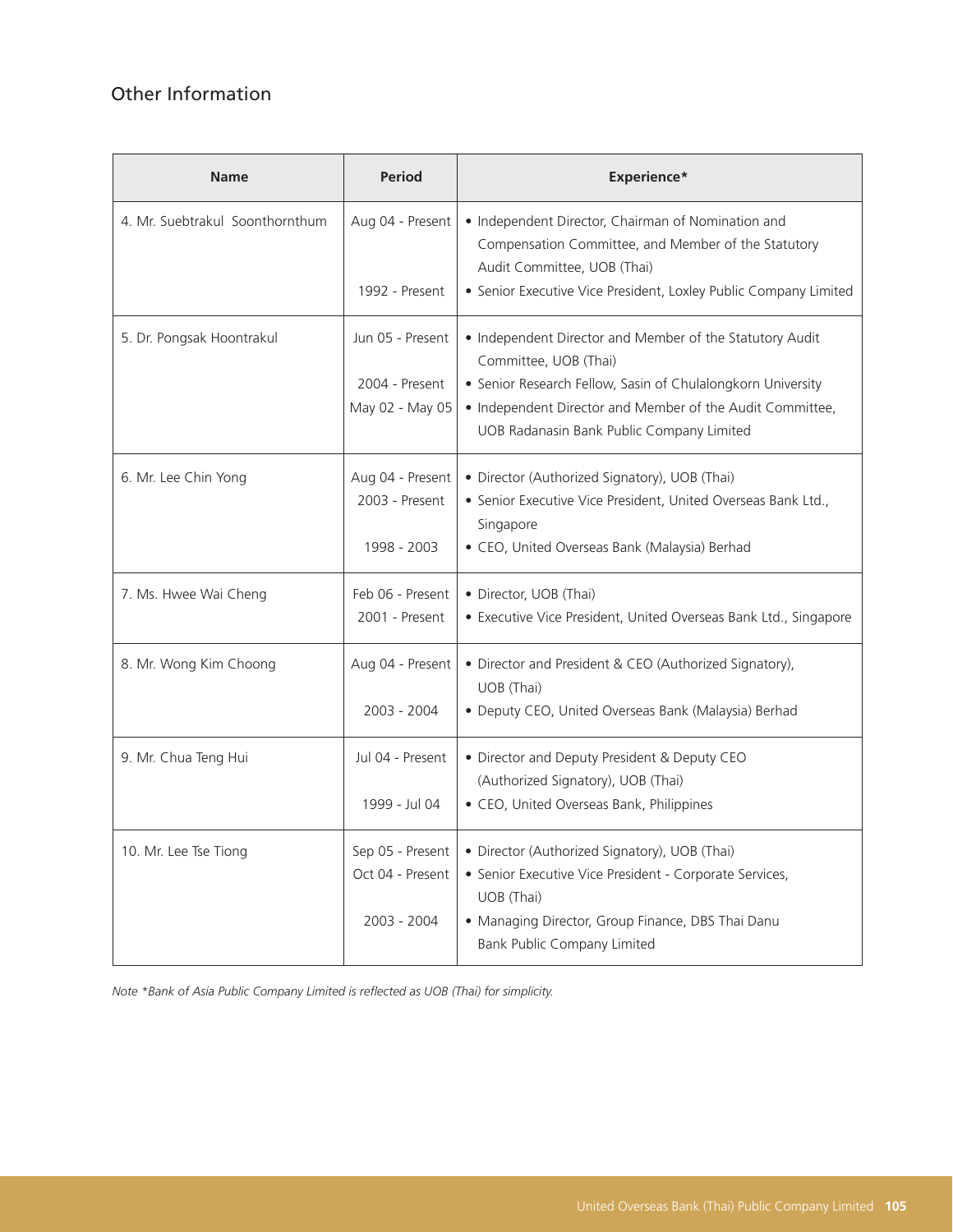## Other Information

| Name | Period | Experience* |
|---|---|---|
| 4. Mr. Suebtrakul Soonthornthum | Aug 04 - Present<br>1992 - Present | • Independent Director, Chairman of Nomination and Compensation Committee, and Member of the Statutory Audit Committee, UOB (Thai)<br>• Senior Executive Vice President, Loxley Public Company Limited |
| 5. Dr. Pongsak Hoontrakul | Jun 05 - Present<br>2004 - Present<br>May 02 - May 05 | • Independent Director and Member of the Statutory Audit Committee, UOB (Thai)<br>• Senior Research Fellow, Sasin of Chulalongkorn University<br>• Independent Director and Member of the Audit Committee, UOB Radanasin Bank Public Company Limited |
| 6. Mr. Lee Chin Yong | Aug 04 - Present<br>2003 - Present<br>1998 - 2003 | • Director (Authorized Signatory), UOB (Thai)<br>• Senior Executive Vice President, United Overseas Bank Ltd., Singapore<br>• CEO, United Overseas Bank (Malaysia) Berhad |
| 7. Ms. Hwee Wai Cheng | Feb 06 - Present<br>2001 - Present | • Director, UOB (Thai)<br>• Executive Vice President, United Overseas Bank Ltd., Singapore |
| 8. Mr. Wong Kim Choong | Aug 04 - Present<br>2003 - 2004 | • Director and President & CEO (Authorized Signatory), UOB (Thai)<br>• Deputy CEO, United Overseas Bank (Malaysia) Berhad |
| 9. Mr. Chua Teng Hui | Jul 04 - Present<br>1999 - Jul 04 | • Director and Deputy President & Deputy CEO (Authorized Signatory), UOB (Thai)<br>• CEO, United Overseas Bank, Philippines |
| 10. Mr. Lee Tse Tiong | Sep 05 - Present<br>Oct 04 - Present<br>2003 - 2004 | • Director (Authorized Signatory), UOB (Thai)<br>• Senior Executive Vice President - Corporate Services, UOB (Thai)<br>• Managing Director, Group Finance, DBS Thai Danu Bank Public Company Limited |

*Note *Bank of Asia Public Company Limited is reflected as UOB (Thai) for simplicity.*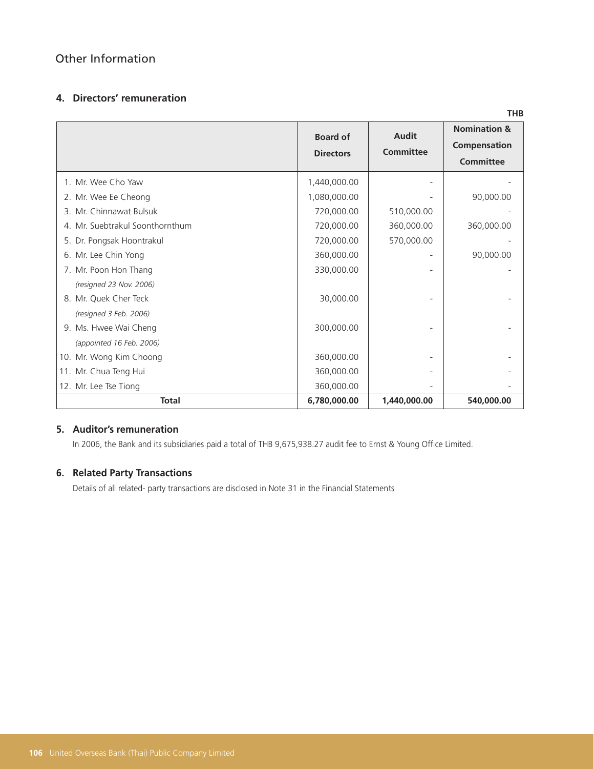# Other Information

## 4. Directors' remuneration

THB

| | Board of Directors | Audit Committee | Nomination & Compensation Committee |
|---|---|---|---|
| 1. Mr. Wee Cho Yaw | 1,440,000.00 | - | - |
| 2. Mr. Wee Ee Cheong | 1,080,000.00 | - | 90,000.00 |
| 3. Mr. Chinnawat Bulsuk | 720,000.00 | 510,000.00 | - |
| 4. Mr. Suebtrakul Soonthornthum | 720,000.00 | 360,000.00 | 360,000.00 |
| 5. Dr. Pongsak Hoontrakul | 720,000.00 | 570,000.00 | - |
| 6. Mr. Lee Chin Yong | 360,000.00 | - | 90,000.00 |
| 7. Mr. Poon Hon Thang *(resigned 23 Nov. 2006)* | 330,000.00 | - | - |
| 8. Mr. Quek Cher Teck *(resigned 3 Feb. 2006)* | 30,000.00 | - | - |
| 9. Ms. Hwee Wai Cheng *(appointed 16 Feb. 2006)* | 300,000.00 | - | - |
| 10. Mr. Wong Kim Choong | 360,000.00 | - | - |
| 11. Mr. Chua Teng Hui | 360,000.00 | - | - |
| 12. Mr. Lee Tse Tiong | 360,000.00 | - | - |
| **Total** | **6,780,000.00** | **1,440,000.00** | **540,000.00** |

## 5. Auditor's remuneration

In 2006, the Bank and its subsidiaries paid a total of THB 9,675,938.27 audit fee to Ernst & Young Office Limited.

## 6. Related Party Transactions

Details of all related- party transactions are disclosed in Note 31 in the Financial Statements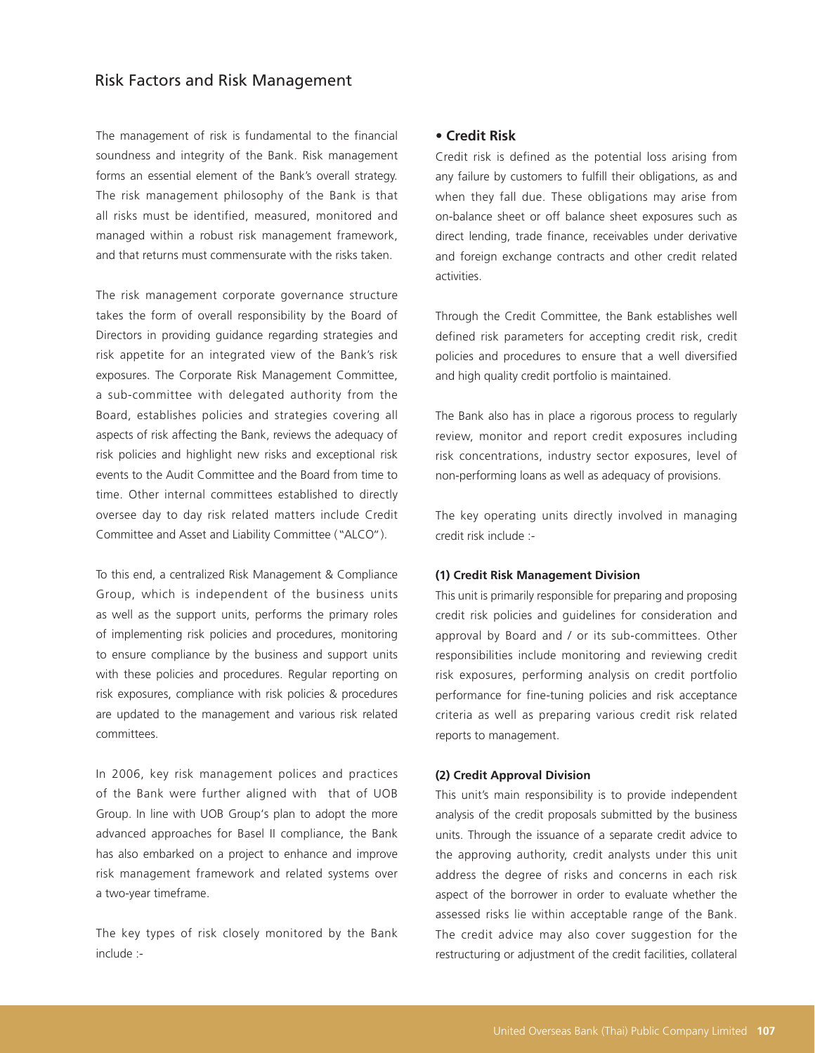## Risk Factors and Risk Management

The management of risk is fundamental to the financial soundness and integrity of the Bank. Risk management forms an essential element of the Bank's overall strategy. The risk management philosophy of the Bank is that all risks must be identified, measured, monitored and managed within a robust risk management framework, and that returns must commensurate with the risks taken.

The risk management corporate governance structure takes the form of overall responsibility by the Board of Directors in providing guidance regarding strategies and risk appetite for an integrated view of the Bank's risk exposures. The Corporate Risk Management Committee, a sub-committee with delegated authority from the Board, establishes policies and strategies covering all aspects of risk affecting the Bank, reviews the adequacy of risk policies and highlight new risks and exceptional risk events to the Audit Committee and the Board from time to time. Other internal committees established to directly oversee day to day risk related matters include Credit Committee and Asset and Liability Committee ("ALCO").

To this end, a centralized Risk Management & Compliance Group, which is independent of the business units as well as the support units, performs the primary roles of implementing risk policies and procedures, monitoring to ensure compliance by the business and support units with these policies and procedures. Regular reporting on risk exposures, compliance with risk policies & procedures are updated to the management and various risk related committees.

In 2006, key risk management polices and practices of the Bank were further aligned with that of UOB Group. In line with UOB Group's plan to adopt the more advanced approaches for Basel II compliance, the Bank has also embarked on a project to enhance and improve risk management framework and related systems over a two-year timeframe.

The key types of risk closely monitored by the Bank include :-

### • Credit Risk

Credit risk is defined as the potential loss arising from any failure by customers to fulfill their obligations, as and when they fall due. These obligations may arise from on-balance sheet or off balance sheet exposures such as direct lending, trade finance, receivables under derivative and foreign exchange contracts and other credit related activities.

Through the Credit Committee, the Bank establishes well defined risk parameters for accepting credit risk, credit policies and procedures to ensure that a well diversified and high quality credit portfolio is maintained.

The Bank also has in place a rigorous process to regularly review, monitor and report credit exposures including risk concentrations, industry sector exposures, level of non-performing loans as well as adequacy of provisions.

The key operating units directly involved in managing credit risk include :-

**(1) Credit Risk Management Division**

This unit is primarily responsible for preparing and proposing credit risk policies and guidelines for consideration and approval by Board and / or its sub-committees. Other responsibilities include monitoring and reviewing credit risk exposures, performing analysis on credit portfolio performance for fine-tuning policies and risk acceptance criteria as well as preparing various credit risk related reports to management.

**(2) Credit Approval Division**

This unit's main responsibility is to provide independent analysis of the credit proposals submitted by the business units. Through the issuance of a separate credit advice to the approving authority, credit analysts under this unit address the degree of risks and concerns in each risk aspect of the borrower in order to evaluate whether the assessed risks lie within acceptable range of the Bank. The credit advice may also cover suggestion for the restructuring or adjustment of the credit facilities, collateral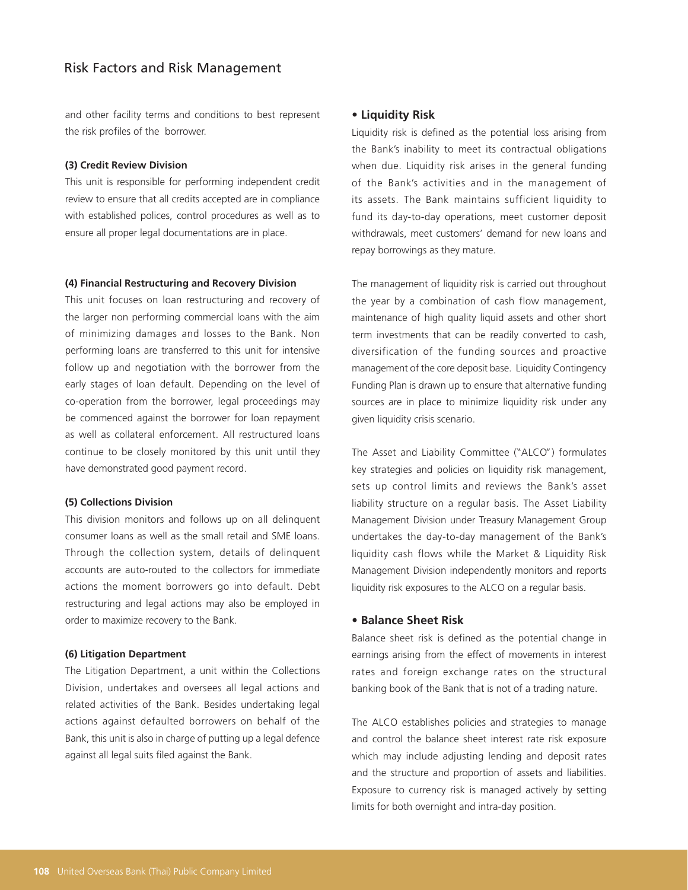and other facility terms and conditions to best represent the risk profiles of the borrower.

**(3) Credit Review Division**

This unit is responsible for performing independent credit review to ensure that all credits accepted are in compliance with established polices, control procedures as well as to ensure all proper legal documentations are in place.

**(4) Financial Restructuring and Recovery Division**

This unit focuses on loan restructuring and recovery of the larger non performing commercial loans with the aim of minimizing damages and losses to the Bank. Non performing loans are transferred to this unit for intensive follow up and negotiation with the borrower from the early stages of loan default. Depending on the level of co-operation from the borrower, legal proceedings may be commenced against the borrower for loan repayment as well as collateral enforcement. All restructured loans continue to be closely monitored by this unit until they have demonstrated good payment record.

**(5) Collections Division**

This division monitors and follows up on all delinquent consumer loans as well as the small retail and SME loans. Through the collection system, details of delinquent accounts are auto-routed to the collectors for immediate actions the moment borrowers go into default. Debt restructuring and legal actions may also be employed in order to maximize recovery to the Bank.

**(6) Litigation Department**

The Litigation Department, a unit within the Collections Division, undertakes and oversees all legal actions and related activities of the Bank. Besides undertaking legal actions against defaulted borrowers on behalf of the Bank, this unit is also in charge of putting up a legal defence against all legal suits filed against the Bank.

## • Liquidity Risk

Liquidity risk is defined as the potential loss arising from the Bank's inability to meet its contractual obligations when due. Liquidity risk arises in the general funding of the Bank's activities and in the management of its assets. The Bank maintains sufficient liquidity to fund its day-to-day operations, meet customer deposit withdrawals, meet customers' demand for new loans and repay borrowings as they mature.

The management of liquidity risk is carried out throughout the year by a combination of cash flow management, maintenance of high quality liquid assets and other short term investments that can be readily converted to cash, diversification of the funding sources and proactive management of the core deposit base. Liquidity Contingency Funding Plan is drawn up to ensure that alternative funding sources are in place to minimize liquidity risk under any given liquidity crisis scenario.

The Asset and Liability Committee ("ALCO") formulates key strategies and policies on liquidity risk management, sets up control limits and reviews the Bank's asset liability structure on a regular basis. The Asset Liability Management Division under Treasury Management Group undertakes the day-to-day management of the Bank's liquidity cash flows while the Market & Liquidity Risk Management Division independently monitors and reports liquidity risk exposures to the ALCO on a regular basis.

## • Balance Sheet Risk

Balance sheet risk is defined as the potential change in earnings arising from the effect of movements in interest rates and foreign exchange rates on the structural banking book of the Bank that is not of a trading nature.

The ALCO establishes policies and strategies to manage and control the balance sheet interest rate risk exposure which may include adjusting lending and deposit rates and the structure and proportion of assets and liabilities. Exposure to currency risk is managed actively by setting limits for both overnight and intra-day position.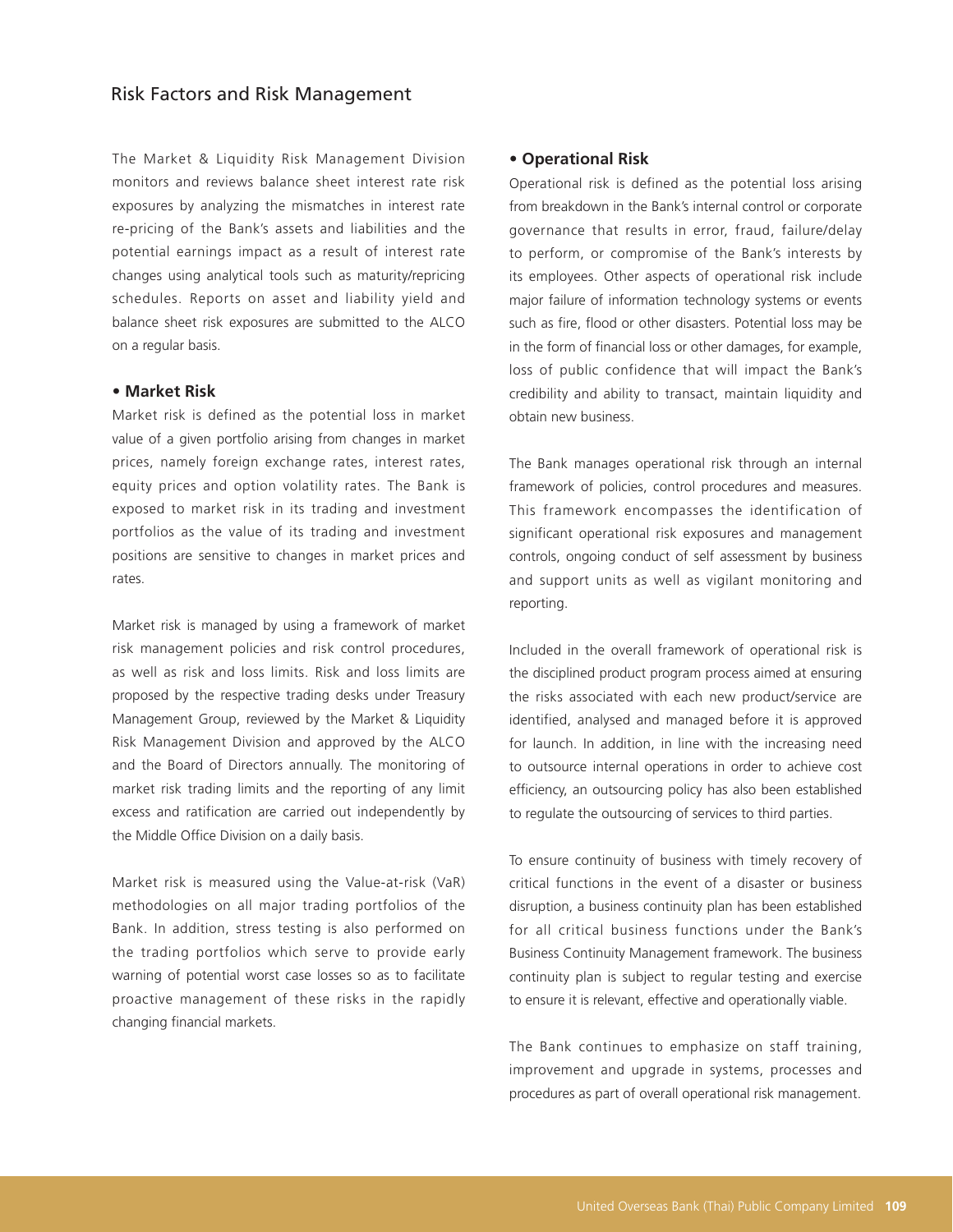The Market & Liquidity Risk Management Division monitors and reviews balance sheet interest rate risk exposures by analyzing the mismatches in interest rate re-pricing of the Bank's assets and liabilities and the potential earnings impact as a result of interest rate changes using analytical tools such as maturity/repricing schedules. Reports on asset and liability yield and balance sheet risk exposures are submitted to the ALCO on a regular basis.

**• Market Risk**

Market risk is defined as the potential loss in market value of a given portfolio arising from changes in market prices, namely foreign exchange rates, interest rates, equity prices and option volatility rates. The Bank is exposed to market risk in its trading and investment portfolios as the value of its trading and investment positions are sensitive to changes in market prices and rates.

Market risk is managed by using a framework of market risk management policies and risk control procedures, as well as risk and loss limits. Risk and loss limits are proposed by the respective trading desks under Treasury Management Group, reviewed by the Market & Liquidity Risk Management Division and approved by the ALCO and the Board of Directors annually. The monitoring of market risk trading limits and the reporting of any limit excess and ratification are carried out independently by the Middle Office Division on a daily basis.

Market risk is measured using the Value-at-risk (VaR) methodologies on all major trading portfolios of the Bank. In addition, stress testing is also performed on the trading portfolios which serve to provide early warning of potential worst case losses so as to facilitate proactive management of these risks in the rapidly changing financial markets.

**• Operational Risk**

Operational risk is defined as the potential loss arising from breakdown in the Bank's internal control or corporate governance that results in error, fraud, failure/delay to perform, or compromise of the Bank's interests by its employees. Other aspects of operational risk include major failure of information technology systems or events such as fire, flood or other disasters. Potential loss may be in the form of financial loss or other damages, for example, loss of public confidence that will impact the Bank's credibility and ability to transact, maintain liquidity and obtain new business.

The Bank manages operational risk through an internal framework of policies, control procedures and measures. This framework encompasses the identification of significant operational risk exposures and management controls, ongoing conduct of self assessment by business and support units as well as vigilant monitoring and reporting.

Included in the overall framework of operational risk is the disciplined product program process aimed at ensuring the risks associated with each new product/service are identified, analysed and managed before it is approved for launch. In addition, in line with the increasing need to outsource internal operations in order to achieve cost efficiency, an outsourcing policy has also been established to regulate the outsourcing of services to third parties.

To ensure continuity of business with timely recovery of critical functions in the event of a disaster or business disruption, a business continuity plan has been established for all critical business functions under the Bank's Business Continuity Management framework. The business continuity plan is subject to regular testing and exercise to ensure it is relevant, effective and operationally viable.

The Bank continues to emphasize on staff training, improvement and upgrade in systems, processes and procedures as part of overall operational risk management.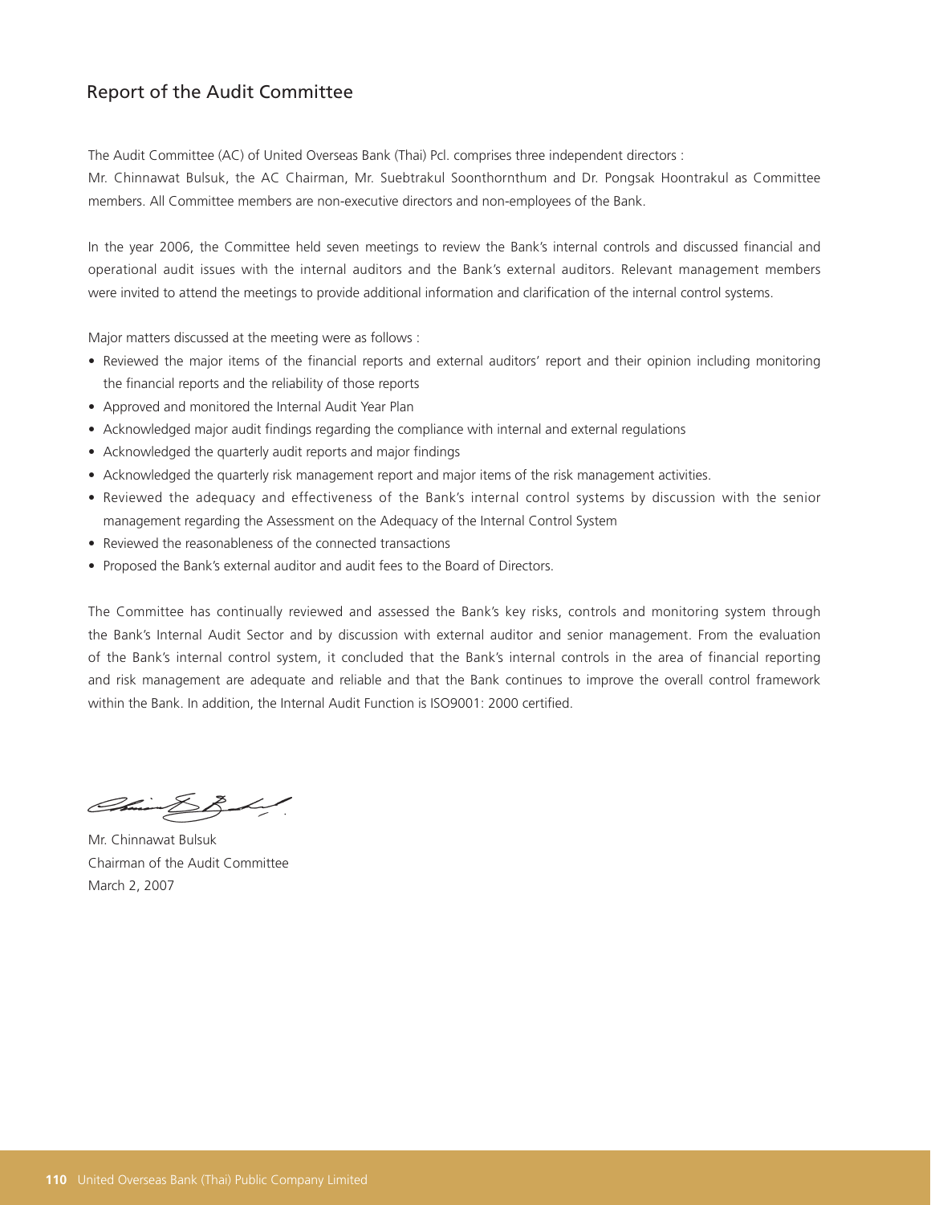# Report of the Audit Committee

The Audit Committee (AC) of United Overseas Bank (Thai) Pcl. comprises three independent directors :
Mr. Chinnawat Bulsuk, the AC Chairman, Mr. Suebtrakul Soonthornthum and Dr. Pongsak Hoontrakul as Committee members. All Committee members are non-executive directors and non-employees of the Bank.

In the year 2006, the Committee held seven meetings to review the Bank's internal controls and discussed financial and operational audit issues with the internal auditors and the Bank's external auditors. Relevant management members were invited to attend the meetings to provide additional information and clarification of the internal control systems.

Major matters discussed at the meeting were as follows :

- Reviewed the major items of the financial reports and external auditors' report and their opinion including monitoring the financial reports and the reliability of those reports
- Approved and monitored the Internal Audit Year Plan
- Acknowledged major audit findings regarding the compliance with internal and external regulations
- Acknowledged the quarterly audit reports and major findings
- Acknowledged the quarterly risk management report and major items of the risk management activities.
- Reviewed the adequacy and effectiveness of the Bank's internal control systems by discussion with the senior management regarding the Assessment on the Adequacy of the Internal Control System
- Reviewed the reasonableness of the connected transactions
- Proposed the Bank's external auditor and audit fees to the Board of Directors.

The Committee has continually reviewed and assessed the Bank's key risks, controls and monitoring system through the Bank's Internal Audit Sector and by discussion with external auditor and senior management. From the evaluation of the Bank's internal control system, it concluded that the Bank's internal controls in the area of financial reporting and risk management are adequate and reliable and that the Bank continues to improve the overall control framework within the Bank. In addition, the Internal Audit Function is ISO9001: 2000 certified.

Mr. Chinnawat Bulsuk
Chairman of the Audit Committee
March 2, 2007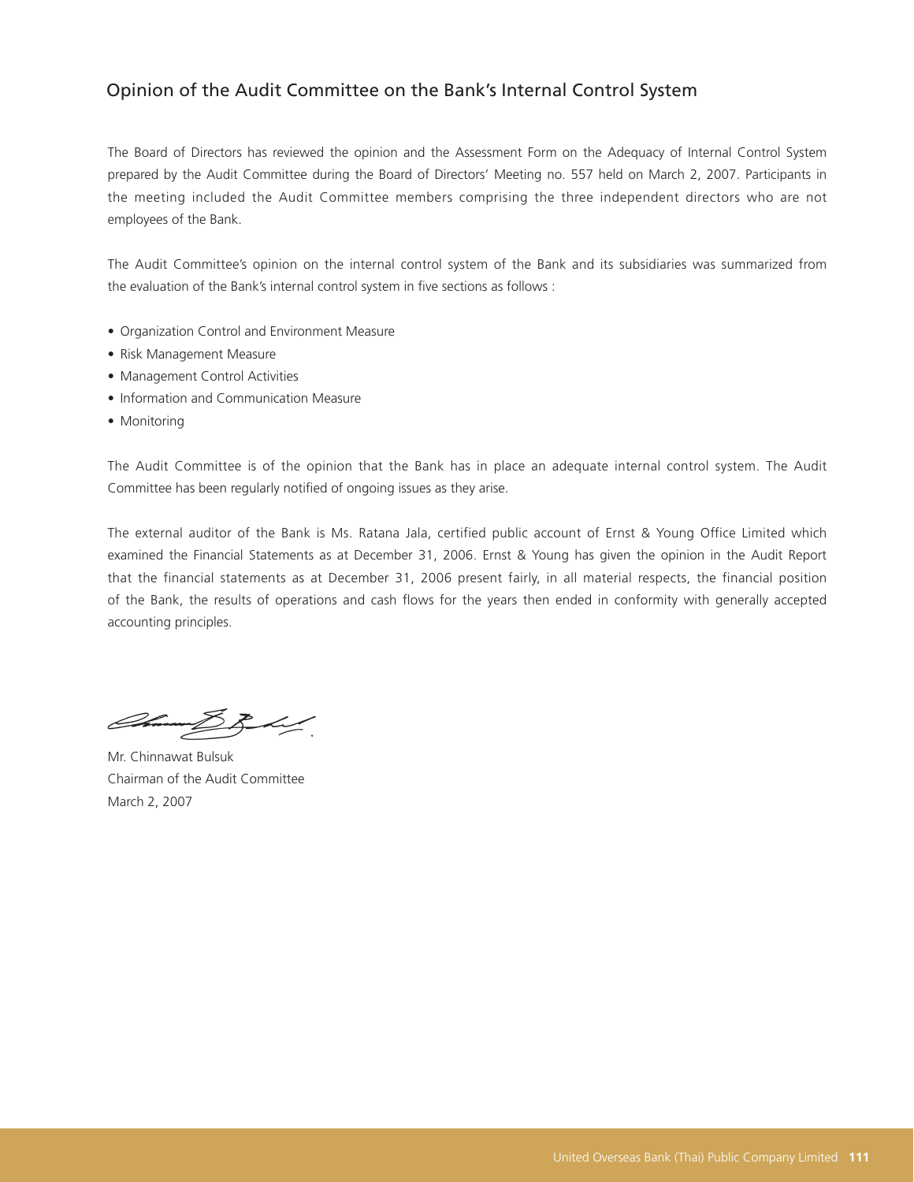## Opinion of the Audit Committee on the Bank's Internal Control System

The Board of Directors has reviewed the opinion and the Assessment Form on the Adequacy of Internal Control System prepared by the Audit Committee during the Board of Directors' Meeting no. 557 held on March 2, 2007. Participants in the meeting included the Audit Committee members comprising the three independent directors who are not employees of the Bank.

The Audit Committee's opinion on the internal control system of the Bank and its subsidiaries was summarized from the evaluation of the Bank's internal control system in five sections as follows :

- Organization Control and Environment Measure
- Risk Management Measure
- Management Control Activities
- Information and Communication Measure
- Monitoring

The Audit Committee is of the opinion that the Bank has in place an adequate internal control system. The Audit Committee has been regularly notified of ongoing issues as they arise.

The external auditor of the Bank is Ms. Ratana Jala, certified public account of Ernst & Young Office Limited which examined the Financial Statements as at December 31, 2006. Ernst & Young has given the opinion in the Audit Report that the financial statements as at December 31, 2006 present fairly, in all material respects, the financial position of the Bank, the results of operations and cash flows for the years then ended in conformity with generally accepted accounting principles.

Mr. Chinnawat Bulsuk
Chairman of the Audit Committee
March 2, 2007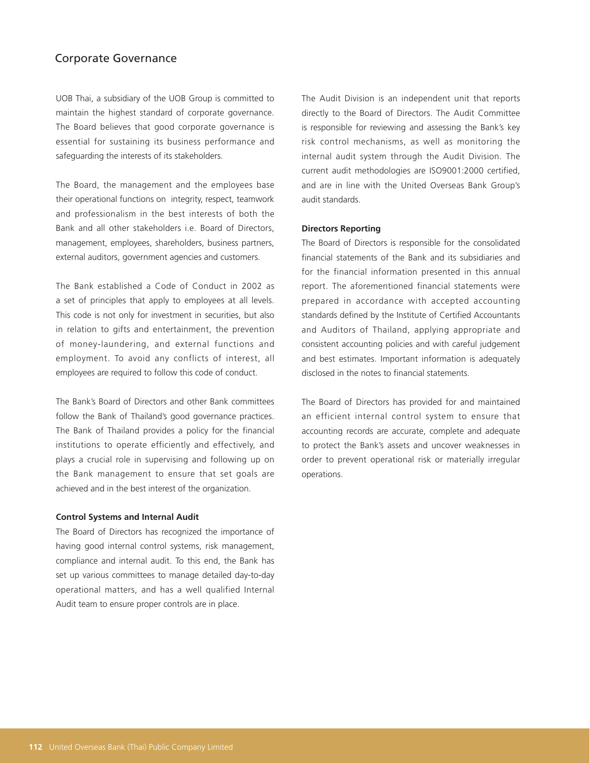# Corporate Governance

UOB Thai, a subsidiary of the UOB Group is committed to maintain the highest standard of corporate governance. The Board believes that good corporate governance is essential for sustaining its business performance and safeguarding the interests of its stakeholders.

The Board, the management and the employees base their operational functions on integrity, respect, teamwork and professionalism in the best interests of both the Bank and all other stakeholders i.e. Board of Directors, management, employees, shareholders, business partners, external auditors, government agencies and customers.

The Bank established a Code of Conduct in 2002 as a set of principles that apply to employees at all levels. This code is not only for investment in securities, but also in relation to gifts and entertainment, the prevention of money-laundering, and external functions and employment. To avoid any conflicts of interest, all employees are required to follow this code of conduct.

The Bank's Board of Directors and other Bank committees follow the Bank of Thailand's good governance practices. The Bank of Thailand provides a policy for the financial institutions to operate efficiently and effectively, and plays a crucial role in supervising and following up on the Bank management to ensure that set goals are achieved and in the best interest of the organization.

**Control Systems and Internal Audit**

The Board of Directors has recognized the importance of having good internal control systems, risk management, compliance and internal audit. To this end, the Bank has set up various committees to manage detailed day-to-day operational matters, and has a well qualified Internal Audit team to ensure proper controls are in place.

The Audit Division is an independent unit that reports directly to the Board of Directors. The Audit Committee is responsible for reviewing and assessing the Bank's key risk control mechanisms, as well as monitoring the internal audit system through the Audit Division. The current audit methodologies are ISO9001:2000 certified, and are in line with the United Overseas Bank Group's audit standards.

**Directors Reporting**

The Board of Directors is responsible for the consolidated financial statements of the Bank and its subsidiaries and for the financial information presented in this annual report. The aforementioned financial statements were prepared in accordance with accepted accounting standards defined by the Institute of Certified Accountants and Auditors of Thailand, applying appropriate and consistent accounting policies and with careful judgement and best estimates. Important information is adequately disclosed in the notes to financial statements.

The Board of Directors has provided for and maintained an efficient internal control system to ensure that accounting records are accurate, complete and adequate to protect the Bank's assets and uncover weaknesses in order to prevent operational risk or materially irregular operations.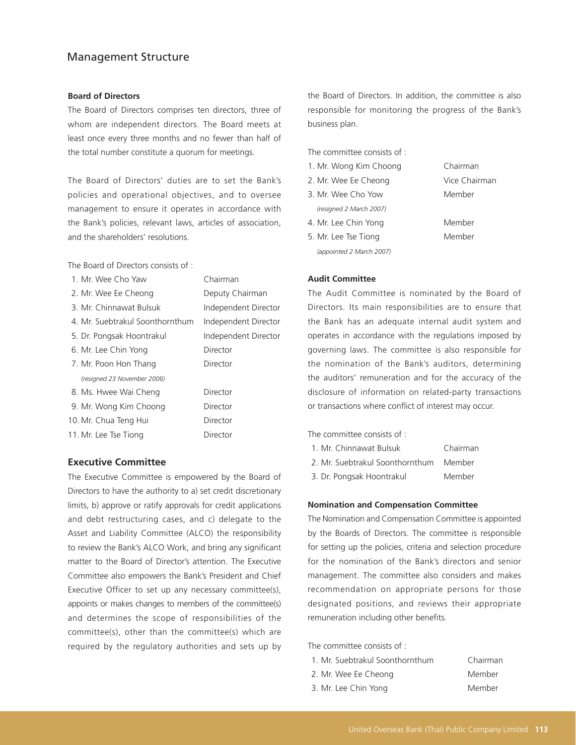# Management Structure

### Board of Directors

The Board of Directors comprises ten directors, three of whom are independent directors. The Board meets at least once every three months and no fewer than half of the total number constitute a quorum for meetings.

The Board of Directors' duties are to set the Bank's policies and operational objectives, and to oversee management to ensure it operates in accordance with the Bank's policies, relevant laws, articles of association, and the shareholders' resolutions.

The Board of Directors consists of :

| | |
|---|---|
| 1. Mr. Wee Cho Yaw | Chairman |
| 2. Mr. Wee Ee Cheong | Deputy Chairman |
| 3. Mr. Chinnawat Bulsuk | Independent Director |
| 4. Mr. Suebtrakul Soonthornthum | Independent Director |
| 5. Dr. Pongsak Hoontrakul | Independent Director |
| 6. Mr. Lee Chin Yong | Director |
| 7. Mr. Poon Hon Thang *(resigned 23 November 2006)* | Director |
| 8. Ms. Hwee Wai Cheng | Director |
| 9. Mr. Wong Kim Choong | Director |
| 10. Mr. Chua Teng Hui | Director |
| 11. Mr. Lee Tse Tiong | Director |

### Executive Committee

The Executive Committee is empowered by the Board of Directors to have the authority to a) set credit discretionary limits, b) approve or ratify approvals for credit applications and debt restructuring cases, and c) delegate to the Asset and Liability Committee (ALCO) the responsibility to review the Bank's ALCO Work, and bring any significant matter to the Board of Director's attention. The Executive Committee also empowers the Bank's President and Chief Executive Officer to set up any necessary committee(s), appoints or makes changes to members of the committee(s) and determines the scope of responsibilities of the committee(s), other than the committee(s) which are required by the regulatory authorities and sets up by the Board of Directors. In addition, the committee is also responsible for monitoring the progress of the Bank's business plan.

The committee consists of :

| | |
|---|---|
| 1. Mr. Wong Kim Choong | Chairman |
| 2. Mr. Wee Ee Cheong | Vice Chairman |
| 3. Mr. Wee Cho Yow *(resigned 2 March 2007)* | Member |
| 4. Mr. Lee Chin Yong | Member |
| 5. Mr. Lee Tse Tiong *(appointed 2 March 2007)* | Member |

### Audit Committee

The Audit Committee is nominated by the Board of Directors. Its main responsibilities are to ensure that the Bank has an adequate internal audit system and operates in accordance with the regulations imposed by governing laws. The committee is also responsible for the nomination of the Bank's auditors, determining the auditors' remuneration and for the accuracy of the disclosure of information on related-party transactions or transactions where conflict of interest may occur.

The committee consists of :

| | |
|---|---|
| 1. Mr. Chinnawat Bulsuk | Chairman |
| 2. Mr. Suebtrakul Soonthornthum | Member |
| 3. Dr. Pongsak Hoontrakul | Member |

### Nomination and Compensation Committee

The Nomination and Compensation Committee is appointed by the Boards of Directors. The committee is responsible for setting up the policies, criteria and selection procedure for the nomination of the Bank's directors and senior management. The committee also considers and makes recommendation on appropriate persons for those designated positions, and reviews their appropriate remuneration including other benefits.

The committee consists of :

| | |
|---|---|
| 1. Mr. Suebtrakul Soonthornthum | Chairman |
| 2. Mr. Wee Ee Cheong | Member |
| 3. Mr. Lee Chin Yong | Member |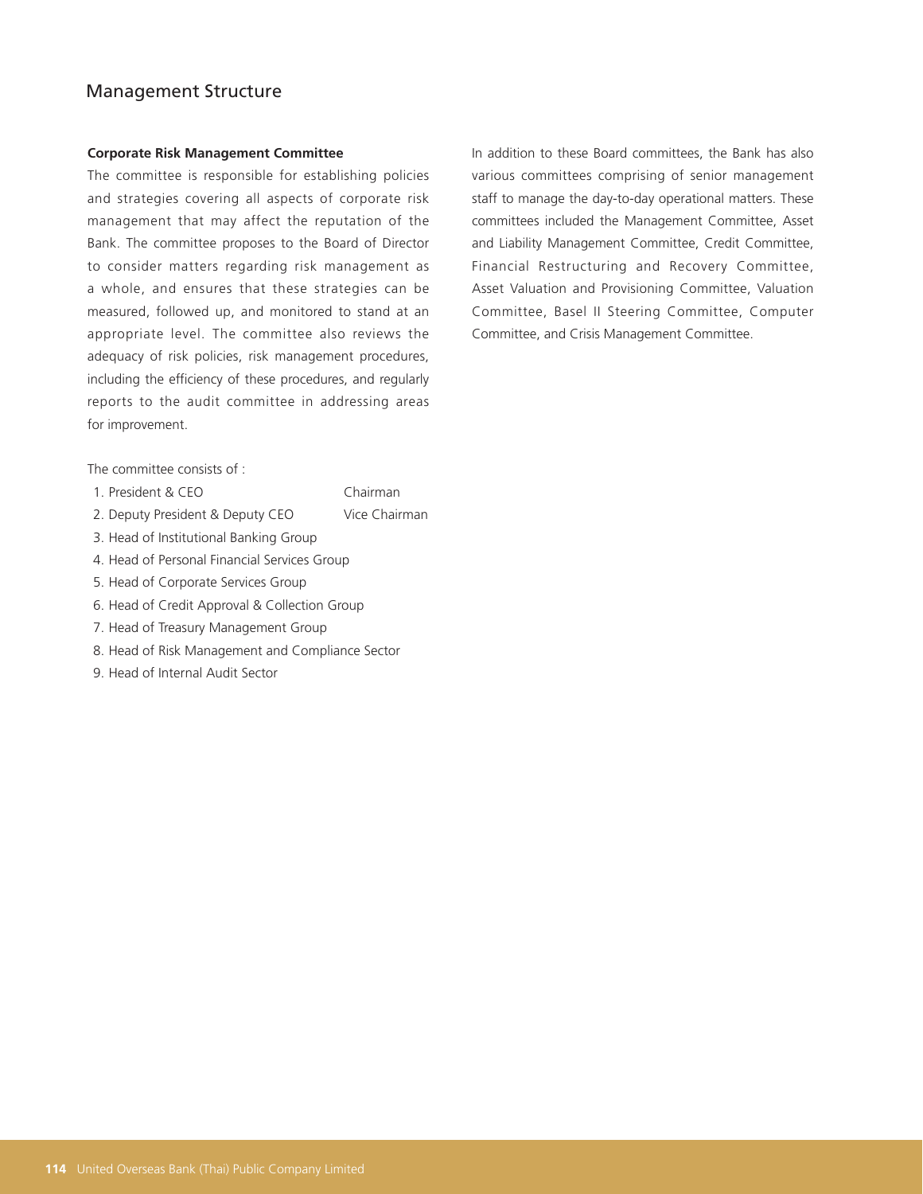## Management Structure

**Corporate Risk Management Committee**

The committee is responsible for establishing policies and strategies covering all aspects of corporate risk management that may affect the reputation of the Bank. The committee proposes to the Board of Director to consider matters regarding risk management as a whole, and ensures that these strategies can be measured, followed up, and monitored to stand at an appropriate level. The committee also reviews the adequacy of risk policies, risk management procedures, including the efficiency of these procedures, and regularly reports to the audit committee in addressing areas for improvement.

The committee consists of :

1. President & CEO — Chairman
2. Deputy President & Deputy CEO — Vice Chairman
3. Head of Institutional Banking Group
4. Head of Personal Financial Services Group
5. Head of Corporate Services Group
6. Head of Credit Approval & Collection Group
7. Head of Treasury Management Group
8. Head of Risk Management and Compliance Sector
9. Head of Internal Audit Sector

In addition to these Board committees, the Bank has also various committees comprising of senior management staff to manage the day-to-day operational matters. These committees included the Management Committee, Asset and Liability Management Committee, Credit Committee, Financial Restructuring and Recovery Committee, Asset Valuation and Provisioning Committee, Valuation Committee, Basel II Steering Committee, Computer Committee, and Crisis Management Committee.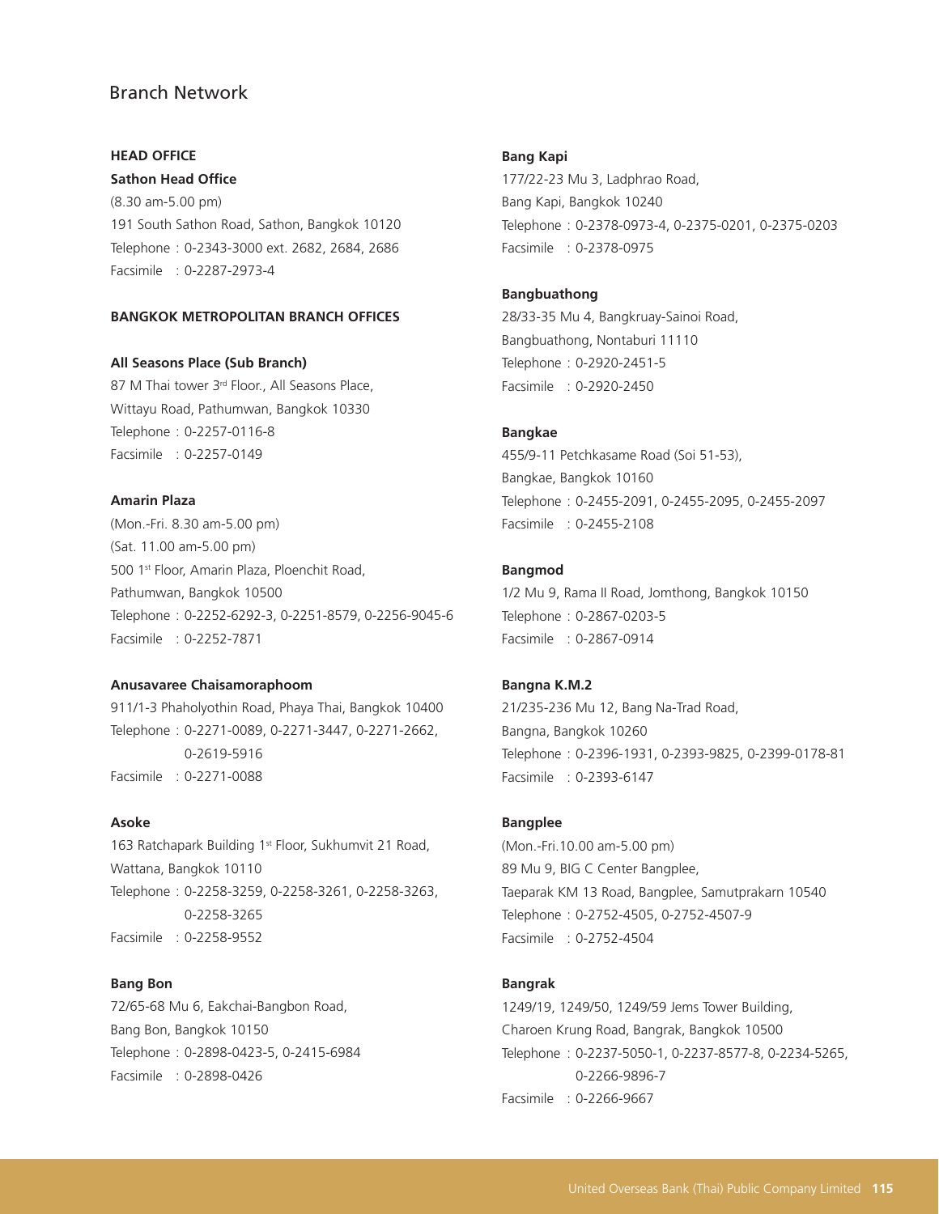# Branch Network

**HEAD OFFICE**

**Sathon Head Office**

(8.30 am-5.00 pm)
191 South Sathon Road, Sathon, Bangkok 10120
Telephone : 0-2343-3000 ext. 2682, 2684, 2686
Facsimile : 0-2287-2973-4

**BANGKOK METROPOLITAN BRANCH OFFICES**

**All Seasons Place (Sub Branch)**

87 M Thai tower 3rd Floor., All Seasons Place,
Wittayu Road, Pathumwan, Bangkok 10330
Telephone : 0-2257-0116-8
Facsimile : 0-2257-0149

**Amarin Plaza**

(Mon.-Fri. 8.30 am-5.00 pm)
(Sat. 11.00 am-5.00 pm)
500 1st Floor, Amarin Plaza, Ploenchit Road,
Pathumwan, Bangkok 10500
Telephone : 0-2252-6292-3, 0-2251-8579, 0-2256-9045-6
Facsimile : 0-2252-7871

**Anusavaree Chaisamoraphoom**

911/1-3 Phaholyothin Road, Phaya Thai, Bangkok 10400
Telephone : 0-2271-0089, 0-2271-3447, 0-2271-2662,
0-2619-5916
Facsimile : 0-2271-0088

**Asoke**

163 Ratchapark Building 1st Floor, Sukhumvit 21 Road,
Wattana, Bangkok 10110
Telephone : 0-2258-3259, 0-2258-3261, 0-2258-3263,
0-2258-3265
Facsimile : 0-2258-9552

**Bang Bon**

72/65-68 Mu 6, Eakchai-Bangbon Road,
Bang Bon, Bangkok 10150
Telephone : 0-2898-0423-5, 0-2415-6984
Facsimile : 0-2898-0426

**Bang Kapi**

177/22-23 Mu 3, Ladphrao Road,
Bang Kapi, Bangkok 10240
Telephone : 0-2378-0973-4, 0-2375-0201, 0-2375-0203
Facsimile : 0-2378-0975

**Bangbuathong**

28/33-35 Mu 4, Bangkruay-Sainoi Road,
Bangbuathong, Nontaburi 11110
Telephone : 0-2920-2451-5
Facsimile : 0-2920-2450

**Bangkae**

455/9-11 Petchkasame Road (Soi 51-53),
Bangkae, Bangkok 10160
Telephone : 0-2455-2091, 0-2455-2095, 0-2455-2097
Facsimile : 0-2455-2108

**Bangmod**

1/2 Mu 9, Rama II Road, Jomthong, Bangkok 10150
Telephone : 0-2867-0203-5
Facsimile : 0-2867-0914

**Bangna K.M.2**

21/235-236 Mu 12, Bang Na-Trad Road,
Bangna, Bangkok 10260
Telephone : 0-2396-1931, 0-2393-9825, 0-2399-0178-81
Facsimile : 0-2393-6147

**Bangplee**

(Mon.-Fri.10.00 am-5.00 pm)
89 Mu 9, BIG C Center Bangplee,
Taeparak KM 13 Road, Bangplee, Samutprakarn 10540
Telephone : 0-2752-4505, 0-2752-4507-9
Facsimile : 0-2752-4504

**Bangrak**

1249/19, 1249/50, 1249/59 Jems Tower Building,
Charoen Krung Road, Bangrak, Bangkok 10500
Telephone : 0-2237-5050-1, 0-2237-8577-8, 0-2234-5265,
0-2266-9896-7
Facsimile : 0-2266-9667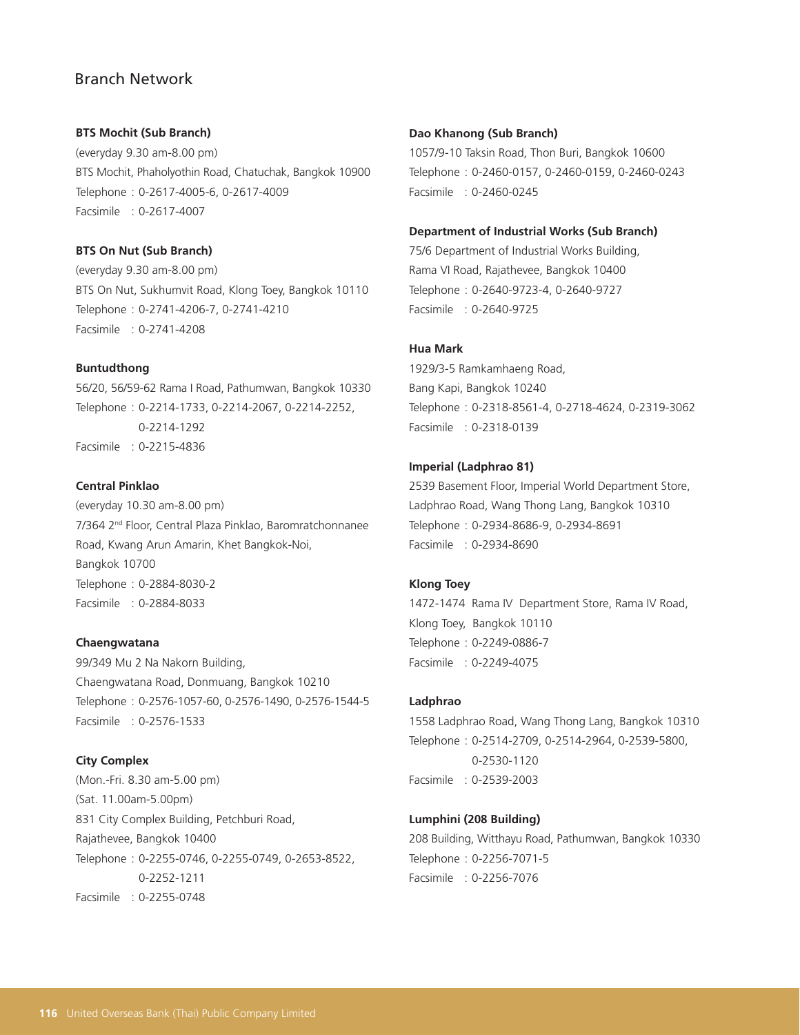## Branch Network

**BTS Mochit (Sub Branch)**
(everyday 9.30 am-8.00 pm)
BTS Mochit, Phaholyothin Road, Chatuchak, Bangkok 10900
Telephone : 0-2617-4005-6, 0-2617-4009
Facsimile : 0-2617-4007

**BTS On Nut (Sub Branch)**
(everyday 9.30 am-8.00 pm)
BTS On Nut, Sukhumvit Road, Klong Toey, Bangkok 10110
Telephone : 0-2741-4206-7, 0-2741-4210
Facsimile : 0-2741-4208

**Buntudthong**
56/20, 56/59-62 Rama I Road, Pathumwan, Bangkok 10330
Telephone : 0-2214-1733, 0-2214-2067, 0-2214-2252, 0-2214-1292
Facsimile : 0-2215-4836

**Central Pinklao**
(everyday 10.30 am-8.00 pm)
7/364 2nd Floor, Central Plaza Pinklao, Baromratchonnanee Road, Kwang Arun Amarin, Khet Bangkok-Noi, Bangkok 10700
Telephone : 0-2884-8030-2
Facsimile : 0-2884-8033

**Chaengwatana**
99/349 Mu 2 Na Nakorn Building, Chaengwatana Road, Donmuang, Bangkok 10210
Telephone : 0-2576-1057-60, 0-2576-1490, 0-2576-1544-5
Facsimile : 0-2576-1533

**City Complex**
(Mon.-Fri. 8.30 am-5.00 pm)
(Sat. 11.00am-5.00pm)
831 City Complex Building, Petchburi Road, Rajathevee, Bangkok 10400
Telephone : 0-2255-0746, 0-2255-0749, 0-2653-8522, 0-2252-1211
Facsimile : 0-2255-0748

**Dao Khanong (Sub Branch)**
1057/9-10 Taksin Road, Thon Buri, Bangkok 10600
Telephone : 0-2460-0157, 0-2460-0159, 0-2460-0243
Facsimile : 0-2460-0245

**Department of Industrial Works (Sub Branch)**
75/6 Department of Industrial Works Building, Rama VI Road, Rajathevee, Bangkok 10400
Telephone : 0-2640-9723-4, 0-2640-9727
Facsimile : 0-2640-9725

**Hua Mark**
1929/3-5 Ramkamhaeng Road, Bang Kapi, Bangkok 10240
Telephone : 0-2318-8561-4, 0-2718-4624, 0-2319-3062
Facsimile : 0-2318-0139

**Imperial (Ladphrao 81)**
2539 Basement Floor, Imperial World Department Store, Ladphrao Road, Wang Thong Lang, Bangkok 10310
Telephone : 0-2934-8686-9, 0-2934-8691
Facsimile : 0-2934-8690

**Klong Toey**
1472-1474 Rama IV Department Store, Rama IV Road, Klong Toey, Bangkok 10110
Telephone : 0-2249-0886-7
Facsimile : 0-2249-4075

**Ladphrao**
1558 Ladphrao Road, Wang Thong Lang, Bangkok 10310
Telephone : 0-2514-2709, 0-2514-2964, 0-2539-5800, 0-2530-1120
Facsimile : 0-2539-2003

**Lumphini (208 Building)**
208 Building, Witthayu Road, Pathumwan, Bangkok 10330
Telephone : 0-2256-7071-5
Facsimile : 0-2256-7076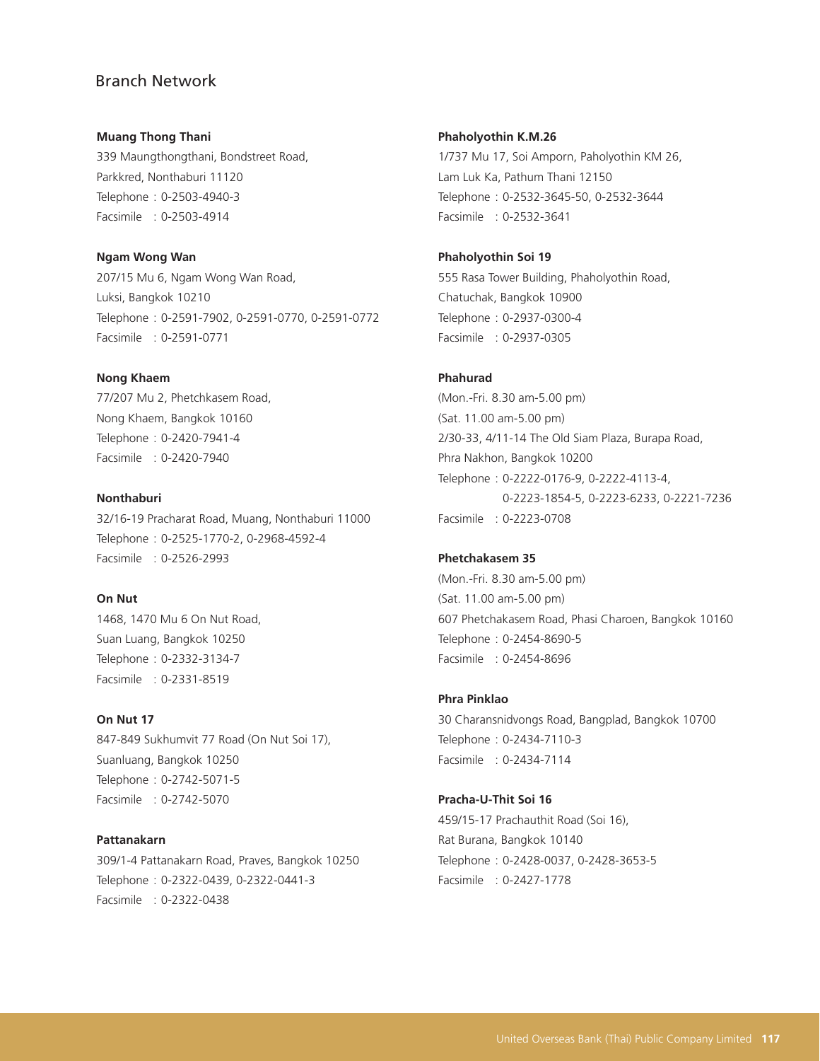## Branch Network

**Muang Thong Thani**
339 Maungthongthani, Bondstreet Road,
Parkkred, Nonthaburi 11120
Telephone : 0-2503-4940-3
Facsimile : 0-2503-4914

**Ngam Wong Wan**
207/15 Mu 6, Ngam Wong Wan Road,
Luksi, Bangkok 10210
Telephone : 0-2591-7902, 0-2591-0770, 0-2591-0772
Facsimile : 0-2591-0771

**Nong Khaem**
77/207 Mu 2, Phetchkasem Road,
Nong Khaem, Bangkok 10160
Telephone : 0-2420-7941-4
Facsimile : 0-2420-7940

**Nonthaburi**
32/16-19 Pracharat Road, Muang, Nonthaburi 11000
Telephone : 0-2525-1770-2, 0-2968-4592-4
Facsimile : 0-2526-2993

**On Nut**
1468, 1470 Mu 6 On Nut Road,
Suan Luang, Bangkok 10250
Telephone : 0-2332-3134-7
Facsimile : 0-2331-8519

**On Nut 17**
847-849 Sukhumvit 77 Road (On Nut Soi 17),
Suanluang, Bangkok 10250
Telephone : 0-2742-5071-5
Facsimile : 0-2742-5070

**Pattanakarn**
309/1-4 Pattanakarn Road, Praves, Bangkok 10250
Telephone : 0-2322-0439, 0-2322-0441-3
Facsimile : 0-2322-0438

**Phaholyothin K.M.26**
1/737 Mu 17, Soi Amporn, Paholyothin KM 26,
Lam Luk Ka, Pathum Thani 12150
Telephone : 0-2532-3645-50, 0-2532-3644
Facsimile : 0-2532-3641

**Phaholyothin Soi 19**
555 Rasa Tower Building, Phaholyothin Road,
Chatuchak, Bangkok 10900
Telephone : 0-2937-0300-4
Facsimile : 0-2937-0305

**Phahurad**
(Mon.-Fri. 8.30 am-5.00 pm)
(Sat. 11.00 am-5.00 pm)
2/30-33, 4/11-14 The Old Siam Plaza, Burapa Road,
Phra Nakhon, Bangkok 10200
Telephone : 0-2222-0176-9, 0-2222-4113-4,
0-2223-1854-5, 0-2223-6233, 0-2221-7236
Facsimile : 0-2223-0708

**Phetchakasem 35**
(Mon.-Fri. 8.30 am-5.00 pm)
(Sat. 11.00 am-5.00 pm)
607 Phetchakasem Road, Phasi Charoen, Bangkok 10160
Telephone : 0-2454-8690-5
Facsimile : 0-2454-8696

**Phra Pinklao**
30 Charansnidvongs Road, Bangplad, Bangkok 10700
Telephone : 0-2434-7110-3
Facsimile : 0-2434-7114

**Pracha-U-Thit Soi 16**
459/15-17 Prachauthit Road (Soi 16),
Rat Burana, Bangkok 10140
Telephone : 0-2428-0037, 0-2428-3653-5
Facsimile : 0-2427-1778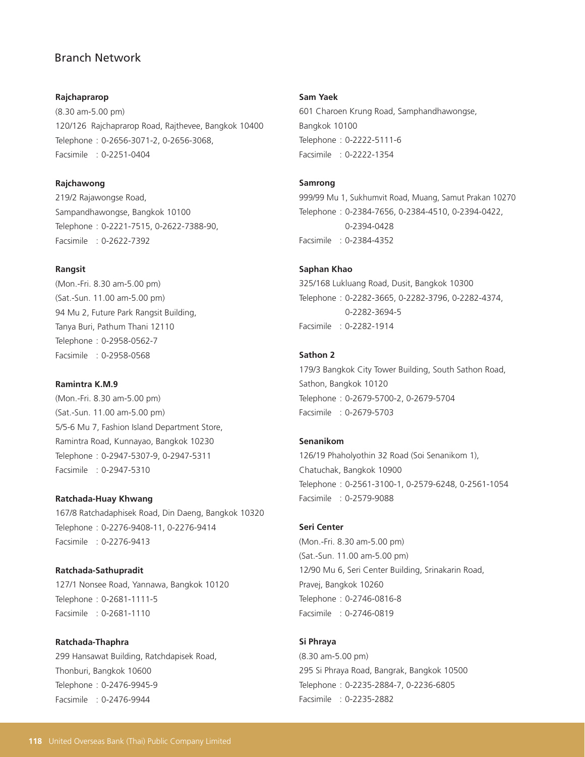## Branch Network

**Rajchaprarop**
(8.30 am-5.00 pm)
120/126 Rajchaprarop Road, Rajthevee, Bangkok 10400
Telephone : 0-2656-3071-2, 0-2656-3068,
Facsimile : 0-2251-0404

**Rajchawong**
219/2 Rajawongse Road,
Sampandhawongse, Bangkok 10100
Telephone : 0-2221-7515, 0-2622-7388-90,
Facsimile : 0-2622-7392

**Rangsit**
(Mon.-Fri. 8.30 am-5.00 pm)
(Sat.-Sun. 11.00 am-5.00 pm)
94 Mu 2, Future Park Rangsit Building,
Tanya Buri, Pathum Thani 12110
Telephone : 0-2958-0562-7
Facsimile : 0-2958-0568

**Ramintra K.M.9**
(Mon.-Fri. 8.30 am-5.00 pm)
(Sat.-Sun. 11.00 am-5.00 pm)
5/5-6 Mu 7, Fashion Island Department Store,
Ramintra Road, Kunnayao, Bangkok 10230
Telephone : 0-2947-5307-9, 0-2947-5311
Facsimile : 0-2947-5310

**Ratchada-Huay Khwang**
167/8 Ratchadaphisek Road, Din Daeng, Bangkok 10320
Telephone : 0-2276-9408-11, 0-2276-9414
Facsimile : 0-2276-9413

**Ratchada-Sathupradit**
127/1 Nonsee Road, Yannawa, Bangkok 10120
Telephone : 0-2681-1111-5
Facsimile : 0-2681-1110

**Ratchada-Thaphra**
299 Hansawat Building, Ratchdapisek Road,
Thonburi, Bangkok 10600
Telephone : 0-2476-9945-9
Facsimile : 0-2476-9944

**Sam Yaek**
601 Charoen Krung Road, Samphandhawongse,
Bangkok 10100
Telephone : 0-2222-5111-6
Facsimile : 0-2222-1354

**Samrong**
999/99 Mu 1, Sukhumvit Road, Muang, Samut Prakan 10270
Telephone : 0-2384-7656, 0-2384-4510, 0-2394-0422,
0-2394-0428
Facsimile : 0-2384-4352

**Saphan Khao**
325/168 Lukluang Road, Dusit, Bangkok 10300
Telephone : 0-2282-3665, 0-2282-3796, 0-2282-4374,
0-2282-3694-5
Facsimile : 0-2282-1914

**Sathon 2**
179/3 Bangkok City Tower Building, South Sathon Road,
Sathon, Bangkok 10120
Telephone : 0-2679-5700-2, 0-2679-5704
Facsimile : 0-2679-5703

**Senanikom**
126/19 Phaholyothin 32 Road (Soi Senanikom 1),
Chatuchak, Bangkok 10900
Telephone : 0-2561-3100-1, 0-2579-6248, 0-2561-1054
Facsimile : 0-2579-9088

**Seri Center**
(Mon.-Fri. 8.30 am-5.00 pm)
(Sat.-Sun. 11.00 am-5.00 pm)
12/90 Mu 6, Seri Center Building, Srinakarin Road,
Pravej, Bangkok 10260
Telephone : 0-2746-0816-8
Facsimile : 0-2746-0819

**Si Phraya**
(8.30 am-5.00 pm)
295 Si Phraya Road, Bangrak, Bangkok 10500
Telephone : 0-2235-2884-7, 0-2236-6805
Facsimile : 0-2235-2882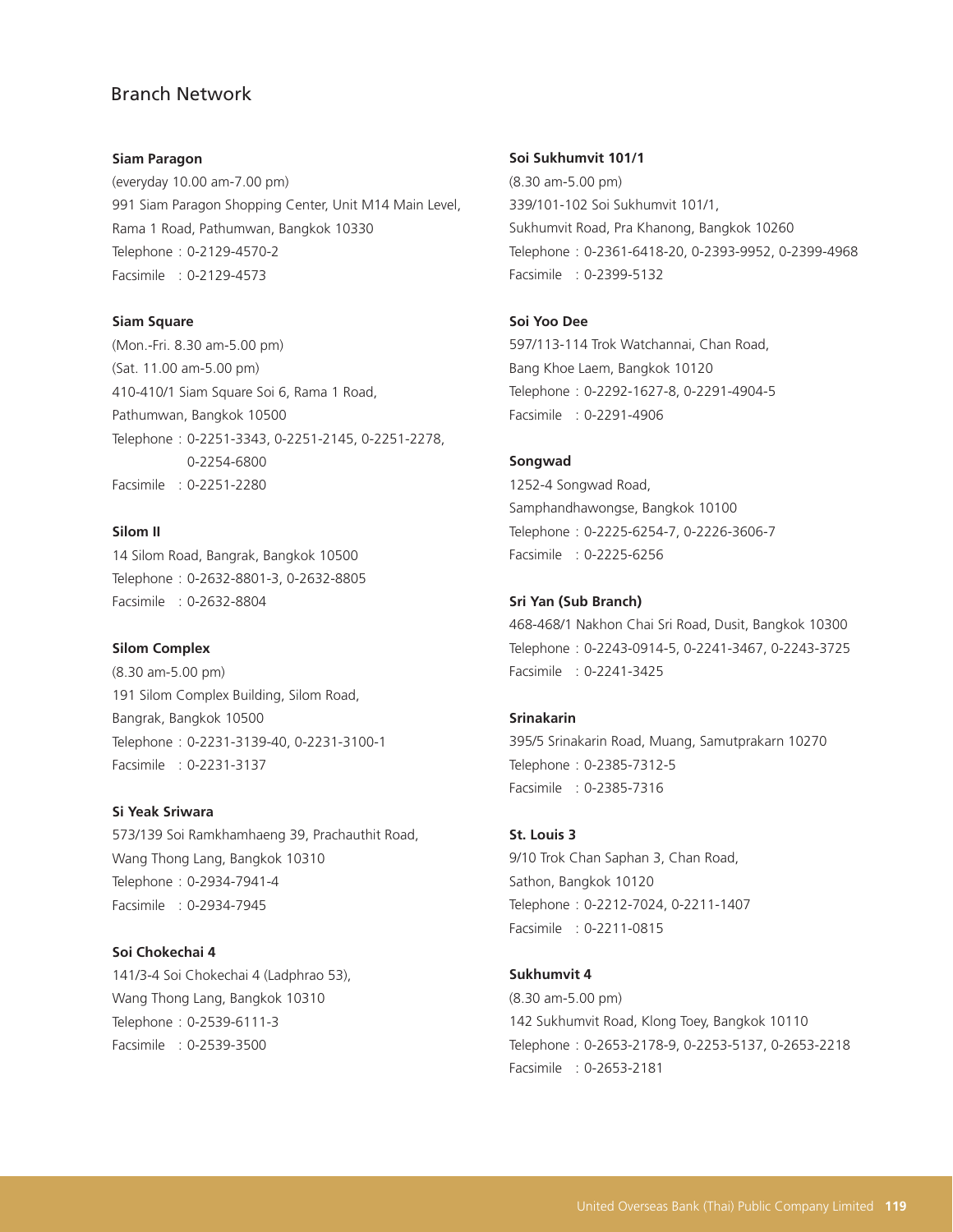## Branch Network

**Siam Paragon**
(everyday 10.00 am-7.00 pm)
991 Siam Paragon Shopping Center, Unit M14 Main Level,
Rama 1 Road, Pathumwan, Bangkok 10330
Telephone : 0-2129-4570-2
Facsimile : 0-2129-4573

**Siam Square**
(Mon.-Fri. 8.30 am-5.00 pm)
(Sat. 11.00 am-5.00 pm)
410-410/1 Siam Square Soi 6, Rama 1 Road,
Pathumwan, Bangkok 10500
Telephone : 0-2251-3343, 0-2251-2145, 0-2251-2278,
0-2254-6800
Facsimile : 0-2251-2280

**Silom II**
14 Silom Road, Bangrak, Bangkok 10500
Telephone : 0-2632-8801-3, 0-2632-8805
Facsimile : 0-2632-8804

**Silom Complex**
(8.30 am-5.00 pm)
191 Silom Complex Building, Silom Road,
Bangrak, Bangkok 10500
Telephone : 0-2231-3139-40, 0-2231-3100-1
Facsimile : 0-2231-3137

**Si Yeak Sriwara**
573/139 Soi Ramkhamhaeng 39, Prachauthit Road,
Wang Thong Lang, Bangkok 10310
Telephone : 0-2934-7941-4
Facsimile : 0-2934-7945

**Soi Chokechai 4**
141/3-4 Soi Chokechai 4 (Ladphrao 53),
Wang Thong Lang, Bangkok 10310
Telephone : 0-2539-6111-3
Facsimile : 0-2539-3500

**Soi Sukhumvit 101/1**
(8.30 am-5.00 pm)
339/101-102 Soi Sukhumvit 101/1,
Sukhumvit Road, Pra Khanong, Bangkok 10260
Telephone : 0-2361-6418-20, 0-2393-9952, 0-2399-4968
Facsimile : 0-2399-5132

**Soi Yoo Dee**
597/113-114 Trok Watchannai, Chan Road,
Bang Khoe Laem, Bangkok 10120
Telephone : 0-2292-1627-8, 0-2291-4904-5
Facsimile : 0-2291-4906

**Songwad**
1252-4 Songwad Road,
Samphandhawongse, Bangkok 10100
Telephone : 0-2225-6254-7, 0-2226-3606-7
Facsimile : 0-2225-6256

**Sri Yan (Sub Branch)**
468-468/1 Nakhon Chai Sri Road, Dusit, Bangkok 10300
Telephone : 0-2243-0914-5, 0-2241-3467, 0-2243-3725
Facsimile : 0-2241-3425

**Srinakarin**
395/5 Srinakarin Road, Muang, Samutprakarn 10270
Telephone : 0-2385-7312-5
Facsimile : 0-2385-7316

**St. Louis 3**
9/10 Trok Chan Saphan 3, Chan Road,
Sathon, Bangkok 10120
Telephone : 0-2212-7024, 0-2211-1407
Facsimile : 0-2211-0815

**Sukhumvit 4**
(8.30 am-5.00 pm)
142 Sukhumvit Road, Klong Toey, Bangkok 10110
Telephone : 0-2653-2178-9, 0-2253-5137, 0-2653-2218
Facsimile : 0-2653-2181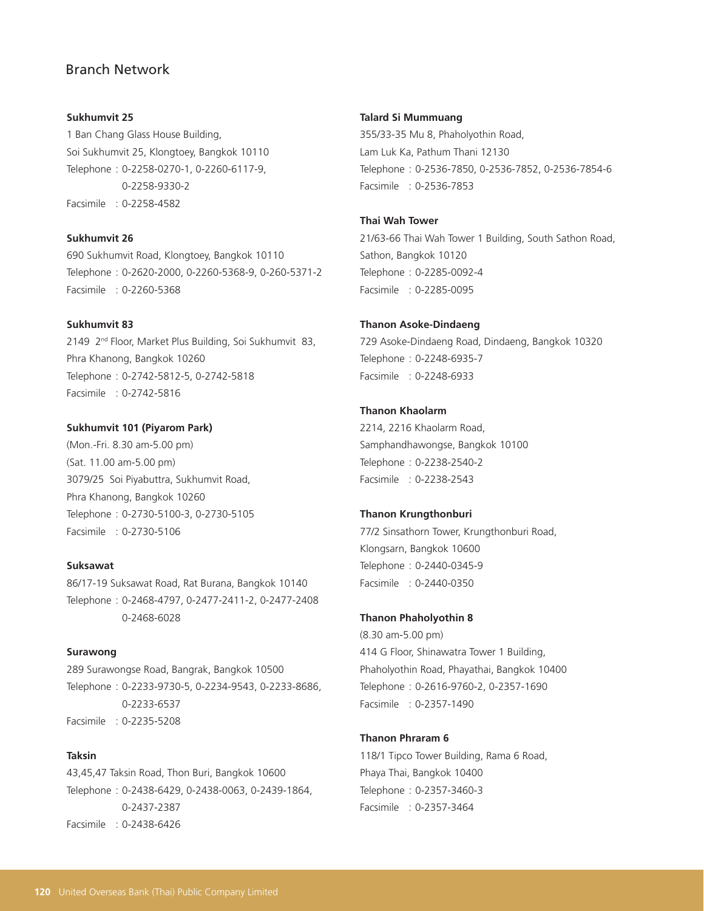## Branch Network

**Sukhumvit 25**
1 Ban Chang Glass House Building,
Soi Sukhumvit 25, Klongtoey, Bangkok 10110
Telephone : 0-2258-0270-1, 0-2260-6117-9,
0-2258-9330-2
Facsimile : 0-2258-4582

**Sukhumvit 26**
690 Sukhumvit Road, Klongtoey, Bangkok 10110
Telephone : 0-2620-2000, 0-2260-5368-9, 0-260-5371-2
Facsimile : 0-2260-5368

**Sukhumvit 83**
2149 2nd Floor, Market Plus Building, Soi Sukhumvit 83,
Phra Khanong, Bangkok 10260
Telephone : 0-2742-5812-5, 0-2742-5818
Facsimile : 0-2742-5816

**Sukhumvit 101 (Piyarom Park)**
(Mon.-Fri. 8.30 am-5.00 pm)
(Sat. 11.00 am-5.00 pm)
3079/25 Soi Piyabuttra, Sukhumvit Road,
Phra Khanong, Bangkok 10260
Telephone : 0-2730-5100-3, 0-2730-5105
Facsimile : 0-2730-5106

**Suksawat**
86/17-19 Suksawat Road, Rat Burana, Bangkok 10140
Telephone : 0-2468-4797, 0-2477-2411-2, 0-2477-2408
0-2468-6028

**Surawong**
289 Surawongse Road, Bangrak, Bangkok 10500
Telephone : 0-2233-9730-5, 0-2234-9543, 0-2233-8686,
0-2233-6537
Facsimile : 0-2235-5208

**Taksin**
43,45,47 Taksin Road, Thon Buri, Bangkok 10600
Telephone : 0-2438-6429, 0-2438-0063, 0-2439-1864,
0-2437-2387
Facsimile : 0-2438-6426

**Talard Si Mummuang**
355/33-35 Mu 8, Phaholyothin Road,
Lam Luk Ka, Pathum Thani 12130
Telephone : 0-2536-7850, 0-2536-7852, 0-2536-7854-6
Facsimile : 0-2536-7853

**Thai Wah Tower**
21/63-66 Thai Wah Tower 1 Building, South Sathon Road,
Sathon, Bangkok 10120
Telephone : 0-2285-0092-4
Facsimile : 0-2285-0095

**Thanon Asoke-Dindaeng**
729 Asoke-Dindaeng Road, Dindaeng, Bangkok 10320
Telephone : 0-2248-6935-7
Facsimile : 0-2248-6933

**Thanon Khaolarm**
2214, 2216 Khaolarm Road,
Samphandhawongse, Bangkok 10100
Telephone : 0-2238-2540-2
Facsimile : 0-2238-2543

**Thanon Krungthonburi**
77/2 Sinsathorn Tower, Krungthonburi Road,
Klongsarn, Bangkok 10600
Telephone : 0-2440-0345-9
Facsimile : 0-2440-0350

**Thanon Phaholyothin 8**
(8.30 am-5.00 pm)
414 G Floor, Shinawatra Tower 1 Building,
Phaholyothin Road, Phayathai, Bangkok 10400
Telephone : 0-2616-9760-2, 0-2357-1690
Facsimile : 0-2357-1490

**Thanon Phraram 6**
118/1 Tipco Tower Building, Rama 6 Road,
Phaya Thai, Bangkok 10400
Telephone : 0-2357-3460-3
Facsimile : 0-2357-3464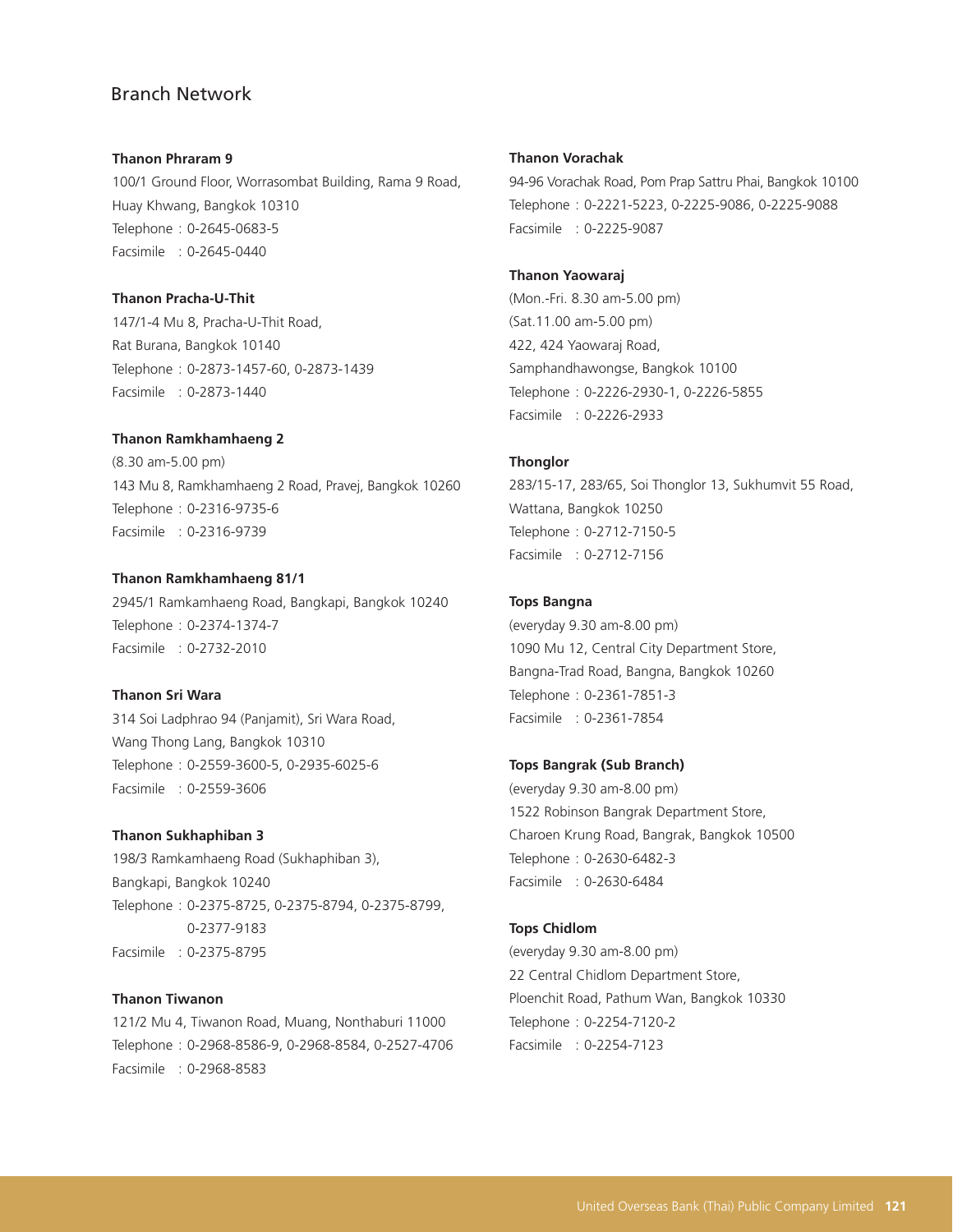## Branch Network

**Thanon Phraram 9**
100/1 Ground Floor, Worrasombat Building, Rama 9 Road,
Huay Khwang, Bangkok 10310
Telephone : 0-2645-0683-5
Facsimile : 0-2645-0440

**Thanon Pracha-U-Thit**
147/1-4 Mu 8, Pracha-U-Thit Road,
Rat Burana, Bangkok 10140
Telephone : 0-2873-1457-60, 0-2873-1439
Facsimile : 0-2873-1440

**Thanon Ramkhamhaeng 2**
(8.30 am-5.00 pm)
143 Mu 8, Ramkhamhaeng 2 Road, Pravej, Bangkok 10260
Telephone : 0-2316-9735-6
Facsimile : 0-2316-9739

**Thanon Ramkhamhaeng 81/1**
2945/1 Ramkamhaeng Road, Bangkapi, Bangkok 10240
Telephone : 0-2374-1374-7
Facsimile : 0-2732-2010

**Thanon Sri Wara**
314 Soi Ladphrao 94 (Panjamit), Sri Wara Road,
Wang Thong Lang, Bangkok 10310
Telephone : 0-2559-3600-5, 0-2935-6025-6
Facsimile : 0-2559-3606

**Thanon Sukhaphiban 3**
198/3 Ramkamhaeng Road (Sukhaphiban 3),
Bangkapi, Bangkok 10240
Telephone : 0-2375-8725, 0-2375-8794, 0-2375-8799,
0-2377-9183
Facsimile : 0-2375-8795

**Thanon Tiwanon**
121/2 Mu 4, Tiwanon Road, Muang, Nonthaburi 11000
Telephone : 0-2968-8586-9, 0-2968-8584, 0-2527-4706
Facsimile : 0-2968-8583

**Thanon Vorachak**
94-96 Vorachak Road, Pom Prap Sattru Phai, Bangkok 10100
Telephone : 0-2221-5223, 0-2225-9086, 0-2225-9088
Facsimile : 0-2225-9087

**Thanon Yaowaraj**
(Mon.-Fri. 8.30 am-5.00 pm)
(Sat.11.00 am-5.00 pm)
422, 424 Yaowaraj Road,
Samphandhawongse, Bangkok 10100
Telephone : 0-2226-2930-1, 0-2226-5855
Facsimile : 0-2226-2933

**Thonglor**
283/15-17, 283/65, Soi Thonglor 13, Sukhumvit 55 Road,
Wattana, Bangkok 10250
Telephone : 0-2712-7150-5
Facsimile : 0-2712-7156

**Tops Bangna**
(everyday 9.30 am-8.00 pm)
1090 Mu 12, Central City Department Store,
Bangna-Trad Road, Bangna, Bangkok 10260
Telephone : 0-2361-7851-3
Facsimile : 0-2361-7854

**Tops Bangrak (Sub Branch)**
(everyday 9.30 am-8.00 pm)
1522 Robinson Bangrak Department Store,
Charoen Krung Road, Bangrak, Bangkok 10500
Telephone : 0-2630-6482-3
Facsimile : 0-2630-6484

**Tops Chidlom**
(everyday 9.30 am-8.00 pm)
22 Central Chidlom Department Store,
Ploenchit Road, Pathum Wan, Bangkok 10330
Telephone : 0-2254-7120-2
Facsimile : 0-2254-7123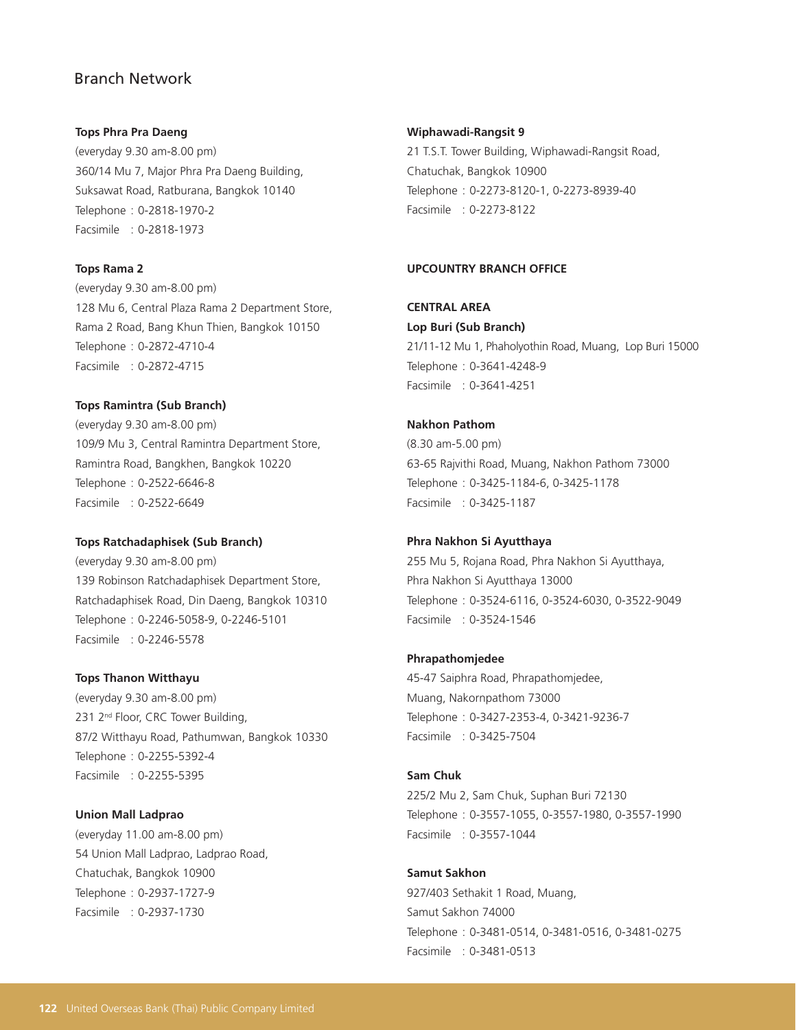## Branch Network

**Tops Phra Pra Daeng**
(everyday 9.30 am-8.00 pm)
360/14 Mu 7, Major Phra Pra Daeng Building,
Suksawat Road, Ratburana, Bangkok 10140
Telephone : 0-2818-1970-2
Facsimile : 0-2818-1973

**Tops Rama 2**
(everyday 9.30 am-8.00 pm)
128 Mu 6, Central Plaza Rama 2 Department Store,
Rama 2 Road, Bang Khun Thien, Bangkok 10150
Telephone : 0-2872-4710-4
Facsimile : 0-2872-4715

**Tops Ramintra (Sub Branch)**
(everyday 9.30 am-8.00 pm)
109/9 Mu 3, Central Ramintra Department Store,
Ramintra Road, Bangkhen, Bangkok 10220
Telephone : 0-2522-6646-8
Facsimile : 0-2522-6649

**Tops Ratchadaphisek (Sub Branch)**
(everyday 9.30 am-8.00 pm)
139 Robinson Ratchadaphisek Department Store,
Ratchadaphisek Road, Din Daeng, Bangkok 10310
Telephone : 0-2246-5058-9, 0-2246-5101
Facsimile : 0-2246-5578

**Tops Thanon Witthayu**
(everyday 9.30 am-8.00 pm)
231 2nd Floor, CRC Tower Building,
87/2 Witthayu Road, Pathumwan, Bangkok 10330
Telephone : 0-2255-5392-4
Facsimile : 0-2255-5395

**Union Mall Ladprao**
(everyday 11.00 am-8.00 pm)
54 Union Mall Ladprao, Ladprao Road,
Chatuchak, Bangkok 10900
Telephone : 0-2937-1727-9
Facsimile : 0-2937-1730

**Wiphawadi-Rangsit 9**
21 T.S.T. Tower Building, Wiphawadi-Rangsit Road,
Chatuchak, Bangkok 10900
Telephone : 0-2273-8120-1, 0-2273-8939-40
Facsimile : 0-2273-8122

**UPCOUNTRY BRANCH OFFICE**

**CENTRAL AREA**

**Lop Buri (Sub Branch)**
21/11-12 Mu 1, Phaholyothin Road, Muang, Lop Buri 15000
Telephone : 0-3641-4248-9
Facsimile : 0-3641-4251

**Nakhon Pathom**
(8.30 am-5.00 pm)
63-65 Rajvithi Road, Muang, Nakhon Pathom 73000
Telephone : 0-3425-1184-6, 0-3425-1178
Facsimile : 0-3425-1187

**Phra Nakhon Si Ayutthaya**
255 Mu 5, Rojana Road, Phra Nakhon Si Ayutthaya,
Phra Nakhon Si Ayutthaya 13000
Telephone : 0-3524-6116, 0-3524-6030, 0-3522-9049
Facsimile : 0-3524-1546

**Phrapathomjedee**
45-47 Saiphra Road, Phrapathomjedee,
Muang, Nakornpathom 73000
Telephone : 0-3427-2353-4, 0-3421-9236-7
Facsimile : 0-3425-7504

**Sam Chuk**
225/2 Mu 2, Sam Chuk, Suphan Buri 72130
Telephone : 0-3557-1055, 0-3557-1980, 0-3557-1990
Facsimile : 0-3557-1044

**Samut Sakhon**
927/403 Sethakit 1 Road, Muang,
Samut Sakhon 74000
Telephone : 0-3481-0514, 0-3481-0516, 0-3481-0275
Facsimile : 0-3481-0513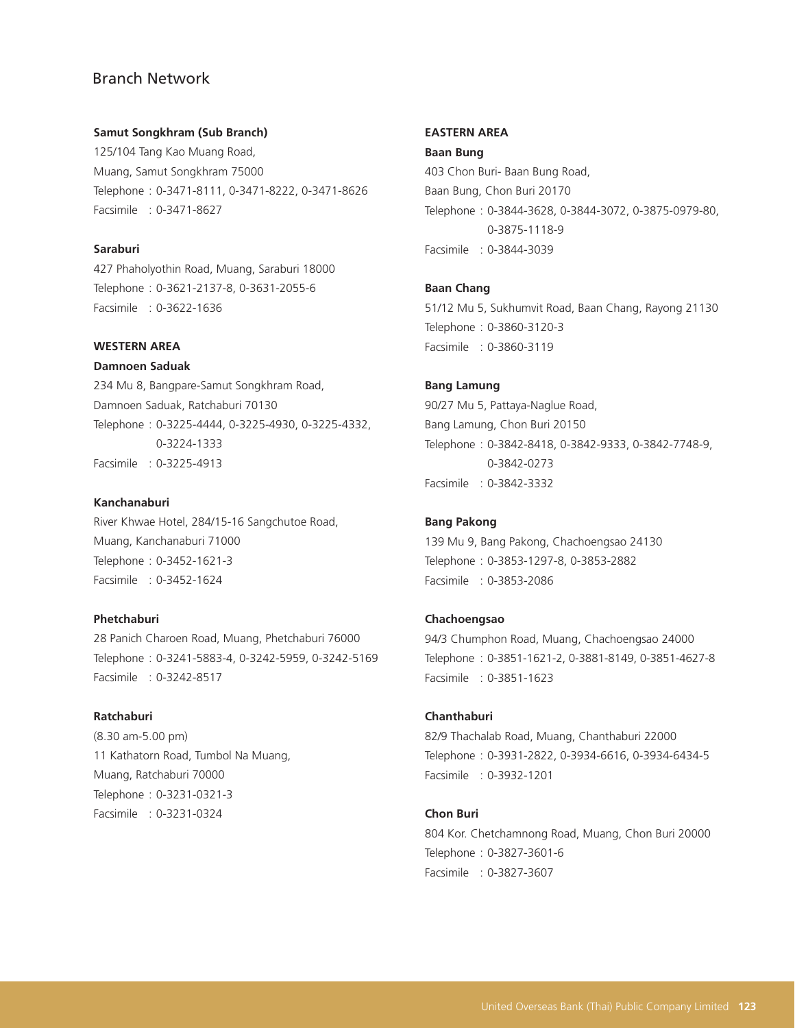## Branch Network

**Samut Songkhram (Sub Branch)**
125/104 Tang Kao Muang Road,
Muang, Samut Songkhram 75000
Telephone : 0-3471-8111, 0-3471-8222, 0-3471-8626
Facsimile : 0-3471-8627

**Saraburi**
427 Phaholyothin Road, Muang, Saraburi 18000
Telephone : 0-3621-2137-8, 0-3631-2055-6
Facsimile : 0-3622-1636

**WESTERN AREA**

**Damnoen Saduak**
234 Mu 8, Bangpare-Samut Songkhram Road,
Damnoen Saduak, Ratchaburi 70130
Telephone : 0-3225-4444, 0-3225-4930, 0-3225-4332,
0-3224-1333
Facsimile : 0-3225-4913

**Kanchanaburi**
River Khwae Hotel, 284/15-16 Sangchutoe Road,
Muang, Kanchanaburi 71000
Telephone : 0-3452-1621-3
Facsimile : 0-3452-1624

**Phetchaburi**
28 Panich Charoen Road, Muang, Phetchaburi 76000
Telephone : 0-3241-5883-4, 0-3242-5959, 0-3242-5169
Facsimile : 0-3242-8517

**Ratchaburi**
(8.30 am-5.00 pm)
11 Kathatorn Road, Tumbol Na Muang,
Muang, Ratchaburi 70000
Telephone : 0-3231-0321-3
Facsimile : 0-3231-0324

**EASTERN AREA**

**Baan Bung**
403 Chon Buri- Baan Bung Road,
Baan Bung, Chon Buri 20170
Telephone : 0-3844-3628, 0-3844-3072, 0-3875-0979-80,
0-3875-1118-9
Facsimile : 0-3844-3039

**Baan Chang**
51/12 Mu 5, Sukhumvit Road, Baan Chang, Rayong 21130
Telephone : 0-3860-3120-3
Facsimile : 0-3860-3119

**Bang Lamung**
90/27 Mu 5, Pattaya-Naglue Road,
Bang Lamung, Chon Buri 20150
Telephone : 0-3842-8418, 0-3842-9333, 0-3842-7748-9,
0-3842-0273
Facsimile : 0-3842-3332

**Bang Pakong**
139 Mu 9, Bang Pakong, Chachoengsao 24130
Telephone : 0-3853-1297-8, 0-3853-2882
Facsimile : 0-3853-2086

**Chachoengsao**
94/3 Chumphon Road, Muang, Chachoengsao 24000
Telephone : 0-3851-1621-2, 0-3881-8149, 0-3851-4627-8
Facsimile : 0-3851-1623

**Chanthaburi**
82/9 Thachalab Road, Muang, Chanthaburi 22000
Telephone : 0-3931-2822, 0-3934-6616, 0-3934-6434-5
Facsimile : 0-3932-1201

**Chon Buri**
804 Kor. Chetchamnong Road, Muang, Chon Buri 20000
Telephone : 0-3827-3601-6
Facsimile : 0-3827-3607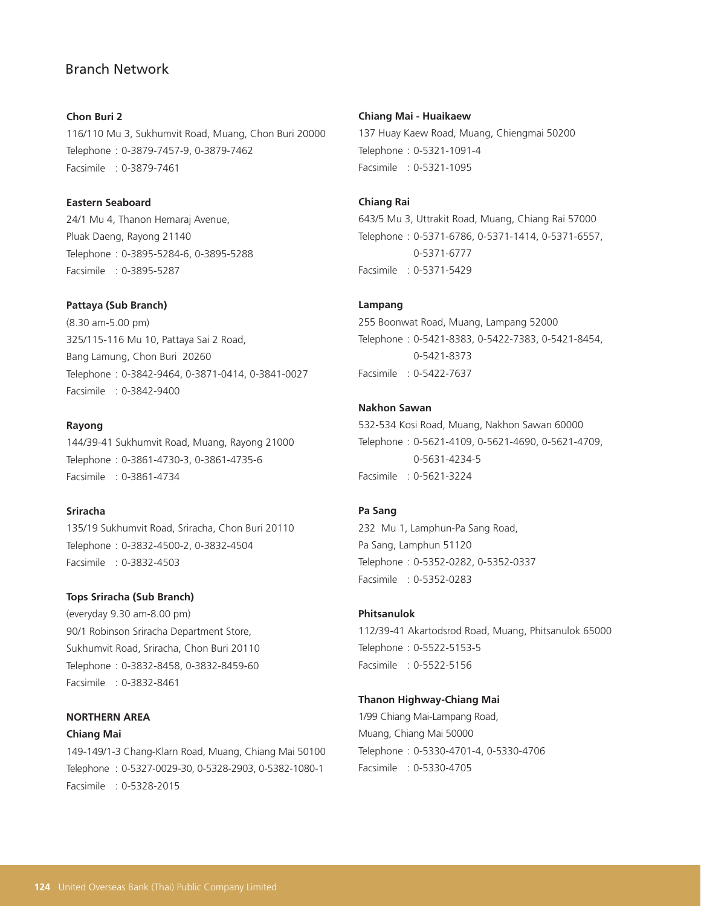## Branch Network

**Chon Buri 2**
116/110 Mu 3, Sukhumvit Road, Muang, Chon Buri 20000
Telephone : 0-3879-7457-9, 0-3879-7462
Facsimile : 0-3879-7461

**Eastern Seaboard**
24/1 Mu 4, Thanon Hemaraj Avenue,
Pluak Daeng, Rayong 21140
Telephone : 0-3895-5284-6, 0-3895-5288
Facsimile : 0-3895-5287

**Pattaya (Sub Branch)**
(8.30 am-5.00 pm)
325/115-116 Mu 10, Pattaya Sai 2 Road,
Bang Lamung, Chon Buri 20260
Telephone : 0-3842-9464, 0-3871-0414, 0-3841-0027
Facsimile : 0-3842-9400

**Rayong**
144/39-41 Sukhumvit Road, Muang, Rayong 21000
Telephone : 0-3861-4730-3, 0-3861-4735-6
Facsimile : 0-3861-4734

**Sriracha**
135/19 Sukhumvit Road, Sriracha, Chon Buri 20110
Telephone : 0-3832-4500-2, 0-3832-4504
Facsimile : 0-3832-4503

**Tops Sriracha (Sub Branch)**
(everyday 9.30 am-8.00 pm)
90/1 Robinson Sriracha Department Store,
Sukhumvit Road, Sriracha, Chon Buri 20110
Telephone : 0-3832-8458, 0-3832-8459-60
Facsimile : 0-3832-8461

**NORTHERN AREA**

**Chiang Mai**
149-149/1-3 Chang-Klarn Road, Muang, Chiang Mai 50100
Telephone : 0-5327-0029-30, 0-5328-2903, 0-5382-1080-1
Facsimile : 0-5328-2015

**Chiang Mai - Huaikaew**
137 Huay Kaew Road, Muang, Chiengmai 50200
Telephone : 0-5321-1091-4
Facsimile : 0-5321-1095

**Chiang Rai**
643/5 Mu 3, Uttrakit Road, Muang, Chiang Rai 57000
Telephone : 0-5371-6786, 0-5371-1414, 0-5371-6557, 0-5371-6777
Facsimile : 0-5371-5429

**Lampang**
255 Boonwat Road, Muang, Lampang 52000
Telephone : 0-5421-8383, 0-5422-7383, 0-5421-8454, 0-5421-8373
Facsimile : 0-5422-7637

**Nakhon Sawan**
532-534 Kosi Road, Muang, Nakhon Sawan 60000
Telephone : 0-5621-4109, 0-5621-4690, 0-5621-4709, 0-5631-4234-5
Facsimile : 0-5621-3224

**Pa Sang**
232 Mu 1, Lamphun-Pa Sang Road,
Pa Sang, Lamphun 51120
Telephone : 0-5352-0282, 0-5352-0337
Facsimile : 0-5352-0283

**Phitsanulok**
112/39-41 Akartodsrod Road, Muang, Phitsanulok 65000
Telephone : 0-5522-5153-5
Facsimile : 0-5522-5156

**Thanon Highway-Chiang Mai**
1/99 Chiang Mai-Lampang Road,
Muang, Chiang Mai 50000
Telephone : 0-5330-4701-4, 0-5330-4706
Facsimile : 0-5330-4705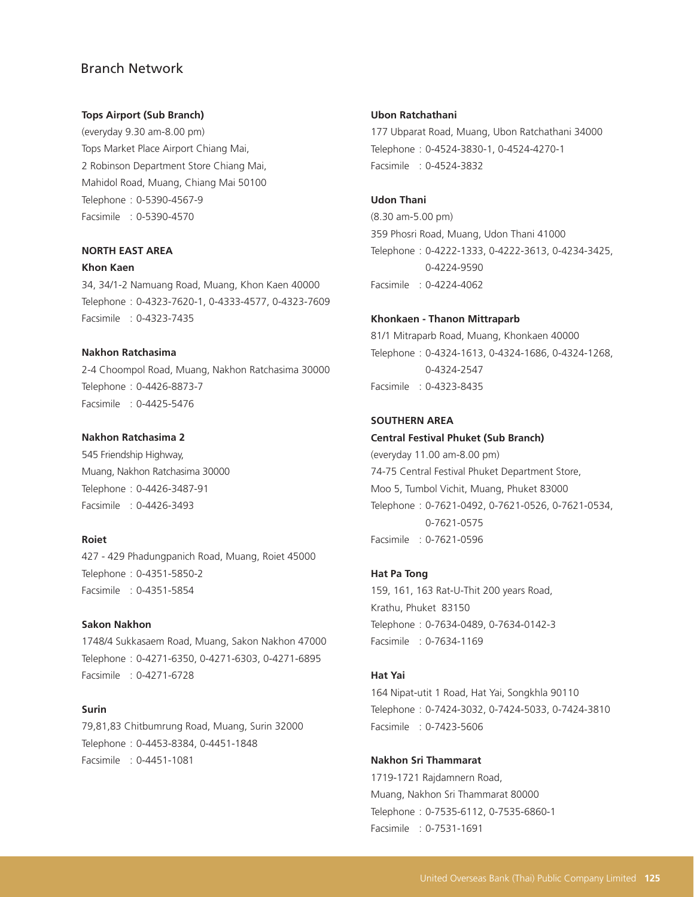## Branch Network

**Tops Airport (Sub Branch)**
(everyday 9.30 am-8.00 pm)
Tops Market Place Airport Chiang Mai,
2 Robinson Department Store Chiang Mai,
Mahidol Road, Muang, Chiang Mai 50100
Telephone : 0-5390-4567-9
Facsimile : 0-5390-4570

### NORTH EAST AREA

**Khon Kaen**
34, 34/1-2 Namuang Road, Muang, Khon Kaen 40000
Telephone : 0-4323-7620-1, 0-4333-4577, 0-4323-7609
Facsimile : 0-4323-7435

**Nakhon Ratchasima**
2-4 Choompol Road, Muang, Nakhon Ratchasima 30000
Telephone : 0-4426-8873-7
Facsimile : 0-4425-5476

**Nakhon Ratchasima 2**
545 Friendship Highway,
Muang, Nakhon Ratchasima 30000
Telephone : 0-4426-3487-91
Facsimile : 0-4426-3493

**Roiet**
427 - 429 Phadungpanich Road, Muang, Roiet 45000
Telephone : 0-4351-5850-2
Facsimile : 0-4351-5854

**Sakon Nakhon**
1748/4 Sukkasaem Road, Muang, Sakon Nakhon 47000
Telephone : 0-4271-6350, 0-4271-6303, 0-4271-6895
Facsimile : 0-4271-6728

**Surin**
79,81,83 Chitbumrung Road, Muang, Surin 32000
Telephone : 0-4453-8384, 0-4451-1848
Facsimile : 0-4451-1081

**Ubon Ratchathani**
177 Ubparat Road, Muang, Ubon Ratchathani 34000
Telephone : 0-4524-3830-1, 0-4524-4270-1
Facsimile : 0-4524-3832

**Udon Thani**
(8.30 am-5.00 pm)
359 Phosri Road, Muang, Udon Thani 41000
Telephone : 0-4222-1333, 0-4222-3613, 0-4234-3425, 0-4224-9590
Facsimile : 0-4224-4062

**Khonkaen - Thanon Mittraparb**
81/1 Mitraparb Road, Muang, Khonkaen 40000
Telephone : 0-4324-1613, 0-4324-1686, 0-4324-1268, 0-4324-2547
Facsimile : 0-4323-8435

### SOUTHERN AREA

**Central Festival Phuket (Sub Branch)**
(everyday 11.00 am-8.00 pm)
74-75 Central Festival Phuket Department Store,
Moo 5, Tumbol Vichit, Muang, Phuket 83000
Telephone : 0-7621-0492, 0-7621-0526, 0-7621-0534, 0-7621-0575
Facsimile : 0-7621-0596

**Hat Pa Tong**
159, 161, 163 Rat-U-Thit 200 years Road,
Krathu, Phuket 83150
Telephone : 0-7634-0489, 0-7634-0142-3
Facsimile : 0-7634-1169

**Hat Yai**
164 Nipat-utit 1 Road, Hat Yai, Songkhla 90110
Telephone : 0-7424-3032, 0-7424-5033, 0-7424-3810
Facsimile : 0-7423-5606

**Nakhon Sri Thammarat**
1719-1721 Rajdamnern Road,
Muang, Nakhon Sri Thammarat 80000
Telephone : 0-7535-6112, 0-7535-6860-1
Facsimile : 0-7531-1691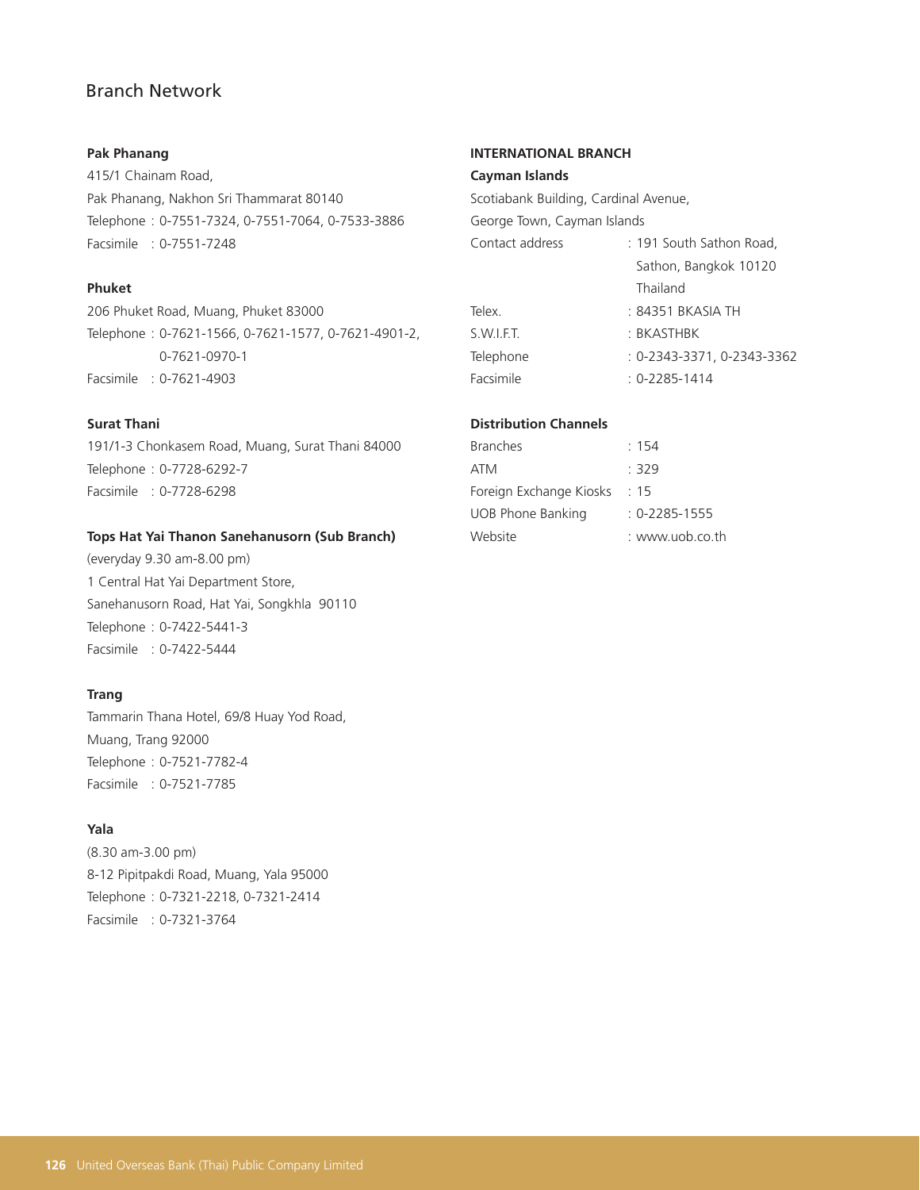## Branch Network

**Pak Phanang**
415/1 Chainam Road,
Pak Phanang, Nakhon Sri Thammarat 80140
Telephone : 0-7551-7324, 0-7551-7064, 0-7533-3886
Facsimile : 0-7551-7248

**Phuket**
206 Phuket Road, Muang, Phuket 83000
Telephone : 0-7621-1566, 0-7621-1577, 0-7621-4901-2, 0-7621-0970-1
Facsimile : 0-7621-4903

**Surat Thani**
191/1-3 Chonkasem Road, Muang, Surat Thani 84000
Telephone : 0-7728-6292-7
Facsimile : 0-7728-6298

**Tops Hat Yai Thanon Sanehanusorn (Sub Branch)**
(everyday 9.30 am-8.00 pm)
1 Central Hat Yai Department Store,
Sanehanusorn Road, Hat Yai, Songkhla 90110
Telephone : 0-7422-5441-3
Facsimile : 0-7422-5444

**Trang**
Tammarin Thana Hotel, 69/8 Huay Yod Road,
Muang, Trang 92000
Telephone : 0-7521-7782-4
Facsimile : 0-7521-7785

**Yala**
(8.30 am-3.00 pm)
8-12 Pipitpakdi Road, Muang, Yala 95000
Telephone : 0-7321-2218, 0-7321-2414
Facsimile : 0-7321-3764

**INTERNATIONAL BRANCH**

**Cayman Islands**
Scotiabank Building, Cardinal Avenue,
George Town, Cayman Islands
Contact address : 191 South Sathon Road, Sathon, Bangkok 10120 Thailand
Telex. : 84351 BKASIA TH
S.W.I.F.T. : BKASTHBK
Telephone : 0-2343-3371, 0-2343-3362
Facsimile : 0-2285-1414

**Distribution Channels**
Branches : 154
ATM : 329
Foreign Exchange Kiosks : 15
UOB Phone Banking : 0-2285-1555
Website : www.uob.co.th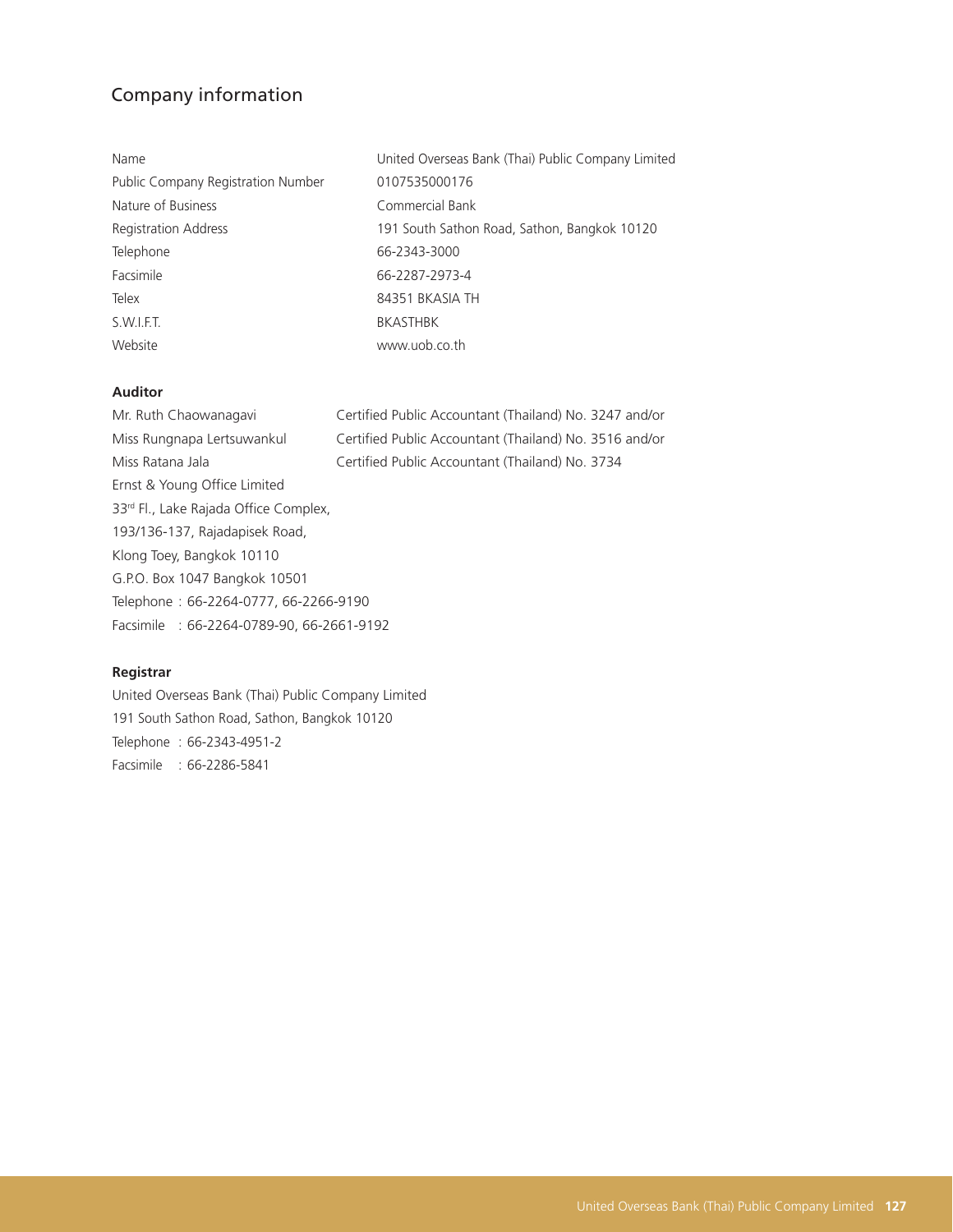# Company information

| | |
|---|---|
| Name | United Overseas Bank (Thai) Public Company Limited |
| Public Company Registration Number | 0107535000176 |
| Nature of Business | Commercial Bank |
| Registration Address | 191 South Sathon Road, Sathon, Bangkok 10120 |
| Telephone | 66-2343-3000 |
| Facsimile | 66-2287-2973-4 |
| Telex | 84351 BKASIA TH |
| S.W.I.F.T. | BKASTHBK |
| Website | www.uob.co.th |

**Auditor**

Mr. Ruth Chaowanagavi Certified Public Accountant (Thailand) No. 3247 and/or
Miss Rungnapa Lertsuwankul Certified Public Accountant (Thailand) No. 3516 and/or
Miss Ratana Jala Certified Public Accountant (Thailand) No. 3734
Ernst & Young Office Limited
33rd Fl., Lake Rajada Office Complex,
193/136-137, Rajadapisek Road,
Klong Toey, Bangkok 10110
G.P.O. Box 1047 Bangkok 10501
Telephone : 66-2264-0777, 66-2266-9190
Facsimile : 66-2264-0789-90, 66-2661-9192

**Registrar**

United Overseas Bank (Thai) Public Company Limited
191 South Sathon Road, Sathon, Bangkok 10120
Telephone : 66-2343-4951-2
Facsimile : 66-2286-5841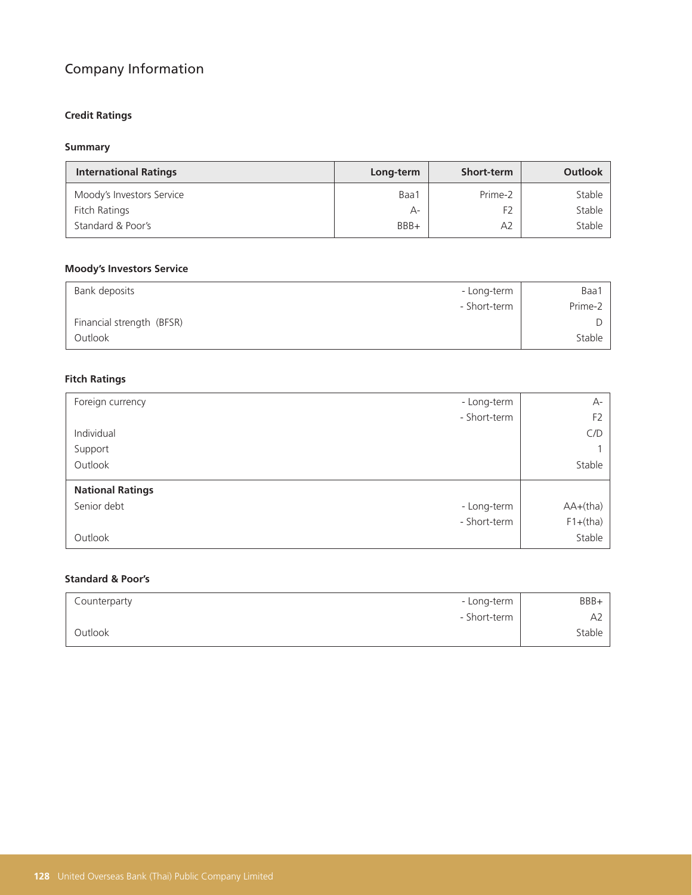# Company Information

## Credit Ratings

### Summary

| International Ratings | Long-term | Short-term | Outlook |
| --- | --- | --- | --- |
| Moody's Investors Service | Baa1 | Prime-2 | Stable |
| Fitch Ratings | A- | F2 | Stable |
| Standard & Poor's | BBB+ | A2 | Stable |

### Moody's Investors Service

| | | |
| --- | --- | --- |
| Bank deposits | - Long-term | Baa1 |
| | - Short-term | Prime-2 |
| Financial strength (BFSR) | | D |
| Outlook | | Stable |

### Fitch Ratings

| | | |
| --- | --- | --- |
| Foreign currency | - Long-term | A- |
| | - Short-term | F2 |
| Individual | | C/D |
| Support | | 1 |
| Outlook | | Stable |
| **National Ratings** | | |
| Senior debt | - Long-term | AA+(tha) |
| | - Short-term | F1+(tha) |
| Outlook | | Stable |

### Standard & Poor's

| | | |
| --- | --- | --- |
| Counterparty | - Long-term | BBB+ |
| | - Short-term | A2 |
| Outlook | | Stable |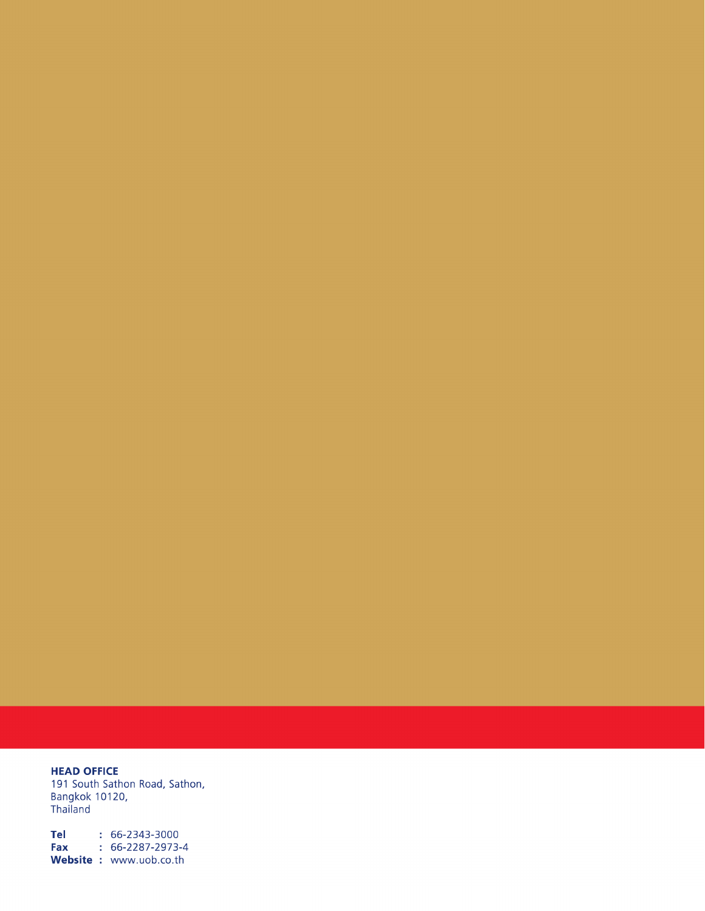**HEAD OFFICE**
191 South Sathon Road, Sathon,
Bangkok 10120,
Thailand

**Tel** : 66-2343-3000
**Fax** : 66-2287-2973-4
**Website** : www.uob.co.th